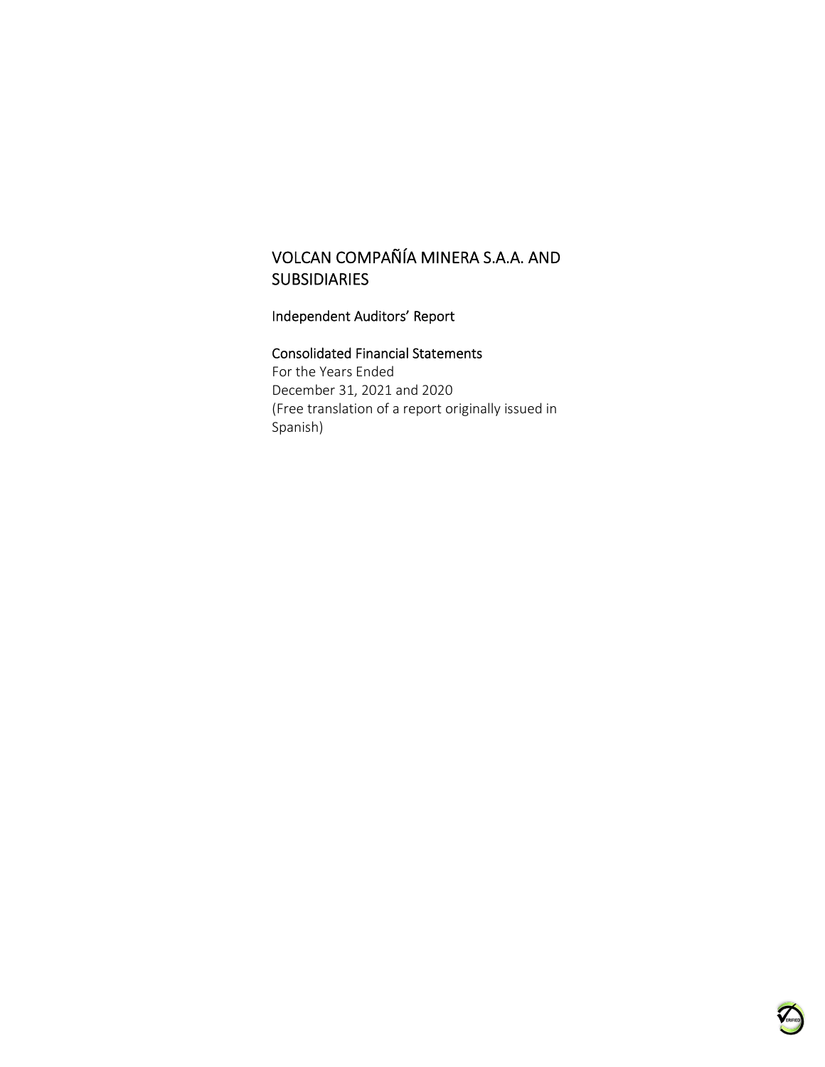# VOLCAN COMPAÑÍA MINERA S.A.A. AND SUBSIDIARIES

Independent Auditors' Report

## Consolidated Financial Statements

For the Years Ended
December 31, 2021 and 2020
(Free translation of a report originally issued in Spanish)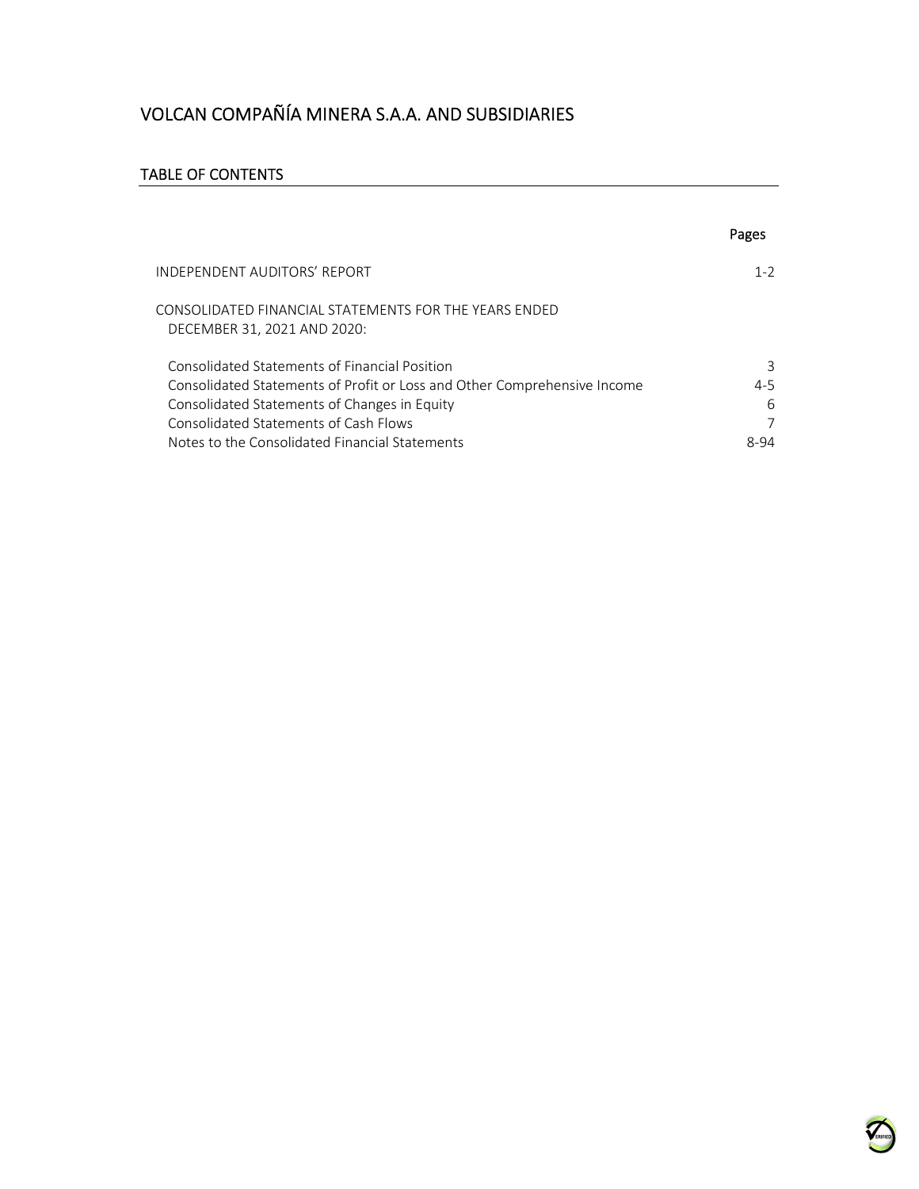# VOLCAN COMPAÑÍA MINERA S.A.A. AND SUBSIDIARIES

## TABLE OF CONTENTS

| | Pages |
|---|---|
| INDEPENDENT AUDITORS' REPORT | 1-2 |
| CONSOLIDATED FINANCIAL STATEMENTS FOR THE YEARS ENDED DECEMBER 31, 2021 AND 2020: | |
| Consolidated Statements of Financial Position | 3 |
| Consolidated Statements of Profit or Loss and Other Comprehensive Income | 4-5 |
| Consolidated Statements of Changes in Equity | 6 |
| Consolidated Statements of Cash Flows | 7 |
| Notes to the Consolidated Financial Statements | 8-94 |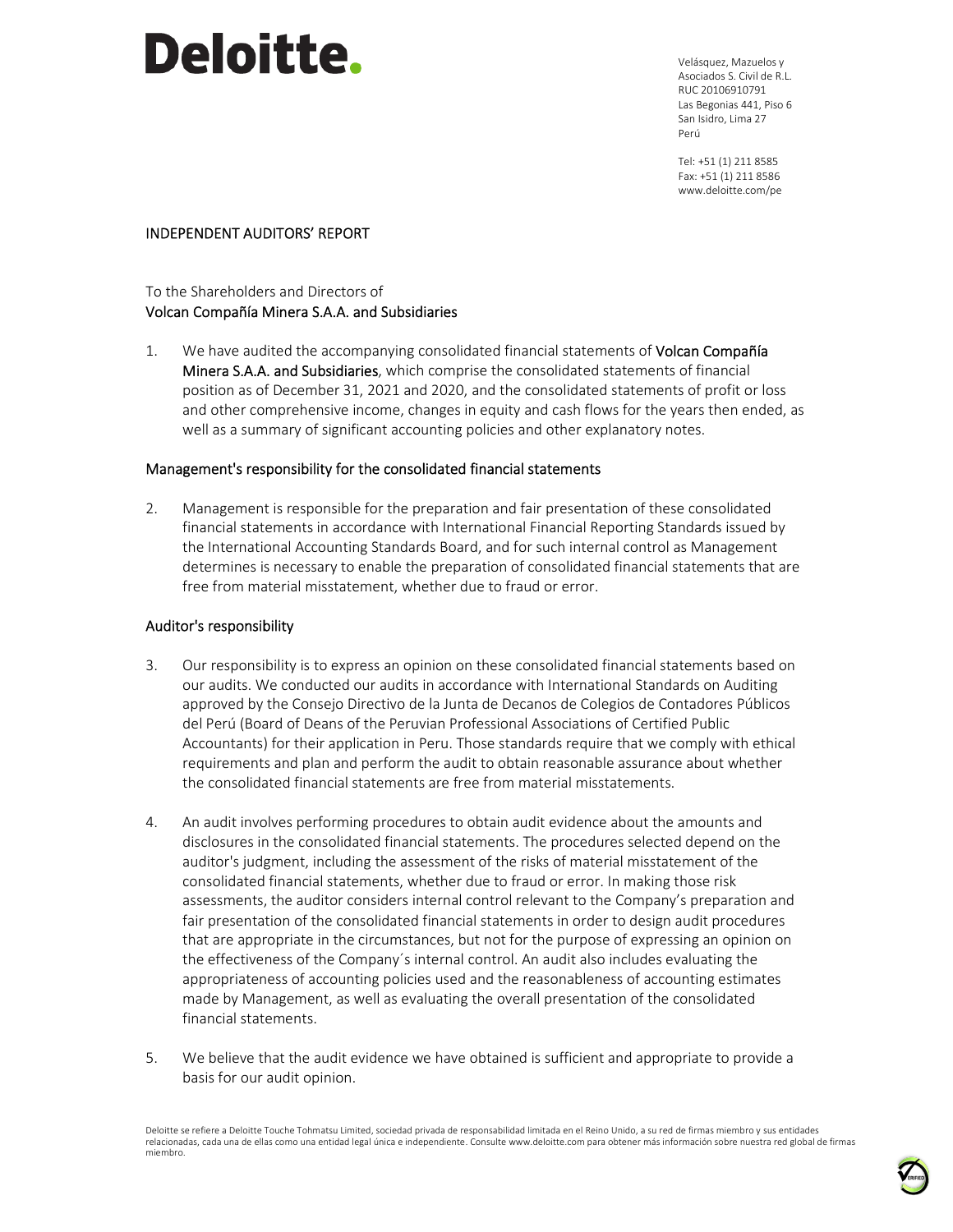# Deloitte.

Velásquez, Mazuelos y Asociados S. Civil de R.L.
RUC 20106910791
Las Begonias 441, Piso 6
San Isidro, Lima 27
Perú

Tel: +51 (1) 211 8585
Fax: +51 (1) 211 8586
www.deloitte.com/pe

## INDEPENDENT AUDITORS' REPORT

To the Shareholders and Directors of
**Volcan Compañía Minera S.A.A. and Subsidiaries**

1. We have audited the accompanying consolidated financial statements of **Volcan Compañía Minera S.A.A. and Subsidiaries**, which comprise the consolidated statements of financial position as of December 31, 2021 and 2020, and the consolidated statements of profit or loss and other comprehensive income, changes in equity and cash flows for the years then ended, as well as a summary of significant accounting policies and other explanatory notes.

### Management's responsibility for the consolidated financial statements

2. Management is responsible for the preparation and fair presentation of these consolidated financial statements in accordance with International Financial Reporting Standards issued by the International Accounting Standards Board, and for such internal control as Management determines is necessary to enable the preparation of consolidated financial statements that are free from material misstatement, whether due to fraud or error.

### Auditor's responsibility

3. Our responsibility is to express an opinion on these consolidated financial statements based on our audits. We conducted our audits in accordance with International Standards on Auditing approved by the Consejo Directivo de la Junta de Decanos de Colegios de Contadores Públicos del Perú (Board of Deans of the Peruvian Professional Associations of Certified Public Accountants) for their application in Peru. Those standards require that we comply with ethical requirements and plan and perform the audit to obtain reasonable assurance about whether the consolidated financial statements are free from material misstatements.

4. An audit involves performing procedures to obtain audit evidence about the amounts and disclosures in the consolidated financial statements. The procedures selected depend on the auditor's judgment, including the assessment of the risks of material misstatement of the consolidated financial statements, whether due to fraud or error. In making those risk assessments, the auditor considers internal control relevant to the Company's preparation and fair presentation of the consolidated financial statements in order to design audit procedures that are appropriate in the circumstances, but not for the purpose of expressing an opinion on the effectiveness of the Company´s internal control. An audit also includes evaluating the appropriateness of accounting policies used and the reasonableness of accounting estimates made by Management, as well as evaluating the overall presentation of the consolidated financial statements.

5. We believe that the audit evidence we have obtained is sufficient and appropriate to provide a basis for our audit opinion.

Deloitte se refiere a Deloitte Touche Tohmatsu Limited, sociedad privada de responsabilidad limitada en el Reino Unido, a su red de firmas miembro y sus entidades relacionadas, cada una de ellas como una entidad legal única e independiente. Consulte www.deloitte.com para obtener más información sobre nuestra red global de firmas miembro.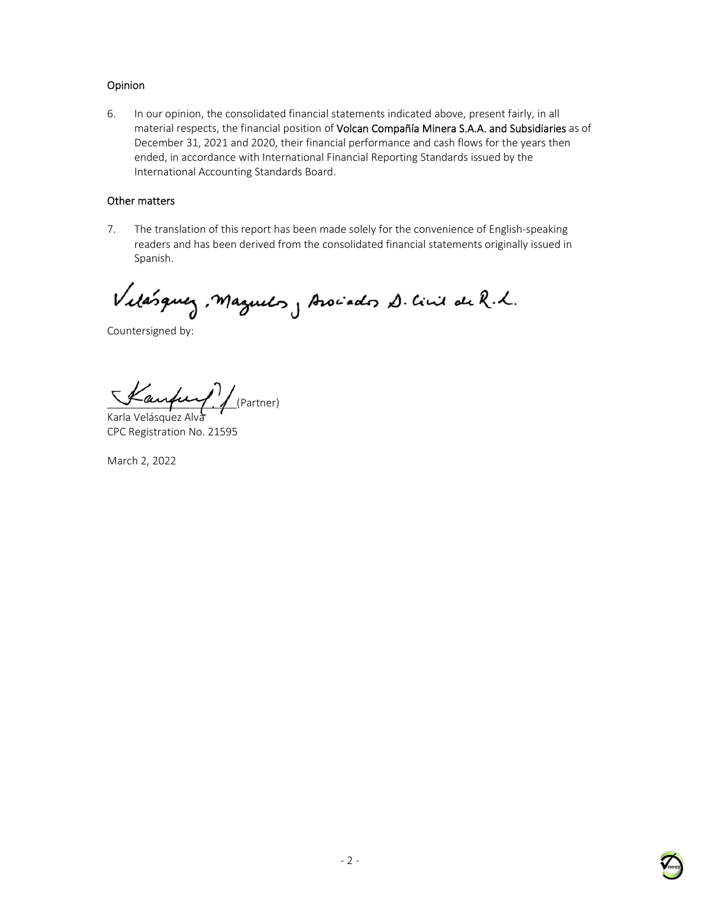### Opinion

6. In our opinion, the consolidated financial statements indicated above, present fairly, in all material respects, the financial position of **Volcan Compañía Minera S.A.A. and Subsidiaries** as of December 31, 2021 and 2020, their financial performance and cash flows for the years then ended, in accordance with International Financial Reporting Standards issued by the International Accounting Standards Board.

### Other matters

7. The translation of this report has been made solely for the convenience of English-speaking readers and has been derived from the consolidated financial statements originally issued in Spanish.

Velásquez, Mazuelos y Asociados S. Civil de R.L.

Countersigned by:

_____________________(Partner)
Karla Velásquez Alva
CPC Registration No. 21595

March 2, 2022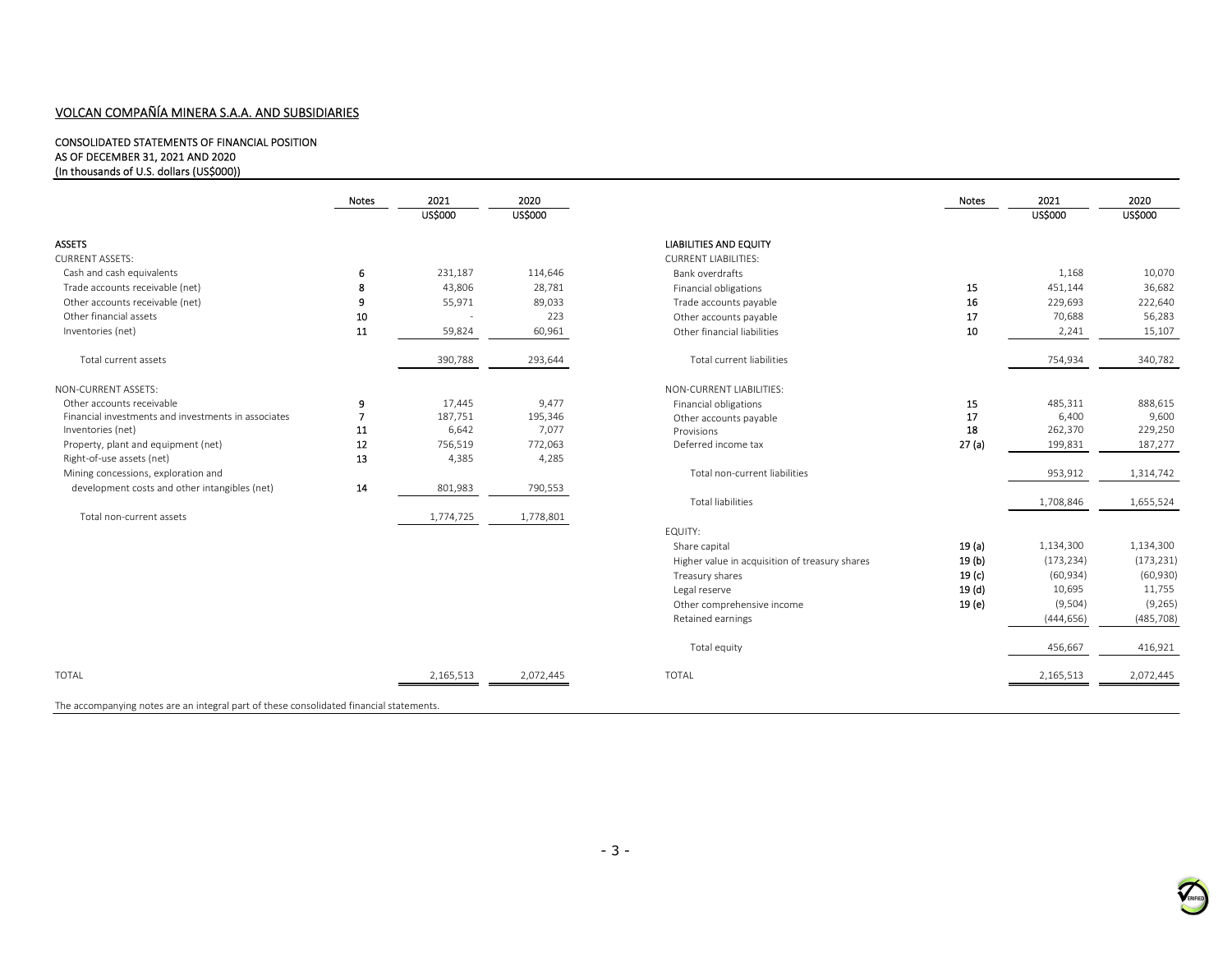VOLCAN COMPAÑÍA MINERA S.A.A. AND SUBSIDIARIES

CONSOLIDATED STATEMENTS OF FINANCIAL POSITION
AS OF DECEMBER 31, 2021 AND 2020
(In thousands of U.S. dollars (US$000))

| | Notes | 2021 US$000 | 2020 US$000 |
|---|---|---|---|
| **ASSETS** | | | |
| CURRENT ASSETS: | | | |
| Cash and cash equivalents | 6 | 231,187 | 114,646 |
| Trade accounts receivable (net) | 8 | 43,806 | 28,781 |
| Other accounts receivable (net) | 9 | 55,971 | 89,033 |
| Other financial assets | 10 | - | 223 |
| Inventories (net) | 11 | 59,824 | 60,961 |
| Total current assets | | 390,788 | 293,644 |
| NON-CURRENT ASSETS: | | | |
| Other accounts receivable | 9 | 17,445 | 9,477 |
| Financial investments and investments in associates | 7 | 187,751 | 195,346 |
| Inventories (net) | 11 | 6,642 | 7,077 |
| Property, plant and equipment (net) | 12 | 756,519 | 772,063 |
| Right-of-use assets (net) | 13 | 4,385 | 4,285 |
| Mining concessions, exploration and development costs and other intangibles (net) | 14 | 801,983 | 790,553 |
| Total non-current assets | | 1,774,725 | 1,778,801 |
| TOTAL | | 2,165,513 | 2,072,445 |

| | Notes | 2021 US$000 | 2020 US$000 |
|---|---|---|---|
| **LIABILITIES AND EQUITY** | | | |
| CURRENT LIABILITIES: | | | |
| Bank overdrafts | | 1,168 | 10,070 |
| Financial obligations | 15 | 451,144 | 36,682 |
| Trade accounts payable | 16 | 229,693 | 222,640 |
| Other accounts payable | 17 | 70,688 | 56,283 |
| Other financial liabilities | 10 | 2,241 | 15,107 |
| Total current liabilities | | 754,934 | 340,782 |
| NON-CURRENT LIABILITIES: | | | |
| Financial obligations | 15 | 485,311 | 888,615 |
| Other accounts payable | 17 | 6,400 | 9,600 |
| Provisions | 18 | 262,370 | 229,250 |
| Deferred income tax | 27 (a) | 199,831 | 187,277 |
| Total non-current liabilities | | 953,912 | 1,314,742 |
| Total liabilities | | 1,708,846 | 1,655,524 |
| EQUITY: | | | |
| Share capital | 19 (a) | 1,134,300 | 1,134,300 |
| Higher value in acquisition of treasury shares | 19 (b) | (173,234) | (173,231) |
| Treasury shares | 19 (c) | (60,934) | (60,930) |
| Legal reserve | 19 (d) | 10,695 | 11,755 |
| Other comprehensive income | 19 (e) | (9,504) | (9,265) |
| Retained earnings | | (444,656) | (485,708) |
| Total equity | | 456,667 | 416,921 |
| TOTAL | | 2,165,513 | 2,072,445 |

The accompanying notes are an integral part of these consolidated financial statements.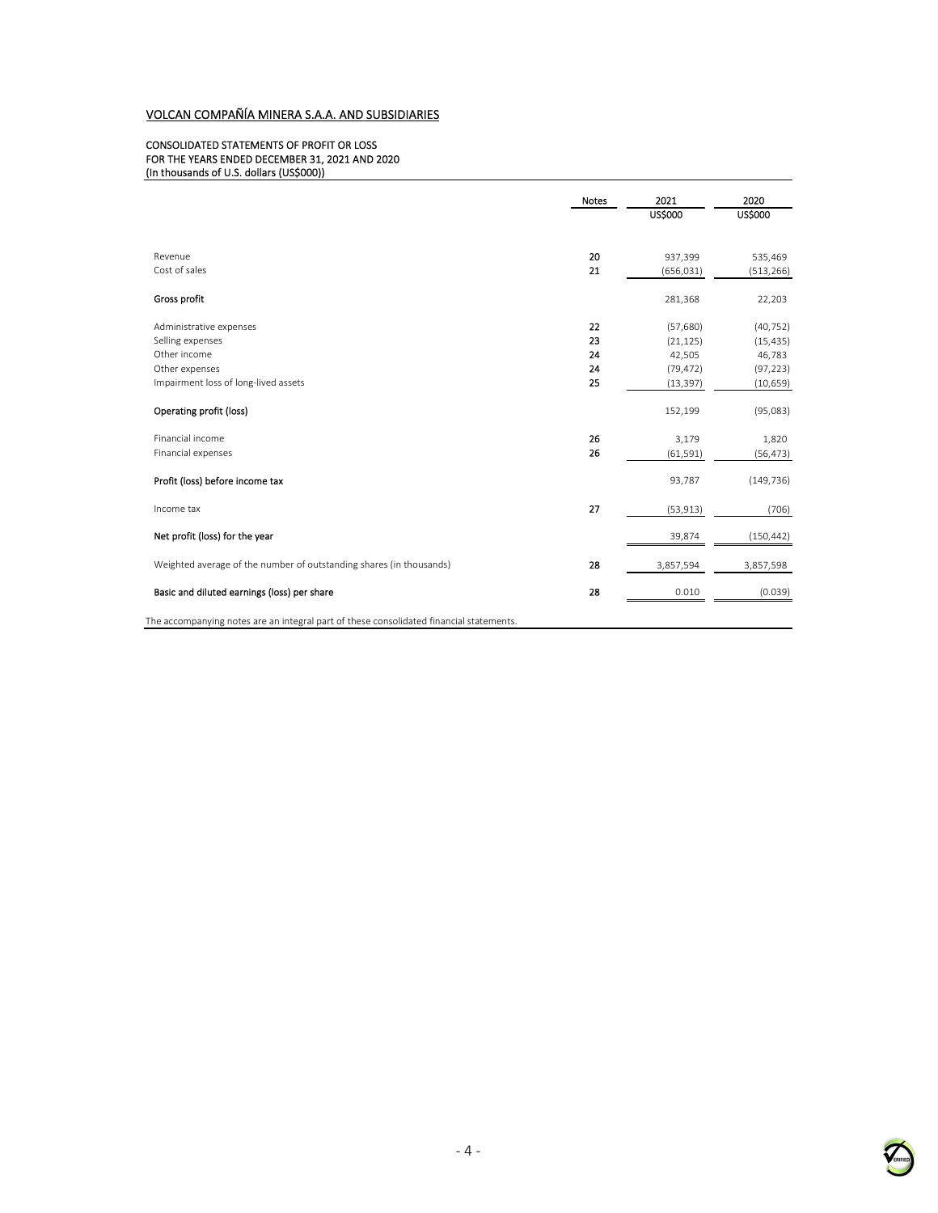VOLCAN COMPAÑÍA MINERA S.A.A. AND SUBSIDIARIES

CONSOLIDATED STATEMENTS OF PROFIT OR LOSS
FOR THE YEARS ENDED DECEMBER 31, 2021 AND 2020
(In thousands of U.S. dollars (US$000))

| | Notes | 2021<br>US$000 | 2020<br>US$000 |
|---|---|---|---|
| Revenue | 20 | 937,399 | 535,469 |
| Cost of sales | 21 | (656,031) | (513,266) |
| **Gross profit** | | 281,368 | 22,203 |
| Administrative expenses | 22 | (57,680) | (40,752) |
| Selling expenses | 23 | (21,125) | (15,435) |
| Other income | 24 | 42,505 | 46,783 |
| Other expenses | 24 | (79,472) | (97,223) |
| Impairment loss of long-lived assets | 25 | (13,397) | (10,659) |
| **Operating profit (loss)** | | 152,199 | (95,083) |
| Financial income | 26 | 3,179 | 1,820 |
| Financial expenses | 26 | (61,591) | (56,473) |
| **Profit (loss) before income tax** | | 93,787 | (149,736) |
| Income tax | 27 | (53,913) | (706) |
| **Net profit (loss) for the year** | | 39,874 | (150,442) |
| Weighted average of the number of outstanding shares (in thousands) | 28 | 3,857,594 | 3,857,598 |
| **Basic and diluted earnings (loss) per share** | 28 | 0.010 | (0.039) |

The accompanying notes are an integral part of these consolidated financial statements.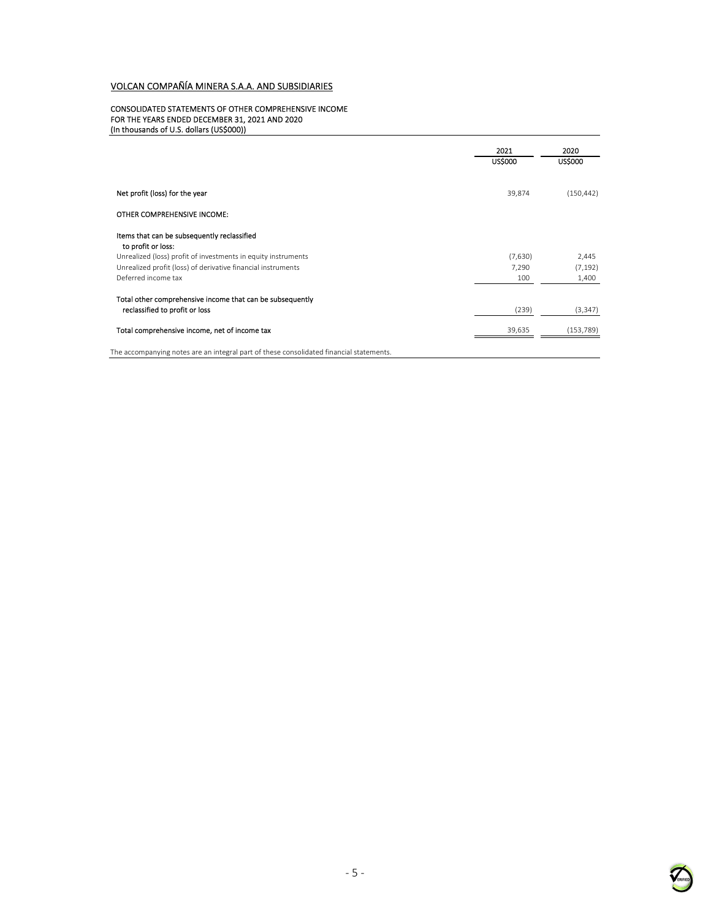VOLCAN COMPAÑÍA MINERA S.A.A. AND SUBSIDIARIES

CONSOLIDATED STATEMENTS OF OTHER COMPREHENSIVE INCOME
FOR THE YEARS ENDED DECEMBER 31, 2021 AND 2020
(In thousands of U.S. dollars (US$000))

| | 2021 US$000 | 2020 US$000 |
|---|---|---|
| Net profit (loss) for the year | 39,874 | (150,442) |
| OTHER COMPREHENSIVE INCOME: | | |
| Items that can be subsequently reclassified to profit or loss: | | |
| Unrealized (loss) profit of investments in equity instruments | (7,630) | 2,445 |
| Unrealized profit (loss) of derivative financial instruments | 7,290 | (7,192) |
| Deferred income tax | 100 | 1,400 |
| Total other comprehensive income that can be subsequently reclassified to profit or loss | (239) | (3,347) |
| Total comprehensive income, net of income tax | 39,635 | (153,789) |

The accompanying notes are an integral part of these consolidated financial statements.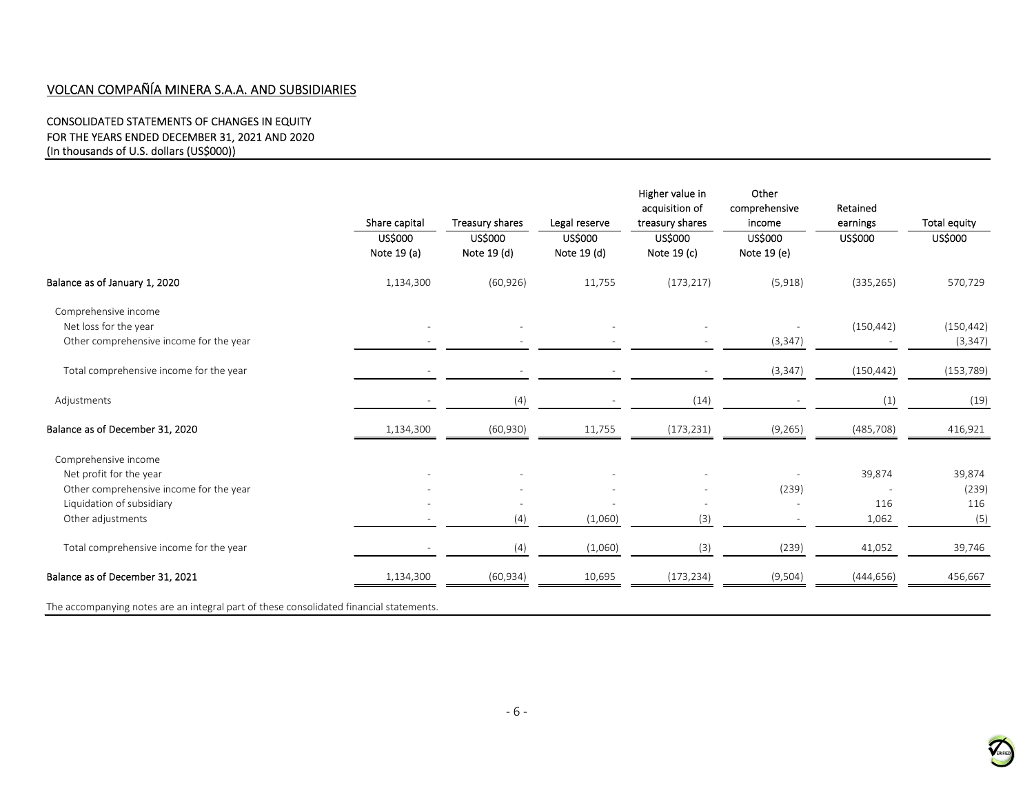## VOLCAN COMPAÑÍA MINERA S.A.A. AND SUBSIDIARIES

CONSOLIDATED STATEMENTS OF CHANGES IN EQUITY
FOR THE YEARS ENDED DECEMBER 31, 2021 AND 2020
(In thousands of U.S. dollars (US$000))

| | Share capital | Treasury shares | Legal reserve | Higher value in acquisition of treasury shares | Other comprehensive income | Retained earnings | Total equity |
|---|---|---|---|---|---|---|---|
| | US$000 | US$000 | US$000 | US$000 | US$000 | US$000 | US$000 |
| | Note 19 (a) | Note 19 (d) | Note 19 (d) | Note 19 (c) | Note 19 (e) | | |
| **Balance as of January 1, 2020** | 1,134,300 | (60,926) | 11,755 | (173,217) | (5,918) | (335,265) | 570,729 |
| Comprehensive income | | | | | | | |
| Net loss for the year | - | - | - | - | - | (150,442) | (150,442) |
| Other comprehensive income for the year | - | - | - | - | (3,347) | - | (3,347) |
| Total comprehensive income for the year | - | - | - | - | (3,347) | (150,442) | (153,789) |
| Adjustments | - | (4) | - | (14) | - | (1) | (19) |
| **Balance as of December 31, 2020** | 1,134,300 | (60,930) | 11,755 | (173,231) | (9,265) | (485,708) | 416,921 |
| Comprehensive income | | | | | | | |
| Net profit for the year | - | - | - | - | - | 39,874 | 39,874 |
| Other comprehensive income for the year | - | - | - | - | (239) | - | (239) |
| Liquidation of subsidiary | - | - | - | - | - | 116 | 116 |
| Other adjustments | - | (4) | (1,060) | (3) | - | 1,062 | (5) |
| Total comprehensive income for the year | - | (4) | (1,060) | (3) | (239) | 41,052 | 39,746 |
| **Balance as of December 31, 2021** | 1,134,300 | (60,934) | 10,695 | (173,234) | (9,504) | (444,656) | 456,667 |

The accompanying notes are an integral part of these consolidated financial statements.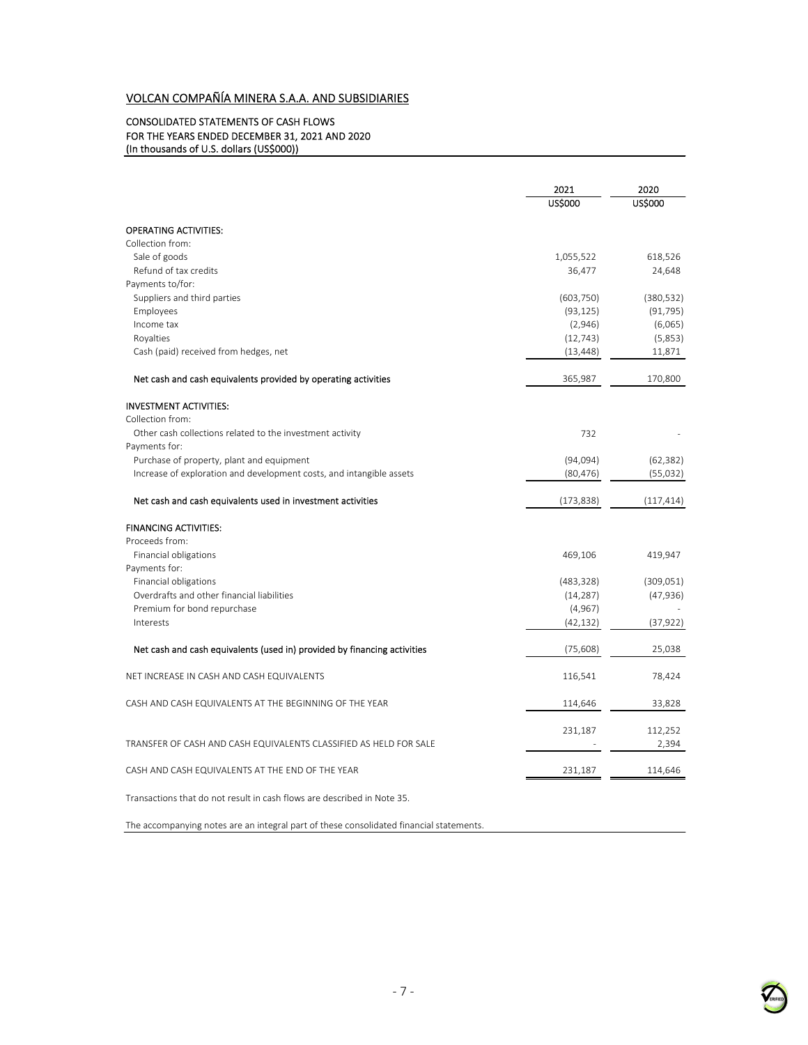## VOLCAN COMPAÑÍA MINERA S.A.A. AND SUBSIDIARIES

CONSOLIDATED STATEMENTS OF CASH FLOWS
FOR THE YEARS ENDED DECEMBER 31, 2021 AND 2020
(In thousands of U.S. dollars (US$000))

| | 2021<br>US$000 | 2020<br>US$000 |
|---|---|---|
| **OPERATING ACTIVITIES:** | | |
| Collection from: | | |
| Sale of goods | 1,055,522 | 618,526 |
| Refund of tax credits | 36,477 | 24,648 |
| Payments to/for: | | |
| Suppliers and third parties | (603,750) | (380,532) |
| Employees | (93,125) | (91,795) |
| Income tax | (2,946) | (6,065) |
| Royalties | (12,743) | (5,853) |
| Cash (paid) received from hedges, net | (13,448) | 11,871 |
| Net cash and cash equivalents provided by operating activities | 365,987 | 170,800 |
| **INVESTMENT ACTIVITIES:** | | |
| Collection from: | | |
| Other cash collections related to the investment activity | 732 | - |
| Payments for: | | |
| Purchase of property, plant and equipment | (94,094) | (62,382) |
| Increase of exploration and development costs, and intangible assets | (80,476) | (55,032) |
| Net cash and cash equivalents used in investment activities | (173,838) | (117,414) |
| **FINANCING ACTIVITIES:** | | |
| Proceeds from: | | |
| Financial obligations | 469,106 | 419,947 |
| Payments for: | | |
| Financial obligations | (483,328) | (309,051) |
| Overdrafts and other financial liabilities | (14,287) | (47,936) |
| Premium for bond repurchase | (4,967) | - |
| Interests | (42,132) | (37,922) |
| Net cash and cash equivalents (used in) provided by financing activities | (75,608) | 25,038 |
| NET INCREASE IN CASH AND CASH EQUIVALENTS | 116,541 | 78,424 |
| CASH AND CASH EQUIVALENTS AT THE BEGINNING OF THE YEAR | 114,646 | 33,828 |
| | 231,187 | 112,252 |
| TRANSFER OF CASH AND CASH EQUIVALENTS CLASSIFIED AS HELD FOR SALE | - | 2,394 |
| CASH AND CASH EQUIVALENTS AT THE END OF THE YEAR | 231,187 | 114,646 |

Transactions that do not result in cash flows are described in Note 35.

The accompanying notes are an integral part of these consolidated financial statements.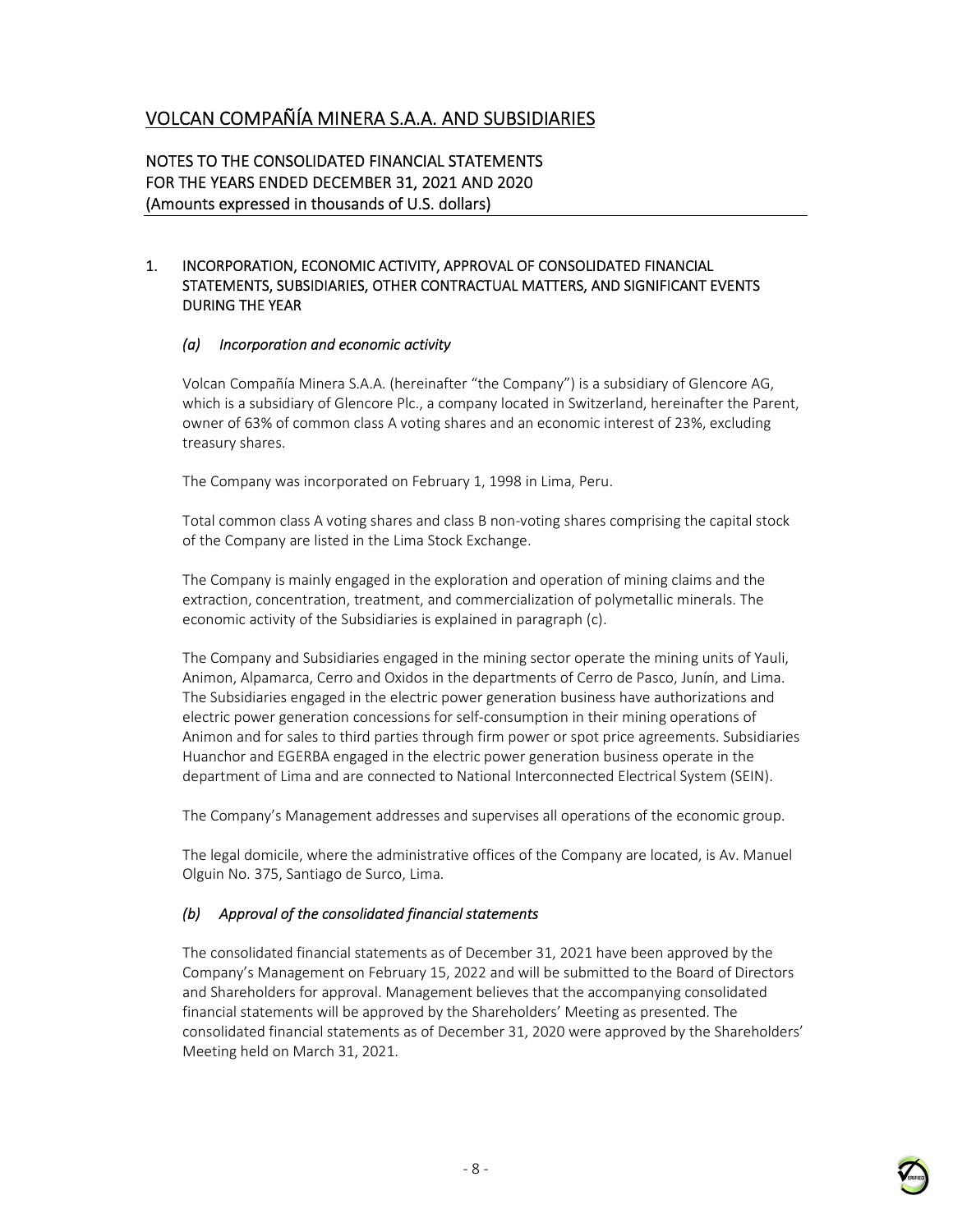# VOLCAN COMPAÑÍA MINERA S.A.A. AND SUBSIDIARIES

NOTES TO THE CONSOLIDATED FINANCIAL STATEMENTS
FOR THE YEARS ENDED DECEMBER 31, 2021 AND 2020
(Amounts expressed in thousands of U.S. dollars)

## 1. INCORPORATION, ECONOMIC ACTIVITY, APPROVAL OF CONSOLIDATED FINANCIAL STATEMENTS, SUBSIDIARIES, OTHER CONTRACTUAL MATTERS, AND SIGNIFICANT EVENTS DURING THE YEAR

### *(a) Incorporation and economic activity*

Volcan Compañía Minera S.A.A. (hereinafter "the Company") is a subsidiary of Glencore AG, which is a subsidiary of Glencore Plc., a company located in Switzerland, hereinafter the Parent, owner of 63% of common class A voting shares and an economic interest of 23%, excluding treasury shares.

The Company was incorporated on February 1, 1998 in Lima, Peru.

Total common class A voting shares and class B non-voting shares comprising the capital stock of the Company are listed in the Lima Stock Exchange.

The Company is mainly engaged in the exploration and operation of mining claims and the extraction, concentration, treatment, and commercialization of polymetallic minerals. The economic activity of the Subsidiaries is explained in paragraph (c).

The Company and Subsidiaries engaged in the mining sector operate the mining units of Yauli, Animon, Alpamarca, Cerro and Oxidos in the departments of Cerro de Pasco, Junín, and Lima. The Subsidiaries engaged in the electric power generation business have authorizations and electric power generation concessions for self-consumption in their mining operations of Animon and for sales to third parties through firm power or spot price agreements. Subsidiaries Huanchor and EGERBA engaged in the electric power generation business operate in the department of Lima and are connected to National Interconnected Electrical System (SEIN).

The Company's Management addresses and supervises all operations of the economic group.

The legal domicile, where the administrative offices of the Company are located, is Av. Manuel Olguin No. 375, Santiago de Surco, Lima.

### *(b) Approval of the consolidated financial statements*

The consolidated financial statements as of December 31, 2021 have been approved by the Company's Management on February 15, 2022 and will be submitted to the Board of Directors and Shareholders for approval. Management believes that the accompanying consolidated financial statements will be approved by the Shareholders' Meeting as presented. The consolidated financial statements as of December 31, 2020 were approved by the Shareholders' Meeting held on March 31, 2021.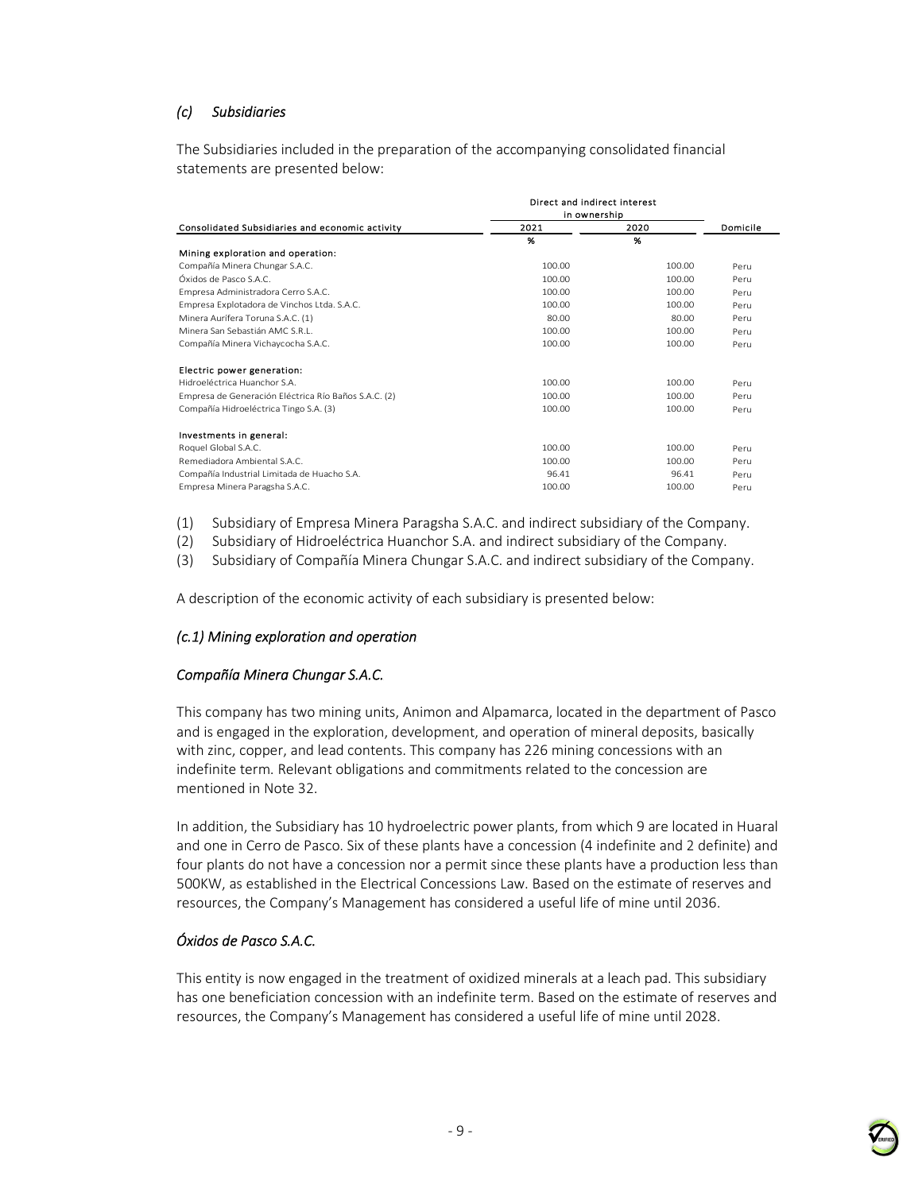### *(c) Subsidiaries*

The Subsidiaries included in the preparation of the accompanying consolidated financial statements are presented below:

| Consolidated Subsidiaries and economic activity | Direct and indirect interest in ownership | | Domicile |
|---|---|---|---|
| | 2021 | 2020 | |
| | % | % | |
| **Mining exploration and operation:** | | | |
| Compañía Minera Chungar S.A.C. | 100.00 | 100.00 | Peru |
| Óxidos de Pasco S.A.C. | 100.00 | 100.00 | Peru |
| Empresa Administradora Cerro S.A.C. | 100.00 | 100.00 | Peru |
| Empresa Explotadora de Vinchos Ltda. S.A.C. | 100.00 | 100.00 | Peru |
| Minera Aurífera Toruna S.A.C. (1) | 80.00 | 80.00 | Peru |
| Minera San Sebastián AMC S.R.L. | 100.00 | 100.00 | Peru |
| Compañía Minera Vichaycocha S.A.C. | 100.00 | 100.00 | Peru |
| **Electric power generation:** | | | |
| Hidroeléctrica Huanchor S.A. | 100.00 | 100.00 | Peru |
| Empresa de Generación Eléctrica Río Baños S.A.C. (2) | 100.00 | 100.00 | Peru |
| Compañía Hidroeléctrica Tingo S.A. (3) | 100.00 | 100.00 | Peru |
| **Investments in general:** | | | |
| Roquel Global S.A.C. | 100.00 | 100.00 | Peru |
| Remediadora Ambiental S.A.C. | 100.00 | 100.00 | Peru |
| Compañía Industrial Limitada de Huacho S.A. | 96.41 | 96.41 | Peru |
| Empresa Minera Paragsha S.A.C. | 100.00 | 100.00 | Peru |

(1) Subsidiary of Empresa Minera Paragsha S.A.C. and indirect subsidiary of the Company.

(2) Subsidiary of Hidroeléctrica Huanchor S.A. and indirect subsidiary of the Company.

(3) Subsidiary of Compañía Minera Chungar S.A.C. and indirect subsidiary of the Company.

A description of the economic activity of each subsidiary is presented below:

#### *(c.1) Mining exploration and operation*

#### *Compañía Minera Chungar S.A.C.*

This company has two mining units, Animon and Alpamarca, located in the department of Pasco and is engaged in the exploration, development, and operation of mineral deposits, basically with zinc, copper, and lead contents. This company has 226 mining concessions with an indefinite term. Relevant obligations and commitments related to the concession are mentioned in Note 32.

In addition, the Subsidiary has 10 hydroelectric power plants, from which 9 are located in Huaral and one in Cerro de Pasco. Six of these plants have a concession (4 indefinite and 2 definite) and four plants do not have a concession nor a permit since these plants have a production less than 500KW, as established in the Electrical Concessions Law. Based on the estimate of reserves and resources, the Company's Management has considered a useful life of mine until 2036.

#### *Óxidos de Pasco S.A.C.*

This entity is now engaged in the treatment of oxidized minerals at a leach pad. This subsidiary has one beneficiation concession with an indefinite term. Based on the estimate of reserves and resources, the Company's Management has considered a useful life of mine until 2028.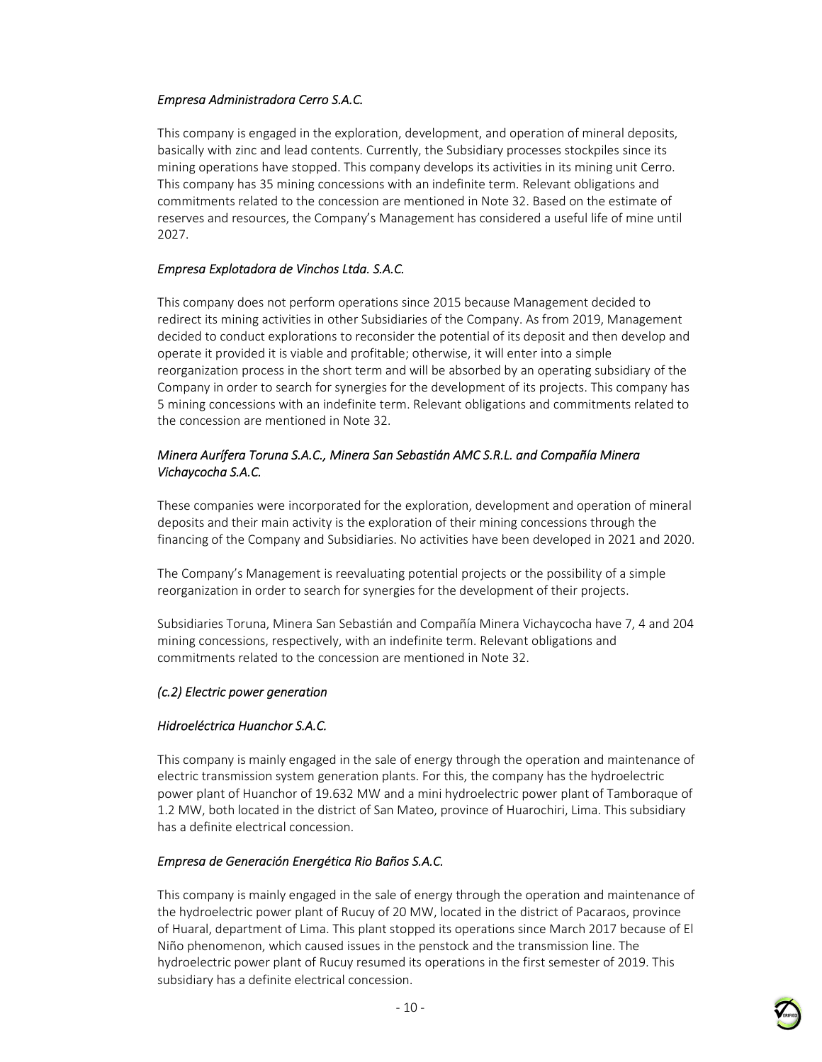*Empresa Administradora Cerro S.A.C.*

This company is engaged in the exploration, development, and operation of mineral deposits, basically with zinc and lead contents. Currently, the Subsidiary processes stockpiles since its mining operations have stopped. This company develops its activities in its mining unit Cerro. This company has 35 mining concessions with an indefinite term. Relevant obligations and commitments related to the concession are mentioned in Note 32. Based on the estimate of reserves and resources, the Company's Management has considered a useful life of mine until 2027.

*Empresa Explotadora de Vinchos Ltda. S.A.C.*

This company does not perform operations since 2015 because Management decided to redirect its mining activities in other Subsidiaries of the Company. As from 2019, Management decided to conduct explorations to reconsider the potential of its deposit and then develop and operate it provided it is viable and profitable; otherwise, it will enter into a simple reorganization process in the short term and will be absorbed by an operating subsidiary of the Company in order to search for synergies for the development of its projects. This company has 5 mining concessions with an indefinite term. Relevant obligations and commitments related to the concession are mentioned in Note 32.

*Minera Aurífera Toruna S.A.C., Minera San Sebastián AMC S.R.L. and Compañía Minera Vichaycocha S.A.C.*

These companies were incorporated for the exploration, development and operation of mineral deposits and their main activity is the exploration of their mining concessions through the financing of the Company and Subsidiaries. No activities have been developed in 2021 and 2020.

The Company's Management is reevaluating potential projects or the possibility of a simple reorganization in order to search for synergies for the development of their projects.

Subsidiaries Toruna, Minera San Sebastián and Compañía Minera Vichaycocha have 7, 4 and 204 mining concessions, respectively, with an indefinite term. Relevant obligations and commitments related to the concession are mentioned in Note 32.

*(c.2) Electric power generation*

*Hidroeléctrica Huanchor S.A.C.*

This company is mainly engaged in the sale of energy through the operation and maintenance of electric transmission system generation plants. For this, the company has the hydroelectric power plant of Huanchor of 19.632 MW and a mini hydroelectric power plant of Tamboraque of 1.2 MW, both located in the district of San Mateo, province of Huarochiri, Lima. This subsidiary has a definite electrical concession.

*Empresa de Generación Energética Rio Baños S.A.C.*

This company is mainly engaged in the sale of energy through the operation and maintenance of the hydroelectric power plant of Rucuy of 20 MW, located in the district of Pacaraos, province of Huaral, department of Lima. This plant stopped its operations since March 2017 because of El Niño phenomenon, which caused issues in the penstock and the transmission line. The hydroelectric power plant of Rucuy resumed its operations in the first semester of 2019. This subsidiary has a definite electrical concession.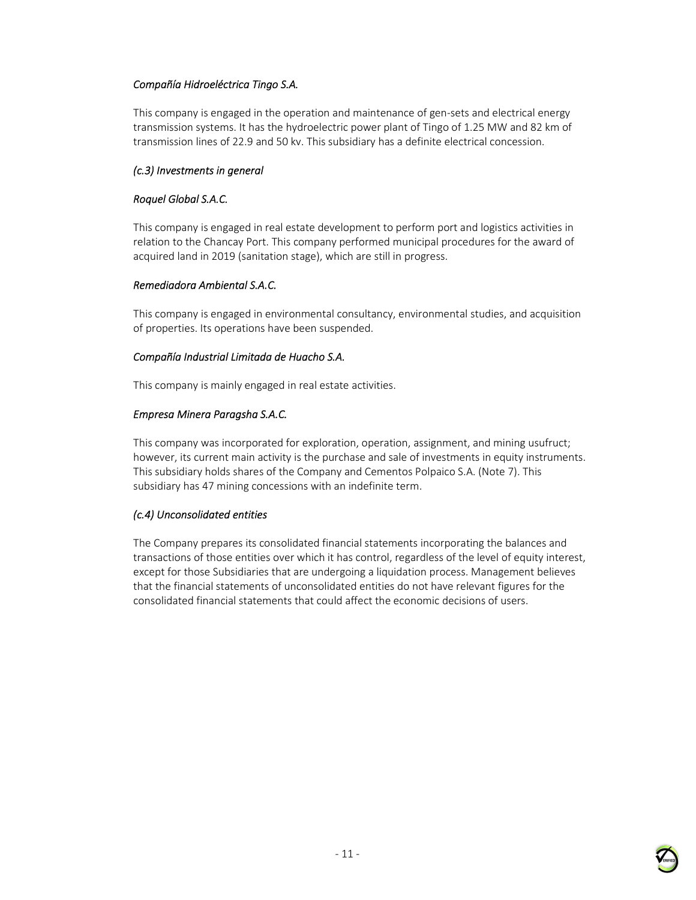*Compañía Hidroeléctrica Tingo S.A.*

This company is engaged in the operation and maintenance of gen-sets and electrical energy transmission systems. It has the hydroelectric power plant of Tingo of 1.25 MW and 82 km of transmission lines of 22.9 and 50 kv. This subsidiary has a definite electrical concession.

*(c.3) Investments in general*

*Roquel Global S.A.C.*

This company is engaged in real estate development to perform port and logistics activities in relation to the Chancay Port. This company performed municipal procedures for the award of acquired land in 2019 (sanitation stage), which are still in progress.

*Remediadora Ambiental S.A.C.*

This company is engaged in environmental consultancy, environmental studies, and acquisition of properties. Its operations have been suspended.

*Compañía Industrial Limitada de Huacho S.A.*

This company is mainly engaged in real estate activities.

*Empresa Minera Paragsha S.A.C.*

This company was incorporated for exploration, operation, assignment, and mining usufruct; however, its current main activity is the purchase and sale of investments in equity instruments. This subsidiary holds shares of the Company and Cementos Polpaico S.A. (Note 7). This subsidiary has 47 mining concessions with an indefinite term.

*(c.4) Unconsolidated entities*

The Company prepares its consolidated financial statements incorporating the balances and transactions of those entities over which it has control, regardless of the level of equity interest, except for those Subsidiaries that are undergoing a liquidation process. Management believes that the financial statements of unconsolidated entities do not have relevant figures for the consolidated financial statements that could affect the economic decisions of users.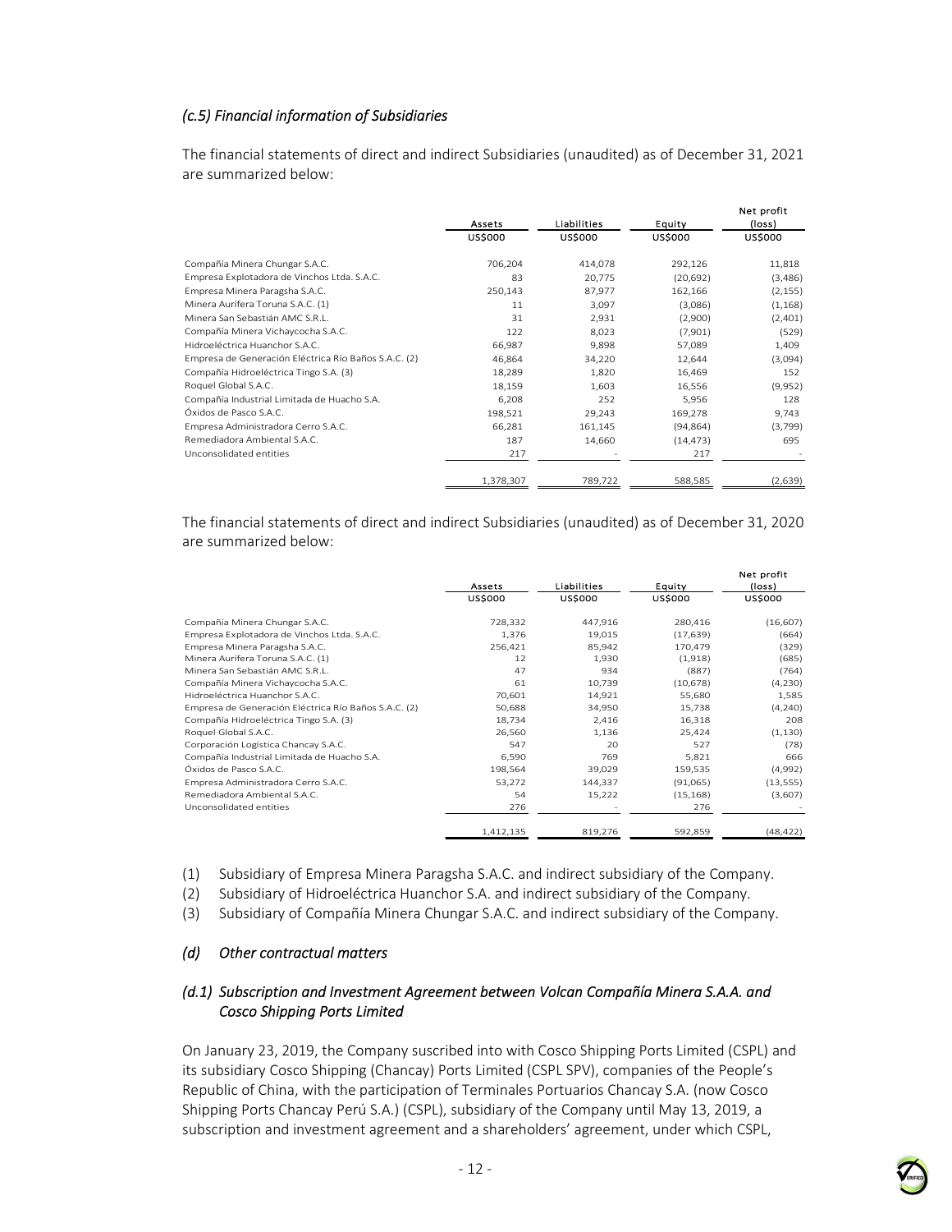### *(c.5) Financial information of Subsidiaries*

The financial statements of direct and indirect Subsidiaries (unaudited) as of December 31, 2021 are summarized below:

| | Assets | Liabilities | Equity | Net profit (loss) |
|---|---|---|---|---|
| | US$000 | US$000 | US$000 | US$000 |
| Compañía Minera Chungar S.A.C. | 706,204 | 414,078 | 292,126 | 11,818 |
| Empresa Explotadora de Vinchos Ltda. S.A.C. | 83 | 20,775 | (20,692) | (3,486) |
| Empresa Minera Paragsha S.A.C. | 250,143 | 87,977 | 162,166 | (2,155) |
| Minera Aurífera Toruna S.A.C. (1) | 11 | 3,097 | (3,086) | (1,168) |
| Minera San Sebastián AMC S.R.L. | 31 | 2,931 | (2,900) | (2,401) |
| Compañía Minera Vichaycocha S.A.C. | 122 | 8,023 | (7,901) | (529) |
| Hidroeléctrica Huanchor S.A.C. | 66,987 | 9,898 | 57,089 | 1,409 |
| Empresa de Generación Eléctrica Río Baños S.A.C. (2) | 46,864 | 34,220 | 12,644 | (3,094) |
| Compañía Hidroeléctrica Tingo S.A. (3) | 18,289 | 1,820 | 16,469 | 152 |
| Roquel Global S.A.C. | 18,159 | 1,603 | 16,556 | (9,952) |
| Compañía Industrial Limitada de Huacho S.A. | 6,208 | 252 | 5,956 | 128 |
| Óxidos de Pasco S.A.C. | 198,521 | 29,243 | 169,278 | 9,743 |
| Empresa Administradora Cerro S.A.C. | 66,281 | 161,145 | (94,864) | (3,799) |
| Remediadora Ambiental S.A.C. | 187 | 14,660 | (14,473) | 695 |
| Unconsolidated entities | 217 | - | 217 | - |
| | 1,378,307 | 789,722 | 588,585 | (2,639) |

The financial statements of direct and indirect Subsidiaries (unaudited) as of December 31, 2020 are summarized below:

| | Assets | Liabilities | Equity | Net profit (loss) |
|---|---|---|---|---|
| | US$000 | US$000 | US$000 | US$000 |
| Compañía Minera Chungar S.A.C. | 728,332 | 447,916 | 280,416 | (16,607) |
| Empresa Explotadora de Vinchos Ltda. S.A.C. | 1,376 | 19,015 | (17,639) | (664) |
| Empresa Minera Paragsha S.A.C. | 256,421 | 85,942 | 170,479 | (329) |
| Minera Aurífera Toruna S.A.C. (1) | 12 | 1,930 | (1,918) | (685) |
| Minera San Sebastián AMC S.R.L. | 47 | 934 | (887) | (764) |
| Compañía Minera Vichaycocha S.A.C. | 61 | 10,739 | (10,678) | (4,230) |
| Hidroeléctrica Huanchor S.A.C. | 70,601 | 14,921 | 55,680 | 1,585 |
| Empresa de Generación Eléctrica Río Baños S.A.C. (2) | 50,688 | 34,950 | 15,738 | (4,240) |
| Compañía Hidroeléctrica Tingo S.A. (3) | 18,734 | 2,416 | 16,318 | 208 |
| Roquel Global S.A.C. | 26,560 | 1,136 | 25,424 | (1,130) |
| Corporación Logística Chancay S.A.C. | 547 | 20 | 527 | (78) |
| Compañía Industrial Limitada de Huacho S.A. | 6,590 | 769 | 5,821 | 666 |
| Óxidos de Pasco S.A.C. | 198,564 | 39,029 | 159,535 | (4,992) |
| Empresa Administradora Cerro S.A.C. | 53,272 | 144,337 | (91,065) | (13,555) |
| Remediadora Ambiental S.A.C. | 54 | 15,222 | (15,168) | (3,607) |
| Unconsolidated entities | 276 | - | 276 | - |
| | 1,412,135 | 819,276 | 592,859 | (48,422) |

(1) Subsidiary of Empresa Minera Paragsha S.A.C. and indirect subsidiary of the Company.

(2) Subsidiary of Hidroeléctrica Huanchor S.A. and indirect subsidiary of the Company.

(3) Subsidiary of Compañía Minera Chungar S.A.C. and indirect subsidiary of the Company.

### *(d) Other contractual matters*

### *(d.1) Subscription and Investment Agreement between Volcan Compañía Minera S.A.A. and Cosco Shipping Ports Limited*

On January 23, 2019, the Company suscribed into with Cosco Shipping Ports Limited (CSPL) and its subsidiary Cosco Shipping (Chancay) Ports Limited (CSPL SPV), companies of the People's Republic of China, with the participation of Terminales Portuarios Chancay S.A. (now Cosco Shipping Ports Chancay Perú S.A.) (CSPL), subsidiary of the Company until May 13, 2019, a subscription and investment agreement and a shareholders' agreement, under which CSPL,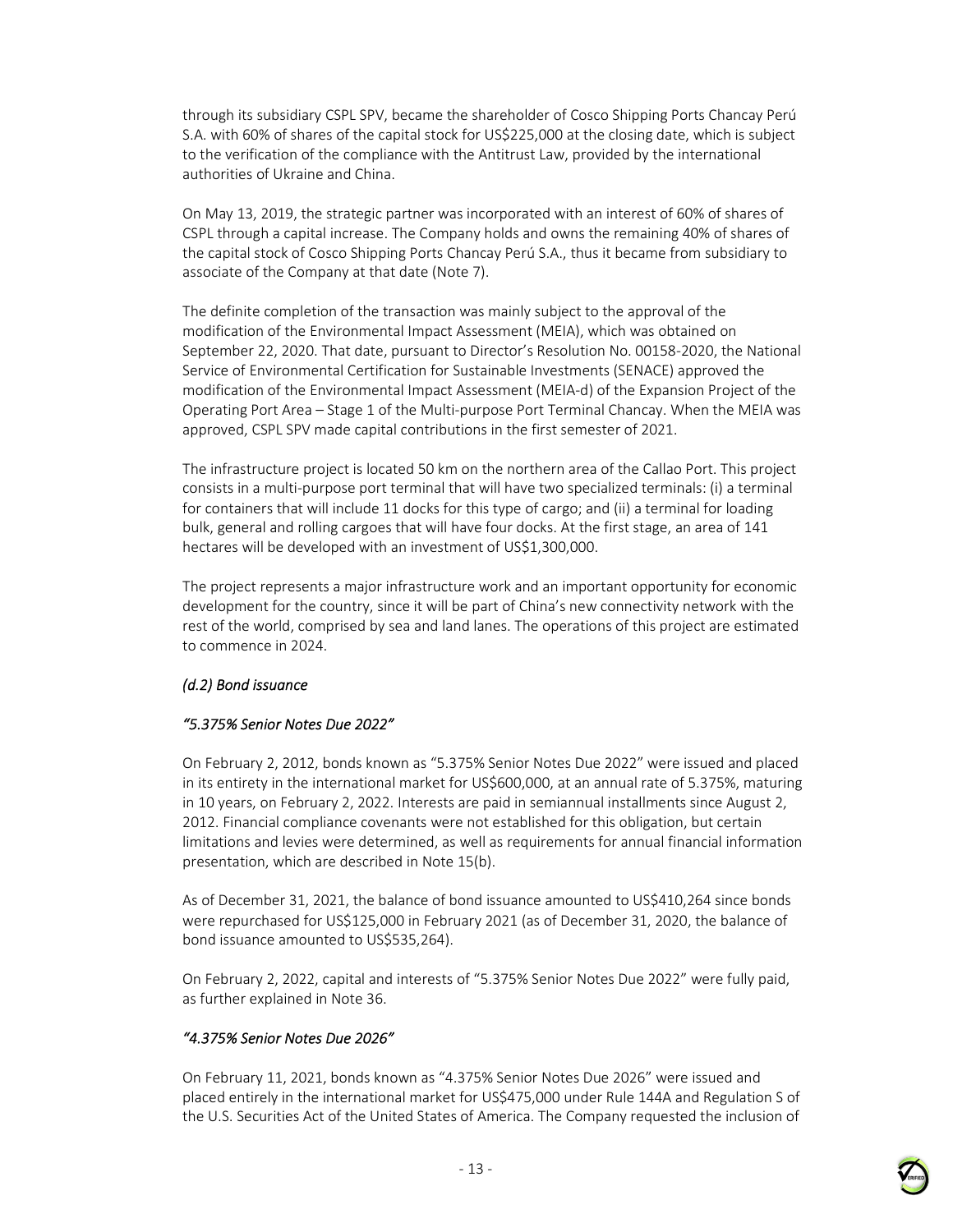through its subsidiary CSPL SPV, became the shareholder of Cosco Shipping Ports Chancay Perú S.A. with 60% of shares of the capital stock for US$225,000 at the closing date, which is subject to the verification of the compliance with the Antitrust Law, provided by the international authorities of Ukraine and China.

On May 13, 2019, the strategic partner was incorporated with an interest of 60% of shares of CSPL through a capital increase. The Company holds and owns the remaining 40% of shares of the capital stock of Cosco Shipping Ports Chancay Perú S.A., thus it became from subsidiary to associate of the Company at that date (Note 7).

The definite completion of the transaction was mainly subject to the approval of the modification of the Environmental Impact Assessment (MEIA), which was obtained on September 22, 2020. That date, pursuant to Director's Resolution No. 00158-2020, the National Service of Environmental Certification for Sustainable Investments (SENACE) approved the modification of the Environmental Impact Assessment (MEIA-d) of the Expansion Project of the Operating Port Area – Stage 1 of the Multi-purpose Port Terminal Chancay. When the MEIA was approved, CSPL SPV made capital contributions in the first semester of 2021.

The infrastructure project is located 50 km on the northern area of the Callao Port. This project consists in a multi-purpose port terminal that will have two specialized terminals: (i) a terminal for containers that will include 11 docks for this type of cargo; and (ii) a terminal for loading bulk, general and rolling cargoes that will have four docks. At the first stage, an area of 141 hectares will be developed with an investment of US$1,300,000.

The project represents a major infrastructure work and an important opportunity for economic development for the country, since it will be part of China's new connectivity network with the rest of the world, comprised by sea and land lanes. The operations of this project are estimated to commence in 2024.

*(d.2) Bond issuance*

*"5.375% Senior Notes Due 2022"*

On February 2, 2012, bonds known as "5.375% Senior Notes Due 2022" were issued and placed in its entirety in the international market for US$600,000, at an annual rate of 5.375%, maturing in 10 years, on February 2, 2022. Interests are paid in semiannual installments since August 2, 2012. Financial compliance covenants were not established for this obligation, but certain limitations and levies were determined, as well as requirements for annual financial information presentation, which are described in Note 15(b).

As of December 31, 2021, the balance of bond issuance amounted to US$410,264 since bonds were repurchased for US$125,000 in February 2021 (as of December 31, 2020, the balance of bond issuance amounted to US$535,264).

On February 2, 2022, capital and interests of "5.375% Senior Notes Due 2022" were fully paid, as further explained in Note 36.

*"4.375% Senior Notes Due 2026"*

On February 11, 2021, bonds known as "4.375% Senior Notes Due 2026" were issued and placed entirely in the international market for US$475,000 under Rule 144A and Regulation S of the U.S. Securities Act of the United States of America. The Company requested the inclusion of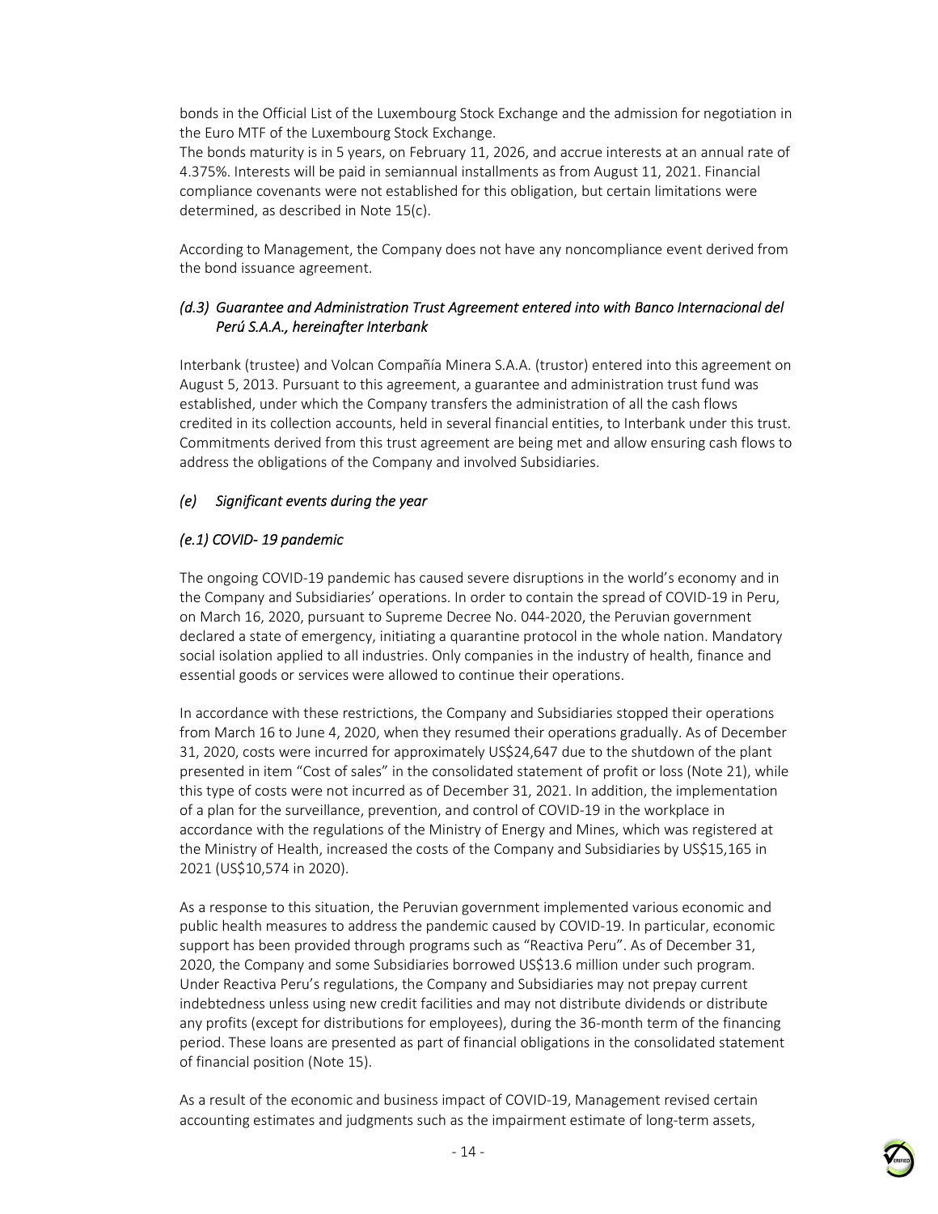bonds in the Official List of the Luxembourg Stock Exchange and the admission for negotiation in the Euro MTF of the Luxembourg Stock Exchange.
The bonds maturity is in 5 years, on February 11, 2026, and accrue interests at an annual rate of 4.375%. Interests will be paid in semiannual installments as from August 11, 2021. Financial compliance covenants were not established for this obligation, but certain limitations were determined, as described in Note 15(c).

According to Management, the Company does not have any noncompliance event derived from the bond issuance agreement.

### *(d.3) Guarantee and Administration Trust Agreement entered into with Banco Internacional del Perú S.A.A., hereinafter Interbank*

Interbank (trustee) and Volcan Compañía Minera S.A.A. (trustor) entered into this agreement on August 5, 2013. Pursuant to this agreement, a guarantee and administration trust fund was established, under which the Company transfers the administration of all the cash flows credited in its collection accounts, held in several financial entities, to Interbank under this trust. Commitments derived from this trust agreement are being met and allow ensuring cash flows to address the obligations of the Company and involved Subsidiaries.

### *(e) Significant events during the year*

### *(e.1) COVID- 19 pandemic*

The ongoing COVID-19 pandemic has caused severe disruptions in the world's economy and in the Company and Subsidiaries' operations. In order to contain the spread of COVID-19 in Peru, on March 16, 2020, pursuant to Supreme Decree No. 044-2020, the Peruvian government declared a state of emergency, initiating a quarantine protocol in the whole nation. Mandatory social isolation applied to all industries. Only companies in the industry of health, finance and essential goods or services were allowed to continue their operations.

In accordance with these restrictions, the Company and Subsidiaries stopped their operations from March 16 to June 4, 2020, when they resumed their operations gradually. As of December 31, 2020, costs were incurred for approximately US$24,647 due to the shutdown of the plant presented in item "Cost of sales" in the consolidated statement of profit or loss (Note 21), while this type of costs were not incurred as of December 31, 2021. In addition, the implementation of a plan for the surveillance, prevention, and control of COVID-19 in the workplace in accordance with the regulations of the Ministry of Energy and Mines, which was registered at the Ministry of Health, increased the costs of the Company and Subsidiaries by US$15,165 in 2021 (US$10,574 in 2020).

As a response to this situation, the Peruvian government implemented various economic and public health measures to address the pandemic caused by COVID-19. In particular, economic support has been provided through programs such as "Reactiva Peru". As of December 31, 2020, the Company and some Subsidiaries borrowed US$13.6 million under such program. Under Reactiva Peru's regulations, the Company and Subsidiaries may not prepay current indebtedness unless using new credit facilities and may not distribute dividends or distribute any profits (except for distributions for employees), during the 36-month term of the financing period. These loans are presented as part of financial obligations in the consolidated statement of financial position (Note 15).

As a result of the economic and business impact of COVID-19, Management revised certain accounting estimates and judgments such as the impairment estimate of long-term assets,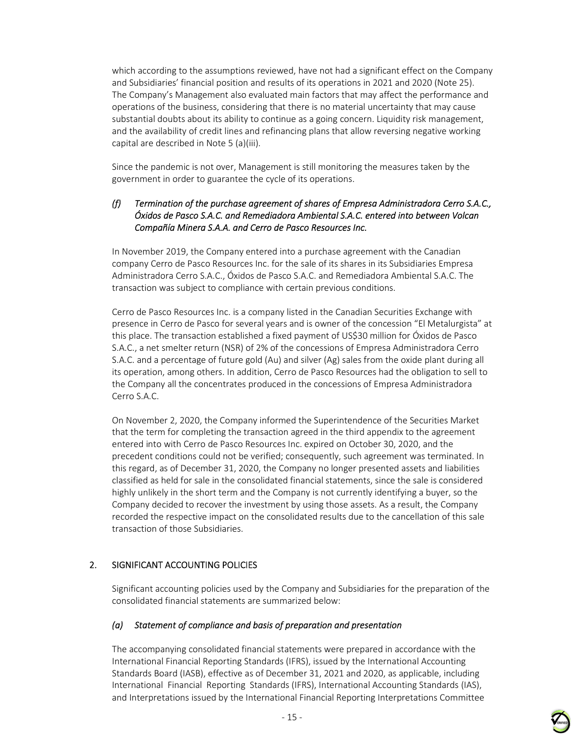which according to the assumptions reviewed, have not had a significant effect on the Company and Subsidiaries' financial position and results of its operations in 2021 and 2020 (Note 25). The Company's Management also evaluated main factors that may affect the performance and operations of the business, considering that there is no material uncertainty that may cause substantial doubts about its ability to continue as a going concern. Liquidity risk management, and the availability of credit lines and refinancing plans that allow reversing negative working capital are described in Note 5 (a)(iii).

Since the pandemic is not over, Management is still monitoring the measures taken by the government in order to guarantee the cycle of its operations.

### *(f) Termination of the purchase agreement of shares of Empresa Administradora Cerro S.A.C., Óxidos de Pasco S.A.C. and Remediadora Ambiental S.A.C. entered into between Volcan Compañía Minera S.A.A. and Cerro de Pasco Resources Inc.*

In November 2019, the Company entered into a purchase agreement with the Canadian company Cerro de Pasco Resources Inc. for the sale of its shares in its Subsidiaries Empresa Administradora Cerro S.A.C., Óxidos de Pasco S.A.C. and Remediadora Ambiental S.A.C. The transaction was subject to compliance with certain previous conditions.

Cerro de Pasco Resources Inc. is a company listed in the Canadian Securities Exchange with presence in Cerro de Pasco for several years and is owner of the concession "El Metalurgista" at this place. The transaction established a fixed payment of US$30 million for Óxidos de Pasco S.A.C., a net smelter return (NSR) of 2% of the concessions of Empresa Administradora Cerro S.A.C. and a percentage of future gold (Au) and silver (Ag) sales from the oxide plant during all its operation, among others. In addition, Cerro de Pasco Resources had the obligation to sell to the Company all the concentrates produced in the concessions of Empresa Administradora Cerro S.A.C.

On November 2, 2020, the Company informed the Superintendence of the Securities Market that the term for completing the transaction agreed in the third appendix to the agreement entered into with Cerro de Pasco Resources Inc. expired on October 30, 2020, and the precedent conditions could not be verified; consequently, such agreement was terminated. In this regard, as of December 31, 2020, the Company no longer presented assets and liabilities classified as held for sale in the consolidated financial statements, since the sale is considered highly unlikely in the short term and the Company is not currently identifying a buyer, so the Company decided to recover the investment by using those assets. As a result, the Company recorded the respective impact on the consolidated results due to the cancellation of this sale transaction of those Subsidiaries.

## 2. SIGNIFICANT ACCOUNTING POLICIES

Significant accounting policies used by the Company and Subsidiaries for the preparation of the consolidated financial statements are summarized below:

### *(a) Statement of compliance and basis of preparation and presentation*

The accompanying consolidated financial statements were prepared in accordance with the International Financial Reporting Standards (IFRS), issued by the International Accounting Standards Board (IASB), effective as of December 31, 2021 and 2020, as applicable, including International Financial Reporting Standards (IFRS), International Accounting Standards (IAS), and Interpretations issued by the International Financial Reporting Interpretations Committee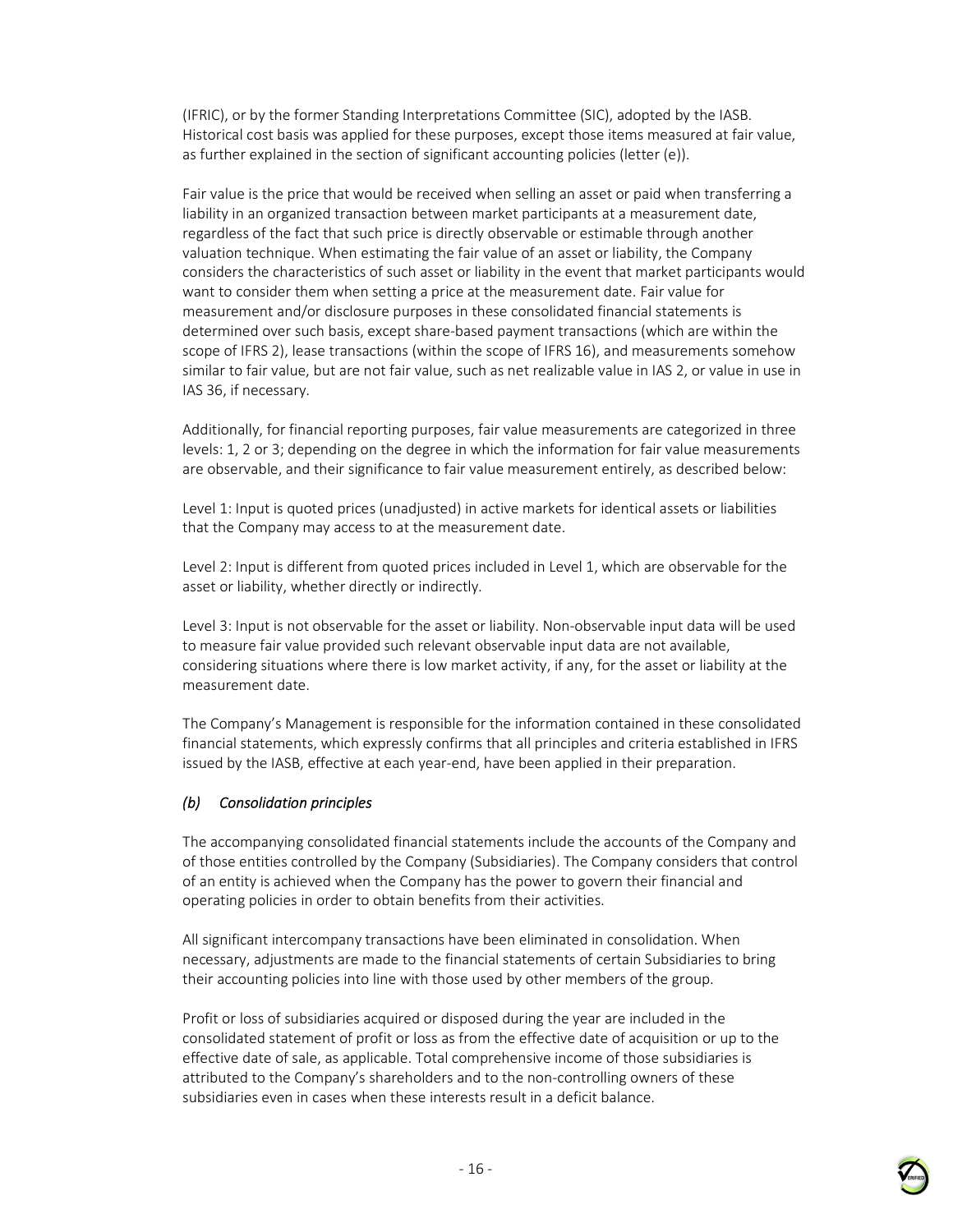(IFRIC), or by the former Standing Interpretations Committee (SIC), adopted by the IASB. Historical cost basis was applied for these purposes, except those items measured at fair value, as further explained in the section of significant accounting policies (letter (e)).

Fair value is the price that would be received when selling an asset or paid when transferring a liability in an organized transaction between market participants at a measurement date, regardless of the fact that such price is directly observable or estimable through another valuation technique. When estimating the fair value of an asset or liability, the Company considers the characteristics of such asset or liability in the event that market participants would want to consider them when setting a price at the measurement date. Fair value for measurement and/or disclosure purposes in these consolidated financial statements is determined over such basis, except share-based payment transactions (which are within the scope of IFRS 2), lease transactions (within the scope of IFRS 16), and measurements somehow similar to fair value, but are not fair value, such as net realizable value in IAS 2, or value in use in IAS 36, if necessary.

Additionally, for financial reporting purposes, fair value measurements are categorized in three levels: 1, 2 or 3; depending on the degree in which the information for fair value measurements are observable, and their significance to fair value measurement entirely, as described below:

Level 1: Input is quoted prices (unadjusted) in active markets for identical assets or liabilities that the Company may access to at the measurement date.

Level 2: Input is different from quoted prices included in Level 1, which are observable for the asset or liability, whether directly or indirectly.

Level 3: Input is not observable for the asset or liability. Non-observable input data will be used to measure fair value provided such relevant observable input data are not available, considering situations where there is low market activity, if any, for the asset or liability at the measurement date.

The Company's Management is responsible for the information contained in these consolidated financial statements, which expressly confirms that all principles and criteria established in IFRS issued by the IASB, effective at each year-end, have been applied in their preparation.

### *(b) Consolidation principles*

The accompanying consolidated financial statements include the accounts of the Company and of those entities controlled by the Company (Subsidiaries). The Company considers that control of an entity is achieved when the Company has the power to govern their financial and operating policies in order to obtain benefits from their activities.

All significant intercompany transactions have been eliminated in consolidation. When necessary, adjustments are made to the financial statements of certain Subsidiaries to bring their accounting policies into line with those used by other members of the group.

Profit or loss of subsidiaries acquired or disposed during the year are included in the consolidated statement of profit or loss as from the effective date of acquisition or up to the effective date of sale, as applicable. Total comprehensive income of those subsidiaries is attributed to the Company's shareholders and to the non-controlling owners of these subsidiaries even in cases when these interests result in a deficit balance.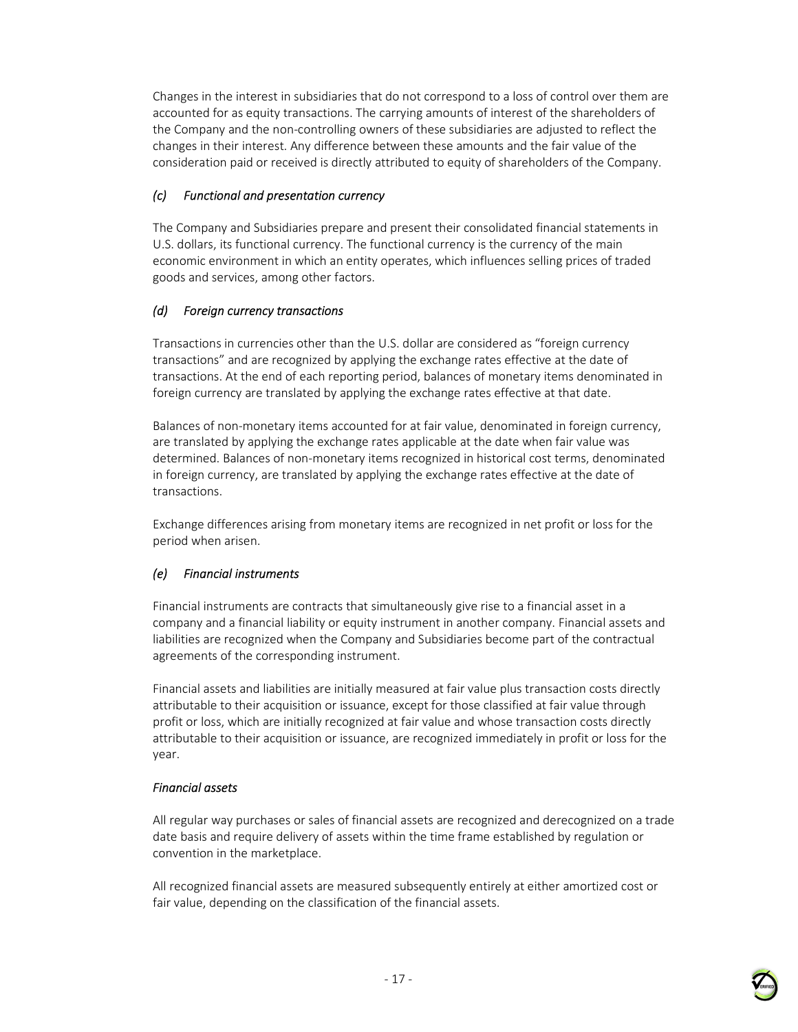Changes in the interest in subsidiaries that do not correspond to a loss of control over them are accounted for as equity transactions. The carrying amounts of interest of the shareholders of the Company and the non-controlling owners of these subsidiaries are adjusted to reflect the changes in their interest. Any difference between these amounts and the fair value of the consideration paid or received is directly attributed to equity of shareholders of the Company.

### *(c) Functional and presentation currency*

The Company and Subsidiaries prepare and present their consolidated financial statements in U.S. dollars, its functional currency. The functional currency is the currency of the main economic environment in which an entity operates, which influences selling prices of traded goods and services, among other factors.

### *(d) Foreign currency transactions*

Transactions in currencies other than the U.S. dollar are considered as "foreign currency transactions" and are recognized by applying the exchange rates effective at the date of transactions. At the end of each reporting period, balances of monetary items denominated in foreign currency are translated by applying the exchange rates effective at that date.

Balances of non-monetary items accounted for at fair value, denominated in foreign currency, are translated by applying the exchange rates applicable at the date when fair value was determined. Balances of non-monetary items recognized in historical cost terms, denominated in foreign currency, are translated by applying the exchange rates effective at the date of transactions.

Exchange differences arising from monetary items are recognized in net profit or loss for the period when arisen.

### *(e) Financial instruments*

Financial instruments are contracts that simultaneously give rise to a financial asset in a company and a financial liability or equity instrument in another company. Financial assets and liabilities are recognized when the Company and Subsidiaries become part of the contractual agreements of the corresponding instrument.

Financial assets and liabilities are initially measured at fair value plus transaction costs directly attributable to their acquisition or issuance, except for those classified at fair value through profit or loss, which are initially recognized at fair value and whose transaction costs directly attributable to their acquisition or issuance, are recognized immediately in profit or loss for the year.

*Financial assets*

All regular way purchases or sales of financial assets are recognized and derecognized on a trade date basis and require delivery of assets within the time frame established by regulation or convention in the marketplace.

All recognized financial assets are measured subsequently entirely at either amortized cost or fair value, depending on the classification of the financial assets.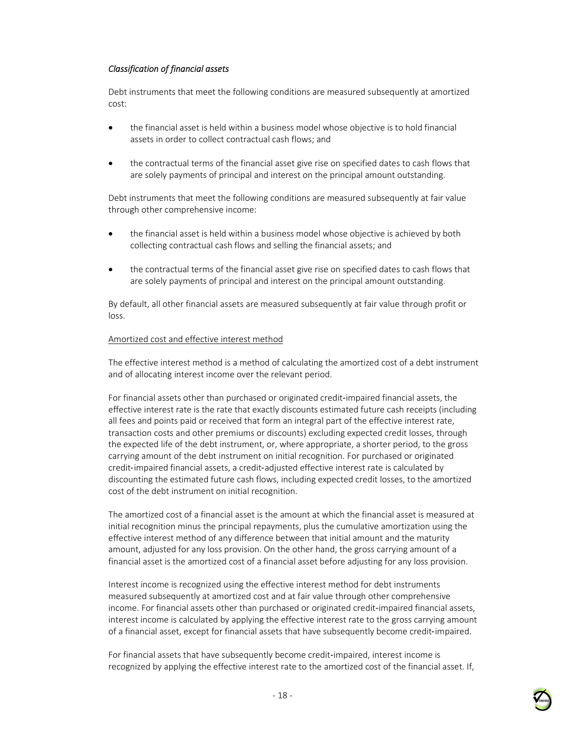*Classification of financial assets*

Debt instruments that meet the following conditions are measured subsequently at amortized cost:

- the financial asset is held within a business model whose objective is to hold financial assets in order to collect contractual cash flows; and

- the contractual terms of the financial asset give rise on specified dates to cash flows that are solely payments of principal and interest on the principal amount outstanding.

Debt instruments that meet the following conditions are measured subsequently at fair value through other comprehensive income:

- the financial asset is held within a business model whose objective is achieved by both collecting contractual cash flows and selling the financial assets; and

- the contractual terms of the financial asset give rise on specified dates to cash flows that are solely payments of principal and interest on the principal amount outstanding.

By default, all other financial assets are measured subsequently at fair value through profit or loss.

<u>Amortized cost and effective interest method</u>

The effective interest method is a method of calculating the amortized cost of a debt instrument and of allocating interest income over the relevant period.

For financial assets other than purchased or originated credit-impaired financial assets, the effective interest rate is the rate that exactly discounts estimated future cash receipts (including all fees and points paid or received that form an integral part of the effective interest rate, transaction costs and other premiums or discounts) excluding expected credit losses, through the expected life of the debt instrument, or, where appropriate, a shorter period, to the gross carrying amount of the debt instrument on initial recognition. For purchased or originated credit-impaired financial assets, a credit-adjusted effective interest rate is calculated by discounting the estimated future cash flows, including expected credit losses, to the amortized cost of the debt instrument on initial recognition.

The amortized cost of a financial asset is the amount at which the financial asset is measured at initial recognition minus the principal repayments, plus the cumulative amortization using the effective interest method of any difference between that initial amount and the maturity amount, adjusted for any loss provision. On the other hand, the gross carrying amount of a financial asset is the amortized cost of a financial asset before adjusting for any loss provision.

Interest income is recognized using the effective interest method for debt instruments measured subsequently at amortized cost and at fair value through other comprehensive income. For financial assets other than purchased or originated credit-impaired financial assets, interest income is calculated by applying the effective interest rate to the gross carrying amount of a financial asset, except for financial assets that have subsequently become credit-impaired.

For financial assets that have subsequently become credit-impaired, interest income is recognized by applying the effective interest rate to the amortized cost of the financial asset. If,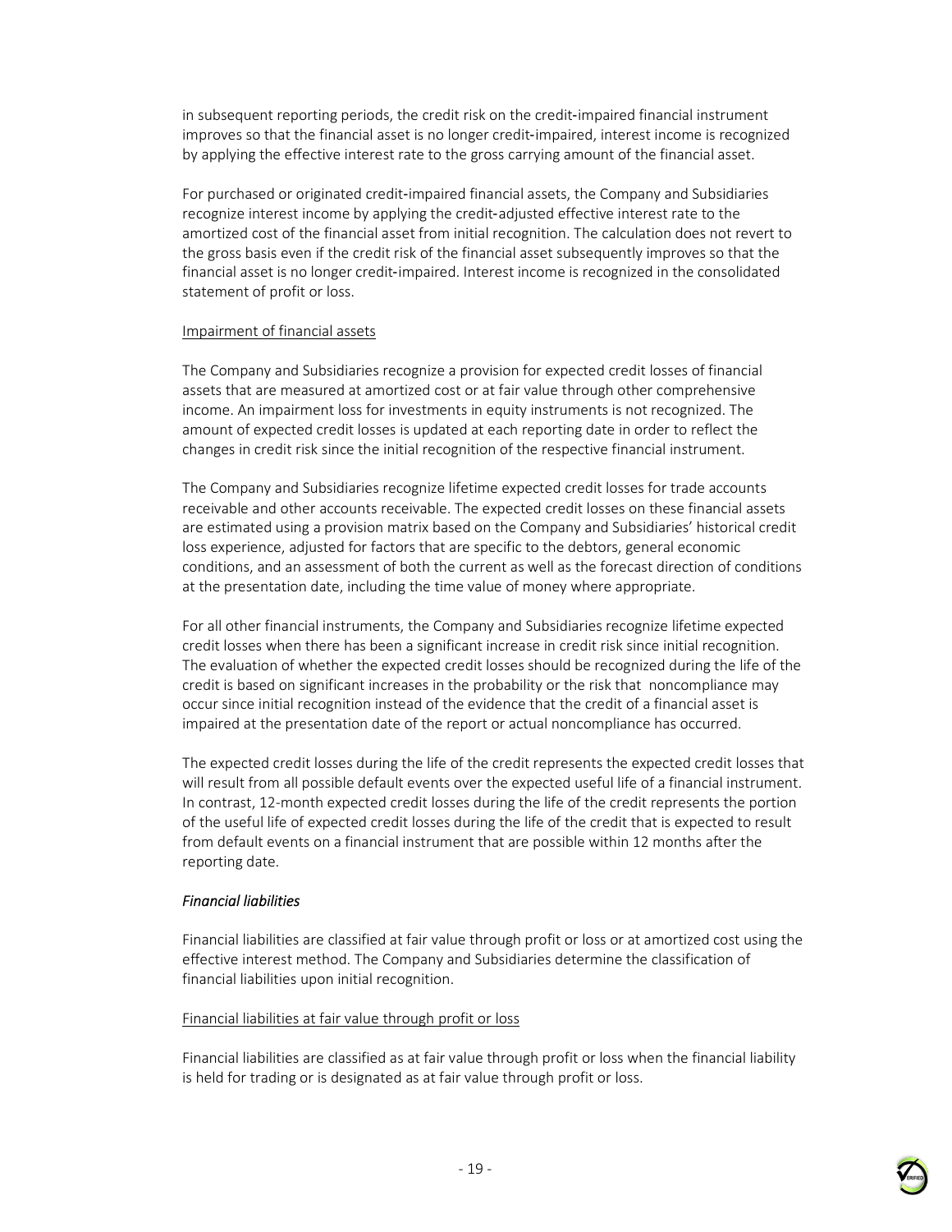in subsequent reporting periods, the credit risk on the credit‑impaired financial instrument improves so that the financial asset is no longer credit‑impaired, interest income is recognized by applying the effective interest rate to the gross carrying amount of the financial asset.

For purchased or originated credit‑impaired financial assets, the Company and Subsidiaries recognize interest income by applying the credit‑adjusted effective interest rate to the amortized cost of the financial asset from initial recognition. The calculation does not revert to the gross basis even if the credit risk of the financial asset subsequently improves so that the financial asset is no longer credit‑impaired. Interest income is recognized in the consolidated statement of profit or loss.

Impairment of financial assets

The Company and Subsidiaries recognize a provision for expected credit losses of financial assets that are measured at amortized cost or at fair value through other comprehensive income. An impairment loss for investments in equity instruments is not recognized. The amount of expected credit losses is updated at each reporting date in order to reflect the changes in credit risk since the initial recognition of the respective financial instrument.

The Company and Subsidiaries recognize lifetime expected credit losses for trade accounts receivable and other accounts receivable. The expected credit losses on these financial assets are estimated using a provision matrix based on the Company and Subsidiaries' historical credit loss experience, adjusted for factors that are specific to the debtors, general economic conditions, and an assessment of both the current as well as the forecast direction of conditions at the presentation date, including the time value of money where appropriate.

For all other financial instruments, the Company and Subsidiaries recognize lifetime expected credit losses when there has been a significant increase in credit risk since initial recognition. The evaluation of whether the expected credit losses should be recognized during the life of the credit is based on significant increases in the probability or the risk that noncompliance may occur since initial recognition instead of the evidence that the credit of a financial asset is impaired at the presentation date of the report or actual noncompliance has occurred.

The expected credit losses during the life of the credit represents the expected credit losses that will result from all possible default events over the expected useful life of a financial instrument. In contrast, 12-month expected credit losses during the life of the credit represents the portion of the useful life of expected credit losses during the life of the credit that is expected to result from default events on a financial instrument that are possible within 12 months after the reporting date.

*Financial liabilities*

Financial liabilities are classified at fair value through profit or loss or at amortized cost using the effective interest method. The Company and Subsidiaries determine the classification of financial liabilities upon initial recognition.

Financial liabilities at fair value through profit or loss

Financial liabilities are classified as at fair value through profit or loss when the financial liability is held for trading or is designated as at fair value through profit or loss.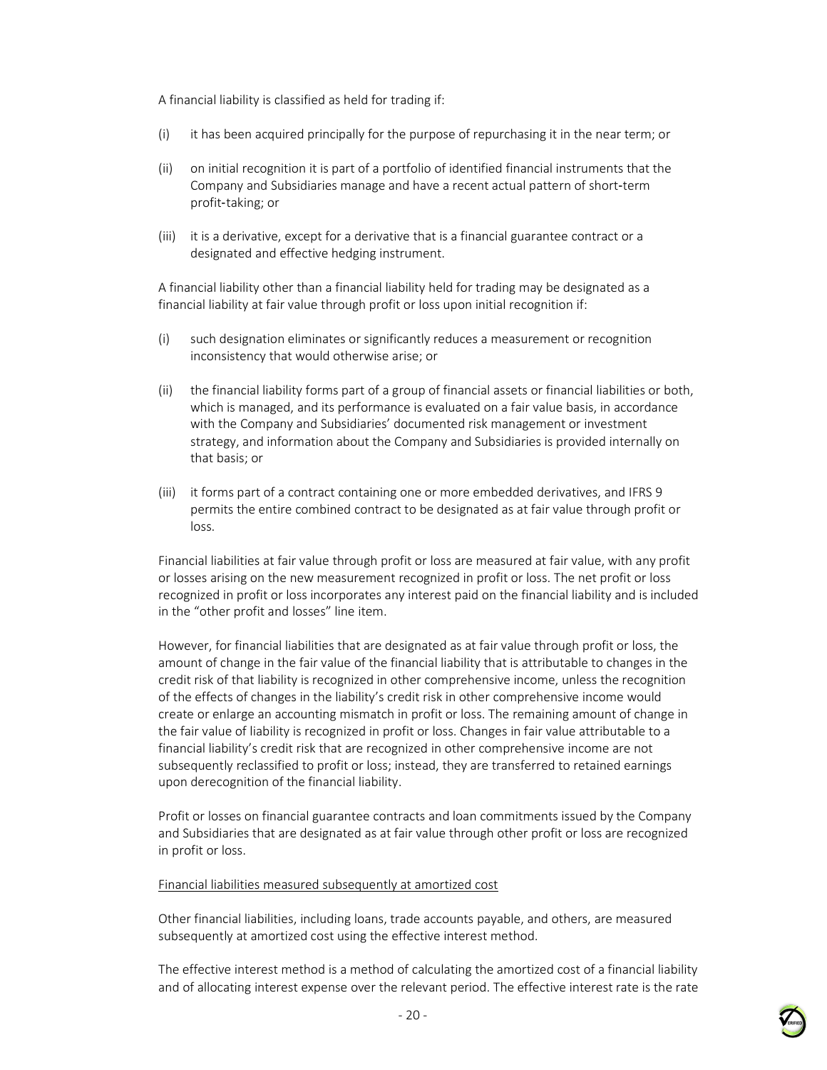A financial liability is classified as held for trading if:

(i) it has been acquired principally for the purpose of repurchasing it in the near term; or

(ii) on initial recognition it is part of a portfolio of identified financial instruments that the Company and Subsidiaries manage and have a recent actual pattern of short-term profit-taking; or

(iii) it is a derivative, except for a derivative that is a financial guarantee contract or a designated and effective hedging instrument.

A financial liability other than a financial liability held for trading may be designated as a financial liability at fair value through profit or loss upon initial recognition if:

(i) such designation eliminates or significantly reduces a measurement or recognition inconsistency that would otherwise arise; or

(ii) the financial liability forms part of a group of financial assets or financial liabilities or both, which is managed, and its performance is evaluated on a fair value basis, in accordance with the Company and Subsidiaries' documented risk management or investment strategy, and information about the Company and Subsidiaries is provided internally on that basis; or

(iii) it forms part of a contract containing one or more embedded derivatives, and IFRS 9 permits the entire combined contract to be designated as at fair value through profit or loss.

Financial liabilities at fair value through profit or loss are measured at fair value, with any profit or losses arising on the new measurement recognized in profit or loss. The net profit or loss recognized in profit or loss incorporates any interest paid on the financial liability and is included in the "other profit and losses" line item.

However, for financial liabilities that are designated as at fair value through profit or loss, the amount of change in the fair value of the financial liability that is attributable to changes in the credit risk of that liability is recognized in other comprehensive income, unless the recognition of the effects of changes in the liability's credit risk in other comprehensive income would create or enlarge an accounting mismatch in profit or loss. The remaining amount of change in the fair value of liability is recognized in profit or loss. Changes in fair value attributable to a financial liability's credit risk that are recognized in other comprehensive income are not subsequently reclassified to profit or loss; instead, they are transferred to retained earnings upon derecognition of the financial liability.

Profit or losses on financial guarantee contracts and loan commitments issued by the Company and Subsidiaries that are designated as at fair value through other profit or loss are recognized in profit or loss.

Financial liabilities measured subsequently at amortized cost

Other financial liabilities, including loans, trade accounts payable, and others, are measured subsequently at amortized cost using the effective interest method.

The effective interest method is a method of calculating the amortized cost of a financial liability and of allocating interest expense over the relevant period. The effective interest rate is the rate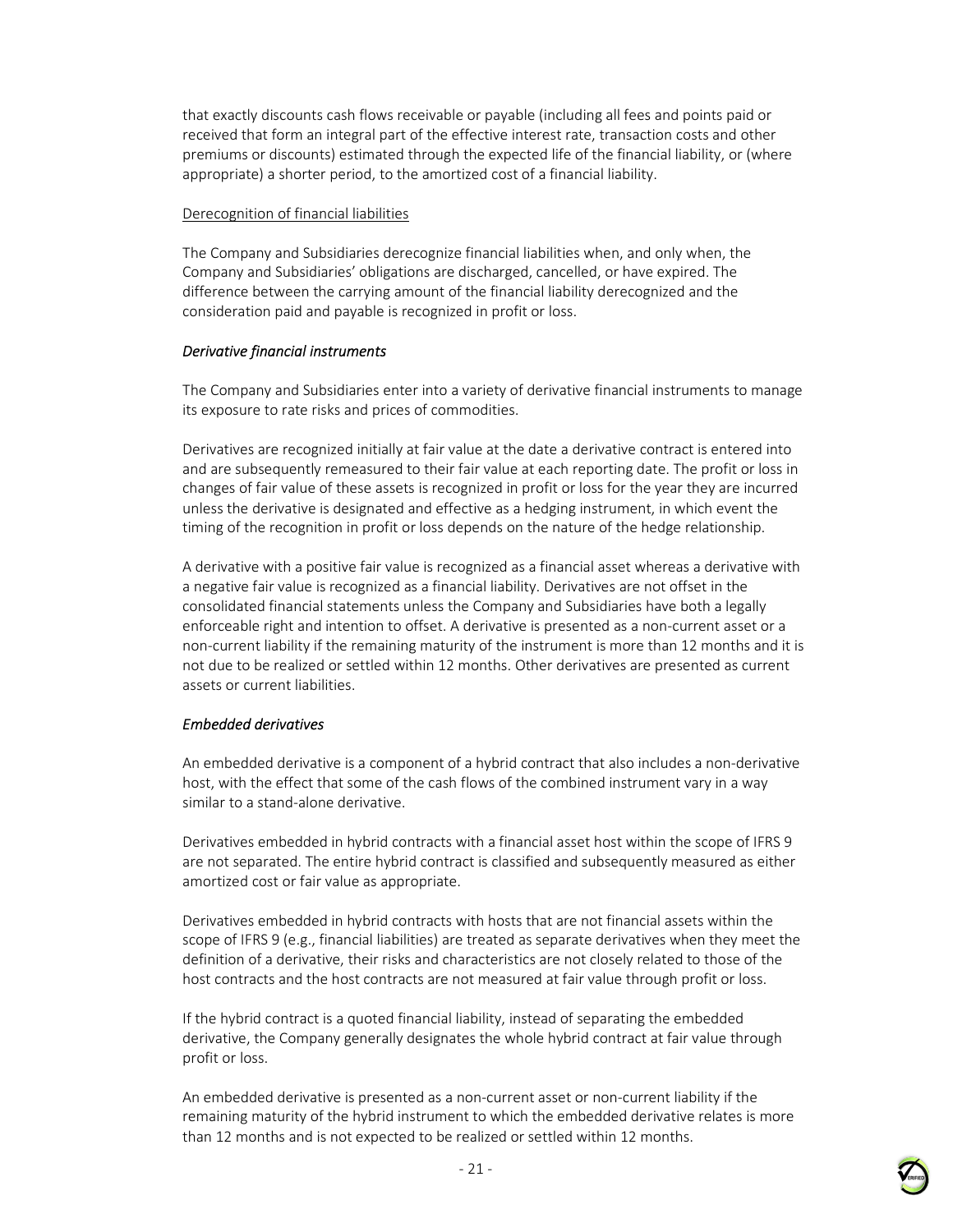that exactly discounts cash flows receivable or payable (including all fees and points paid or received that form an integral part of the effective interest rate, transaction costs and other premiums or discounts) estimated through the expected life of the financial liability, or (where appropriate) a shorter period, to the amortized cost of a financial liability.

Derecognition of financial liabilities

The Company and Subsidiaries derecognize financial liabilities when, and only when, the Company and Subsidiaries' obligations are discharged, cancelled, or have expired. The difference between the carrying amount of the financial liability derecognized and the consideration paid and payable is recognized in profit or loss.

*Derivative financial instruments*

The Company and Subsidiaries enter into a variety of derivative financial instruments to manage its exposure to rate risks and prices of commodities.

Derivatives are recognized initially at fair value at the date a derivative contract is entered into and are subsequently remeasured to their fair value at each reporting date. The profit or loss in changes of fair value of these assets is recognized in profit or loss for the year they are incurred unless the derivative is designated and effective as a hedging instrument, in which event the timing of the recognition in profit or loss depends on the nature of the hedge relationship.

A derivative with a positive fair value is recognized as a financial asset whereas a derivative with a negative fair value is recognized as a financial liability. Derivatives are not offset in the consolidated financial statements unless the Company and Subsidiaries have both a legally enforceable right and intention to offset. A derivative is presented as a non-current asset or a non-current liability if the remaining maturity of the instrument is more than 12 months and it is not due to be realized or settled within 12 months. Other derivatives are presented as current assets or current liabilities.

*Embedded derivatives*

An embedded derivative is a component of a hybrid contract that also includes a non-derivative host, with the effect that some of the cash flows of the combined instrument vary in a way similar to a stand-alone derivative.

Derivatives embedded in hybrid contracts with a financial asset host within the scope of IFRS 9 are not separated. The entire hybrid contract is classified and subsequently measured as either amortized cost or fair value as appropriate.

Derivatives embedded in hybrid contracts with hosts that are not financial assets within the scope of IFRS 9 (e.g., financial liabilities) are treated as separate derivatives when they meet the definition of a derivative, their risks and characteristics are not closely related to those of the host contracts and the host contracts are not measured at fair value through profit or loss.

If the hybrid contract is a quoted financial liability, instead of separating the embedded derivative, the Company generally designates the whole hybrid contract at fair value through profit or loss.

An embedded derivative is presented as a non-current asset or non-current liability if the remaining maturity of the hybrid instrument to which the embedded derivative relates is more than 12 months and is not expected to be realized or settled within 12 months.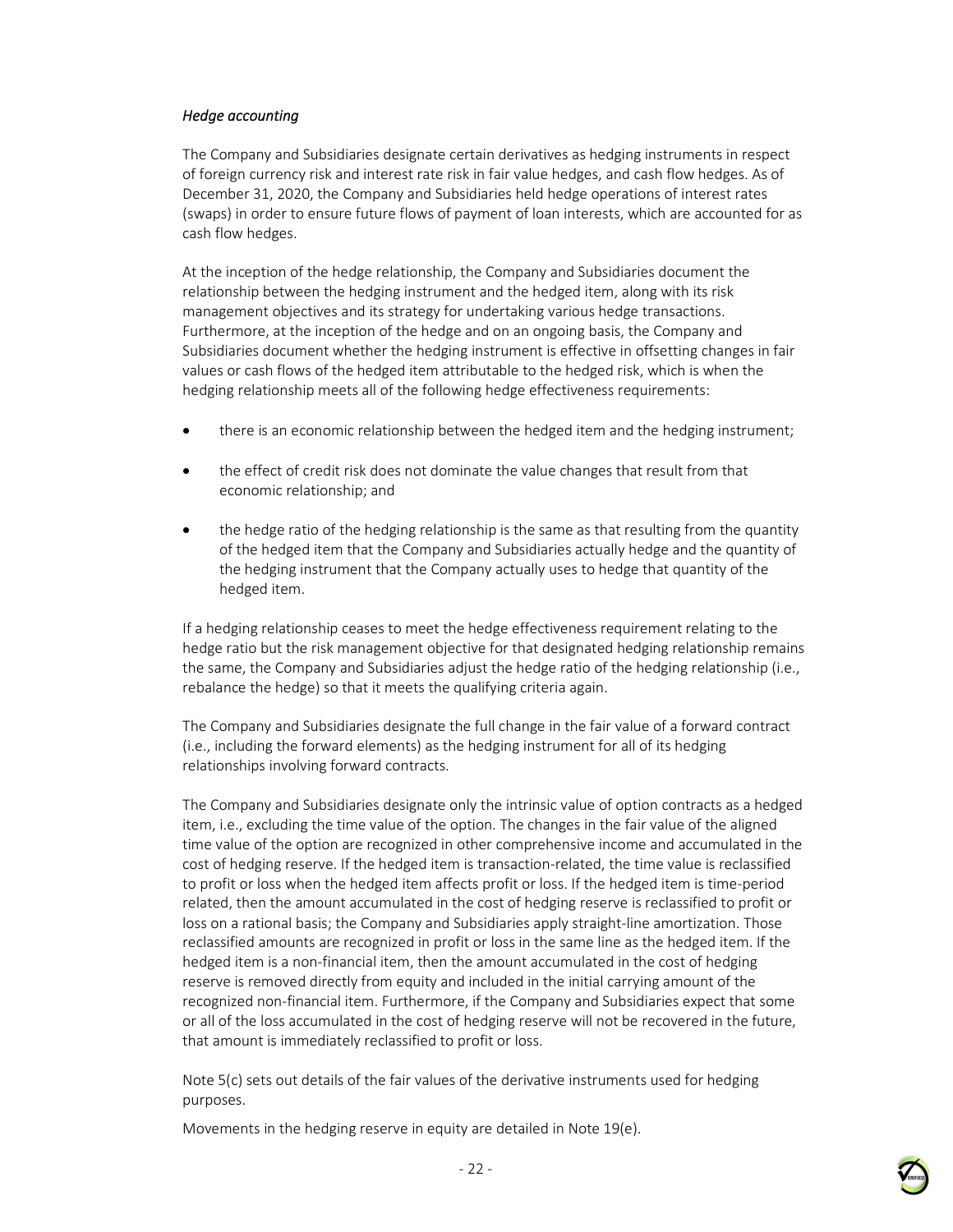*Hedge accounting*

The Company and Subsidiaries designate certain derivatives as hedging instruments in respect of foreign currency risk and interest rate risk in fair value hedges, and cash flow hedges. As of December 31, 2020, the Company and Subsidiaries held hedge operations of interest rates (swaps) in order to ensure future flows of payment of loan interests, which are accounted for as cash flow hedges.

At the inception of the hedge relationship, the Company and Subsidiaries document the relationship between the hedging instrument and the hedged item, along with its risk management objectives and its strategy for undertaking various hedge transactions. Furthermore, at the inception of the hedge and on an ongoing basis, the Company and Subsidiaries document whether the hedging instrument is effective in offsetting changes in fair values or cash flows of the hedged item attributable to the hedged risk, which is when the hedging relationship meets all of the following hedge effectiveness requirements:

- there is an economic relationship between the hedged item and the hedging instrument;
- the effect of credit risk does not dominate the value changes that result from that economic relationship; and
- the hedge ratio of the hedging relationship is the same as that resulting from the quantity of the hedged item that the Company and Subsidiaries actually hedge and the quantity of the hedging instrument that the Company actually uses to hedge that quantity of the hedged item.

If a hedging relationship ceases to meet the hedge effectiveness requirement relating to the hedge ratio but the risk management objective for that designated hedging relationship remains the same, the Company and Subsidiaries adjust the hedge ratio of the hedging relationship (i.e., rebalance the hedge) so that it meets the qualifying criteria again.

The Company and Subsidiaries designate the full change in the fair value of a forward contract (i.e., including the forward elements) as the hedging instrument for all of its hedging relationships involving forward contracts.

The Company and Subsidiaries designate only the intrinsic value of option contracts as a hedged item, i.e., excluding the time value of the option. The changes in the fair value of the aligned time value of the option are recognized in other comprehensive income and accumulated in the cost of hedging reserve. If the hedged item is transaction-related, the time value is reclassified to profit or loss when the hedged item affects profit or loss. If the hedged item is time-period related, then the amount accumulated in the cost of hedging reserve is reclassified to profit or loss on a rational basis; the Company and Subsidiaries apply straight-line amortization. Those reclassified amounts are recognized in profit or loss in the same line as the hedged item. If the hedged item is a non-financial item, then the amount accumulated in the cost of hedging reserve is removed directly from equity and included in the initial carrying amount of the recognized non-financial item. Furthermore, if the Company and Subsidiaries expect that some or all of the loss accumulated in the cost of hedging reserve will not be recovered in the future, that amount is immediately reclassified to profit or loss.

Note 5(c) sets out details of the fair values of the derivative instruments used for hedging purposes.

Movements in the hedging reserve in equity are detailed in Note 19(e).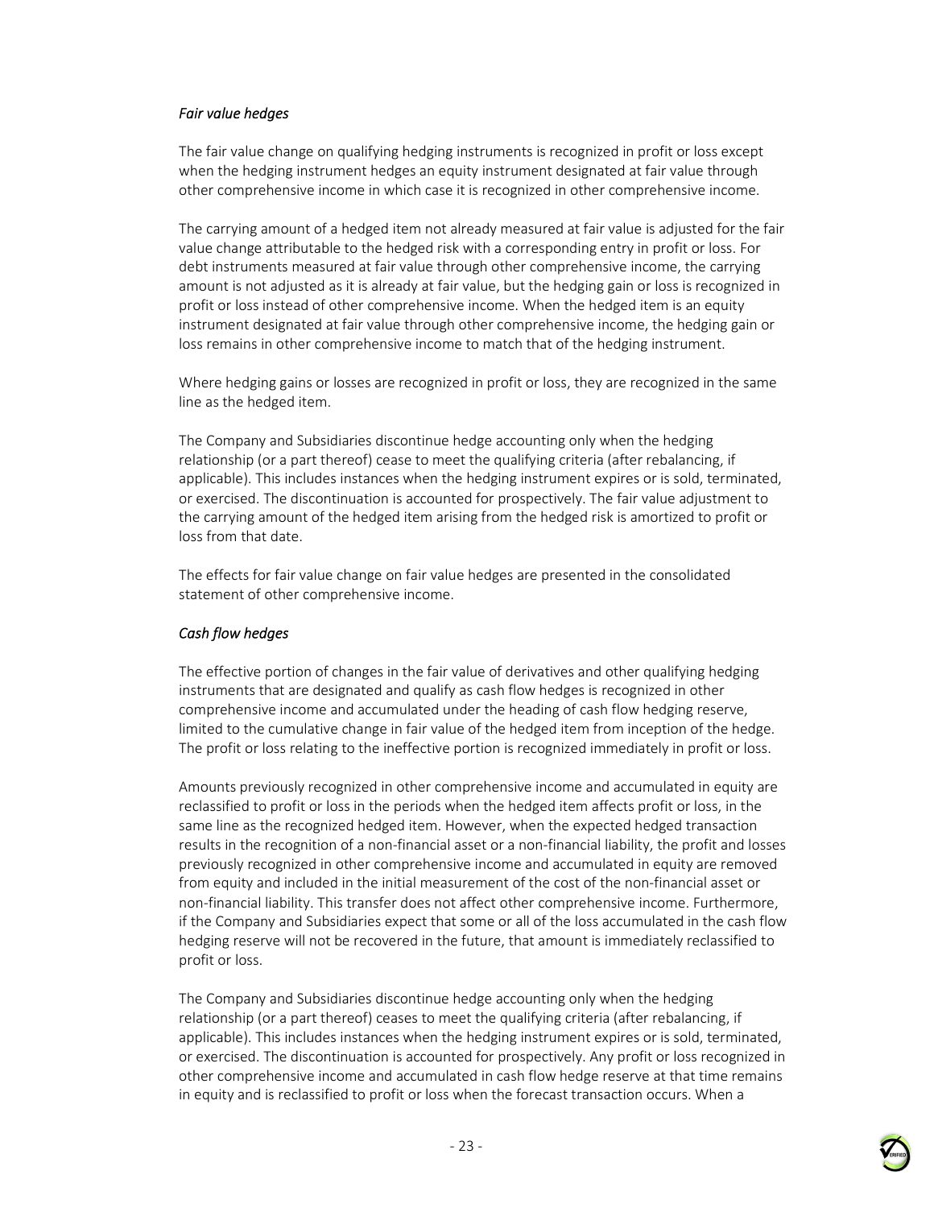*Fair value hedges*

The fair value change on qualifying hedging instruments is recognized in profit or loss except when the hedging instrument hedges an equity instrument designated at fair value through other comprehensive income in which case it is recognized in other comprehensive income.

The carrying amount of a hedged item not already measured at fair value is adjusted for the fair value change attributable to the hedged risk with a corresponding entry in profit or loss. For debt instruments measured at fair value through other comprehensive income, the carrying amount is not adjusted as it is already at fair value, but the hedging gain or loss is recognized in profit or loss instead of other comprehensive income. When the hedged item is an equity instrument designated at fair value through other comprehensive income, the hedging gain or loss remains in other comprehensive income to match that of the hedging instrument.

Where hedging gains or losses are recognized in profit or loss, they are recognized in the same line as the hedged item.

The Company and Subsidiaries discontinue hedge accounting only when the hedging relationship (or a part thereof) cease to meet the qualifying criteria (after rebalancing, if applicable). This includes instances when the hedging instrument expires or is sold, terminated, or exercised. The discontinuation is accounted for prospectively. The fair value adjustment to the carrying amount of the hedged item arising from the hedged risk is amortized to profit or loss from that date.

The effects for fair value change on fair value hedges are presented in the consolidated statement of other comprehensive income.

*Cash flow hedges*

The effective portion of changes in the fair value of derivatives and other qualifying hedging instruments that are designated and qualify as cash flow hedges is recognized in other comprehensive income and accumulated under the heading of cash flow hedging reserve, limited to the cumulative change in fair value of the hedged item from inception of the hedge. The profit or loss relating to the ineffective portion is recognized immediately in profit or loss.

Amounts previously recognized in other comprehensive income and accumulated in equity are reclassified to profit or loss in the periods when the hedged item affects profit or loss, in the same line as the recognized hedged item. However, when the expected hedged transaction results in the recognition of a non-financial asset or a non-financial liability, the profit and losses previously recognized in other comprehensive income and accumulated in equity are removed from equity and included in the initial measurement of the cost of the non-financial asset or non-financial liability. This transfer does not affect other comprehensive income. Furthermore, if the Company and Subsidiaries expect that some or all of the loss accumulated in the cash flow hedging reserve will not be recovered in the future, that amount is immediately reclassified to profit or loss.

The Company and Subsidiaries discontinue hedge accounting only when the hedging relationship (or a part thereof) ceases to meet the qualifying criteria (after rebalancing, if applicable). This includes instances when the hedging instrument expires or is sold, terminated, or exercised. The discontinuation is accounted for prospectively. Any profit or loss recognized in other comprehensive income and accumulated in cash flow hedge reserve at that time remains in equity and is reclassified to profit or loss when the forecast transaction occurs. When a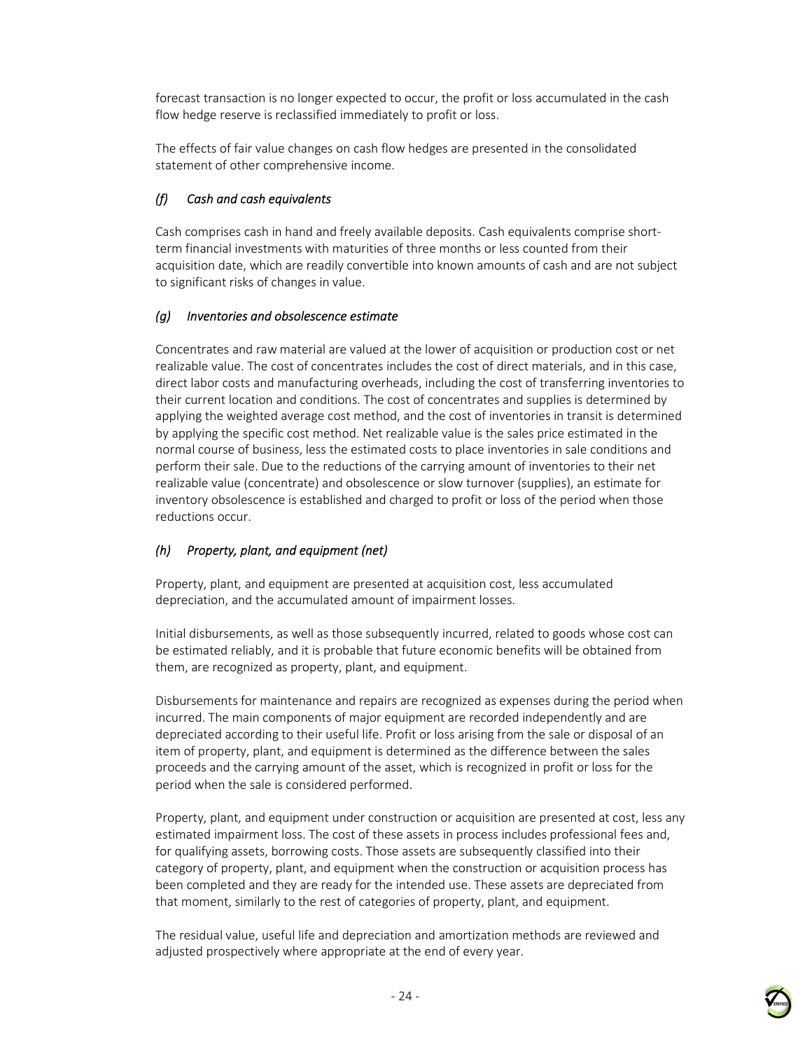forecast transaction is no longer expected to occur, the profit or loss accumulated in the cash flow hedge reserve is reclassified immediately to profit or loss.

The effects of fair value changes on cash flow hedges are presented in the consolidated statement of other comprehensive income.

### *(f) Cash and cash equivalents*

Cash comprises cash in hand and freely available deposits. Cash equivalents comprise short-term financial investments with maturities of three months or less counted from their acquisition date, which are readily convertible into known amounts of cash and are not subject to significant risks of changes in value.

### *(g) Inventories and obsolescence estimate*

Concentrates and raw material are valued at the lower of acquisition or production cost or net realizable value. The cost of concentrates includes the cost of direct materials, and in this case, direct labor costs and manufacturing overheads, including the cost of transferring inventories to their current location and conditions. The cost of concentrates and supplies is determined by applying the weighted average cost method, and the cost of inventories in transit is determined by applying the specific cost method. Net realizable value is the sales price estimated in the normal course of business, less the estimated costs to place inventories in sale conditions and perform their sale. Due to the reductions of the carrying amount of inventories to their net realizable value (concentrate) and obsolescence or slow turnover (supplies), an estimate for inventory obsolescence is established and charged to profit or loss of the period when those reductions occur.

### *(h) Property, plant, and equipment (net)*

Property, plant, and equipment are presented at acquisition cost, less accumulated depreciation, and the accumulated amount of impairment losses.

Initial disbursements, as well as those subsequently incurred, related to goods whose cost can be estimated reliably, and it is probable that future economic benefits will be obtained from them, are recognized as property, plant, and equipment.

Disbursements for maintenance and repairs are recognized as expenses during the period when incurred. The main components of major equipment are recorded independently and are depreciated according to their useful life. Profit or loss arising from the sale or disposal of an item of property, plant, and equipment is determined as the difference between the sales proceeds and the carrying amount of the asset, which is recognized in profit or loss for the period when the sale is considered performed.

Property, plant, and equipment under construction or acquisition are presented at cost, less any estimated impairment loss. The cost of these assets in process includes professional fees and, for qualifying assets, borrowing costs. Those assets are subsequently classified into their category of property, plant, and equipment when the construction or acquisition process has been completed and they are ready for the intended use. These assets are depreciated from that moment, similarly to the rest of categories of property, plant, and equipment.

The residual value, useful life and depreciation and amortization methods are reviewed and adjusted prospectively where appropriate at the end of every year.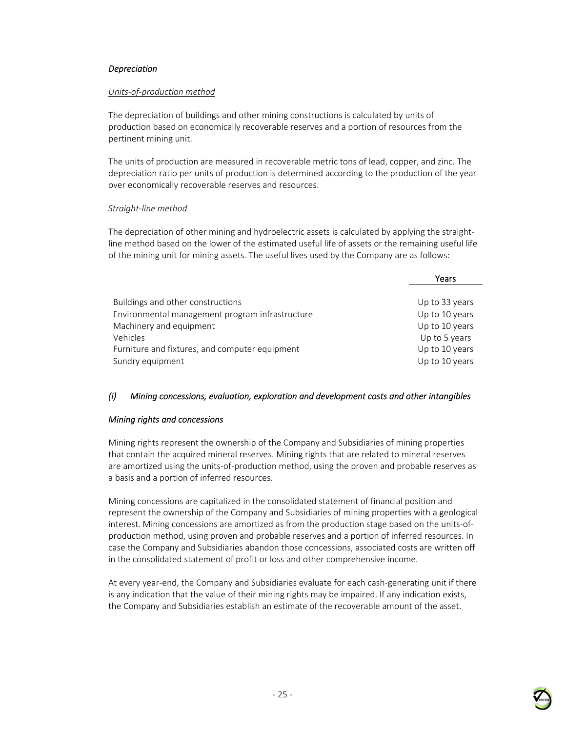*Depreciation*

*Units-of-production method*

The depreciation of buildings and other mining constructions is calculated by units of production based on economically recoverable reserves and a portion of resources from the pertinent mining unit.

The units of production are measured in recoverable metric tons of lead, copper, and zinc. The depreciation ratio per units of production is determined according to the production of the year over economically recoverable reserves and resources.

*Straight-line method*

The depreciation of other mining and hydroelectric assets is calculated by applying the straight-line method based on the lower of the estimated useful life of assets or the remaining useful life of the mining unit for mining assets. The useful lives used by the Company are as follows:

| | Years |
|---|---|
| Buildings and other constructions | Up to 33 years |
| Environmental management program infrastructure | Up to 10 years |
| Machinery and equipment | Up to 10 years |
| Vehicles | Up to 5 years |
| Furniture and fixtures, and computer equipment | Up to 10 years |
| Sundry equipment | Up to 10 years |

*(i) Mining concessions, evaluation, exploration and development costs and other intangibles*

*Mining rights and concessions*

Mining rights represent the ownership of the Company and Subsidiaries of mining properties that contain the acquired mineral reserves. Mining rights that are related to mineral reserves are amortized using the units-of-production method, using the proven and probable reserves as a basis and a portion of inferred resources.

Mining concessions are capitalized in the consolidated statement of financial position and represent the ownership of the Company and Subsidiaries of mining properties with a geological interest. Mining concessions are amortized as from the production stage based on the units-of-production method, using proven and probable reserves and a portion of inferred resources. In case the Company and Subsidiaries abandon those concessions, associated costs are written off in the consolidated statement of profit or loss and other comprehensive income.

At every year-end, the Company and Subsidiaries evaluate for each cash-generating unit if there is any indication that the value of their mining rights may be impaired. If any indication exists, the Company and Subsidiaries establish an estimate of the recoverable amount of the asset.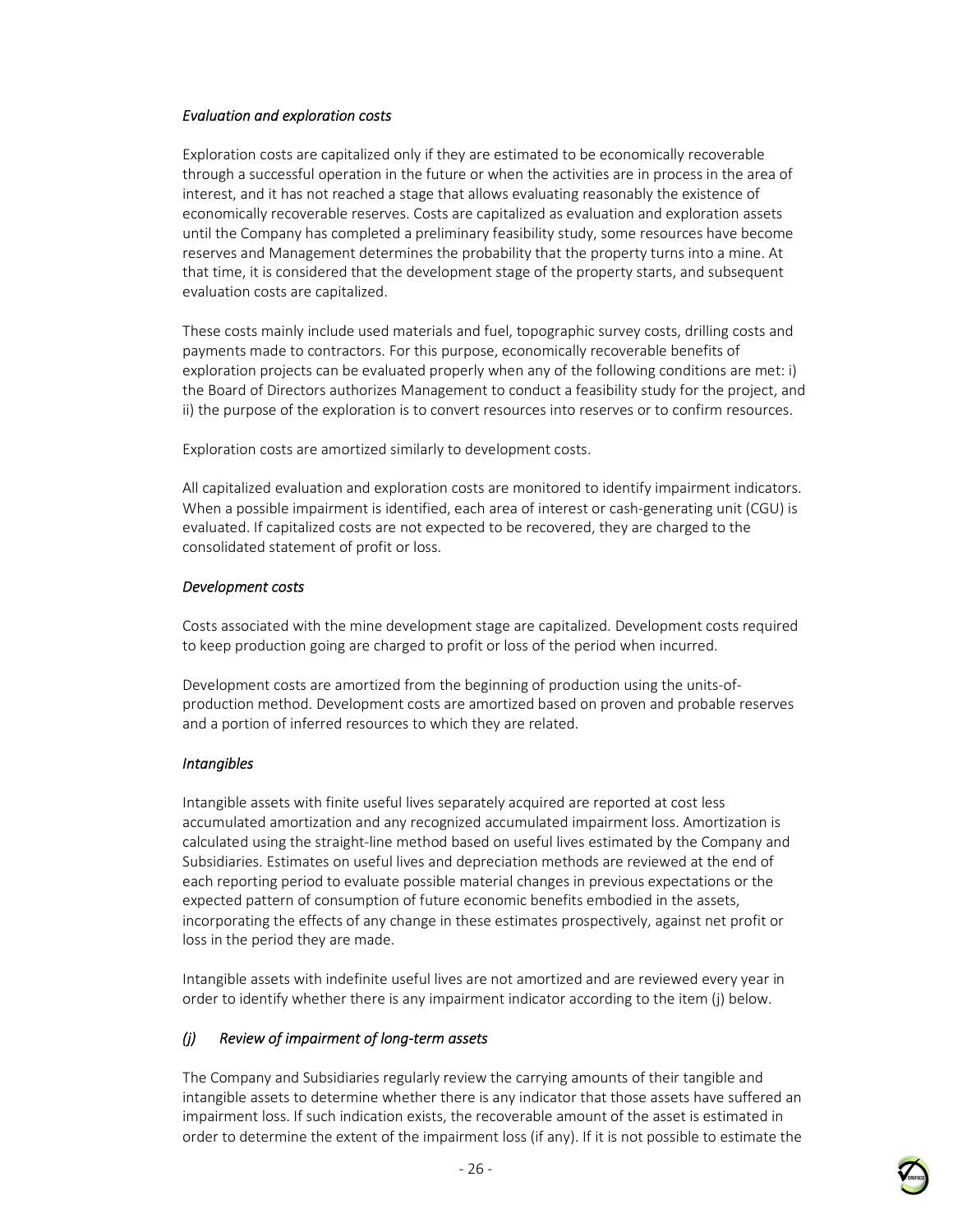*Evaluation and exploration costs*

Exploration costs are capitalized only if they are estimated to be economically recoverable through a successful operation in the future or when the activities are in process in the area of interest, and it has not reached a stage that allows evaluating reasonably the existence of economically recoverable reserves. Costs are capitalized as evaluation and exploration assets until the Company has completed a preliminary feasibility study, some resources have become reserves and Management determines the probability that the property turns into a mine. At that time, it is considered that the development stage of the property starts, and subsequent evaluation costs are capitalized.

These costs mainly include used materials and fuel, topographic survey costs, drilling costs and payments made to contractors. For this purpose, economically recoverable benefits of exploration projects can be evaluated properly when any of the following conditions are met: i) the Board of Directors authorizes Management to conduct a feasibility study for the project, and ii) the purpose of the exploration is to convert resources into reserves or to confirm resources.

Exploration costs are amortized similarly to development costs.

All capitalized evaluation and exploration costs are monitored to identify impairment indicators. When a possible impairment is identified, each area of interest or cash-generating unit (CGU) is evaluated. If capitalized costs are not expected to be recovered, they are charged to the consolidated statement of profit or loss.

*Development costs*

Costs associated with the mine development stage are capitalized. Development costs required to keep production going are charged to profit or loss of the period when incurred.

Development costs are amortized from the beginning of production using the units-of-production method. Development costs are amortized based on proven and probable reserves and a portion of inferred resources to which they are related.

*Intangibles*

Intangible assets with finite useful lives separately acquired are reported at cost less accumulated amortization and any recognized accumulated impairment loss. Amortization is calculated using the straight-line method based on useful lives estimated by the Company and Subsidiaries. Estimates on useful lives and depreciation methods are reviewed at the end of each reporting period to evaluate possible material changes in previous expectations or the expected pattern of consumption of future economic benefits embodied in the assets, incorporating the effects of any change in these estimates prospectively, against net profit or loss in the period they are made.

Intangible assets with indefinite useful lives are not amortized and are reviewed every year in order to identify whether there is any impairment indicator according to the item (j) below.

*(j) Review of impairment of long-term assets*

The Company and Subsidiaries regularly review the carrying amounts of their tangible and intangible assets to determine whether there is any indicator that those assets have suffered an impairment loss. If such indication exists, the recoverable amount of the asset is estimated in order to determine the extent of the impairment loss (if any). If it is not possible to estimate the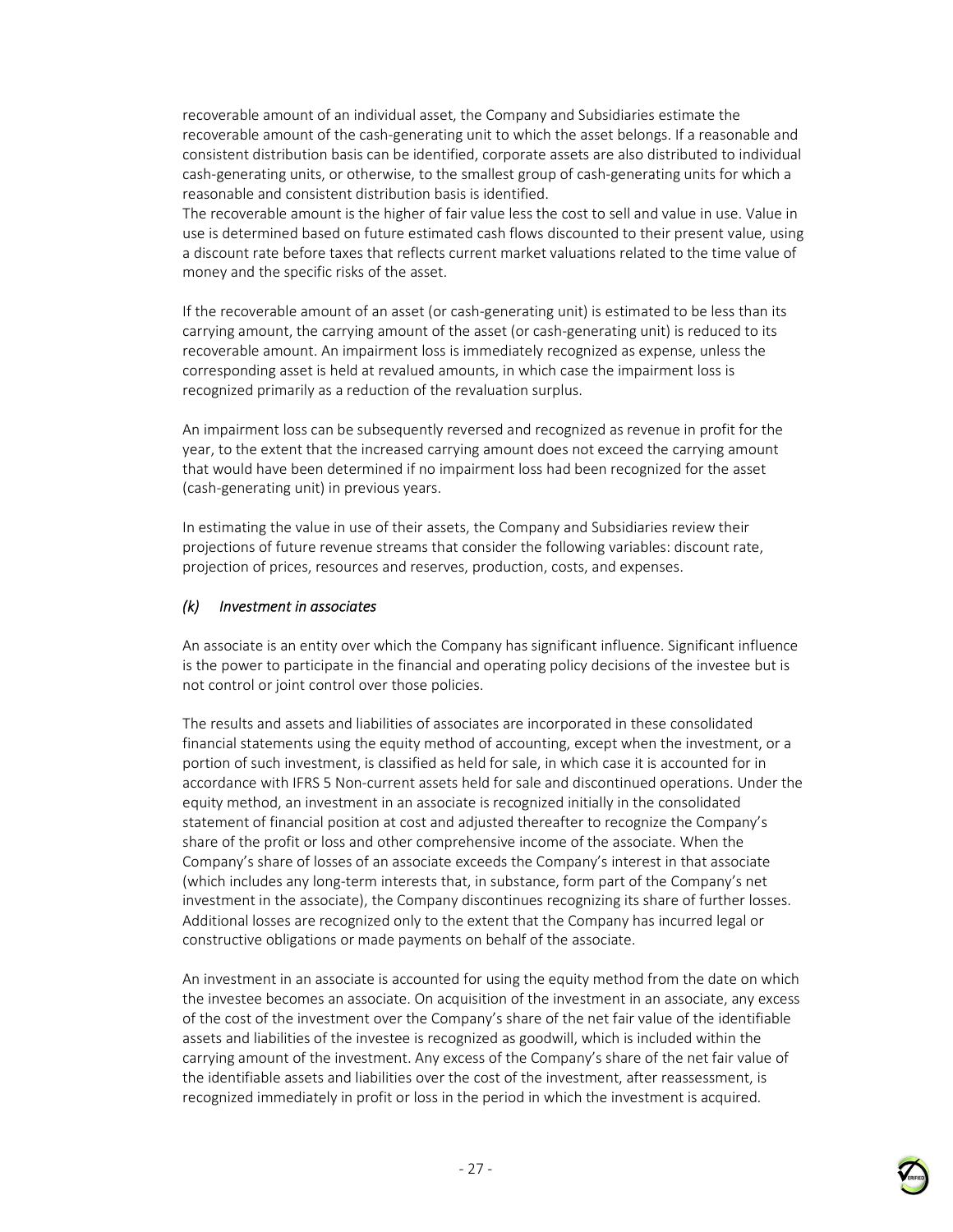recoverable amount of an individual asset, the Company and Subsidiaries estimate the recoverable amount of the cash-generating unit to which the asset belongs. If a reasonable and consistent distribution basis can be identified, corporate assets are also distributed to individual cash-generating units, or otherwise, to the smallest group of cash-generating units for which a reasonable and consistent distribution basis is identified.
The recoverable amount is the higher of fair value less the cost to sell and value in use. Value in use is determined based on future estimated cash flows discounted to their present value, using a discount rate before taxes that reflects current market valuations related to the time value of money and the specific risks of the asset.

If the recoverable amount of an asset (or cash-generating unit) is estimated to be less than its carrying amount, the carrying amount of the asset (or cash-generating unit) is reduced to its recoverable amount. An impairment loss is immediately recognized as expense, unless the corresponding asset is held at revalued amounts, in which case the impairment loss is recognized primarily as a reduction of the revaluation surplus.

An impairment loss can be subsequently reversed and recognized as revenue in profit for the year, to the extent that the increased carrying amount does not exceed the carrying amount that would have been determined if no impairment loss had been recognized for the asset (cash-generating unit) in previous years.

In estimating the value in use of their assets, the Company and Subsidiaries review their projections of future revenue streams that consider the following variables: discount rate, projection of prices, resources and reserves, production, costs, and expenses.

### *(k) Investment in associates*

An associate is an entity over which the Company has significant influence. Significant influence is the power to participate in the financial and operating policy decisions of the investee but is not control or joint control over those policies.

The results and assets and liabilities of associates are incorporated in these consolidated financial statements using the equity method of accounting, except when the investment, or a portion of such investment, is classified as held for sale, in which case it is accounted for in accordance with IFRS 5 Non-current assets held for sale and discontinued operations. Under the equity method, an investment in an associate is recognized initially in the consolidated statement of financial position at cost and adjusted thereafter to recognize the Company's share of the profit or loss and other comprehensive income of the associate. When the Company's share of losses of an associate exceeds the Company's interest in that associate (which includes any long-term interests that, in substance, form part of the Company's net investment in the associate), the Company discontinues recognizing its share of further losses. Additional losses are recognized only to the extent that the Company has incurred legal or constructive obligations or made payments on behalf of the associate.

An investment in an associate is accounted for using the equity method from the date on which the investee becomes an associate. On acquisition of the investment in an associate, any excess of the cost of the investment over the Company's share of the net fair value of the identifiable assets and liabilities of the investee is recognized as goodwill, which is included within the carrying amount of the investment. Any excess of the Company's share of the net fair value of the identifiable assets and liabilities over the cost of the investment, after reassessment, is recognized immediately in profit or loss in the period in which the investment is acquired.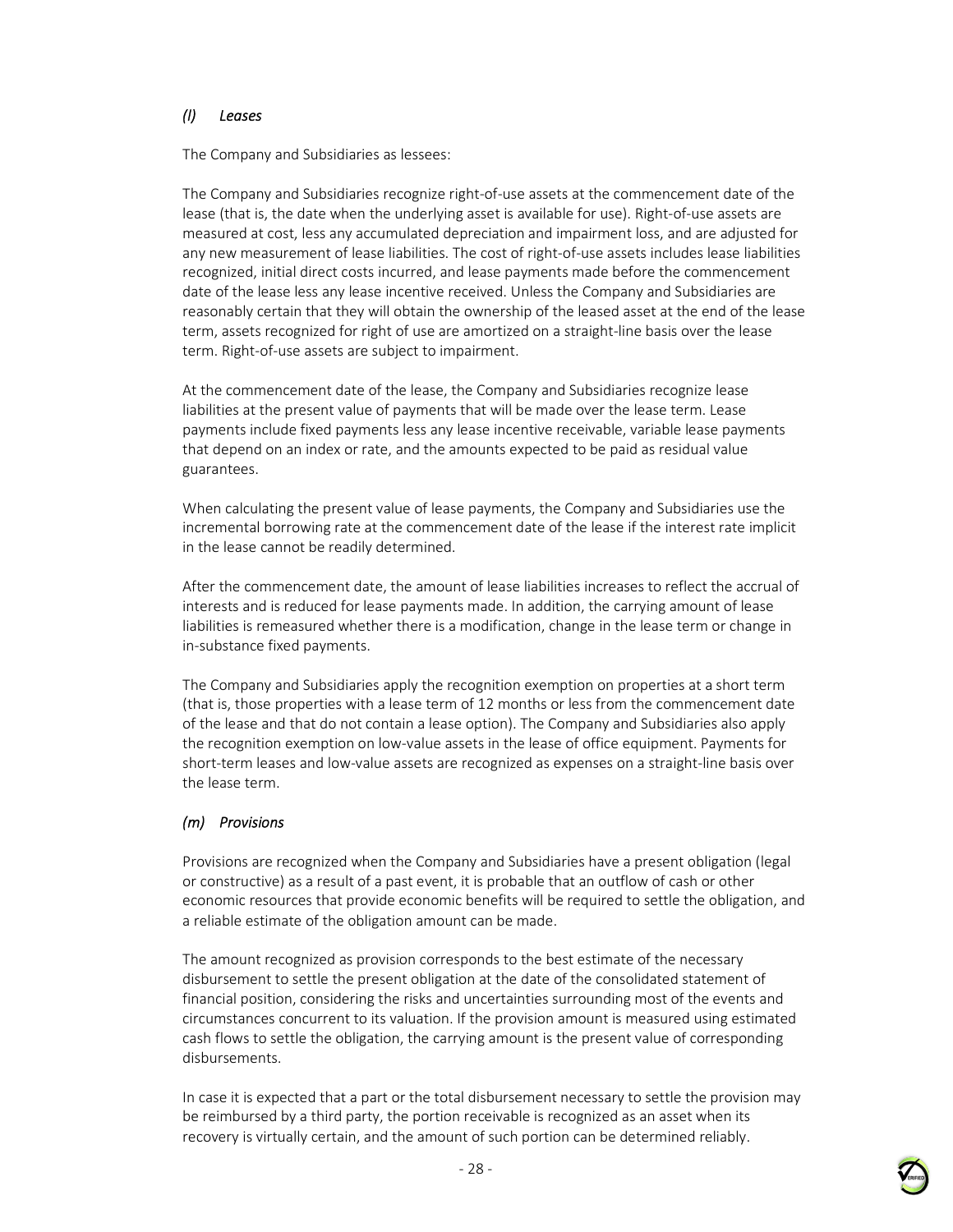### *(l) Leases*

The Company and Subsidiaries as lessees:

The Company and Subsidiaries recognize right-of-use assets at the commencement date of the lease (that is, the date when the underlying asset is available for use). Right-of-use assets are measured at cost, less any accumulated depreciation and impairment loss, and are adjusted for any new measurement of lease liabilities. The cost of right-of-use assets includes lease liabilities recognized, initial direct costs incurred, and lease payments made before the commencement date of the lease less any lease incentive received. Unless the Company and Subsidiaries are reasonably certain that they will obtain the ownership of the leased asset at the end of the lease term, assets recognized for right of use are amortized on a straight-line basis over the lease term. Right-of-use assets are subject to impairment.

At the commencement date of the lease, the Company and Subsidiaries recognize lease liabilities at the present value of payments that will be made over the lease term. Lease payments include fixed payments less any lease incentive receivable, variable lease payments that depend on an index or rate, and the amounts expected to be paid as residual value guarantees.

When calculating the present value of lease payments, the Company and Subsidiaries use the incremental borrowing rate at the commencement date of the lease if the interest rate implicit in the lease cannot be readily determined.

After the commencement date, the amount of lease liabilities increases to reflect the accrual of interests and is reduced for lease payments made. In addition, the carrying amount of lease liabilities is remeasured whether there is a modification, change in the lease term or change in in-substance fixed payments.

The Company and Subsidiaries apply the recognition exemption on properties at a short term (that is, those properties with a lease term of 12 months or less from the commencement date of the lease and that do not contain a lease option). The Company and Subsidiaries also apply the recognition exemption on low-value assets in the lease of office equipment. Payments for short-term leases and low-value assets are recognized as expenses on a straight-line basis over the lease term.

### *(m) Provisions*

Provisions are recognized when the Company and Subsidiaries have a present obligation (legal or constructive) as a result of a past event, it is probable that an outflow of cash or other economic resources that provide economic benefits will be required to settle the obligation, and a reliable estimate of the obligation amount can be made.

The amount recognized as provision corresponds to the best estimate of the necessary disbursement to settle the present obligation at the date of the consolidated statement of financial position, considering the risks and uncertainties surrounding most of the events and circumstances concurrent to its valuation. If the provision amount is measured using estimated cash flows to settle the obligation, the carrying amount is the present value of corresponding disbursements.

In case it is expected that a part or the total disbursement necessary to settle the provision may be reimbursed by a third party, the portion receivable is recognized as an asset when its recovery is virtually certain, and the amount of such portion can be determined reliably.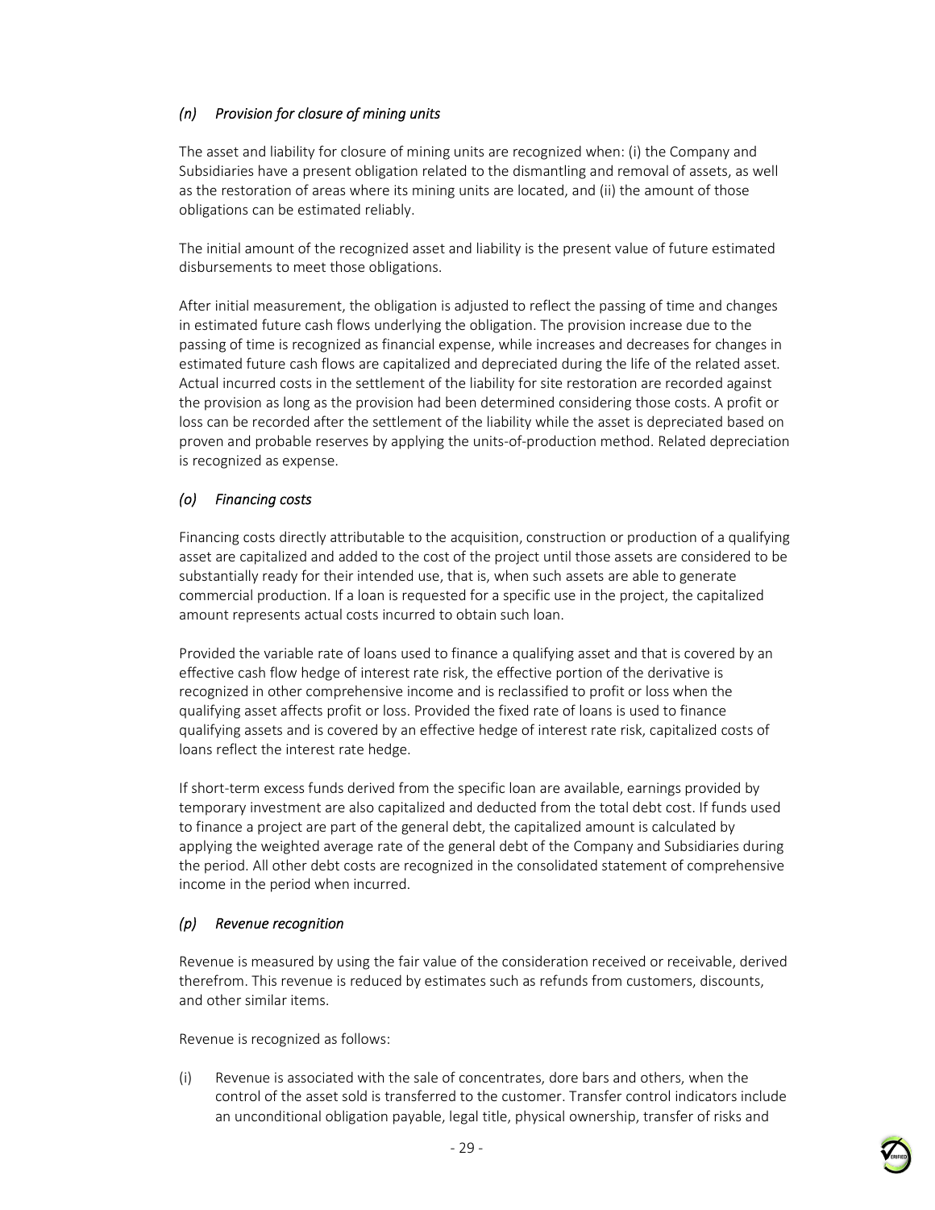### *(n) Provision for closure of mining units*

The asset and liability for closure of mining units are recognized when: (i) the Company and Subsidiaries have a present obligation related to the dismantling and removal of assets, as well as the restoration of areas where its mining units are located, and (ii) the amount of those obligations can be estimated reliably.

The initial amount of the recognized asset and liability is the present value of future estimated disbursements to meet those obligations.

After initial measurement, the obligation is adjusted to reflect the passing of time and changes in estimated future cash flows underlying the obligation. The provision increase due to the passing of time is recognized as financial expense, while increases and decreases for changes in estimated future cash flows are capitalized and depreciated during the life of the related asset. Actual incurred costs in the settlement of the liability for site restoration are recorded against the provision as long as the provision had been determined considering those costs. A profit or loss can be recorded after the settlement of the liability while the asset is depreciated based on proven and probable reserves by applying the units-of-production method. Related depreciation is recognized as expense.

### *(o) Financing costs*

Financing costs directly attributable to the acquisition, construction or production of a qualifying asset are capitalized and added to the cost of the project until those assets are considered to be substantially ready for their intended use, that is, when such assets are able to generate commercial production. If a loan is requested for a specific use in the project, the capitalized amount represents actual costs incurred to obtain such loan.

Provided the variable rate of loans used to finance a qualifying asset and that is covered by an effective cash flow hedge of interest rate risk, the effective portion of the derivative is recognized in other comprehensive income and is reclassified to profit or loss when the qualifying asset affects profit or loss. Provided the fixed rate of loans is used to finance qualifying assets and is covered by an effective hedge of interest rate risk, capitalized costs of loans reflect the interest rate hedge.

If short-term excess funds derived from the specific loan are available, earnings provided by temporary investment are also capitalized and deducted from the total debt cost. If funds used to finance a project are part of the general debt, the capitalized amount is calculated by applying the weighted average rate of the general debt of the Company and Subsidiaries during the period. All other debt costs are recognized in the consolidated statement of comprehensive income in the period when incurred.

### *(p) Revenue recognition*

Revenue is measured by using the fair value of the consideration received or receivable, derived therefrom. This revenue is reduced by estimates such as refunds from customers, discounts, and other similar items.

Revenue is recognized as follows:

(i) Revenue is associated with the sale of concentrates, dore bars and others, when the control of the asset sold is transferred to the customer. Transfer control indicators include an unconditional obligation payable, legal title, physical ownership, transfer of risks and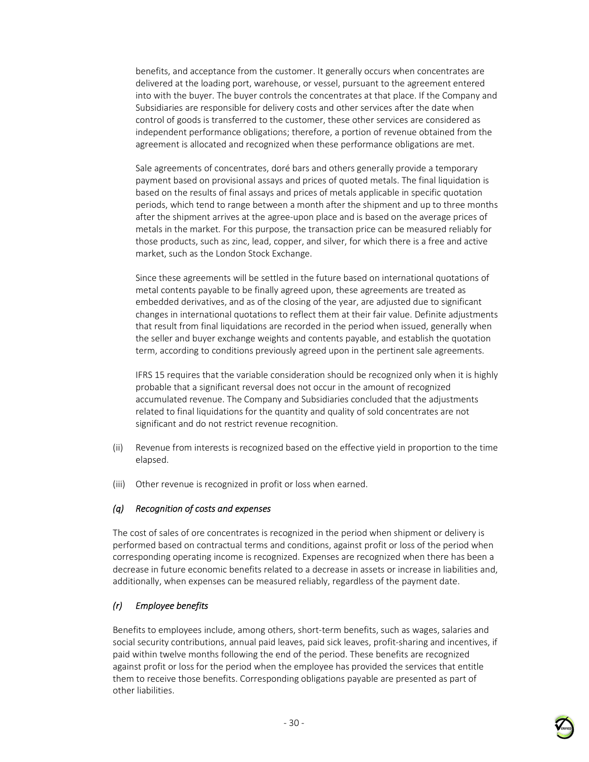benefits, and acceptance from the customer. It generally occurs when concentrates are delivered at the loading port, warehouse, or vessel, pursuant to the agreement entered into with the buyer. The buyer controls the concentrates at that place. If the Company and Subsidiaries are responsible for delivery costs and other services after the date when control of goods is transferred to the customer, these other services are considered as independent performance obligations; therefore, a portion of revenue obtained from the agreement is allocated and recognized when these performance obligations are met.

Sale agreements of concentrates, doré bars and others generally provide a temporary payment based on provisional assays and prices of quoted metals. The final liquidation is based on the results of final assays and prices of metals applicable in specific quotation periods, which tend to range between a month after the shipment and up to three months after the shipment arrives at the agree-upon place and is based on the average prices of metals in the market. For this purpose, the transaction price can be measured reliably for those products, such as zinc, lead, copper, and silver, for which there is a free and active market, such as the London Stock Exchange.

Since these agreements will be settled in the future based on international quotations of metal contents payable to be finally agreed upon, these agreements are treated as embedded derivatives, and as of the closing of the year, are adjusted due to significant changes in international quotations to reflect them at their fair value. Definite adjustments that result from final liquidations are recorded in the period when issued, generally when the seller and buyer exchange weights and contents payable, and establish the quotation term, according to conditions previously agreed upon in the pertinent sale agreements.

IFRS 15 requires that the variable consideration should be recognized only when it is highly probable that a significant reversal does not occur in the amount of recognized accumulated revenue. The Company and Subsidiaries concluded that the adjustments related to final liquidations for the quantity and quality of sold concentrates are not significant and do not restrict revenue recognition.

(ii) Revenue from interests is recognized based on the effective yield in proportion to the time elapsed.

(iii) Other revenue is recognized in profit or loss when earned.

### *(q) Recognition of costs and expenses*

The cost of sales of ore concentrates is recognized in the period when shipment or delivery is performed based on contractual terms and conditions, against profit or loss of the period when corresponding operating income is recognized. Expenses are recognized when there has been a decrease in future economic benefits related to a decrease in assets or increase in liabilities and, additionally, when expenses can be measured reliably, regardless of the payment date.

### *(r) Employee benefits*

Benefits to employees include, among others, short-term benefits, such as wages, salaries and social security contributions, annual paid leaves, paid sick leaves, profit-sharing and incentives, if paid within twelve months following the end of the period. These benefits are recognized against profit or loss for the period when the employee has provided the services that entitle them to receive those benefits. Corresponding obligations payable are presented as part of other liabilities.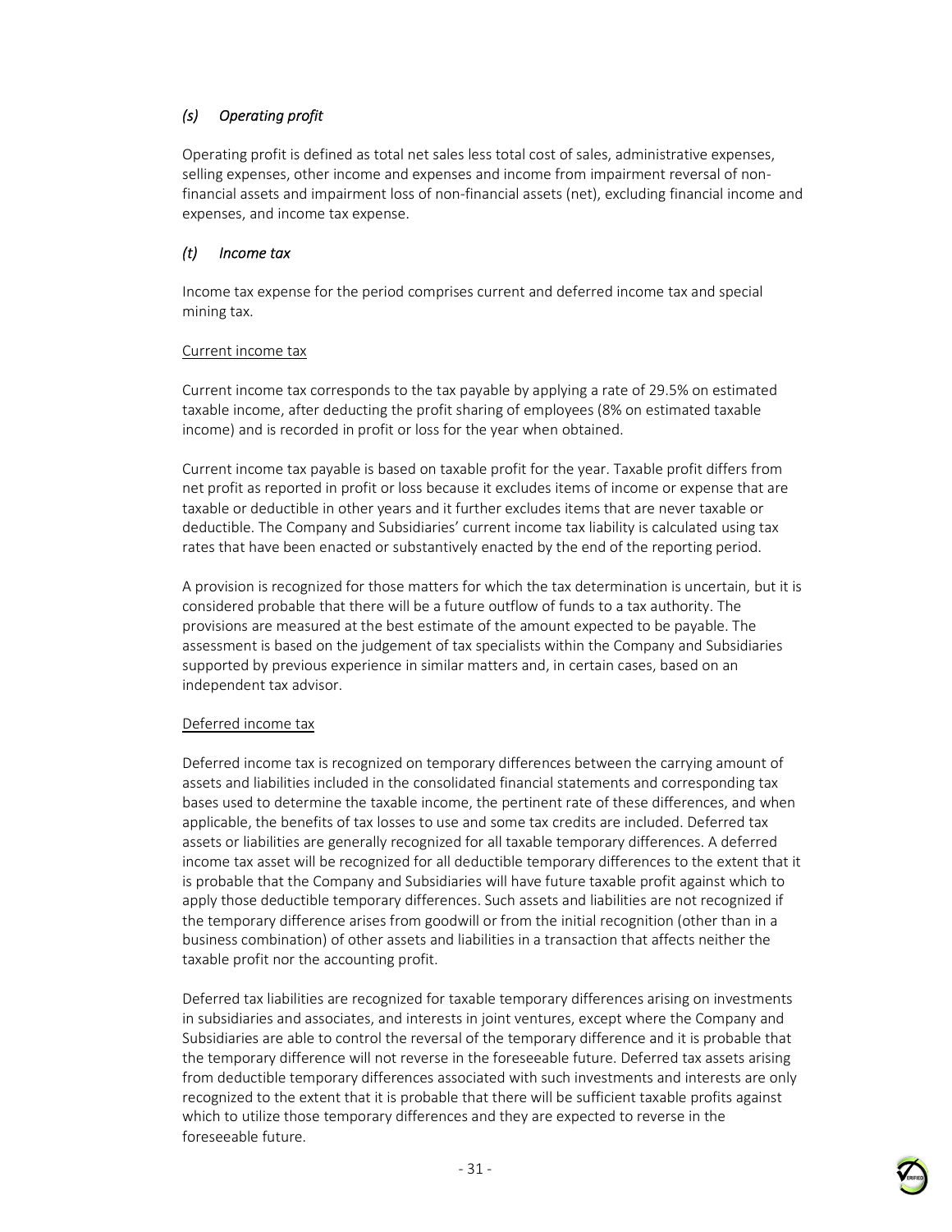### *(s) Operating profit*

Operating profit is defined as total net sales less total cost of sales, administrative expenses, selling expenses, other income and expenses and income from impairment reversal of non-financial assets and impairment loss of non-financial assets (net), excluding financial income and expenses, and income tax expense.

### *(t) Income tax*

Income tax expense for the period comprises current and deferred income tax and special mining tax.

<u>Current income tax</u>

Current income tax corresponds to the tax payable by applying a rate of 29.5% on estimated taxable income, after deducting the profit sharing of employees (8% on estimated taxable income) and is recorded in profit or loss for the year when obtained.

Current income tax payable is based on taxable profit for the year. Taxable profit differs from net profit as reported in profit or loss because it excludes items of income or expense that are taxable or deductible in other years and it further excludes items that are never taxable or deductible. The Company and Subsidiaries' current income tax liability is calculated using tax rates that have been enacted or substantively enacted by the end of the reporting period.

A provision is recognized for those matters for which the tax determination is uncertain, but it is considered probable that there will be a future outflow of funds to a tax authority. The provisions are measured at the best estimate of the amount expected to be payable. The assessment is based on the judgement of tax specialists within the Company and Subsidiaries supported by previous experience in similar matters and, in certain cases, based on an independent tax advisor.

<u>Deferred income tax</u>

Deferred income tax is recognized on temporary differences between the carrying amount of assets and liabilities included in the consolidated financial statements and corresponding tax bases used to determine the taxable income, the pertinent rate of these differences, and when applicable, the benefits of tax losses to use and some tax credits are included. Deferred tax assets or liabilities are generally recognized for all taxable temporary differences. A deferred income tax asset will be recognized for all deductible temporary differences to the extent that it is probable that the Company and Subsidiaries will have future taxable profit against which to apply those deductible temporary differences. Such assets and liabilities are not recognized if the temporary difference arises from goodwill or from the initial recognition (other than in a business combination) of other assets and liabilities in a transaction that affects neither the taxable profit nor the accounting profit.

Deferred tax liabilities are recognized for taxable temporary differences arising on investments in subsidiaries and associates, and interests in joint ventures, except where the Company and Subsidiaries are able to control the reversal of the temporary difference and it is probable that the temporary difference will not reverse in the foreseeable future. Deferred tax assets arising from deductible temporary differences associated with such investments and interests are only recognized to the extent that it is probable that there will be sufficient taxable profits against which to utilize those temporary differences and they are expected to reverse in the foreseeable future.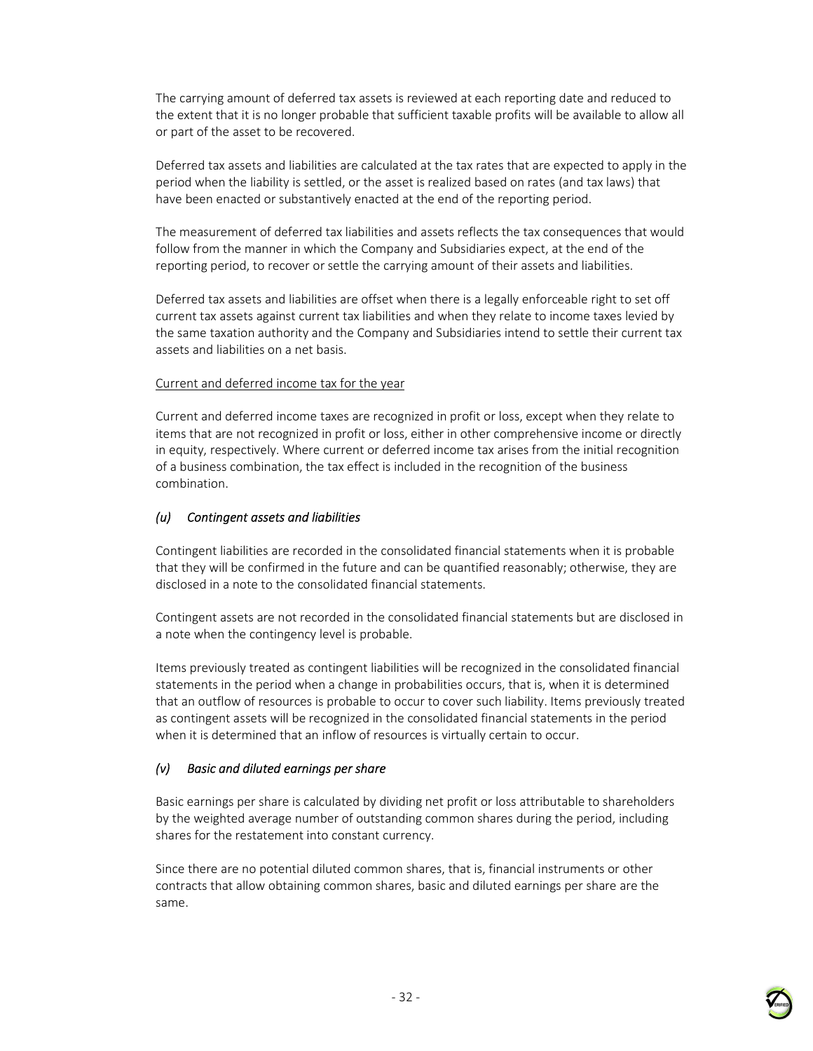The carrying amount of deferred tax assets is reviewed at each reporting date and reduced to the extent that it is no longer probable that sufficient taxable profits will be available to allow all or part of the asset to be recovered.

Deferred tax assets and liabilities are calculated at the tax rates that are expected to apply in the period when the liability is settled, or the asset is realized based on rates (and tax laws) that have been enacted or substantively enacted at the end of the reporting period.

The measurement of deferred tax liabilities and assets reflects the tax consequences that would follow from the manner in which the Company and Subsidiaries expect, at the end of the reporting period, to recover or settle the carrying amount of their assets and liabilities.

Deferred tax assets and liabilities are offset when there is a legally enforceable right to set off current tax assets against current tax liabilities and when they relate to income taxes levied by the same taxation authority and the Company and Subsidiaries intend to settle their current tax assets and liabilities on a net basis.

Current and deferred income tax for the year

Current and deferred income taxes are recognized in profit or loss, except when they relate to items that are not recognized in profit or loss, either in other comprehensive income or directly in equity, respectively. Where current or deferred income tax arises from the initial recognition of a business combination, the tax effect is included in the recognition of the business combination.

### *(u) Contingent assets and liabilities*

Contingent liabilities are recorded in the consolidated financial statements when it is probable that they will be confirmed in the future and can be quantified reasonably; otherwise, they are disclosed in a note to the consolidated financial statements.

Contingent assets are not recorded in the consolidated financial statements but are disclosed in a note when the contingency level is probable.

Items previously treated as contingent liabilities will be recognized in the consolidated financial statements in the period when a change in probabilities occurs, that is, when it is determined that an outflow of resources is probable to occur to cover such liability. Items previously treated as contingent assets will be recognized in the consolidated financial statements in the period when it is determined that an inflow of resources is virtually certain to occur.

### *(v) Basic and diluted earnings per share*

Basic earnings per share is calculated by dividing net profit or loss attributable to shareholders by the weighted average number of outstanding common shares during the period, including shares for the restatement into constant currency.

Since there are no potential diluted common shares, that is, financial instruments or other contracts that allow obtaining common shares, basic and diluted earnings per share are the same.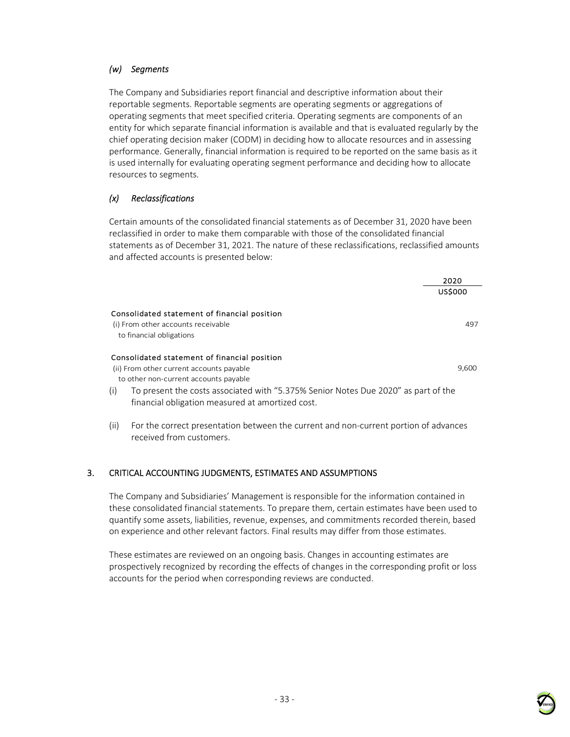### *(w) Segments*

The Company and Subsidiaries report financial and descriptive information about their reportable segments. Reportable segments are operating segments or aggregations of operating segments that meet specified criteria. Operating segments are components of an entity for which separate financial information is available and that is evaluated regularly by the chief operating decision maker (CODM) in deciding how to allocate resources and in assessing performance. Generally, financial information is required to be reported on the same basis as it is used internally for evaluating operating segment performance and deciding how to allocate resources to segments.

### *(x) Reclassifications*

Certain amounts of the consolidated financial statements as of December 31, 2020 have been reclassified in order to make them comparable with those of the consolidated financial statements as of December 31, 2021. The nature of these reclassifications, reclassified amounts and affected accounts is presented below:

| | 2020 |
|---|---|
| | US$000 |
| **Consolidated statement of financial position** | |
| (i) From other accounts receivable to financial obligations | 497 |
| **Consolidated statement of financial position** | |
| (ii) From other current accounts payable to other non-current accounts payable | 9,600 |

(i) To present the costs associated with "5.375% Senior Notes Due 2020" as part of the financial obligation measured at amortized cost.

(ii) For the correct presentation between the current and non-current portion of advances received from customers.

## 3. CRITICAL ACCOUNTING JUDGMENTS, ESTIMATES AND ASSUMPTIONS

The Company and Subsidiaries' Management is responsible for the information contained in these consolidated financial statements. To prepare them, certain estimates have been used to quantify some assets, liabilities, revenue, expenses, and commitments recorded therein, based on experience and other relevant factors. Final results may differ from those estimates.

These estimates are reviewed on an ongoing basis. Changes in accounting estimates are prospectively recognized by recording the effects of changes in the corresponding profit or loss accounts for the period when corresponding reviews are conducted.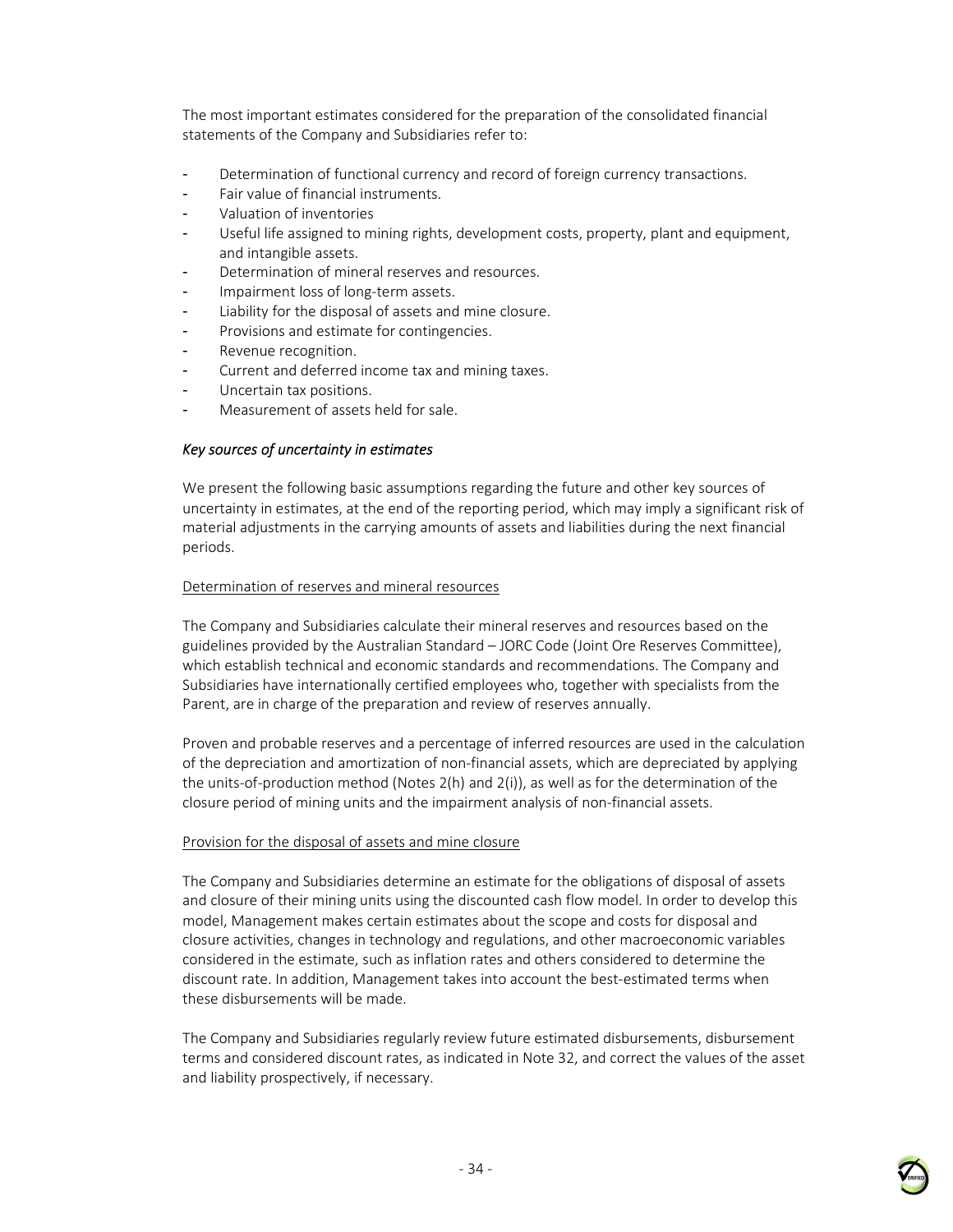The most important estimates considered for the preparation of the consolidated financial statements of the Company and Subsidiaries refer to:

- Determination of functional currency and record of foreign currency transactions.
- Fair value of financial instruments.
- Valuation of inventories
- Useful life assigned to mining rights, development costs, property, plant and equipment, and intangible assets.
- Determination of mineral reserves and resources.
- Impairment loss of long-term assets.
- Liability for the disposal of assets and mine closure.
- Provisions and estimate for contingencies.
- Revenue recognition.
- Current and deferred income tax and mining taxes.
- Uncertain tax positions.
- Measurement of assets held for sale.

*Key sources of uncertainty in estimates*

We present the following basic assumptions regarding the future and other key sources of uncertainty in estimates, at the end of the reporting period, which may imply a significant risk of material adjustments in the carrying amounts of assets and liabilities during the next financial periods.

<u>Determination of reserves and mineral resources</u>

The Company and Subsidiaries calculate their mineral reserves and resources based on the guidelines provided by the Australian Standard – JORC Code (Joint Ore Reserves Committee), which establish technical and economic standards and recommendations. The Company and Subsidiaries have internationally certified employees who, together with specialists from the Parent, are in charge of the preparation and review of reserves annually.

Proven and probable reserves and a percentage of inferred resources are used in the calculation of the depreciation and amortization of non-financial assets, which are depreciated by applying the units-of-production method (Notes 2(h) and 2(i)), as well as for the determination of the closure period of mining units and the impairment analysis of non-financial assets.

<u>Provision for the disposal of assets and mine closure</u>

The Company and Subsidiaries determine an estimate for the obligations of disposal of assets and closure of their mining units using the discounted cash flow model. In order to develop this model, Management makes certain estimates about the scope and costs for disposal and closure activities, changes in technology and regulations, and other macroeconomic variables considered in the estimate, such as inflation rates and others considered to determine the discount rate. In addition, Management takes into account the best-estimated terms when these disbursements will be made.

The Company and Subsidiaries regularly review future estimated disbursements, disbursement terms and considered discount rates, as indicated in Note 32, and correct the values of the asset and liability prospectively, if necessary.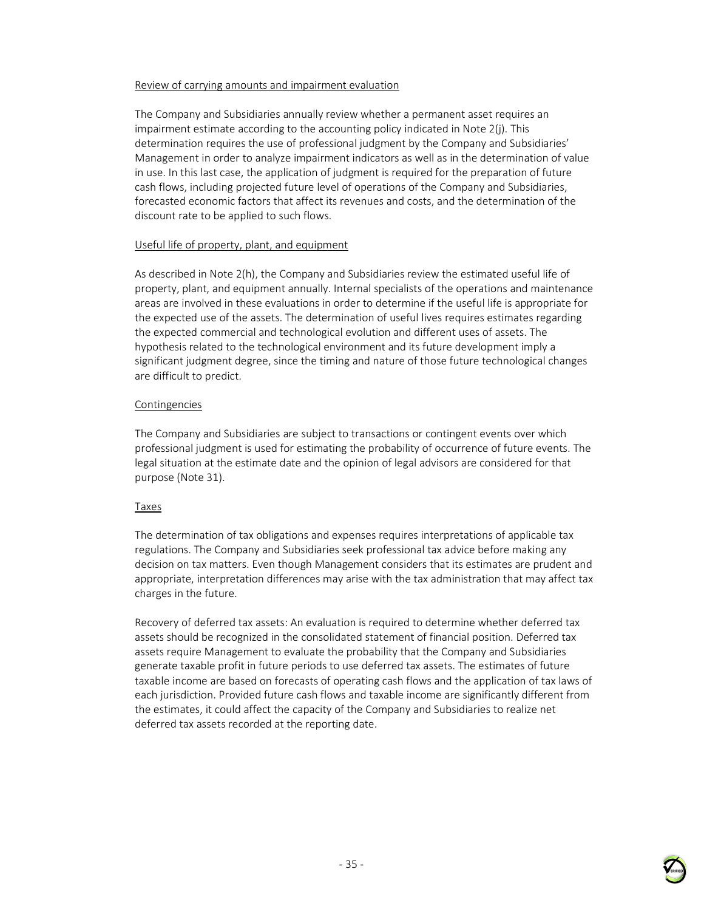Review of carrying amounts and impairment evaluation

The Company and Subsidiaries annually review whether a permanent asset requires an impairment estimate according to the accounting policy indicated in Note 2(j). This determination requires the use of professional judgment by the Company and Subsidiaries' Management in order to analyze impairment indicators as well as in the determination of value in use. In this last case, the application of judgment is required for the preparation of future cash flows, including projected future level of operations of the Company and Subsidiaries, forecasted economic factors that affect its revenues and costs, and the determination of the discount rate to be applied to such flows.

Useful life of property, plant, and equipment

As described in Note 2(h), the Company and Subsidiaries review the estimated useful life of property, plant, and equipment annually. Internal specialists of the operations and maintenance areas are involved in these evaluations in order to determine if the useful life is appropriate for the expected use of the assets. The determination of useful lives requires estimates regarding the expected commercial and technological evolution and different uses of assets. The hypothesis related to the technological environment and its future development imply a significant judgment degree, since the timing and nature of those future technological changes are difficult to predict.

Contingencies

The Company and Subsidiaries are subject to transactions or contingent events over which professional judgment is used for estimating the probability of occurrence of future events. The legal situation at the estimate date and the opinion of legal advisors are considered for that purpose (Note 31).

Taxes

The determination of tax obligations and expenses requires interpretations of applicable tax regulations. The Company and Subsidiaries seek professional tax advice before making any decision on tax matters. Even though Management considers that its estimates are prudent and appropriate, interpretation differences may arise with the tax administration that may affect tax charges in the future.

Recovery of deferred tax assets: An evaluation is required to determine whether deferred tax assets should be recognized in the consolidated statement of financial position. Deferred tax assets require Management to evaluate the probability that the Company and Subsidiaries generate taxable profit in future periods to use deferred tax assets. The estimates of future taxable income are based on forecasts of operating cash flows and the application of tax laws of each jurisdiction. Provided future cash flows and taxable income are significantly different from the estimates, it could affect the capacity of the Company and Subsidiaries to realize net deferred tax assets recorded at the reporting date.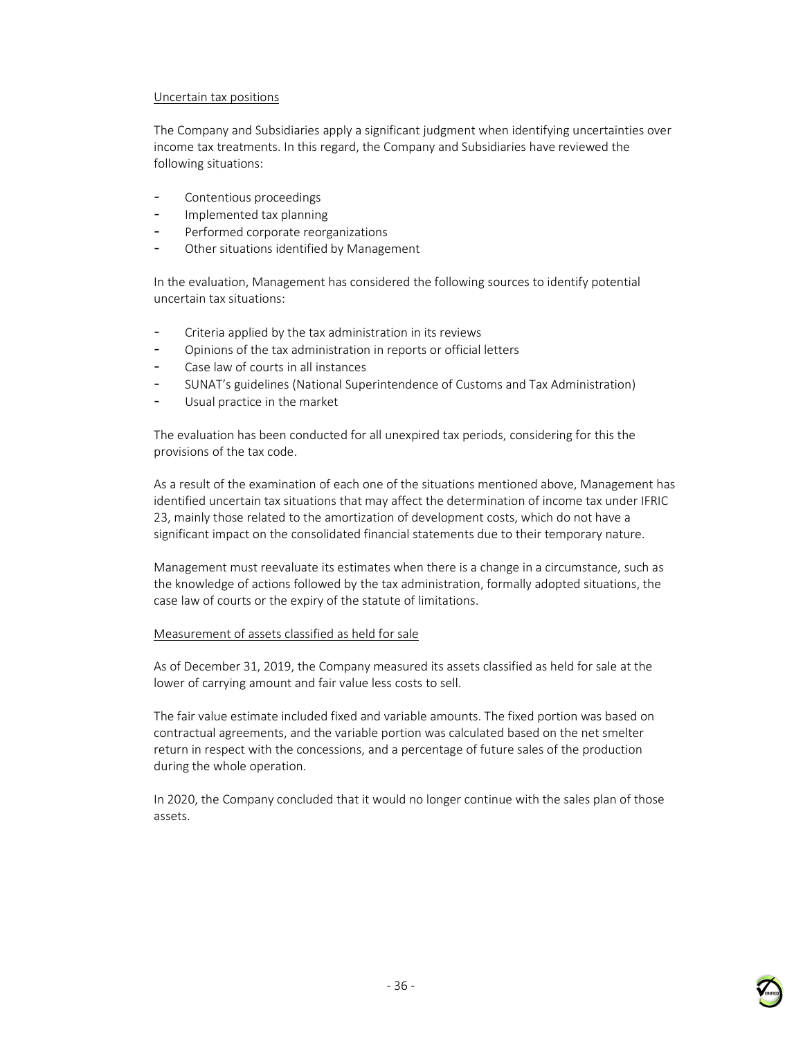Uncertain tax positions

The Company and Subsidiaries apply a significant judgment when identifying uncertainties over income tax treatments. In this regard, the Company and Subsidiaries have reviewed the following situations:

- Contentious proceedings
- Implemented tax planning
- Performed corporate reorganizations
- Other situations identified by Management

In the evaluation, Management has considered the following sources to identify potential uncertain tax situations:

- Criteria applied by the tax administration in its reviews
- Opinions of the tax administration in reports or official letters
- Case law of courts in all instances
- SUNAT's guidelines (National Superintendence of Customs and Tax Administration)
- Usual practice in the market

The evaluation has been conducted for all unexpired tax periods, considering for this the provisions of the tax code.

As a result of the examination of each one of the situations mentioned above, Management has identified uncertain tax situations that may affect the determination of income tax under IFRIC 23, mainly those related to the amortization of development costs, which do not have a significant impact on the consolidated financial statements due to their temporary nature.

Management must reevaluate its estimates when there is a change in a circumstance, such as the knowledge of actions followed by the tax administration, formally adopted situations, the case law of courts or the expiry of the statute of limitations.

Measurement of assets classified as held for sale

As of December 31, 2019, the Company measured its assets classified as held for sale at the lower of carrying amount and fair value less costs to sell.

The fair value estimate included fixed and variable amounts. The fixed portion was based on contractual agreements, and the variable portion was calculated based on the net smelter return in respect with the concessions, and a percentage of future sales of the production during the whole operation.

In 2020, the Company concluded that it would no longer continue with the sales plan of those assets.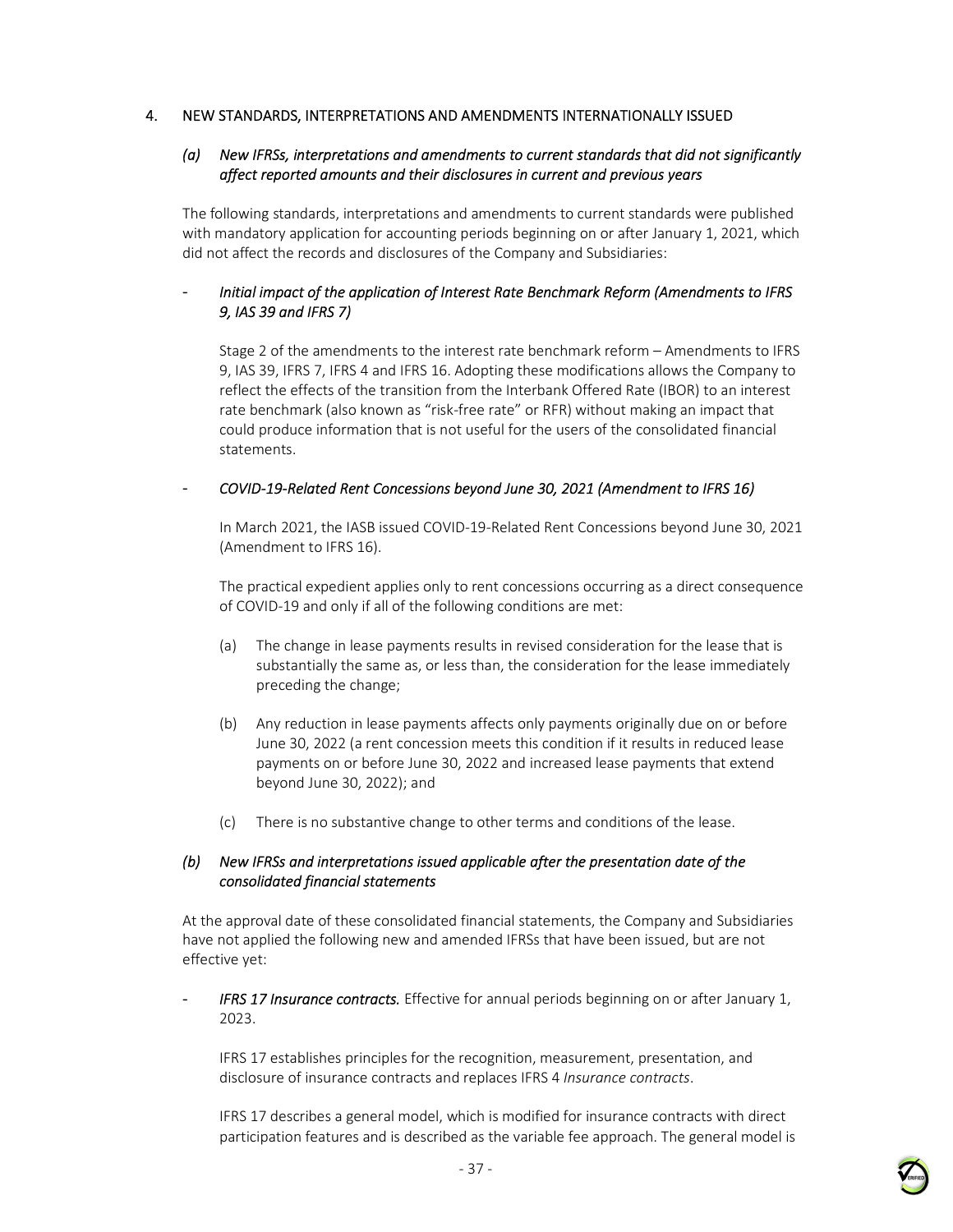## 4. NEW STANDARDS, INTERPRETATIONS AND AMENDMENTS INTERNATIONALLY ISSUED

### *(a) New IFRSs, interpretations and amendments to current standards that did not significantly affect reported amounts and their disclosures in current and previous years*

The following standards, interpretations and amendments to current standards were published with mandatory application for accounting periods beginning on or after January 1, 2021, which did not affect the records and disclosures of the Company and Subsidiaries:

- *Initial impact of the application of Interest Rate Benchmark Reform (Amendments to IFRS 9, IAS 39 and IFRS 7)*

  Stage 2 of the amendments to the interest rate benchmark reform – Amendments to IFRS 9, IAS 39, IFRS 7, IFRS 4 and IFRS 16. Adopting these modifications allows the Company to reflect the effects of the transition from the Interbank Offered Rate (IBOR) to an interest rate benchmark (also known as "risk-free rate" or RFR) without making an impact that could produce information that is not useful for the users of the consolidated financial statements.

- *COVID-19-Related Rent Concessions beyond June 30, 2021 (Amendment to IFRS 16)*

  In March 2021, the IASB issued COVID-19-Related Rent Concessions beyond June 30, 2021 (Amendment to IFRS 16).

  The practical expedient applies only to rent concessions occurring as a direct consequence of COVID-19 and only if all of the following conditions are met:

  (a) The change in lease payments results in revised consideration for the lease that is substantially the same as, or less than, the consideration for the lease immediately preceding the change;

  (b) Any reduction in lease payments affects only payments originally due on or before June 30, 2022 (a rent concession meets this condition if it results in reduced lease payments on or before June 30, 2022 and increased lease payments that extend beyond June 30, 2022); and

  (c) There is no substantive change to other terms and conditions of the lease.

### *(b) New IFRSs and interpretations issued applicable after the presentation date of the consolidated financial statements*

At the approval date of these consolidated financial statements, the Company and Subsidiaries have not applied the following new and amended IFRSs that have been issued, but are not effective yet:

- ***IFRS 17 Insurance contracts.*** Effective for annual periods beginning on or after January 1, 2023.

  IFRS 17 establishes principles for the recognition, measurement, presentation, and disclosure of insurance contracts and replaces IFRS 4 *Insurance contracts*.

  IFRS 17 describes a general model, which is modified for insurance contracts with direct participation features and is described as the variable fee approach. The general model is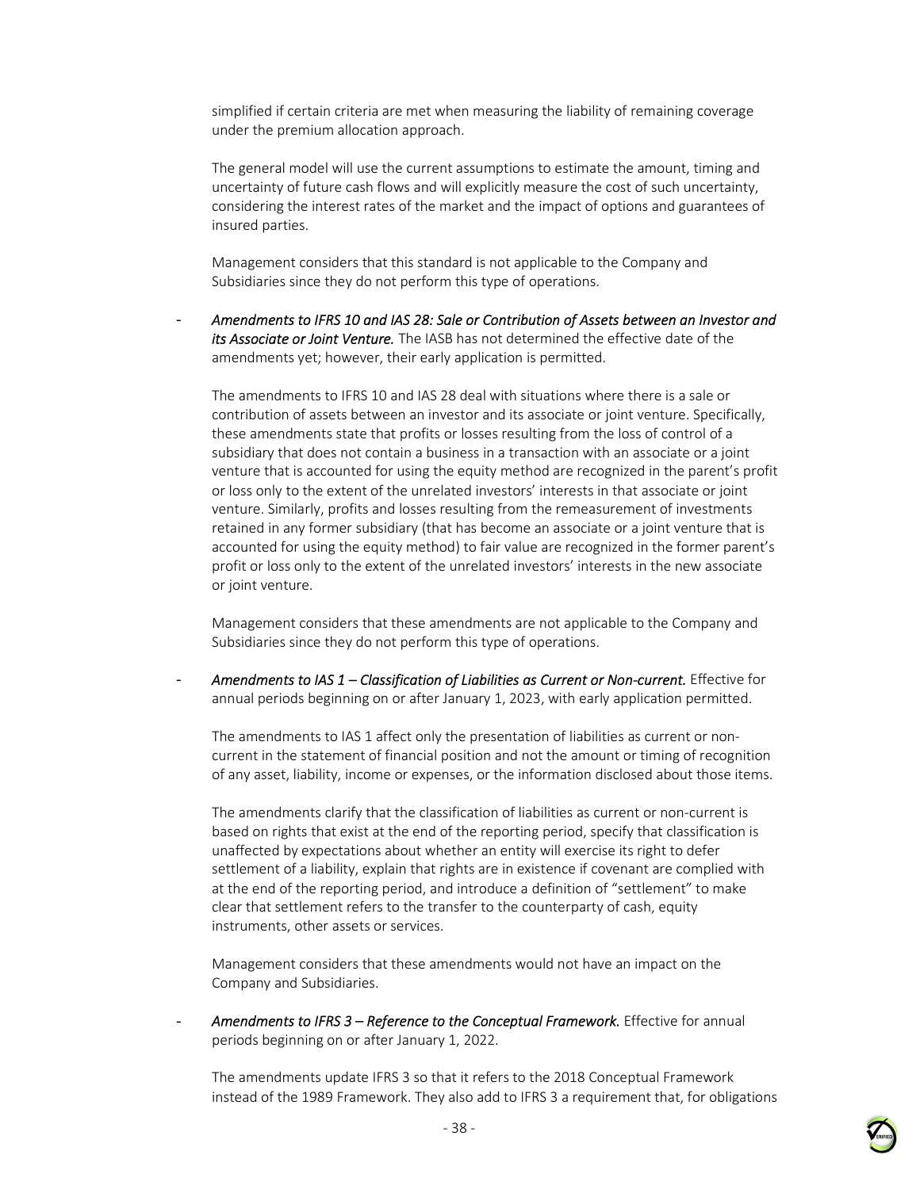simplified if certain criteria are met when measuring the liability of remaining coverage under the premium allocation approach.

The general model will use the current assumptions to estimate the amount, timing and uncertainty of future cash flows and will explicitly measure the cost of such uncertainty, considering the interest rates of the market and the impact of options and guarantees of insured parties.

Management considers that this standard is not applicable to the Company and Subsidiaries since they do not perform this type of operations.

- ***Amendments to IFRS 10 and IAS 28: Sale or Contribution of Assets between an Investor and its Associate or Joint Venture.*** The IASB has not determined the effective date of the amendments yet; however, their early application is permitted.

  The amendments to IFRS 10 and IAS 28 deal with situations where there is a sale or contribution of assets between an investor and its associate or joint venture. Specifically, these amendments state that profits or losses resulting from the loss of control of a subsidiary that does not contain a business in a transaction with an associate or a joint venture that is accounted for using the equity method are recognized in the parent's profit or loss only to the extent of the unrelated investors' interests in that associate or joint venture. Similarly, profits and losses resulting from the remeasurement of investments retained in any former subsidiary (that has become an associate or a joint venture that is accounted for using the equity method) to fair value are recognized in the former parent's profit or loss only to the extent of the unrelated investors' interests in the new associate or joint venture.

  Management considers that these amendments are not applicable to the Company and Subsidiaries since they do not perform this type of operations.

- ***Amendments to IAS 1 – Classification of Liabilities as Current or Non-current.*** Effective for annual periods beginning on or after January 1, 2023, with early application permitted.

  The amendments to IAS 1 affect only the presentation of liabilities as current or non-current in the statement of financial position and not the amount or timing of recognition of any asset, liability, income or expenses, or the information disclosed about those items.

  The amendments clarify that the classification of liabilities as current or non-current is based on rights that exist at the end of the reporting period, specify that classification is unaffected by expectations about whether an entity will exercise its right to defer settlement of a liability, explain that rights are in existence if covenant are complied with at the end of the reporting period, and introduce a definition of "settlement" to make clear that settlement refers to the transfer to the counterparty of cash, equity instruments, other assets or services.

  Management considers that these amendments would not have an impact on the Company and Subsidiaries.

- ***Amendments to IFRS 3 – Reference to the Conceptual Framework.*** Effective for annual periods beginning on or after January 1, 2022.

  The amendments update IFRS 3 so that it refers to the 2018 Conceptual Framework instead of the 1989 Framework. They also add to IFRS 3 a requirement that, for obligations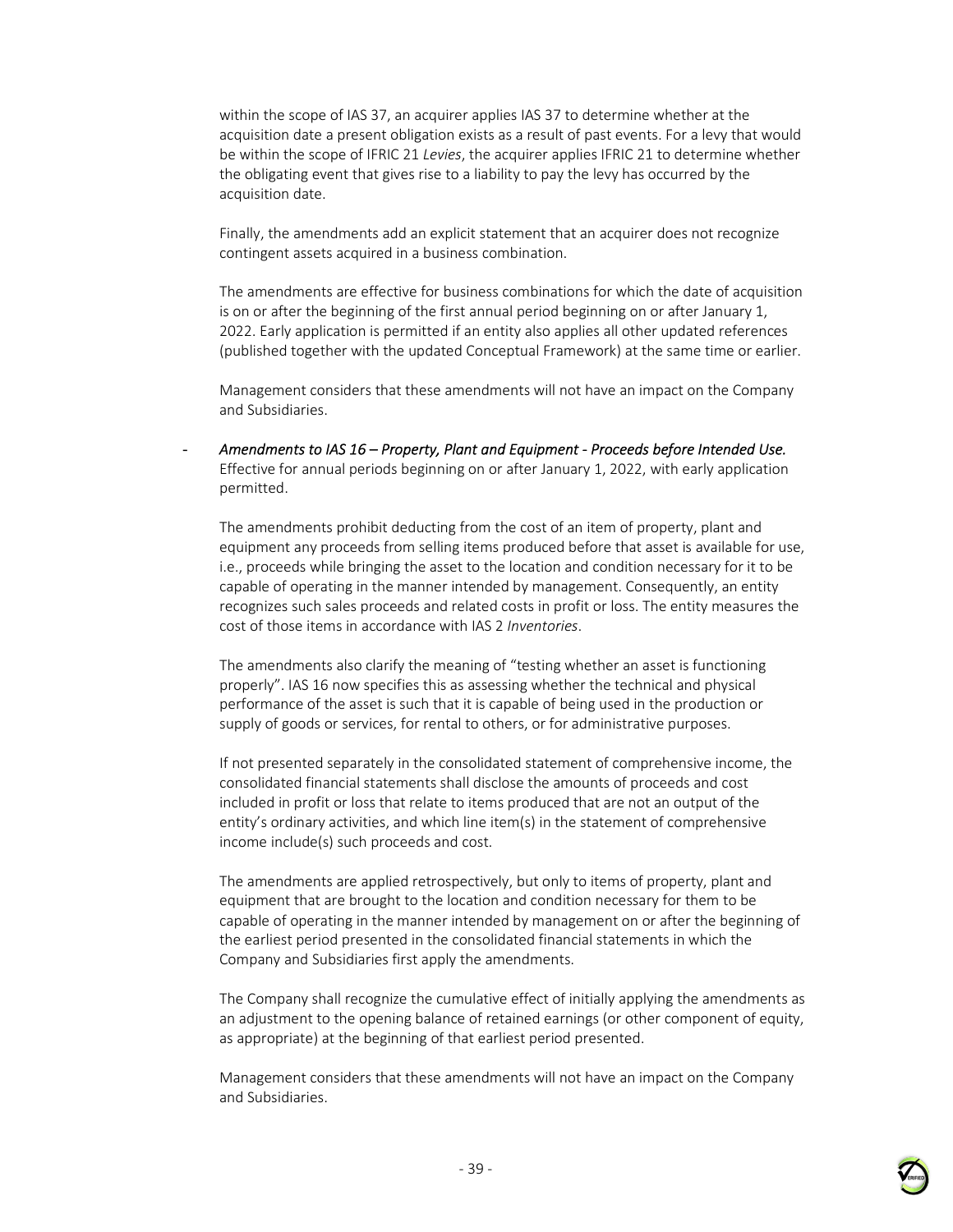within the scope of IAS 37, an acquirer applies IAS 37 to determine whether at the acquisition date a present obligation exists as a result of past events. For a levy that would be within the scope of IFRIC 21 *Levies*, the acquirer applies IFRIC 21 to determine whether the obligating event that gives rise to a liability to pay the levy has occurred by the acquisition date.

Finally, the amendments add an explicit statement that an acquirer does not recognize contingent assets acquired in a business combination.

The amendments are effective for business combinations for which the date of acquisition is on or after the beginning of the first annual period beginning on or after January 1, 2022. Early application is permitted if an entity also applies all other updated references (published together with the updated Conceptual Framework) at the same time or earlier.

Management considers that these amendments will not have an impact on the Company and Subsidiaries.

- *Amendments to IAS 16 – Property, Plant and Equipment - Proceeds before Intended Use.* Effective for annual periods beginning on or after January 1, 2022, with early application permitted.

  The amendments prohibit deducting from the cost of an item of property, plant and equipment any proceeds from selling items produced before that asset is available for use, i.e., proceeds while bringing the asset to the location and condition necessary for it to be capable of operating in the manner intended by management. Consequently, an entity recognizes such sales proceeds and related costs in profit or loss. The entity measures the cost of those items in accordance with IAS 2 *Inventories*.

  The amendments also clarify the meaning of "testing whether an asset is functioning properly". IAS 16 now specifies this as assessing whether the technical and physical performance of the asset is such that it is capable of being used in the production or supply of goods or services, for rental to others, or for administrative purposes.

  If not presented separately in the consolidated statement of comprehensive income, the consolidated financial statements shall disclose the amounts of proceeds and cost included in profit or loss that relate to items produced that are not an output of the entity's ordinary activities, and which line item(s) in the statement of comprehensive income include(s) such proceeds and cost.

  The amendments are applied retrospectively, but only to items of property, plant and equipment that are brought to the location and condition necessary for them to be capable of operating in the manner intended by management on or after the beginning of the earliest period presented in the consolidated financial statements in which the Company and Subsidiaries first apply the amendments.

  The Company shall recognize the cumulative effect of initially applying the amendments as an adjustment to the opening balance of retained earnings (or other component of equity, as appropriate) at the beginning of that earliest period presented.

  Management considers that these amendments will not have an impact on the Company and Subsidiaries.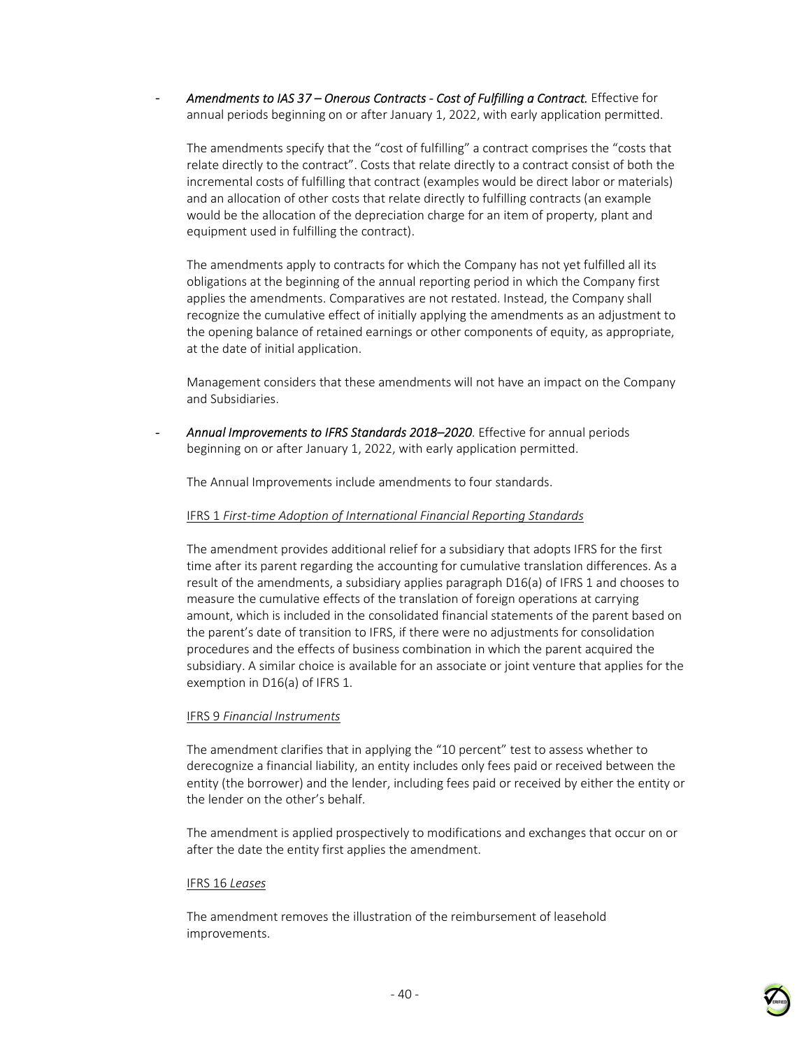- ***Amendments to IAS 37 – Onerous Contracts - Cost of Fulfilling a Contract.*** Effective for annual periods beginning on or after January 1, 2022, with early application permitted.

  The amendments specify that the "cost of fulfilling" a contract comprises the "costs that relate directly to the contract". Costs that relate directly to a contract consist of both the incremental costs of fulfilling that contract (examples would be direct labor or materials) and an allocation of other costs that relate directly to fulfilling contracts (an example would be the allocation of the depreciation charge for an item of property, plant and equipment used in fulfilling the contract).

  The amendments apply to contracts for which the Company has not yet fulfilled all its obligations at the beginning of the annual reporting period in which the Company first applies the amendments. Comparatives are not restated. Instead, the Company shall recognize the cumulative effect of initially applying the amendments as an adjustment to the opening balance of retained earnings or other components of equity, as appropriate, at the date of initial application.

  Management considers that these amendments will not have an impact on the Company and Subsidiaries.

- ***Annual Improvements to IFRS Standards 2018–2020***. Effective for annual periods beginning on or after January 1, 2022, with early application permitted.

  The Annual Improvements include amendments to four standards.

  IFRS 1 *First-time Adoption of International Financial Reporting Standards*

  The amendment provides additional relief for a subsidiary that adopts IFRS for the first time after its parent regarding the accounting for cumulative translation differences. As a result of the amendments, a subsidiary applies paragraph D16(a) of IFRS 1 and chooses to measure the cumulative effects of the translation of foreign operations at carrying amount, which is included in the consolidated financial statements of the parent based on the parent's date of transition to IFRS, if there were no adjustments for consolidation procedures and the effects of business combination in which the parent acquired the subsidiary. A similar choice is available for an associate or joint venture that applies for the exemption in D16(a) of IFRS 1.

  IFRS 9 *Financial Instruments*

  The amendment clarifies that in applying the "10 percent" test to assess whether to derecognize a financial liability, an entity includes only fees paid or received between the entity (the borrower) and the lender, including fees paid or received by either the entity or the lender on the other's behalf.

  The amendment is applied prospectively to modifications and exchanges that occur on or after the date the entity first applies the amendment.

  IFRS 16 *Leases*

  The amendment removes the illustration of the reimbursement of leasehold improvements.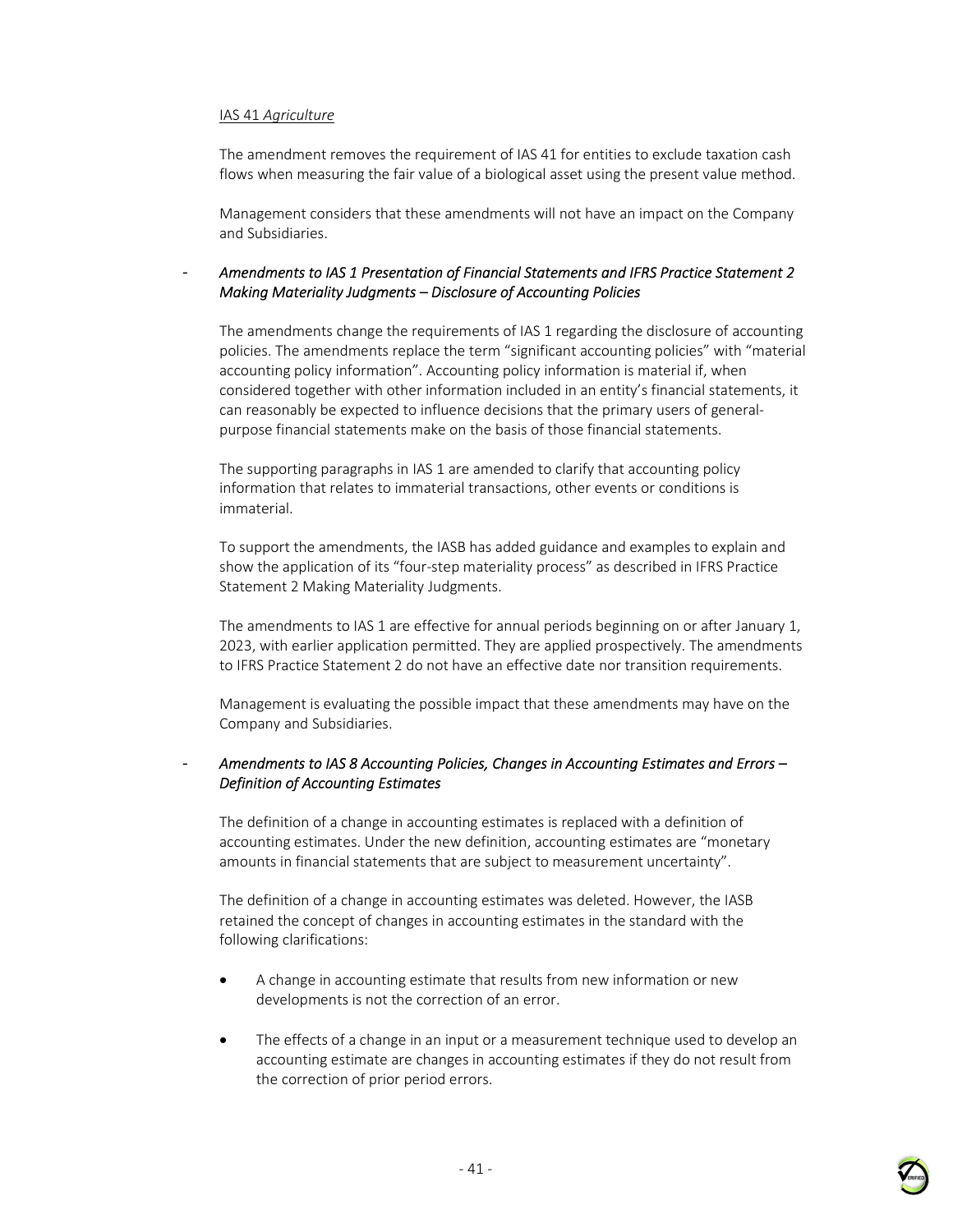IAS 41 *Agriculture*

The amendment removes the requirement of IAS 41 for entities to exclude taxation cash flows when measuring the fair value of a biological asset using the present value method.

Management considers that these amendments will not have an impact on the Company and Subsidiaries.

- *Amendments to IAS 1 Presentation of Financial Statements and IFRS Practice Statement 2 Making Materiality Judgments – Disclosure of Accounting Policies*

  The amendments change the requirements of IAS 1 regarding the disclosure of accounting policies. The amendments replace the term "significant accounting policies" with "material accounting policy information". Accounting policy information is material if, when considered together with other information included in an entity's financial statements, it can reasonably be expected to influence decisions that the primary users of general-purpose financial statements make on the basis of those financial statements.

  The supporting paragraphs in IAS 1 are amended to clarify that accounting policy information that relates to immaterial transactions, other events or conditions is immaterial.

  To support the amendments, the IASB has added guidance and examples to explain and show the application of its "four-step materiality process" as described in IFRS Practice Statement 2 Making Materiality Judgments.

  The amendments to IAS 1 are effective for annual periods beginning on or after January 1, 2023, with earlier application permitted. They are applied prospectively. The amendments to IFRS Practice Statement 2 do not have an effective date nor transition requirements.

  Management is evaluating the possible impact that these amendments may have on the Company and Subsidiaries.

- *Amendments to IAS 8 Accounting Policies, Changes in Accounting Estimates and Errors – Definition of Accounting Estimates*

  The definition of a change in accounting estimates is replaced with a definition of accounting estimates. Under the new definition, accounting estimates are "monetary amounts in financial statements that are subject to measurement uncertainty".

  The definition of a change in accounting estimates was deleted. However, the IASB retained the concept of changes in accounting estimates in the standard with the following clarifications:

  - A change in accounting estimate that results from new information or new developments is not the correction of an error.

  - The effects of a change in an input or a measurement technique used to develop an accounting estimate are changes in accounting estimates if they do not result from the correction of prior period errors.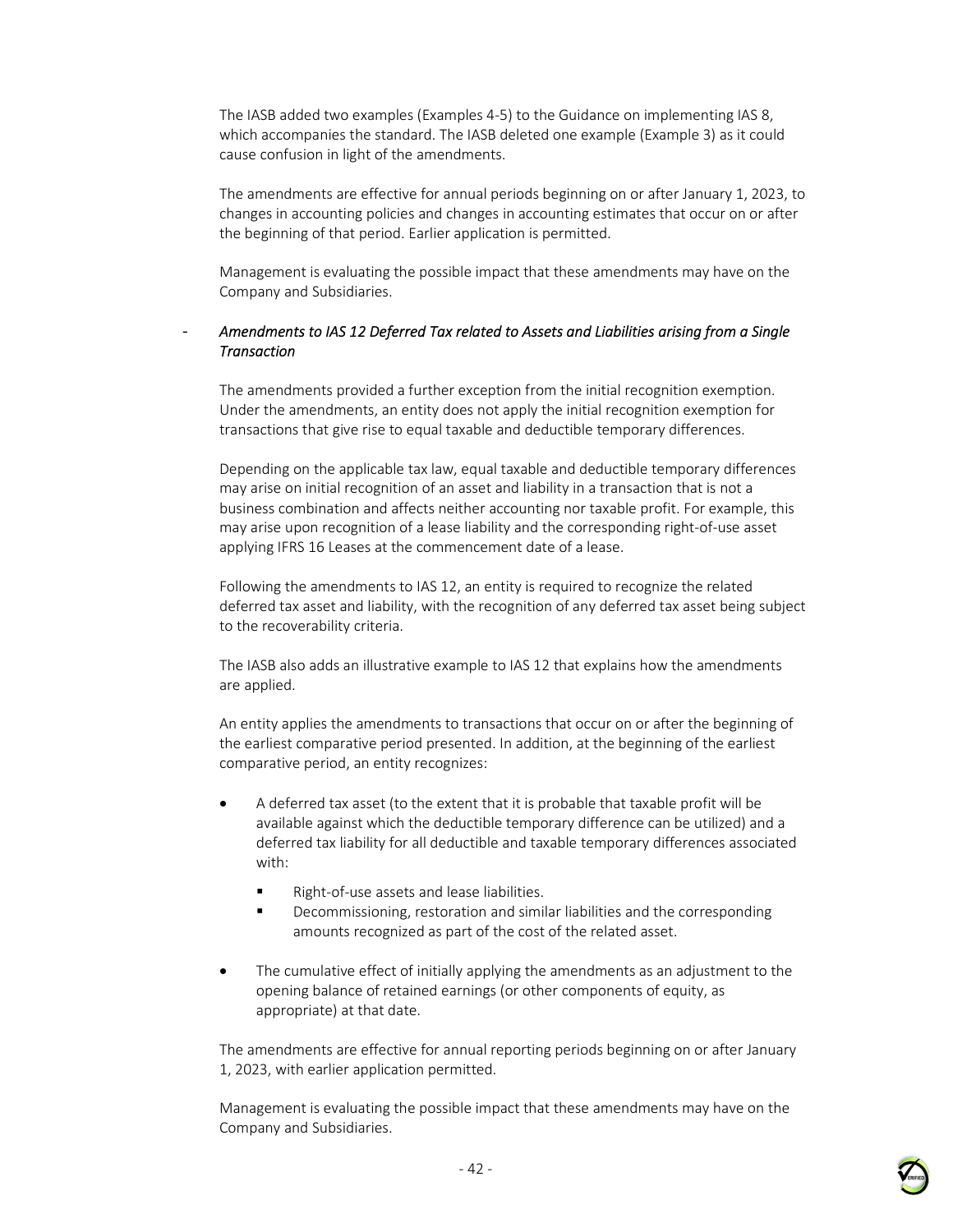The IASB added two examples (Examples 4-5) to the Guidance on implementing IAS 8, which accompanies the standard. The IASB deleted one example (Example 3) as it could cause confusion in light of the amendments.

The amendments are effective for annual periods beginning on or after January 1, 2023, to changes in accounting policies and changes in accounting estimates that occur on or after the beginning of that period. Earlier application is permitted.

Management is evaluating the possible impact that these amendments may have on the Company and Subsidiaries.

- *Amendments to IAS 12 Deferred Tax related to Assets and Liabilities arising from a Single Transaction*

  The amendments provided a further exception from the initial recognition exemption. Under the amendments, an entity does not apply the initial recognition exemption for transactions that give rise to equal taxable and deductible temporary differences.

  Depending on the applicable tax law, equal taxable and deductible temporary differences may arise on initial recognition of an asset and liability in a transaction that is not a business combination and affects neither accounting nor taxable profit. For example, this may arise upon recognition of a lease liability and the corresponding right-of-use asset applying IFRS 16 Leases at the commencement date of a lease.

  Following the amendments to IAS 12, an entity is required to recognize the related deferred tax asset and liability, with the recognition of any deferred tax asset being subject to the recoverability criteria.

  The IASB also adds an illustrative example to IAS 12 that explains how the amendments are applied.

  An entity applies the amendments to transactions that occur on or after the beginning of the earliest comparative period presented. In addition, at the beginning of the earliest comparative period, an entity recognizes:

  - A deferred tax asset (to the extent that it is probable that taxable profit will be available against which the deductible temporary difference can be utilized) and a deferred tax liability for all deductible and taxable temporary differences associated with:
    - Right-of-use assets and lease liabilities.
    - Decommissioning, restoration and similar liabilities and the corresponding amounts recognized as part of the cost of the related asset.
  - The cumulative effect of initially applying the amendments as an adjustment to the opening balance of retained earnings (or other components of equity, as appropriate) at that date.

  The amendments are effective for annual reporting periods beginning on or after January 1, 2023, with earlier application permitted.

  Management is evaluating the possible impact that these amendments may have on the Company and Subsidiaries.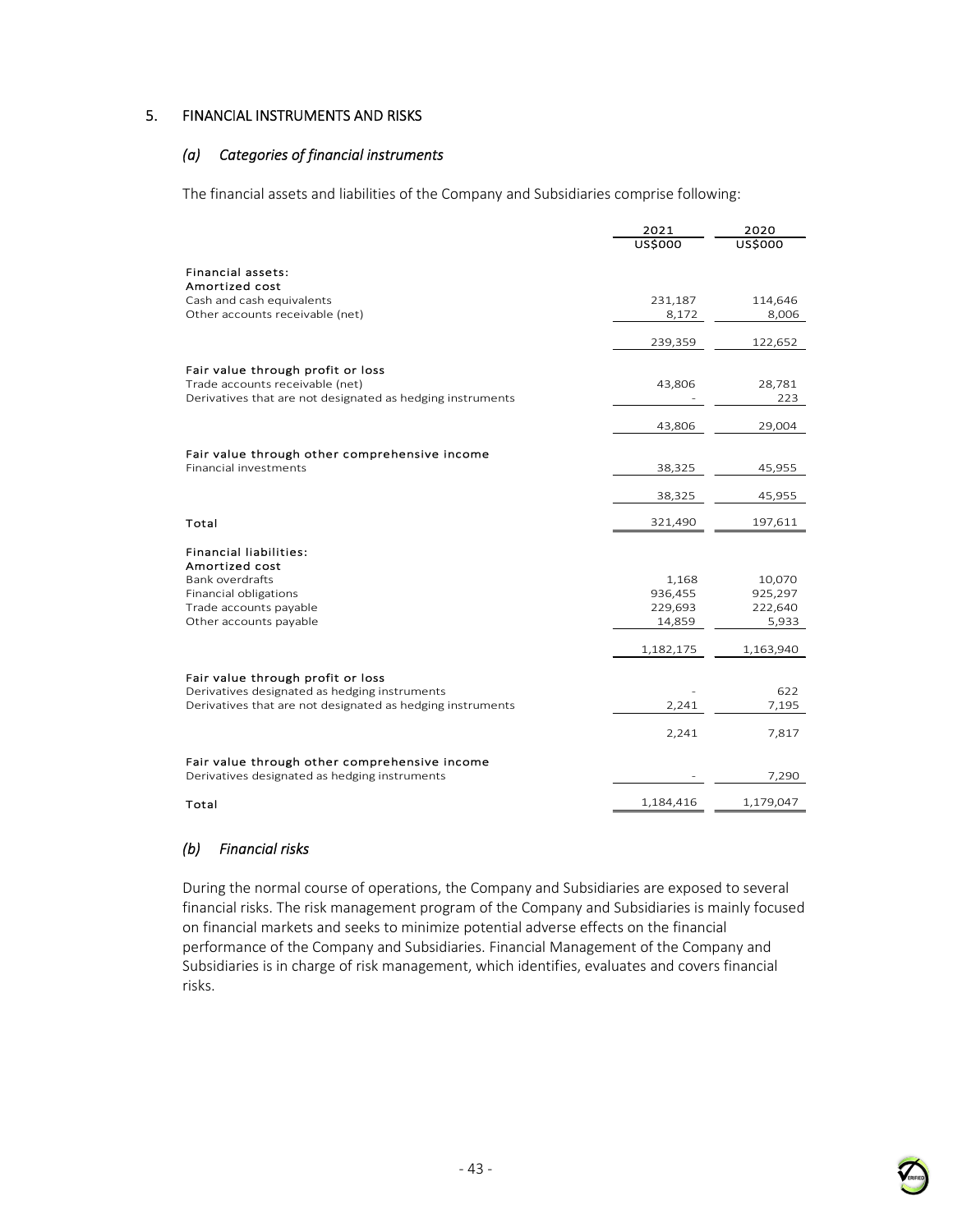## 5. FINANCIAL INSTRUMENTS AND RISKS

### *(a) Categories of financial instruments*

The financial assets and liabilities of the Company and Subsidiaries comprise following:

| | 2021 | 2020 |
|---|---|---|
| | US$000 | US$000 |
| **Financial assets:** | | |
| **Amortized cost** | | |
| Cash and cash equivalents | 231,187 | 114,646 |
| Other accounts receivable (net) | 8,172 | 8,006 |
| | 239,359 | 122,652 |
| **Fair value through profit or loss** | | |
| Trade accounts receivable (net) | 43,806 | 28,781 |
| Derivatives that are not designated as hedging instruments | - | 223 |
| | 43,806 | 29,004 |
| **Fair value through other comprehensive income** | | |
| Financial investments | 38,325 | 45,955 |
| | 38,325 | 45,955 |
| **Total** | 321,490 | 197,611 |
| **Financial liabilities:** | | |
| **Amortized cost** | | |
| Bank overdrafts | 1,168 | 10,070 |
| Financial obligations | 936,455 | 925,297 |
| Trade accounts payable | 229,693 | 222,640 |
| Other accounts payable | 14,859 | 5,933 |
| | 1,182,175 | 1,163,940 |
| **Fair value through profit or loss** | | |
| Derivatives designated as hedging instruments | - | 622 |
| Derivatives that are not designated as hedging instruments | 2,241 | 7,195 |
| | 2,241 | 7,817 |
| **Fair value through other comprehensive income** | | |
| Derivatives designated as hedging instruments | - | 7,290 |
| **Total** | 1,184,416 | 1,179,047 |

### *(b) Financial risks*

During the normal course of operations, the Company and Subsidiaries are exposed to several financial risks. The risk management program of the Company and Subsidiaries is mainly focused on financial markets and seeks to minimize potential adverse effects on the financial performance of the Company and Subsidiaries. Financial Management of the Company and Subsidiaries is in charge of risk management, which identifies, evaluates and covers financial risks.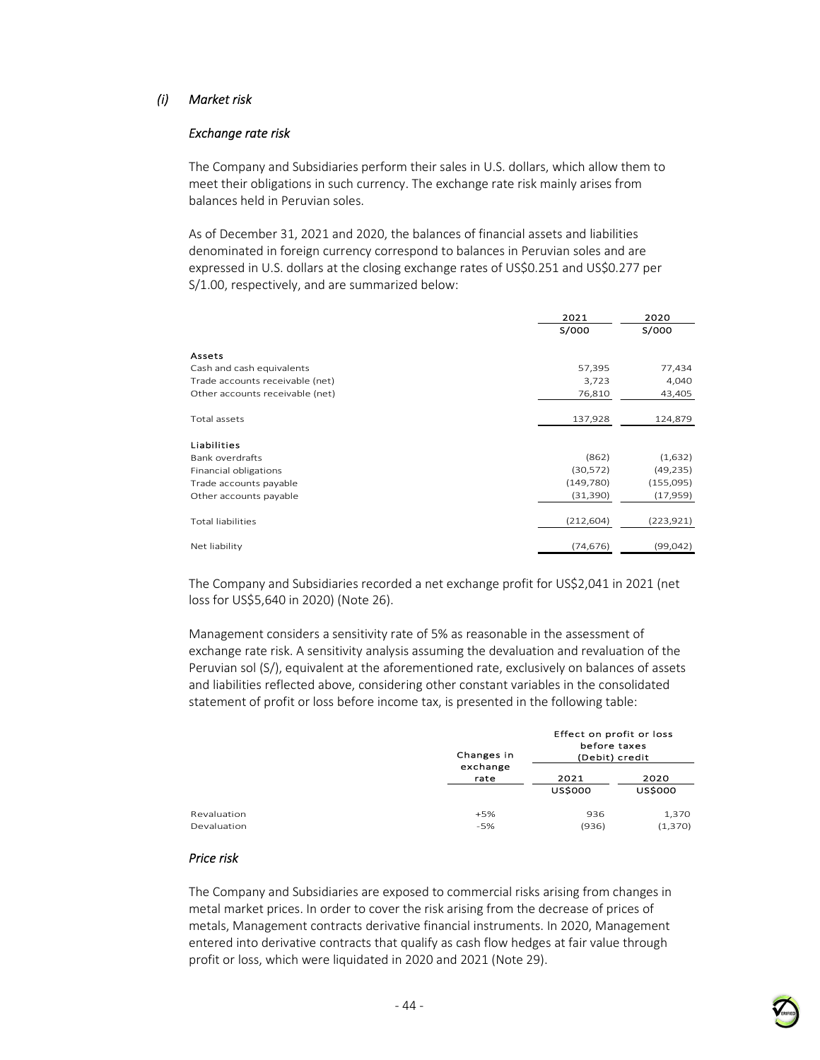### *(i) Market risk*

#### *Exchange rate risk*

The Company and Subsidiaries perform their sales in U.S. dollars, which allow them to meet their obligations in such currency. The exchange rate risk mainly arises from balances held in Peruvian soles.

As of December 31, 2021 and 2020, the balances of financial assets and liabilities denominated in foreign currency correspond to balances in Peruvian soles and are expressed in U.S. dollars at the closing exchange rates of US$0.251 and US$0.277 per S/1.00, respectively, and are summarized below:

| | 2021 | 2020 |
|---|---|---|
| | S/000 | S/000 |
| **Assets** | | |
| Cash and cash equivalents | 57,395 | 77,434 |
| Trade accounts receivable (net) | 3,723 | 4,040 |
| Other accounts receivable (net) | 76,810 | 43,405 |
| Total assets | 137,928 | 124,879 |
| **Liabilities** | | |
| Bank overdrafts | (862) | (1,632) |
| Financial obligations | (30,572) | (49,235) |
| Trade accounts payable | (149,780) | (155,095) |
| Other accounts payable | (31,390) | (17,959) |
| Total liabilities | (212,604) | (223,921) |
| Net liability | (74,676) | (99,042) |

The Company and Subsidiaries recorded a net exchange profit for US$2,041 in 2021 (net loss for US$5,640 in 2020) (Note 26).

Management considers a sensitivity rate of 5% as reasonable in the assessment of exchange rate risk. A sensitivity analysis assuming the devaluation and revaluation of the Peruvian sol (S/), equivalent at the aforementioned rate, exclusively on balances of assets and liabilities reflected above, considering other constant variables in the consolidated statement of profit or loss before income tax, is presented in the following table:

| | Changes in exchange rate | Effect on profit or loss before taxes (Debit) credit | |
|---|---|---|---|
| | | 2021 | 2020 |
| | | US$000 | US$000 |
| Revaluation | +5% | 936 | 1,370 |
| Devaluation | -5% | (936) | (1,370) |

#### *Price risk*

The Company and Subsidiaries are exposed to commercial risks arising from changes in metal market prices. In order to cover the risk arising from the decrease of prices of metals, Management contracts derivative financial instruments. In 2020, Management entered into derivative contracts that qualify as cash flow hedges at fair value through profit or loss, which were liquidated in 2020 and 2021 (Note 29).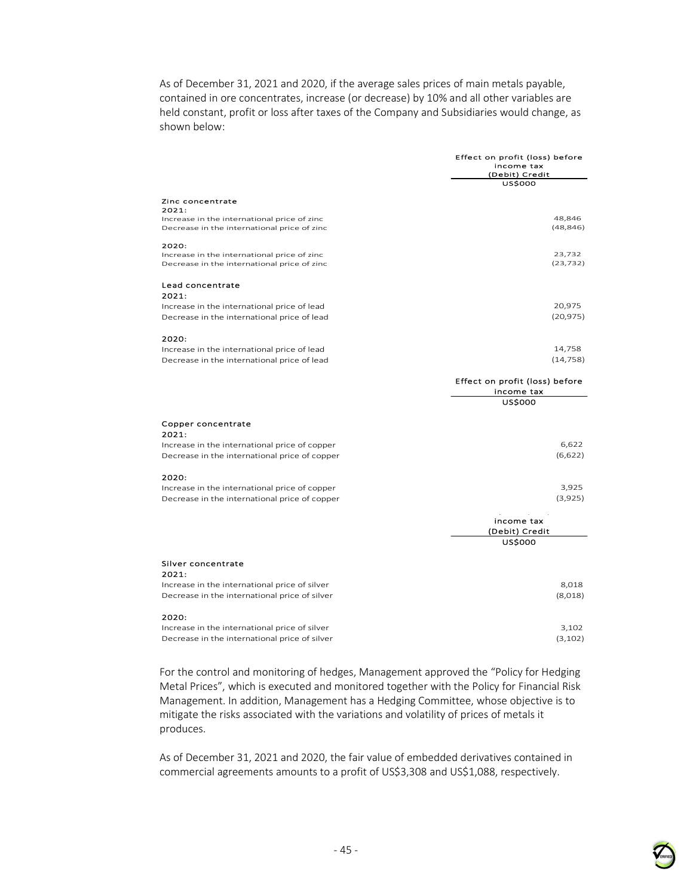As of December 31, 2021 and 2020, if the average sales prices of main metals payable, contained in ore concentrates, increase (or decrease) by 10% and all other variables are held constant, profit or loss after taxes of the Company and Subsidiaries would change, as shown below:

| | Effect on profit (loss) before income tax (Debit) Credit |
|---|---|
| | US$000 |
| **Zinc concentrate** | |
| 2021: | |
| Increase in the international price of zinc | 48,846 |
| Decrease in the international price of zinc | (48,846) |
| 2020: | |
| Increase in the international price of zinc | 23,732 |
| Decrease in the international price of zinc | (23,732) |
| **Lead concentrate** | |
| 2021: | |
| Increase in the international price of lead | 20,975 |
| Decrease in the international price of lead | (20,975) |
| 2020: | |
| Increase in the international price of lead | 14,758 |
| Decrease in the international price of lead | (14,758) |

| | Effect on profit (loss) before income tax |
|---|---|
| | US$000 |
| **Copper concentrate** | |
| 2021: | |
| Increase in the international price of copper | 6,622 |
| Decrease in the international price of copper | (6,622) |
| 2020: | |
| Increase in the international price of copper | 3,925 |
| Decrease in the international price of copper | (3,925) |

| | income tax (Debit) Credit |
|---|---|
| | US$000 |
| **Silver concentrate** | |
| 2021: | |
| Increase in the international price of silver | 8,018 |
| Decrease in the international price of silver | (8,018) |
| 2020: | |
| Increase in the international price of silver | 3,102 |
| Decrease in the international price of silver | (3,102) |

For the control and monitoring of hedges, Management approved the "Policy for Hedging Metal Prices", which is executed and monitored together with the Policy for Financial Risk Management. In addition, Management has a Hedging Committee, whose objective is to mitigate the risks associated with the variations and volatility of prices of metals it produces.

As of December 31, 2021 and 2020, the fair value of embedded derivatives contained in commercial agreements amounts to a profit of US$3,308 and US$1,088, respectively.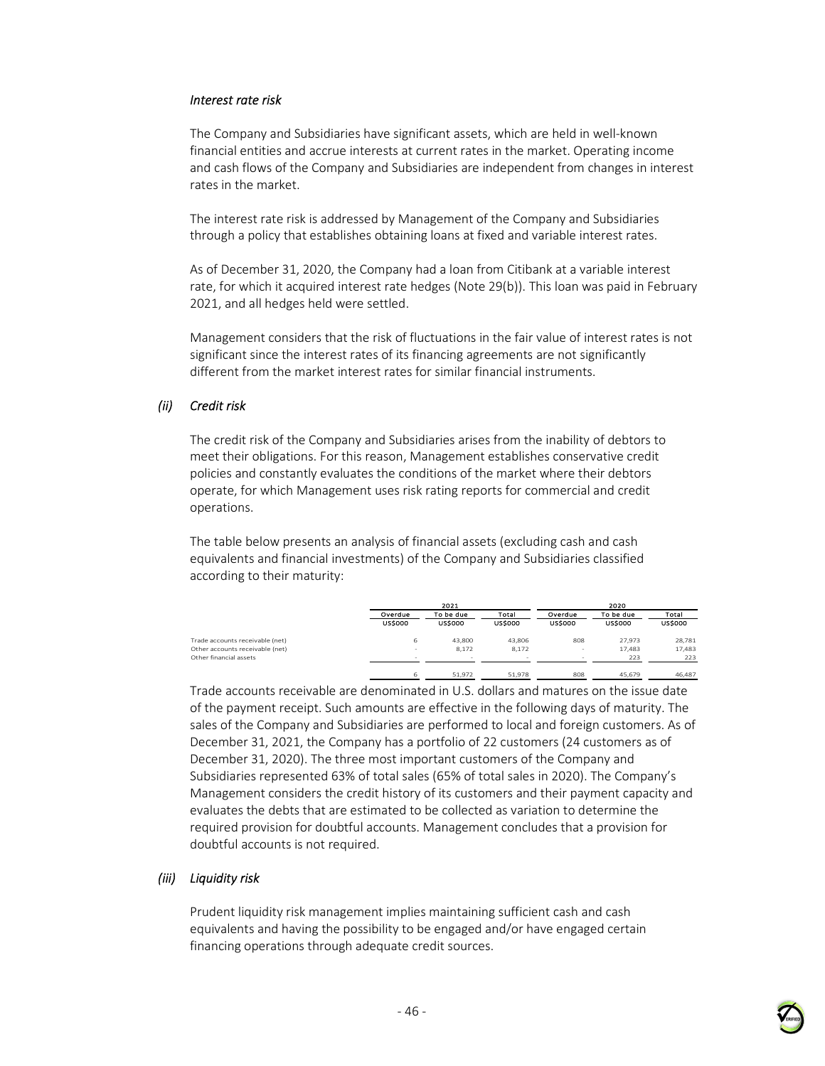*Interest rate risk*

The Company and Subsidiaries have significant assets, which are held in well-known financial entities and accrue interests at current rates in the market. Operating income and cash flows of the Company and Subsidiaries are independent from changes in interest rates in the market.

The interest rate risk is addressed by Management of the Company and Subsidiaries through a policy that establishes obtaining loans at fixed and variable interest rates.

As of December 31, 2020, the Company had a loan from Citibank at a variable interest rate, for which it acquired interest rate hedges (Note 29(b)). This loan was paid in February 2021, and all hedges held were settled.

Management considers that the risk of fluctuations in the fair value of interest rates is not significant since the interest rates of its financing agreements are not significantly different from the market interest rates for similar financial instruments.

*(ii) Credit risk*

The credit risk of the Company and Subsidiaries arises from the inability of debtors to meet their obligations. For this reason, Management establishes conservative credit policies and constantly evaluates the conditions of the market where their debtors operate, for which Management uses risk rating reports for commercial and credit operations.

The table below presents an analysis of financial assets (excluding cash and cash equivalents and financial investments) of the Company and Subsidiaries classified according to their maturity:

| | 2021 | | | 2020 | | |
|---|---|---|---|---|---|---|
| | Overdue | To be due | Total | Overdue | To be due | Total |
| | US$000 | US$000 | US$000 | US$000 | US$000 | US$000 |
| Trade accounts receivable (net) | 6 | 43,800 | 43,806 | 808 | 27,973 | 28,781 |
| Other accounts receivable (net) | - | 8,172 | 8,172 | - | 17,483 | 17,483 |
| Other financial assets | - | - | - | - | 223 | 223 |
| | 6 | 51,972 | 51,978 | 808 | 45,679 | 46,487 |

Trade accounts receivable are denominated in U.S. dollars and matures on the issue date of the payment receipt. Such amounts are effective in the following days of maturity. The sales of the Company and Subsidiaries are performed to local and foreign customers. As of December 31, 2021, the Company has a portfolio of 22 customers (24 customers as of December 31, 2020). The three most important customers of the Company and Subsidiaries represented 63% of total sales (65% of total sales in 2020). The Company's Management considers the credit history of its customers and their payment capacity and evaluates the debts that are estimated to be collected as variation to determine the required provision for doubtful accounts. Management concludes that a provision for doubtful accounts is not required.

*(iii) Liquidity risk*

Prudent liquidity risk management implies maintaining sufficient cash and cash equivalents and having the possibility to be engaged and/or have engaged certain financing operations through adequate credit sources.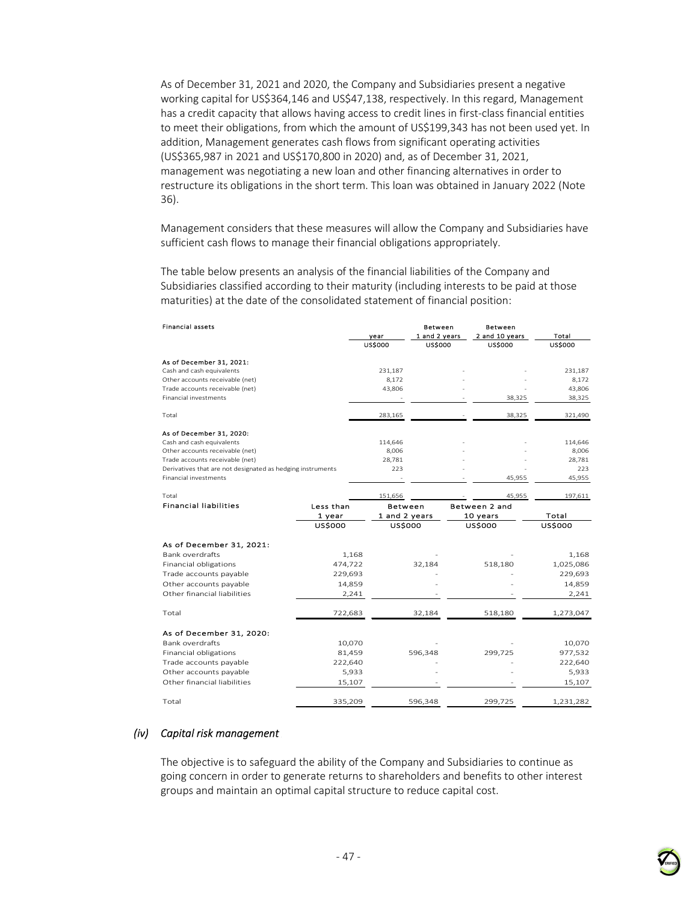As of December 31, 2021 and 2020, the Company and Subsidiaries present a negative working capital for US$364,146 and US$47,138, respectively. In this regard, Management has a credit capacity that allows having access to credit lines in first-class financial entities to meet their obligations, from which the amount of US$199,343 has not been used yet. In addition, Management generates cash flows from significant operating activities (US$365,987 in 2021 and US$170,800 in 2020) and, as of December 31, 2021, management was negotiating a new loan and other financing alternatives in order to restructure its obligations in the short term. This loan was obtained in January 2022 (Note 36).

Management considers that these measures will allow the Company and Subsidiaries have sufficient cash flows to manage their financial obligations appropriately.

The table below presents an analysis of the financial liabilities of the Company and Subsidiaries classified according to their maturity (including interests to be paid at those maturities) at the date of the consolidated statement of financial position:

| Financial assets | year | Between 1 and 2 years | Between 2 and 10 years | Total |
|---|---|---|---|---|
| | US$000 | US$000 | US$000 | US$000 |
| **As of December 31, 2021:** | | | | |
| Cash and cash equivalents | 231,187 | - | - | 231,187 |
| Other accounts receivable (net) | 8,172 | - | - | 8,172 |
| Trade accounts receivable (net) | 43,806 | - | - | 43,806 |
| Financial investments | - | - | 38,325 | 38,325 |
| Total | 283,165 | - | 38,325 | 321,490 |
| **As of December 31, 2020:** | | | | |
| Cash and cash equivalents | 114,646 | - | - | 114,646 |
| Other accounts receivable (net) | 8,006 | - | - | 8,006 |
| Trade accounts receivable (net) | 28,781 | - | - | 28,781 |
| Derivatives that are not designated as hedging instruments | 223 | - | - | 223 |
| Financial investments | - | - | 45,955 | 45,955 |
| Total | 151,656 | - | 45,955 | 197,611 |

| Financial liabilities | Less than 1 year | Between 1 and 2 years | Between 2 and 10 years | Total |
|---|---|---|---|---|
| | US$000 | US$000 | US$000 | US$000 |
| **As of December 31, 2021:** | | | | |
| Bank overdrafts | 1,168 | - | - | 1,168 |
| Financial obligations | 474,722 | 32,184 | 518,180 | 1,025,086 |
| Trade accounts payable | 229,693 | - | - | 229,693 |
| Other accounts payable | 14,859 | - | - | 14,859 |
| Other financial liabilities | 2,241 | - | - | 2,241 |
| Total | 722,683 | 32,184 | 518,180 | 1,273,047 |
| **As of December 31, 2020:** | | | | |
| Bank overdrafts | 10,070 | - | - | 10,070 |
| Financial obligations | 81,459 | 596,348 | 299,725 | 977,532 |
| Trade accounts payable | 222,640 | - | - | 222,640 |
| Other accounts payable | 5,933 | - | - | 5,933 |
| Other financial liabilities | 15,107 | - | - | 15,107 |
| Total | 335,209 | 596,348 | 299,725 | 1,231,282 |

### *(iv) Capital risk management*

The objective is to safeguard the ability of the Company and Subsidiaries to continue as going concern in order to generate returns to shareholders and benefits to other interest groups and maintain an optimal capital structure to reduce capital cost.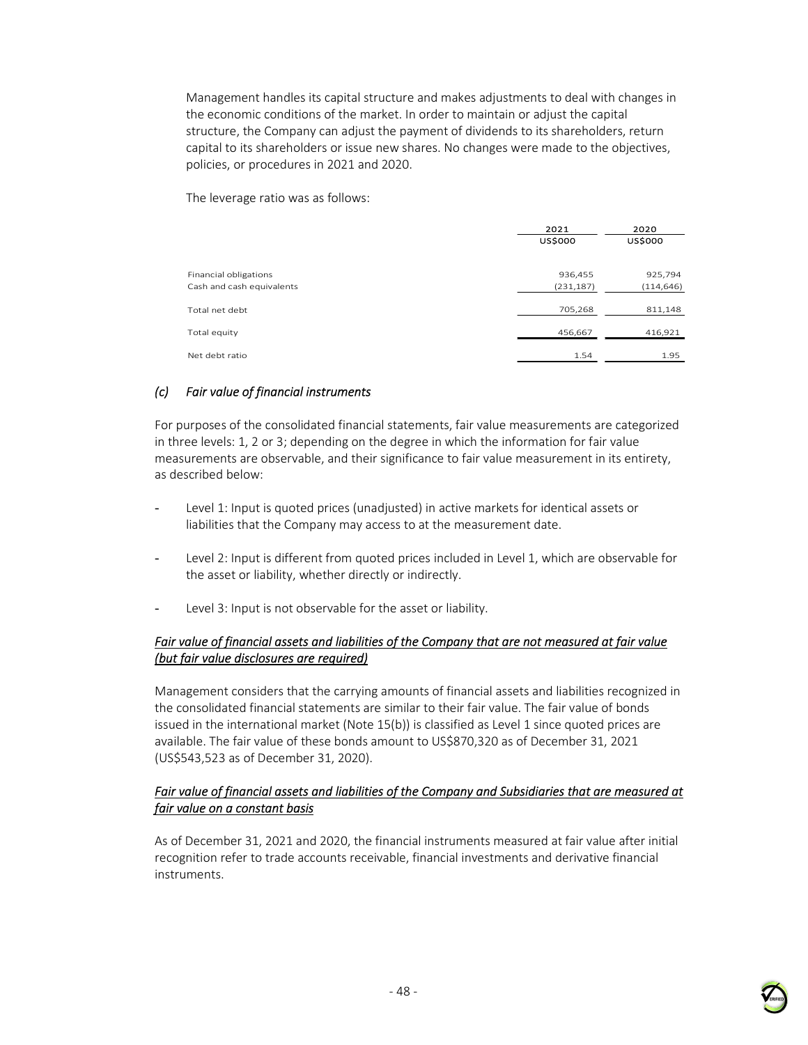Management handles its capital structure and makes adjustments to deal with changes in the economic conditions of the market. In order to maintain or adjust the capital structure, the Company can adjust the payment of dividends to its shareholders, return capital to its shareholders or issue new shares. No changes were made to the objectives, policies, or procedures in 2021 and 2020.

The leverage ratio was as follows:

| | 2021 | 2020 |
|---|---|---|
| | US$000 | US$000 |
| Financial obligations | 936,455 | 925,794 |
| Cash and cash equivalents | (231,187) | (114,646) |
| Total net debt | 705,268 | 811,148 |
| Total equity | 456,667 | 416,921 |
| Net debt ratio | 1.54 | 1.95 |

### *(c) Fair value of financial instruments*

For purposes of the consolidated financial statements, fair value measurements are categorized in three levels: 1, 2 or 3; depending on the degree in which the information for fair value measurements are observable, and their significance to fair value measurement in its entirety, as described below:

- Level 1: Input is quoted prices (unadjusted) in active markets for identical assets or liabilities that the Company may access to at the measurement date.
- Level 2: Input is different from quoted prices included in Level 1, which are observable for the asset or liability, whether directly or indirectly.
- Level 3: Input is not observable for the asset or liability.

*Fair value of financial assets and liabilities of the Company that are not measured at fair value (but fair value disclosures are required)*

Management considers that the carrying amounts of financial assets and liabilities recognized in the consolidated financial statements are similar to their fair value. The fair value of bonds issued in the international market (Note 15(b)) is classified as Level 1 since quoted prices are available. The fair value of these bonds amount to US$870,320 as of December 31, 2021 (US$543,523 as of December 31, 2020).

*Fair value of financial assets and liabilities of the Company and Subsidiaries that are measured at fair value on a constant basis*

As of December 31, 2021 and 2020, the financial instruments measured at fair value after initial recognition refer to trade accounts receivable, financial investments and derivative financial instruments.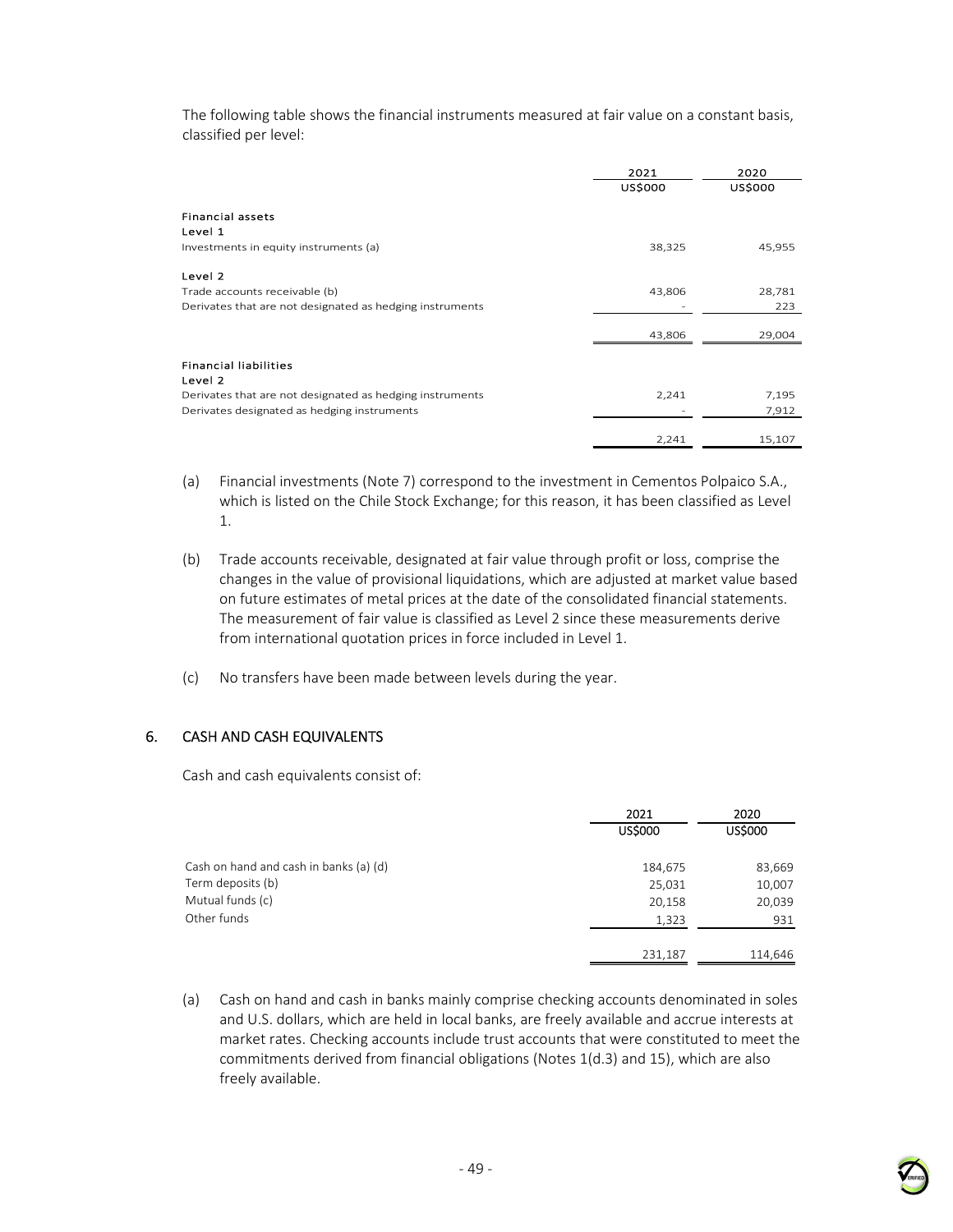The following table shows the financial instruments measured at fair value on a constant basis, classified per level:

| | 2021 | 2020 |
|---|---|---|
| | US$000 | US$000 |
| **Financial assets** | | |
| Level 1 | | |
| Investments in equity instruments (a) | 38,325 | 45,955 |
| Level 2 | | |
| Trade accounts receivable (b) | 43,806 | 28,781 |
| Derivates that are not designated as hedging instruments | - | 223 |
| | 43,806 | 29,004 |
| **Financial liabilities** | | |
| Level 2 | | |
| Derivates that are not designated as hedging instruments | 2,241 | 7,195 |
| Derivates designated as hedging instruments | - | 7,912 |
| | 2,241 | 15,107 |

(a) Financial investments (Note 7) correspond to the investment in Cementos Polpaico S.A., which is listed on the Chile Stock Exchange; for this reason, it has been classified as Level 1.

(b) Trade accounts receivable, designated at fair value through profit or loss, comprise the changes in the value of provisional liquidations, which are adjusted at market value based on future estimates of metal prices at the date of the consolidated financial statements. The measurement of fair value is classified as Level 2 since these measurements derive from international quotation prices in force included in Level 1.

(c) No transfers have been made between levels during the year.

## 6. CASH AND CASH EQUIVALENTS

Cash and cash equivalents consist of:

| | 2021 | 2020 |
|---|---|---|
| | US$000 | US$000 |
| Cash on hand and cash in banks (a) (d) | 184,675 | 83,669 |
| Term deposits (b) | 25,031 | 10,007 |
| Mutual funds (c) | 20,158 | 20,039 |
| Other funds | 1,323 | 931 |
| | 231,187 | 114,646 |

(a) Cash on hand and cash in banks mainly comprise checking accounts denominated in soles and U.S. dollars, which are held in local banks, are freely available and accrue interests at market rates. Checking accounts include trust accounts that were constituted to meet the commitments derived from financial obligations (Notes 1(d.3) and 15), which are also freely available.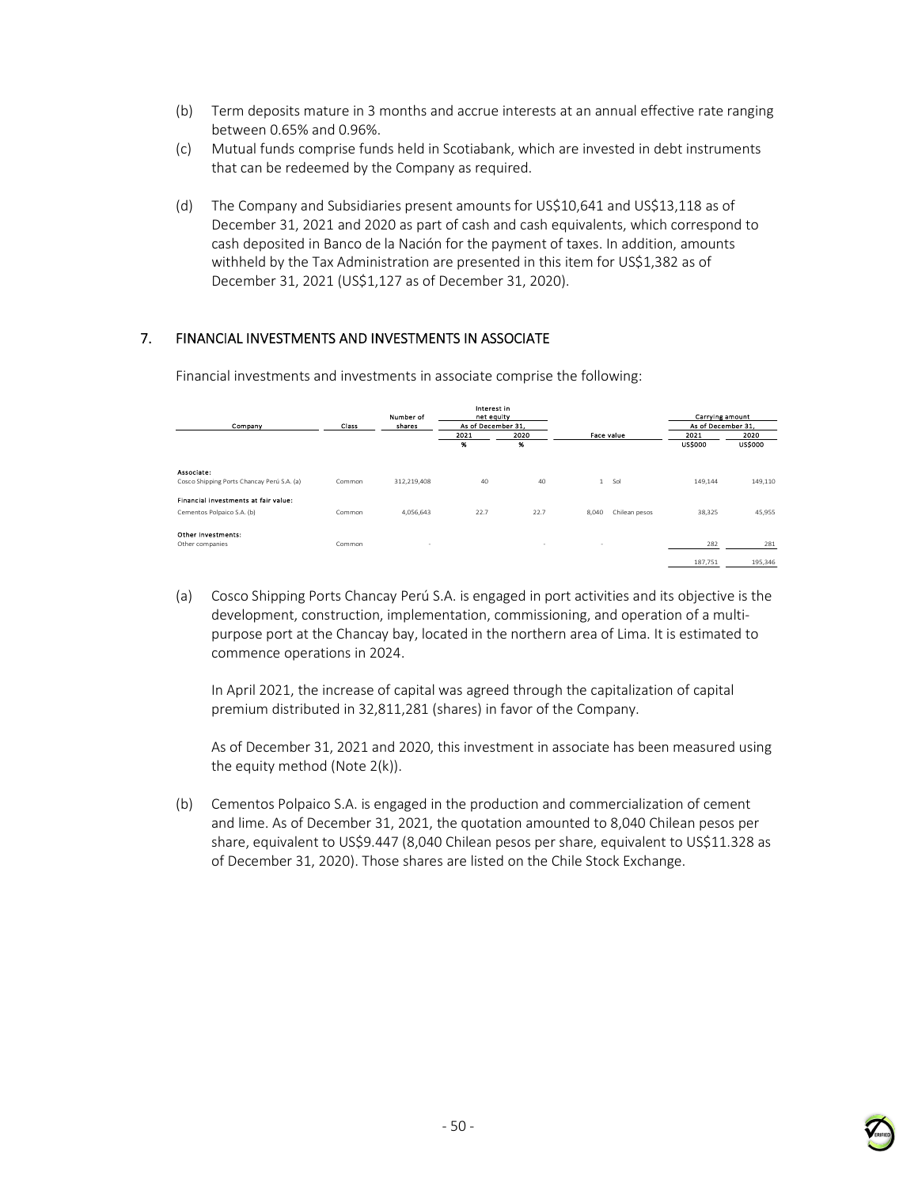(b) Term deposits mature in 3 months and accrue interests at an annual effective rate ranging between 0.65% and 0.96%.

(c) Mutual funds comprise funds held in Scotiabank, which are invested in debt instruments that can be redeemed by the Company as required.

(d) The Company and Subsidiaries present amounts for US$10,641 and US$13,118 as of December 31, 2021 and 2020 as part of cash and cash equivalents, which correspond to cash deposited in Banco de la Nación for the payment of taxes. In addition, amounts withheld by the Tax Administration are presented in this item for US$1,382 as of December 31, 2021 (US$1,127 as of December 31, 2020).

## 7. FINANCIAL INVESTMENTS AND INVESTMENTS IN ASSOCIATE

Financial investments and investments in associate comprise the following:

| Company | Class | Number of shares | Interest in net equity As of December 31, | | Face value | | Carrying amount As of December 31, | |
|---|---|---|---|---|---|---|---|---|
| | | | 2021 | 2020 | | | 2021 | 2020 |
| | | | % | % | | | US$000 | US$000 |
| **Associate:** | | | | | | | | |
| Cosco Shipping Ports Chancay Perú S.A. (a) | Common | 312,219,408 | 40 | 40 | 1 | Sol | 149,144 | 149,110 |
| **Financial investments at fair value:** | | | | | | | | |
| Cementos Polpaico S.A. (b) | Common | 4,056,643 | 22.7 | 22.7 | 8,040 | Chilean pesos | 38,325 | 45,955 |
| **Other investments:** | | | | | | | | |
| Other companies | Common | - | | - | - | | 282 | 281 |
| | | | | | | | 187,751 | 195,346 |

(a) Cosco Shipping Ports Chancay Perú S.A. is engaged in port activities and its objective is the development, construction, implementation, commissioning, and operation of a multi-purpose port at the Chancay bay, located in the northern area of Lima. It is estimated to commence operations in 2024.

In April 2021, the increase of capital was agreed through the capitalization of capital premium distributed in 32,811,281 (shares) in favor of the Company.

As of December 31, 2021 and 2020, this investment in associate has been measured using the equity method (Note 2(k)).

(b) Cementos Polpaico S.A. is engaged in the production and commercialization of cement and lime. As of December 31, 2021, the quotation amounted to 8,040 Chilean pesos per share, equivalent to US$9.447 (8,040 Chilean pesos per share, equivalent to US$11.328 as of December 31, 2020). Those shares are listed on the Chile Stock Exchange.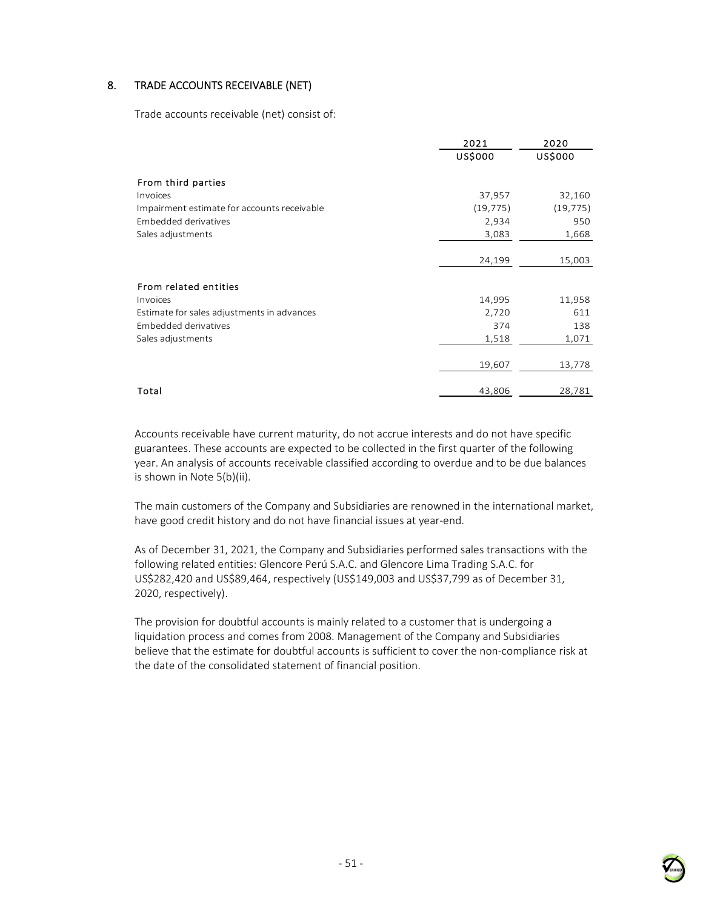## 8. TRADE ACCOUNTS RECEIVABLE (NET)

Trade accounts receivable (net) consist of:

| | 2021 | 2020 |
|---|---|---|
| | US$000 | US$000 |
| **From third parties** | | |
| Invoices | 37,957 | 32,160 |
| Impairment estimate for accounts receivable | (19,775) | (19,775) |
| Embedded derivatives | 2,934 | 950 |
| Sales adjustments | 3,083 | 1,668 |
| | 24,199 | 15,003 |
| **From related entities** | | |
| Invoices | 14,995 | 11,958 |
| Estimate for sales adjustments in advances | 2,720 | 611 |
| Embedded derivatives | 374 | 138 |
| Sales adjustments | 1,518 | 1,071 |
| | 19,607 | 13,778 |
| **Total** | 43,806 | 28,781 |

Accounts receivable have current maturity, do not accrue interests and do not have specific guarantees. These accounts are expected to be collected in the first quarter of the following year. An analysis of accounts receivable classified according to overdue and to be due balances is shown in Note 5(b)(ii).

The main customers of the Company and Subsidiaries are renowned in the international market, have good credit history and do not have financial issues at year-end.

As of December 31, 2021, the Company and Subsidiaries performed sales transactions with the following related entities: Glencore Perú S.A.C. and Glencore Lima Trading S.A.C. for US$282,420 and US$89,464, respectively (US$149,003 and US$37,799 as of December 31, 2020, respectively).

The provision for doubtful accounts is mainly related to a customer that is undergoing a liquidation process and comes from 2008. Management of the Company and Subsidiaries believe that the estimate for doubtful accounts is sufficient to cover the non-compliance risk at the date of the consolidated statement of financial position.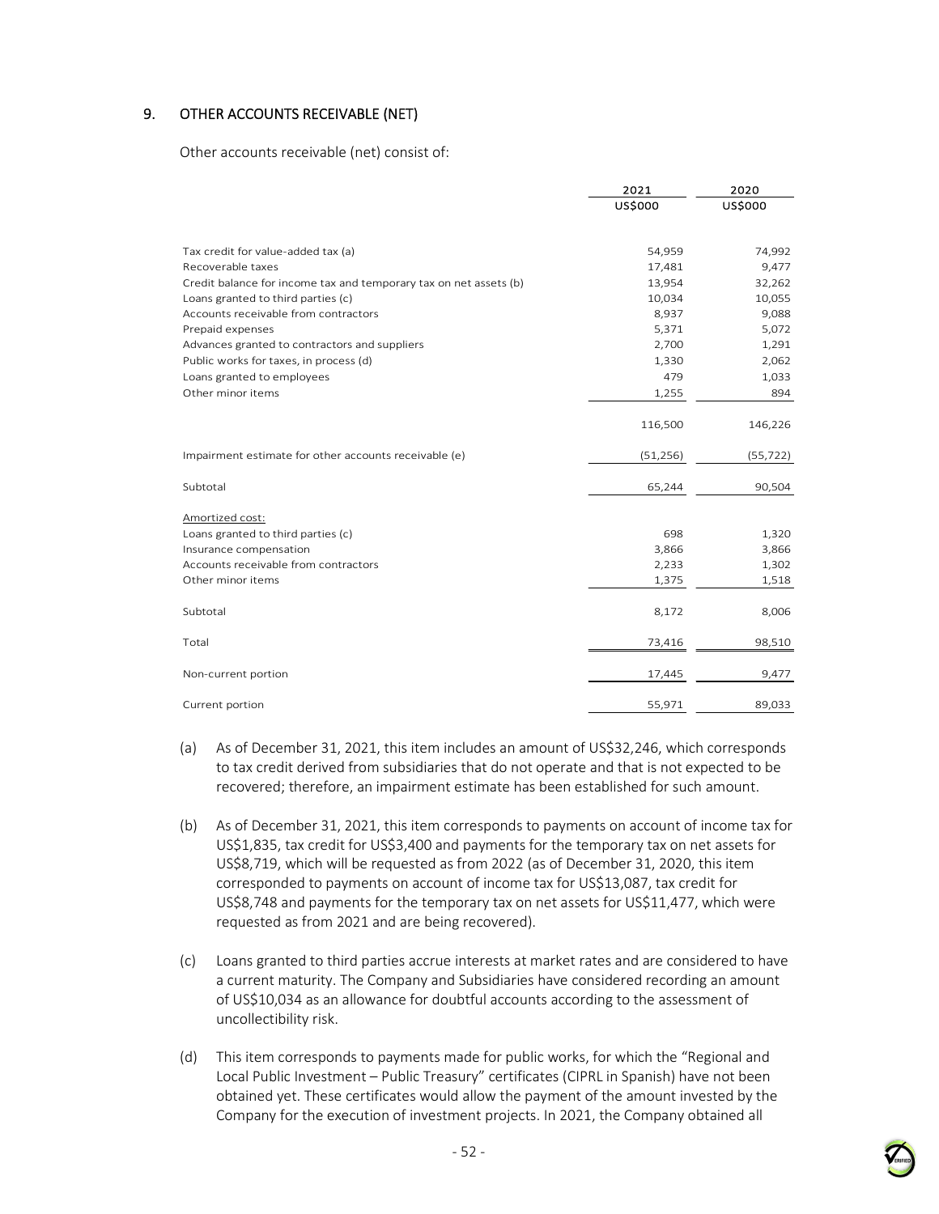## 9. OTHER ACCOUNTS RECEIVABLE (NET)

Other accounts receivable (net) consist of:

| | 2021 | 2020 |
|---|---|---|
| | US$000 | US$000 |
| Tax credit for value-added tax (a) | 54,959 | 74,992 |
| Recoverable taxes | 17,481 | 9,477 |
| Credit balance for income tax and temporary tax on net assets (b) | 13,954 | 32,262 |
| Loans granted to third parties (c) | 10,034 | 10,055 |
| Accounts receivable from contractors | 8,937 | 9,088 |
| Prepaid expenses | 5,371 | 5,072 |
| Advances granted to contractors and suppliers | 2,700 | 1,291 |
| Public works for taxes, in process (d) | 1,330 | 2,062 |
| Loans granted to employees | 479 | 1,033 |
| Other minor items | 1,255 | 894 |
| | 116,500 | 146,226 |
| Impairment estimate for other accounts receivable (e) | (51,256) | (55,722) |
| Subtotal | 65,244 | 90,504 |
| Amortized cost: | | |
| Loans granted to third parties (c) | 698 | 1,320 |
| Insurance compensation | 3,866 | 3,866 |
| Accounts receivable from contractors | 2,233 | 1,302 |
| Other minor items | 1,375 | 1,518 |
| Subtotal | 8,172 | 8,006 |
| Total | 73,416 | 98,510 |
| Non-current portion | 17,445 | 9,477 |
| Current portion | 55,971 | 89,033 |

(a) As of December 31, 2021, this item includes an amount of US$32,246, which corresponds to tax credit derived from subsidiaries that do not operate and that is not expected to be recovered; therefore, an impairment estimate has been established for such amount.

(b) As of December 31, 2021, this item corresponds to payments on account of income tax for US$1,835, tax credit for US$3,400 and payments for the temporary tax on net assets for US$8,719, which will be requested as from 2022 (as of December 31, 2020, this item corresponded to payments on account of income tax for US$13,087, tax credit for US$8,748 and payments for the temporary tax on net assets for US$11,477, which were requested as from 2021 and are being recovered).

(c) Loans granted to third parties accrue interests at market rates and are considered to have a current maturity. The Company and Subsidiaries have considered recording an amount of US$10,034 as an allowance for doubtful accounts according to the assessment of uncollectibility risk.

(d) This item corresponds to payments made for public works, for which the "Regional and Local Public Investment – Public Treasury" certificates (CIPRL in Spanish) have not been obtained yet. These certificates would allow the payment of the amount invested by the Company for the execution of investment projects. In 2021, the Company obtained all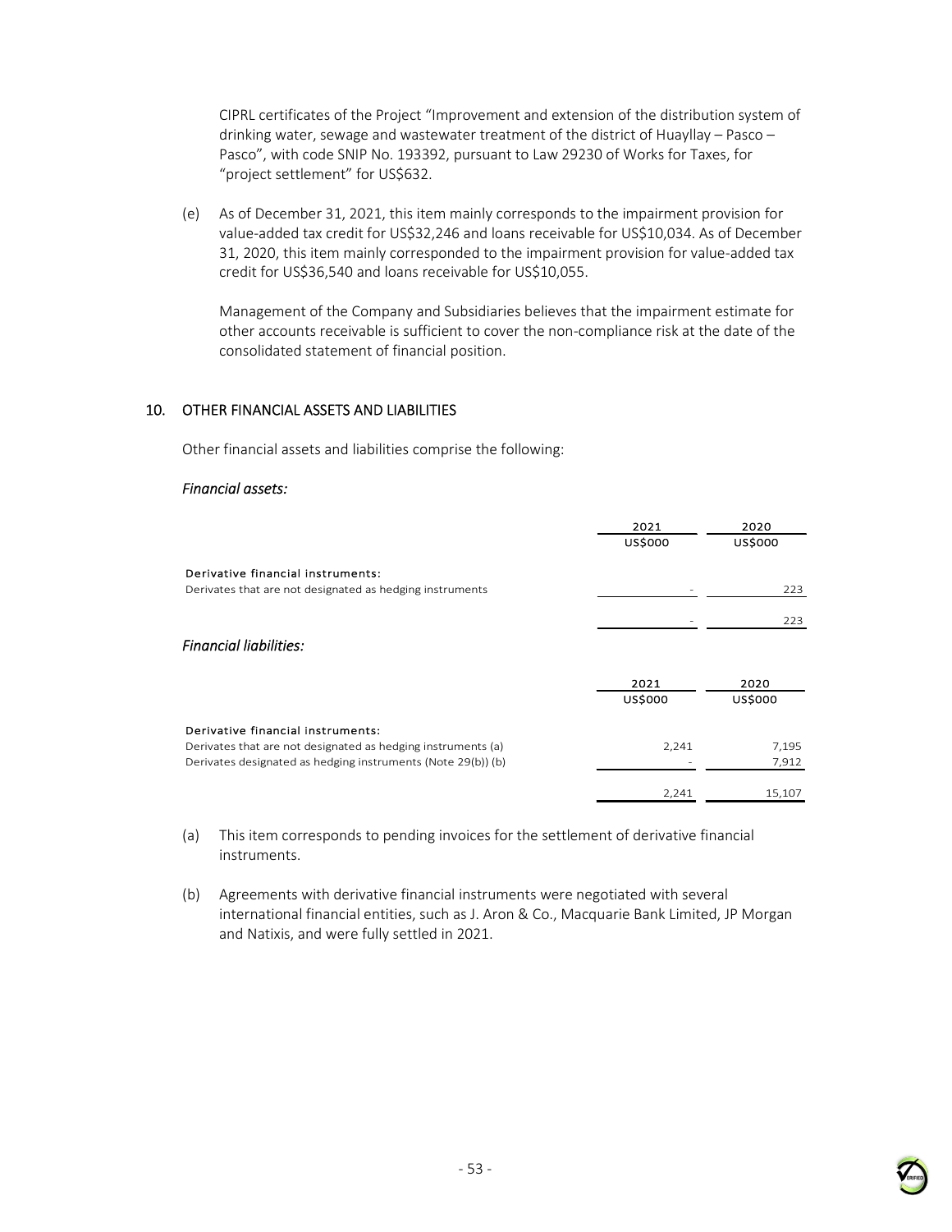CIPRL certificates of the Project "Improvement and extension of the distribution system of drinking water, sewage and wastewater treatment of the district of Huayllay – Pasco – Pasco", with code SNIP No. 193392, pursuant to Law 29230 of Works for Taxes, for "project settlement" for US$632.

(e) As of December 31, 2021, this item mainly corresponds to the impairment provision for value-added tax credit for US$32,246 and loans receivable for US$10,034. As of December 31, 2020, this item mainly corresponded to the impairment provision for value-added tax credit for US$36,540 and loans receivable for US$10,055.

Management of the Company and Subsidiaries believes that the impairment estimate for other accounts receivable is sufficient to cover the non-compliance risk at the date of the consolidated statement of financial position.

## 10. OTHER FINANCIAL ASSETS AND LIABILITIES

Other financial assets and liabilities comprise the following:

*Financial assets:*

| | 2021 | 2020 |
|---|---|---|
| | US$000 | US$000 |
| Derivative financial instruments: | | |
| Derivates that are not designated as hedging instruments | - | 223 |
| | - | 223 |

*Financial liabilities:*

| | 2021 | 2020 |
|---|---|---|
| | US$000 | US$000 |
| Derivative financial instruments: | | |
| Derivates that are not designated as hedging instruments (a) | 2,241 | 7,195 |
| Derivates designated as hedging instruments (Note 29(b)) (b) | - | 7,912 |
| | 2,241 | 15,107 |

(a) This item corresponds to pending invoices for the settlement of derivative financial instruments.

(b) Agreements with derivative financial instruments were negotiated with several international financial entities, such as J. Aron & Co., Macquarie Bank Limited, JP Morgan and Natixis, and were fully settled in 2021.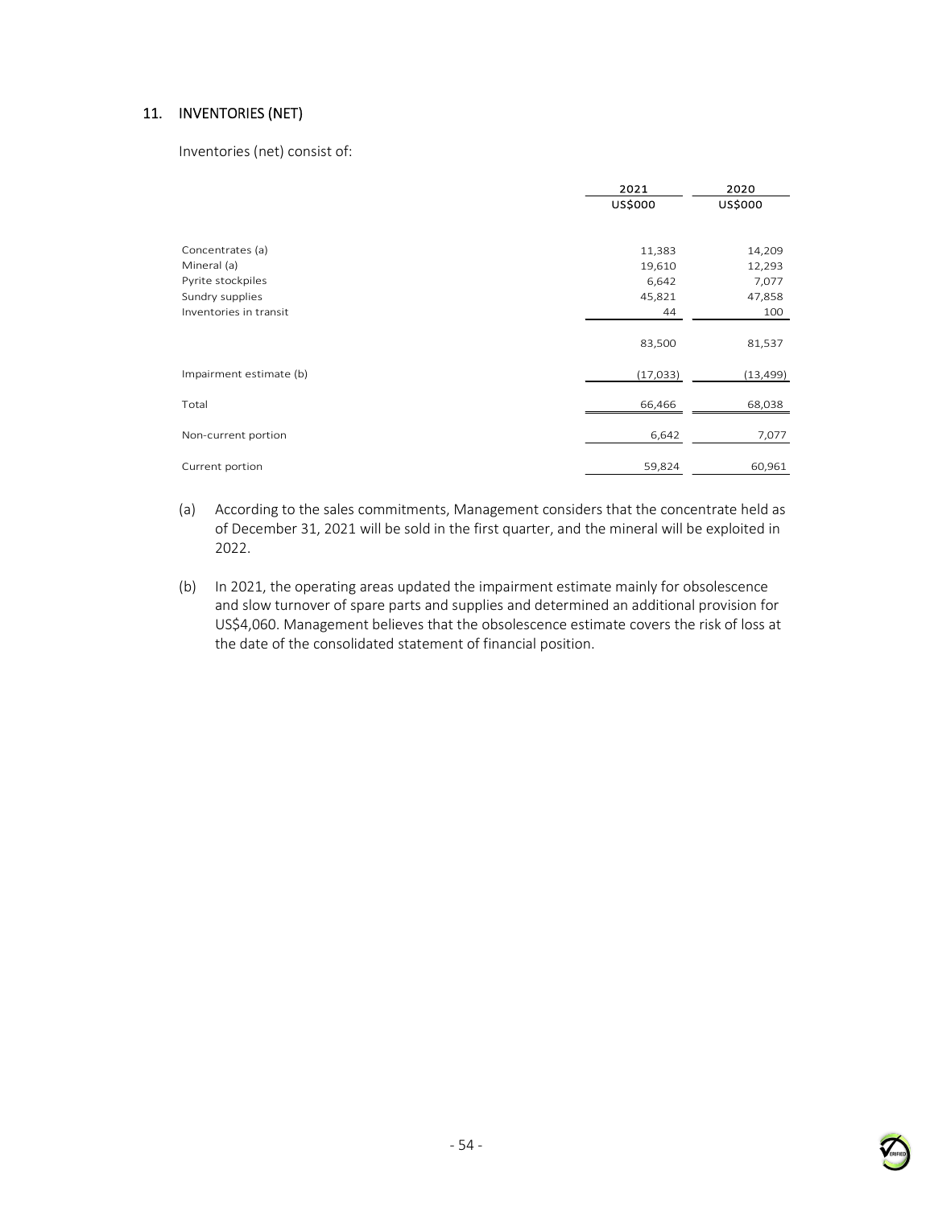## 11. INVENTORIES (NET)

Inventories (net) consist of:

| | 2021 | 2020 |
|---|---|---|
| | US$000 | US$000 |
| Concentrates (a) | 11,383 | 14,209 |
| Mineral (a) | 19,610 | 12,293 |
| Pyrite stockpiles | 6,642 | 7,077 |
| Sundry supplies | 45,821 | 47,858 |
| Inventories in transit | 44 | 100 |
| | 83,500 | 81,537 |
| Impairment estimate (b) | (17,033) | (13,499) |
| Total | 66,466 | 68,038 |
| Non-current portion | 6,642 | 7,077 |
| Current portion | 59,824 | 60,961 |

(a) According to the sales commitments, Management considers that the concentrate held as of December 31, 2021 will be sold in the first quarter, and the mineral will be exploited in 2022.

(b) In 2021, the operating areas updated the impairment estimate mainly for obsolescence and slow turnover of spare parts and supplies and determined an additional provision for US$4,060. Management believes that the obsolescence estimate covers the risk of loss at the date of the consolidated statement of financial position.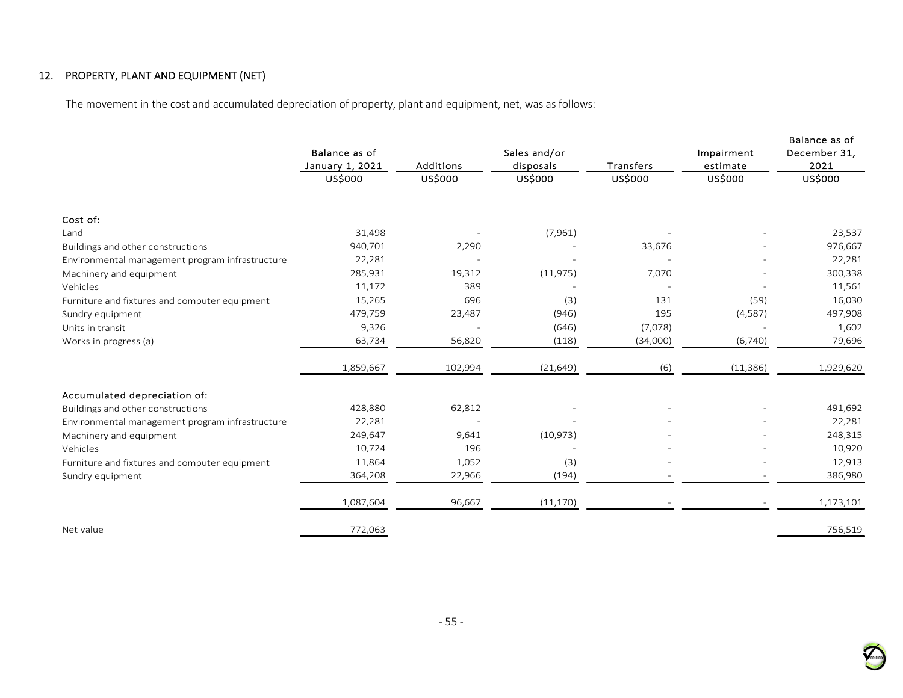## 12. PROPERTY, PLANT AND EQUIPMENT (NET)

The movement in the cost and accumulated depreciation of property, plant and equipment, net, was as follows:

| | Balance as of January 1, 2021 | Additions | Sales and/or disposals | Transfers | Impairment estimate | Balance as of December 31, 2021 |
|---|---|---|---|---|---|---|
| | US$000 | US$000 | US$000 | US$000 | US$000 | US$000 |
| **Cost of:** | | | | | | |
| Land | 31,498 | - | (7,961) | - | - | 23,537 |
| Buildings and other constructions | 940,701 | 2,290 | - | 33,676 | - | 976,667 |
| Environmental management program infrastructure | 22,281 | - | - | - | - | 22,281 |
| Machinery and equipment | 285,931 | 19,312 | (11,975) | 7,070 | - | 300,338 |
| Vehicles | 11,172 | 389 | - | - | - | 11,561 |
| Furniture and fixtures and computer equipment | 15,265 | 696 | (3) | 131 | (59) | 16,030 |
| Sundry equipment | 479,759 | 23,487 | (946) | 195 | (4,587) | 497,908 |
| Units in transit | 9,326 | - | (646) | (7,078) | - | 1,602 |
| Works in progress (a) | 63,734 | 56,820 | (118) | (34,000) | (6,740) | 79,696 |
| | 1,859,667 | 102,994 | (21,649) | (6) | (11,386) | 1,929,620 |
| **Accumulated depreciation of:** | | | | | | |
| Buildings and other constructions | 428,880 | 62,812 | - | - | - | 491,692 |
| Environmental management program infrastructure | 22,281 | - | - | - | - | 22,281 |
| Machinery and equipment | 249,647 | 9,641 | (10,973) | - | - | 248,315 |
| Vehicles | 10,724 | 196 | - | - | - | 10,920 |
| Furniture and fixtures and computer equipment | 11,864 | 1,052 | (3) | - | - | 12,913 |
| Sundry equipment | 364,208 | 22,966 | (194) | - | - | 386,980 |
| | 1,087,604 | 96,667 | (11,170) | - | - | 1,173,101 |
| Net value | 772,063 | | | | | 756,519 |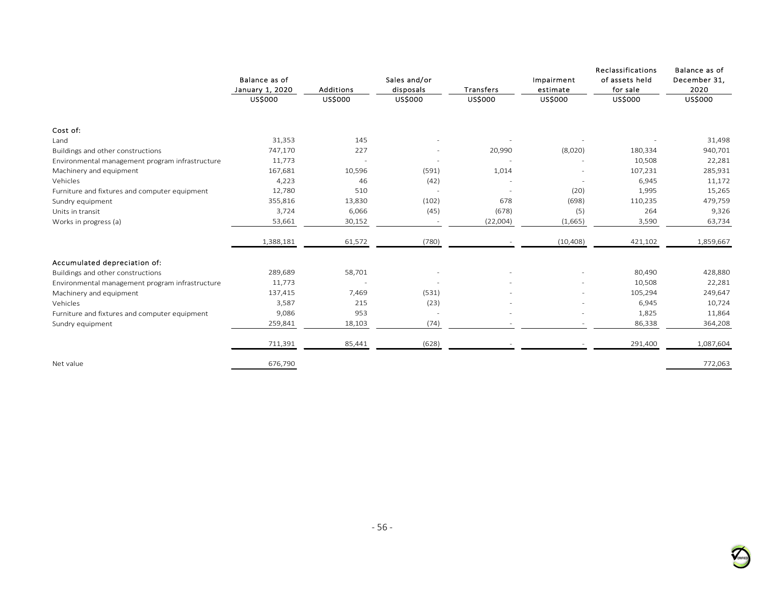| | Balance as of January 1, 2020 | Additions | Sales and/or disposals | Transfers | Impairment estimate | Reclassifications of assets held for sale | Balance as of December 31, 2020 |
|---|---|---|---|---|---|---|---|
| | US$000 | US$000 | US$000 | US$000 | US$000 | US$000 | US$000 |
| **Cost of:** | | | | | | | |
| Land | 31,353 | 145 | - | - | - | - | 31,498 |
| Buildings and other constructions | 747,170 | 227 | - | 20,990 | (8,020) | 180,334 | 940,701 |
| Environmental management program infrastructure | 11,773 | - | - | - | - | 10,508 | 22,281 |
| Machinery and equipment | 167,681 | 10,596 | (591) | 1,014 | - | 107,231 | 285,931 |
| Vehicles | 4,223 | 46 | (42) | - | - | 6,945 | 11,172 |
| Furniture and fixtures and computer equipment | 12,780 | 510 | - | - | (20) | 1,995 | 15,265 |
| Sundry equipment | 355,816 | 13,830 | (102) | 678 | (698) | 110,235 | 479,759 |
| Units in transit | 3,724 | 6,066 | (45) | (678) | (5) | 264 | 9,326 |
| Works in progress (a) | 53,661 | 30,152 | - | (22,004) | (1,665) | 3,590 | 63,734 |
| | 1,388,181 | 61,572 | (780) | - | (10,408) | 421,102 | 1,859,667 |
| **Accumulated depreciation of:** | | | | | | | |
| Buildings and other constructions | 289,689 | 58,701 | - | - | - | 80,490 | 428,880 |
| Environmental management program infrastructure | 11,773 | - | - | - | - | 10,508 | 22,281 |
| Machinery and equipment | 137,415 | 7,469 | (531) | - | - | 105,294 | 249,647 |
| Vehicles | 3,587 | 215 | (23) | - | - | 6,945 | 10,724 |
| Furniture and fixtures and computer equipment | 9,086 | 953 | - | - | - | 1,825 | 11,864 |
| Sundry equipment | 259,841 | 18,103 | (74) | - | - | 86,338 | 364,208 |
| | 711,391 | 85,441 | (628) | - | - | 291,400 | 1,087,604 |
| Net value | 676,790 | | | | | | 772,063 |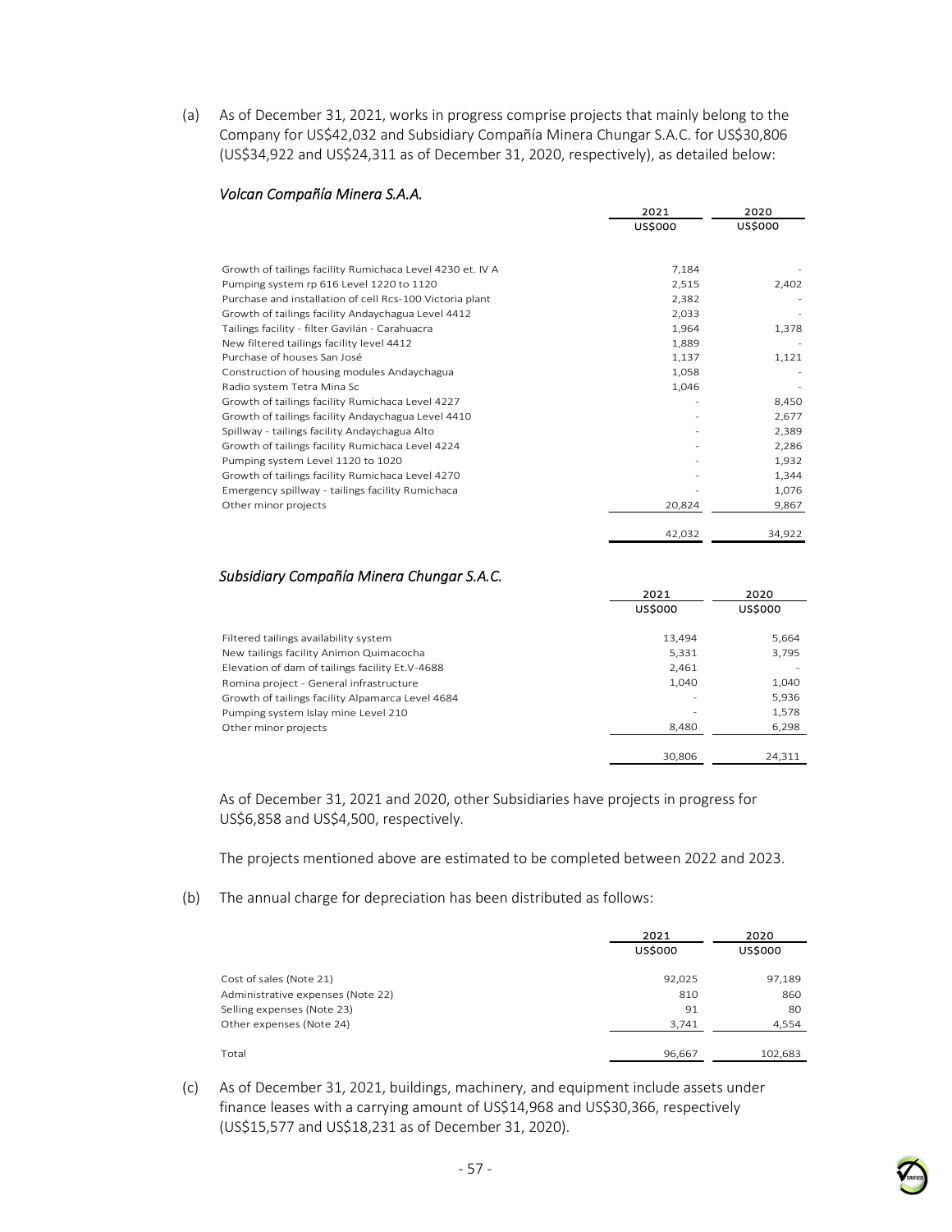(a) As of December 31, 2021, works in progress comprise projects that mainly belong to the Company for US$42,032 and Subsidiary Compañía Minera Chungar S.A.C. for US$30,806 (US$34,922 and US$24,311 as of December 31, 2020, respectively), as detailed below:

*Volcan Compañía Minera S.A.A.*

| | 2021 | 2020 |
|---|---|---|
| | US$000 | US$000 |
| Growth of tailings facility Rumichaca Level 4230 et. IV A | 7,184 | - |
| Pumping system rp 616 Level 1220 to 1120 | 2,515 | 2,402 |
| Purchase and installation of cell Rcs-100 Victoria plant | 2,382 | - |
| Growth of tailings facility Andaychagua Level 4412 | 2,033 | - |
| Tailings facility - filter Gavilán - Carahuacra | 1,964 | 1,378 |
| New filtered tailings facility level 4412 | 1,889 | - |
| Purchase of houses San José | 1,137 | 1,121 |
| Construction of housing modules Andaychagua | 1,058 | - |
| Radio system Tetra Mina Sc | 1,046 | - |
| Growth of tailings facility Rumichaca Level 4227 | - | 8,450 |
| Growth of tailings facility Andaychagua Level 4410 | - | 2,677 |
| Spillway - tailings facility Andaychagua Alto | - | 2,389 |
| Growth of tailings facility Rumichaca Level 4224 | - | 2,286 |
| Pumping system Level 1120 to 1020 | - | 1,932 |
| Growth of tailings facility Rumichaca Level 4270 | - | 1,344 |
| Emergency spillway - tailings facility Rumichaca | - | 1,076 |
| Other minor projects | 20,824 | 9,867 |
| | 42,032 | 34,922 |

*Subsidiary Compañía Minera Chungar S.A.C.*

| | 2021 | 2020 |
|---|---|---|
| | US$000 | US$000 |
| Filtered tailings availability system | 13,494 | 5,664 |
| New tailings facility Animon Quimacocha | 5,331 | 3,795 |
| Elevation of dam of tailings facility Et.V-4688 | 2,461 | - |
| Romina project - General infrastructure | 1,040 | 1,040 |
| Growth of tailings facility Alpamarca Level 4684 | - | 5,936 |
| Pumping system Islay mine Level 210 | - | 1,578 |
| Other minor projects | 8,480 | 6,298 |
| | 30,806 | 24,311 |

As of December 31, 2021 and 2020, other Subsidiaries have projects in progress for US$6,858 and US$4,500, respectively.

The projects mentioned above are estimated to be completed between 2022 and 2023.

(b) The annual charge for depreciation has been distributed as follows:

| | 2021 | 2020 |
|---|---|---|
| | US$000 | US$000 |
| Cost of sales (Note 21) | 92,025 | 97,189 |
| Administrative expenses (Note 22) | 810 | 860 |
| Selling expenses (Note 23) | 91 | 80 |
| Other expenses (Note 24) | 3,741 | 4,554 |
| Total | 96,667 | 102,683 |

(c) As of December 31, 2021, buildings, machinery, and equipment include assets under finance leases with a carrying amount of US$14,968 and US$30,366, respectively (US$15,577 and US$18,231 as of December 31, 2020).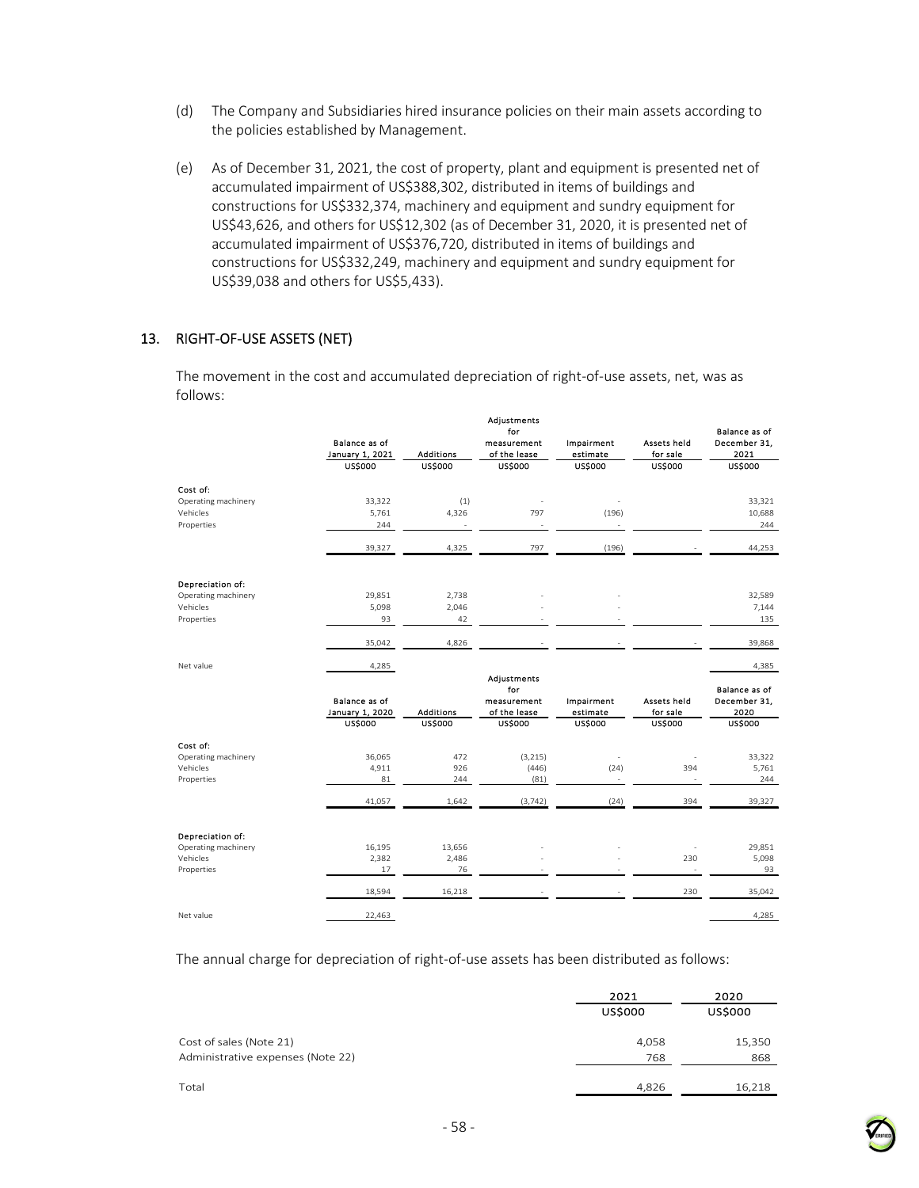(d) The Company and Subsidiaries hired insurance policies on their main assets according to the policies established by Management.

(e) As of December 31, 2021, the cost of property, plant and equipment is presented net of accumulated impairment of US$388,302, distributed in items of buildings and constructions for US$332,374, machinery and equipment and sundry equipment for US$43,626, and others for US$12,302 (as of December 31, 2020, it is presented net of accumulated impairment of US$376,720, distributed in items of buildings and constructions for US$332,249, machinery and equipment and sundry equipment for US$39,038 and others for US$5,433).

## 13. RIGHT-OF-USE ASSETS (NET)

The movement in the cost and accumulated depreciation of right-of-use assets, net, was as follows:

| | Balance as of January 1, 2021 | Additions | Adjustments for measurement of the lease | Impairment estimate | Assets held for sale | Balance as of December 31, 2021 |
|---|---|---|---|---|---|---|
| | US$000 | US$000 | US$000 | US$000 | US$000 | US$000 |
| **Cost of:** | | | | | | |
| Operating machinery | 33,322 | (1) | - | - | | 33,321 |
| Vehicles | 5,761 | 4,326 | 797 | (196) | | 10,688 |
| Properties | 244 | - | - | - | | 244 |
| | 39,327 | 4,325 | 797 | (196) | - | 44,253 |
| **Depreciation of:** | | | | | | |
| Operating machinery | 29,851 | 2,738 | - | - | | 32,589 |
| Vehicles | 5,098 | 2,046 | - | - | | 7,144 |
| Properties | 93 | 42 | - | - | | 135 |
| | 35,042 | 4,826 | - | - | - | 39,868 |
| Net value | 4,285 | | | | | 4,385 |

| | Balance as of January 1, 2020 | Additions | Adjustments for measurement of the lease | Impairment estimate | Assets held for sale | Balance as of December 31, 2020 |
|---|---|---|---|---|---|---|
| | US$000 | US$000 | US$000 | US$000 | US$000 | US$000 |
| **Cost of:** | | | | | | |
| Operating machinery | 36,065 | 472 | (3,215) | - | - | 33,322 |
| Vehicles | 4,911 | 926 | (446) | (24) | 394 | 5,761 |
| Properties | 81 | 244 | (81) | - | - | 244 |
| | 41,057 | 1,642 | (3,742) | (24) | 394 | 39,327 |
| **Depreciation of:** | | | | | | |
| Operating machinery | 16,195 | 13,656 | - | - | - | 29,851 |
| Vehicles | 2,382 | 2,486 | - | - | 230 | 5,098 |
| Properties | 17 | 76 | - | - | - | 93 |
| | 18,594 | 16,218 | - | - | 230 | 35,042 |
| Net value | 22,463 | | | | | 4,285 |

The annual charge for depreciation of right-of-use assets has been distributed as follows:

| | 2021 | 2020 |
|---|---|---|
| | US$000 | US$000 |
| Cost of sales (Note 21) | 4,058 | 15,350 |
| Administrative expenses (Note 22) | 768 | 868 |
| Total | 4,826 | 16,218 |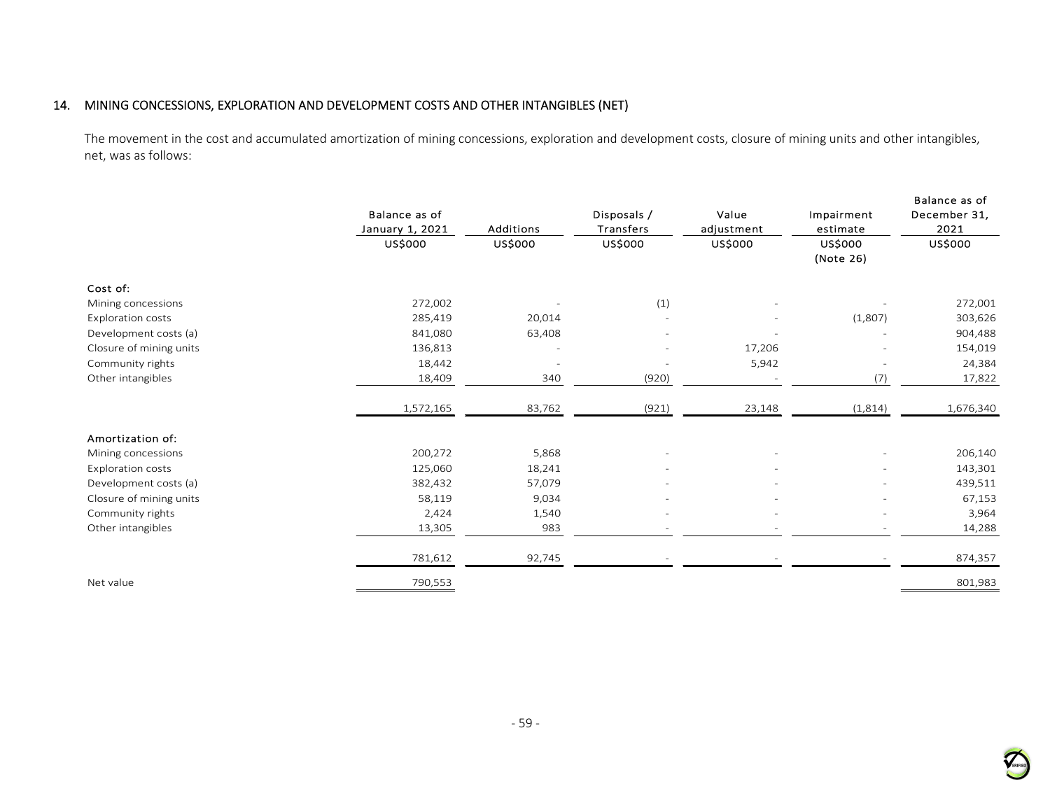## 14. MINING CONCESSIONS, EXPLORATION AND DEVELOPMENT COSTS AND OTHER INTANGIBLES (NET)

The movement in the cost and accumulated amortization of mining concessions, exploration and development costs, closure of mining units and other intangibles, net, was as follows:

| | Balance as of January 1, 2021 US$000 | Additions US$000 | Disposals / Transfers US$000 | Value adjustment US$000 | Impairment estimate US$000 (Note 26) | Balance as of December 31, 2021 US$000 |
|---|---|---|---|---|---|---|
| **Cost of:** | | | | | | |
| Mining concessions | 272,002 | - | (1) | - | - | 272,001 |
| Exploration costs | 285,419 | 20,014 | - | - | (1,807) | 303,626 |
| Development costs (a) | 841,080 | 63,408 | - | - | - | 904,488 |
| Closure of mining units | 136,813 | - | - | 17,206 | - | 154,019 |
| Community rights | 18,442 | - | - | 5,942 | - | 24,384 |
| Other intangibles | 18,409 | 340 | (920) | - | (7) | 17,822 |
| | 1,572,165 | 83,762 | (921) | 23,148 | (1,814) | 1,676,340 |
| **Amortization of:** | | | | | | |
| Mining concessions | 200,272 | 5,868 | - | - | - | 206,140 |
| Exploration costs | 125,060 | 18,241 | - | - | - | 143,301 |
| Development costs (a) | 382,432 | 57,079 | - | - | - | 439,511 |
| Closure of mining units | 58,119 | 9,034 | - | - | - | 67,153 |
| Community rights | 2,424 | 1,540 | - | - | - | 3,964 |
| Other intangibles | 13,305 | 983 | - | - | - | 14,288 |
| | 781,612 | 92,745 | - | - | - | 874,357 |
| Net value | 790,553 | | | | | 801,983 |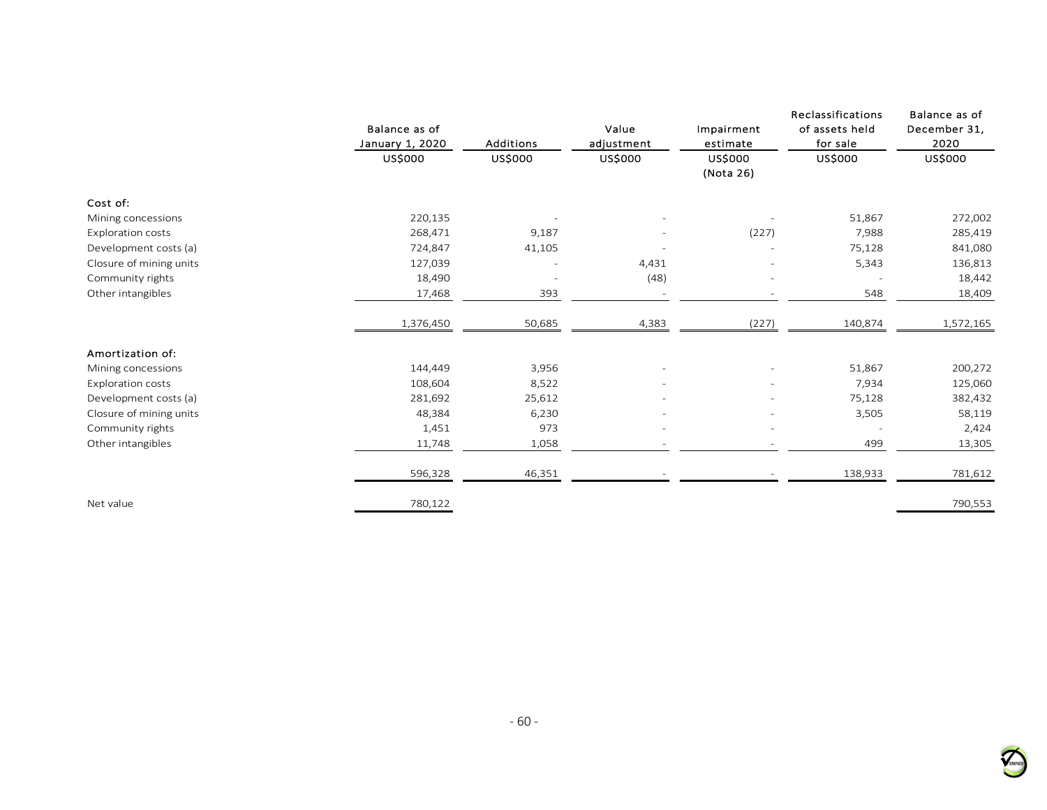| | Balance as of January 1, 2020 | Additions | Value adjustment | Impairment estimate | Reclassifications of assets held for sale | Balance as of December 31, 2020 |
|---|---|---|---|---|---|---|
| | US$000 | US$000 | US$000 | US$000 (Nota 26) | US$000 | US$000 |
| **Cost of:** | | | | | | |
| Mining concessions | 220,135 | - | - | - | 51,867 | 272,002 |
| Exploration costs | 268,471 | 9,187 | - | (227) | 7,988 | 285,419 |
| Development costs (a) | 724,847 | 41,105 | - | - | 75,128 | 841,080 |
| Closure of mining units | 127,039 | - | 4,431 | - | 5,343 | 136,813 |
| Community rights | 18,490 | - | (48) | - | - | 18,442 |
| Other intangibles | 17,468 | 393 | - | - | 548 | 18,409 |
| | 1,376,450 | 50,685 | 4,383 | (227) | 140,874 | 1,572,165 |
| **Amortization of:** | | | | | | |
| Mining concessions | 144,449 | 3,956 | - | - | 51,867 | 200,272 |
| Exploration costs | 108,604 | 8,522 | - | - | 7,934 | 125,060 |
| Development costs (a) | 281,692 | 25,612 | - | - | 75,128 | 382,432 |
| Closure of mining units | 48,384 | 6,230 | - | - | 3,505 | 58,119 |
| Community rights | 1,451 | 973 | - | - | - | 2,424 |
| Other intangibles | 11,748 | 1,058 | - | - | 499 | 13,305 |
| | 596,328 | 46,351 | - | - | 138,933 | 781,612 |
| Net value | 780,122 | | | | | 790,553 |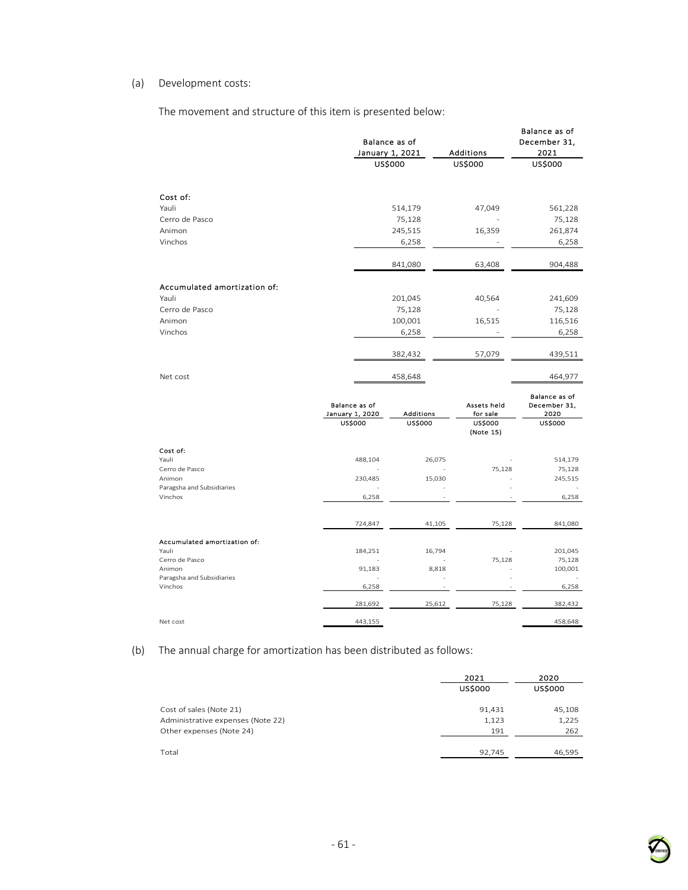(a) Development costs:

The movement and structure of this item is presented below:

| | Balance as of January 1, 2021 | Additions | Balance as of December 31, 2021 |
|---|---|---|---|
| | US$000 | US$000 | US$000 |
| **Cost of:** | | | |
| Yauli | 514,179 | 47,049 | 561,228 |
| Cerro de Pasco | 75,128 | - | 75,128 |
| Animon | 245,515 | 16,359 | 261,874 |
| Vinchos | 6,258 | - | 6,258 |
| | 841,080 | 63,408 | 904,488 |
| **Accumulated amortization of:** | | | |
| Yauli | 201,045 | 40,564 | 241,609 |
| Cerro de Pasco | 75,128 | - | 75,128 |
| Animon | 100,001 | 16,515 | 116,516 |
| Vinchos | 6,258 | - | 6,258 |
| | 382,432 | 57,079 | 439,511 |
| Net cost | 458,648 | | 464,977 |

| | Balance as of January 1, 2020 | Additions | Assets held for sale | Balance as of December 31, 2020 |
|---|---|---|---|---|
| | US$000 | US$000 | US$000 (Note 15) | US$000 |
| **Cost of:** | | | | |
| Yauli | 488,104 | 26,075 | - | 514,179 |
| Cerro de Pasco | - | - | 75,128 | 75,128 |
| Animon | 230,485 | 15,030 | - | 245,515 |
| Paragsha and Subsidiaries | - | - | - | - |
| Vinchos | 6,258 | - | - | 6,258 |
| | 724,847 | 41,105 | 75,128 | 841,080 |
| **Accumulated amortization of:** | | | | |
| Yauli | 184,251 | 16,794 | - | 201,045 |
| Cerro de Pasco | - | - | 75,128 | 75,128 |
| Animon | 91,183 | 8,818 | - | 100,001 |
| Paragsha and Subsidiaries | - | - | - | - |
| Vinchos | 6,258 | - | - | 6,258 |
| | 281,692 | 25,612 | 75,128 | 382,432 |
| Net cost | 443,155 | | | 458,648 |

(b) The annual charge for amortization has been distributed as follows:

| | 2021 | 2020 |
|---|---|---|
| | US$000 | US$000 |
| Cost of sales (Note 21) | 91,431 | 45,108 |
| Administrative expenses (Note 22) | 1,123 | 1,225 |
| Other expenses (Note 24) | 191 | 262 |
| Total | 92,745 | 46,595 |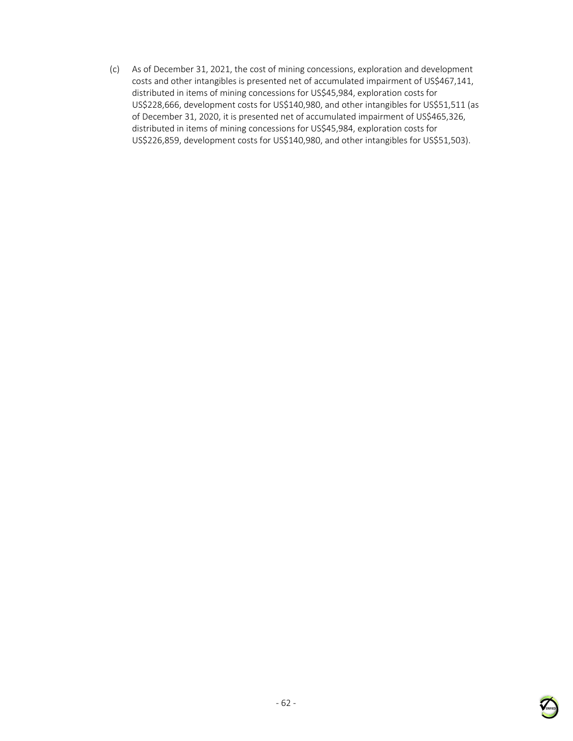(c) As of December 31, 2021, the cost of mining concessions, exploration and development costs and other intangibles is presented net of accumulated impairment of US$467,141, distributed in items of mining concessions for US$45,984, exploration costs for US$228,666, development costs for US$140,980, and other intangibles for US$51,511 (as of December 31, 2020, it is presented net of accumulated impairment of US$465,326, distributed in items of mining concessions for US$45,984, exploration costs for US$226,859, development costs for US$140,980, and other intangibles for US$51,503).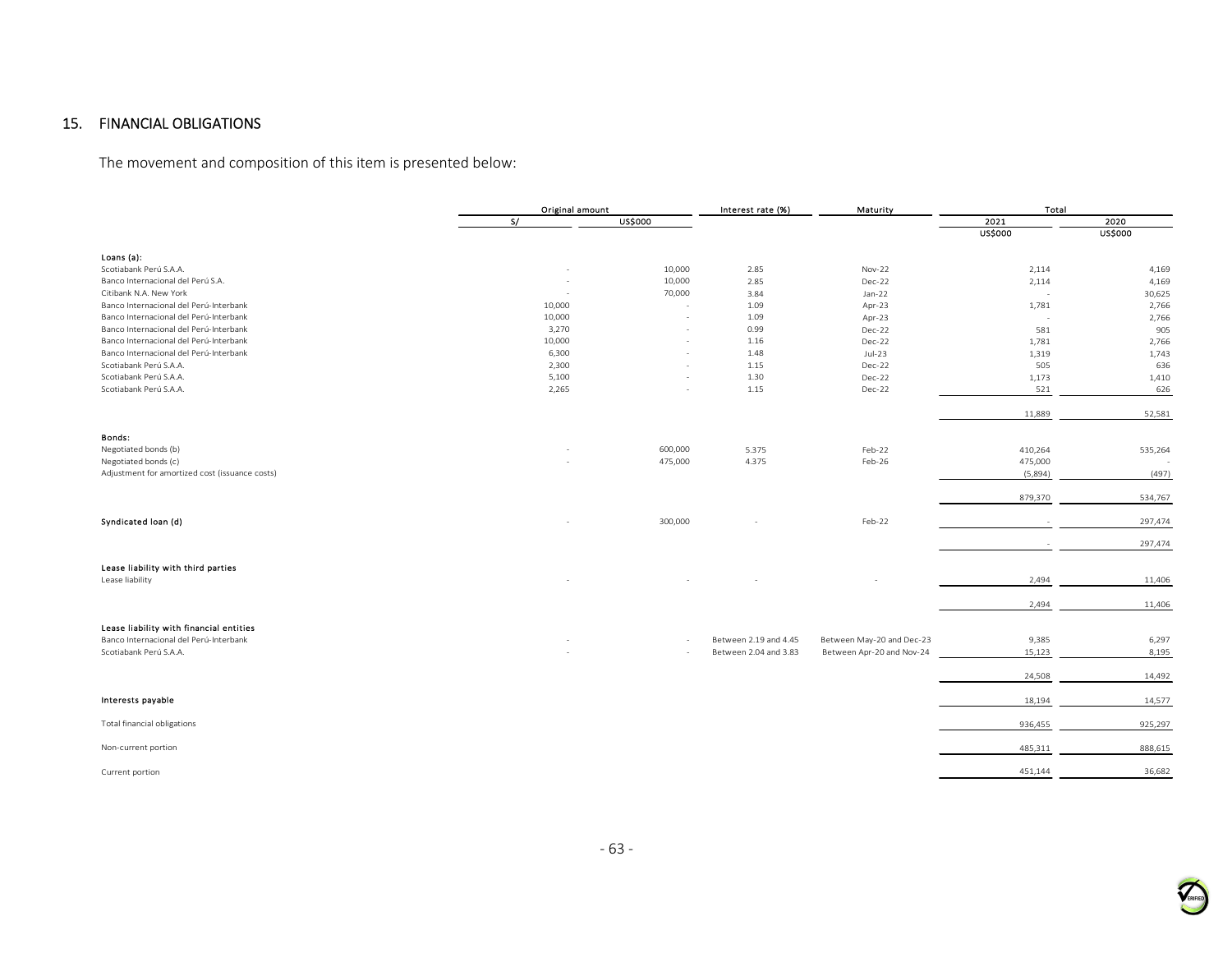## 15. FINANCIAL OBLIGATIONS

The movement and composition of this item is presented below:

| | Original amount | | Interest rate (%) | Maturity | Total | |
|---|---|---|---|---|---|---|
| | S/ | US$000 | | | 2021 | 2020 |
| | | | | | US$000 | US$000 |
| **Loans (a):** | | | | | | |
| Scotiabank Perú S.A.A. | - | 10,000 | 2.85 | Nov-22 | 2,114 | 4,169 |
| Banco Internacional del Perú S.A. | - | 10,000 | 2.85 | Dec-22 | 2,114 | 4,169 |
| Citibank N.A. New York | - | 70,000 | 3.84 | Jan-22 | - | 30,625 |
| Banco Internacional del Perú-Interbank | 10,000 | - | 1.09 | Apr-23 | 1,781 | 2,766 |
| Banco Internacional del Perú-Interbank | 10,000 | - | 1.09 | Apr-23 | - | 2,766 |
| Banco Internacional del Perú-Interbank | 3,270 | - | 0.99 | Dec-22 | 581 | 905 |
| Banco Internacional del Perú-Interbank | 10,000 | - | 1.16 | Dec-22 | 1,781 | 2,766 |
| Banco Internacional del Perú-Interbank | 6,300 | - | 1.48 | Jul-23 | 1,319 | 1,743 |
| Scotiabank Perú S.A.A. | 2,300 | - | 1.15 | Dec-22 | 505 | 636 |
| Scotiabank Perú S.A.A. | 5,100 | - | 1.30 | Dec-22 | 1,173 | 1,410 |
| Scotiabank Perú S.A.A. | 2,265 | - | 1.15 | Dec-22 | 521 | 626 |
| | | | | | 11,889 | 52,581 |
| **Bonds:** | | | | | | |
| Negotiated bonds (b) | - | 600,000 | 5.375 | Feb-22 | 410,264 | 535,264 |
| Negotiated bonds (c) | - | 475,000 | 4.375 | Feb-26 | 475,000 | - |
| Adjustment for amortized cost (issuance costs) | | | | | (5,894) | (497) |
| | | | | | 879,370 | 534,767 |
| **Syndicated loan (d)** | - | 300,000 | - | Feb-22 | - | 297,474 |
| | | | | | - | 297,474 |
| **Lease liability with third parties** | | | | | | |
| Lease liability | - | - | - | - | 2,494 | 11,406 |
| | | | | | 2,494 | 11,406 |
| **Lease liability with financial entities** | | | | | | |
| Banco Internacional del Perú-Interbank | - | - | Between 2.19 and 4.45 | Between May-20 and Dec-23 | 9,385 | 6,297 |
| Scotiabank Perú S.A.A. | - | - | Between 2.04 and 3.83 | Between Apr-20 and Nov-24 | 15,123 | 8,195 |
| | | | | | 24,508 | 14,492 |
| **Interests payable** | | | | | 18,194 | 14,577 |
| Total financial obligations | | | | | 936,455 | 925,297 |
| Non-current portion | | | | | 485,311 | 888,615 |
| Current portion | | | | | 451,144 | 36,682 |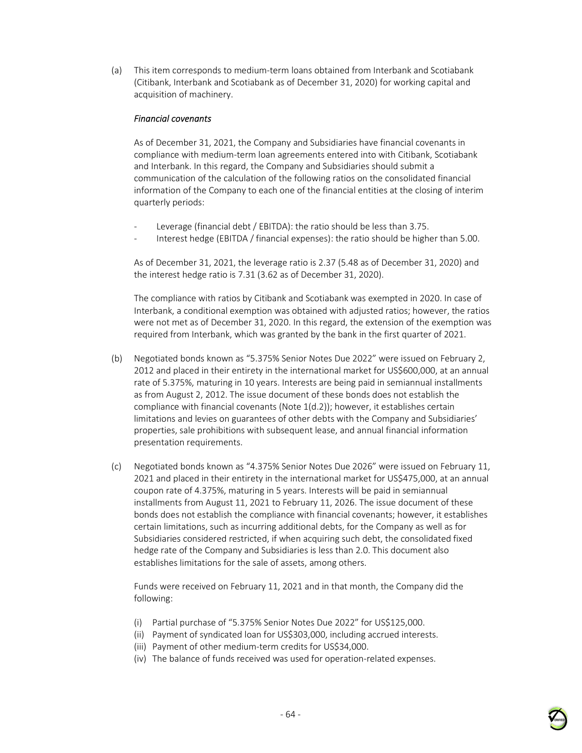(a) This item corresponds to medium-term loans obtained from Interbank and Scotiabank (Citibank, Interbank and Scotiabank as of December 31, 2020) for working capital and acquisition of machinery.

*Financial covenants*

As of December 31, 2021, the Company and Subsidiaries have financial covenants in compliance with medium-term loan agreements entered into with Citibank, Scotiabank and Interbank. In this regard, the Company and Subsidiaries should submit a communication of the calculation of the following ratios on the consolidated financial information of the Company to each one of the financial entities at the closing of interim quarterly periods:

- Leverage (financial debt / EBITDA): the ratio should be less than 3.75.
- Interest hedge (EBITDA / financial expenses): the ratio should be higher than 5.00.

As of December 31, 2021, the leverage ratio is 2.37 (5.48 as of December 31, 2020) and the interest hedge ratio is 7.31 (3.62 as of December 31, 2020).

The compliance with ratios by Citibank and Scotiabank was exempted in 2020. In case of Interbank, a conditional exemption was obtained with adjusted ratios; however, the ratios were not met as of December 31, 2020. In this regard, the extension of the exemption was required from Interbank, which was granted by the bank in the first quarter of 2021.

(b) Negotiated bonds known as "5.375% Senior Notes Due 2022" were issued on February 2, 2012 and placed in their entirety in the international market for US$600,000, at an annual rate of 5.375%, maturing in 10 years. Interests are being paid in semiannual installments as from August 2, 2012. The issue document of these bonds does not establish the compliance with financial covenants (Note 1(d.2)); however, it establishes certain limitations and levies on guarantees of other debts with the Company and Subsidiaries' properties, sale prohibitions with subsequent lease, and annual financial information presentation requirements.

(c) Negotiated bonds known as "4.375% Senior Notes Due 2026" were issued on February 11, 2021 and placed in their entirety in the international market for US$475,000, at an annual coupon rate of 4.375%, maturing in 5 years. Interests will be paid in semiannual installments from August 11, 2021 to February 11, 2026. The issue document of these bonds does not establish the compliance with financial covenants; however, it establishes certain limitations, such as incurring additional debts, for the Company as well as for Subsidiaries considered restricted, if when acquiring such debt, the consolidated fixed hedge rate of the Company and Subsidiaries is less than 2.0. This document also establishes limitations for the sale of assets, among others.

Funds were received on February 11, 2021 and in that month, the Company did the following:

(i) Partial purchase of "5.375% Senior Notes Due 2022" for US$125,000.
(ii) Payment of syndicated loan for US$303,000, including accrued interests.
(iii) Payment of other medium-term credits for US$34,000.
(iv) The balance of funds received was used for operation-related expenses.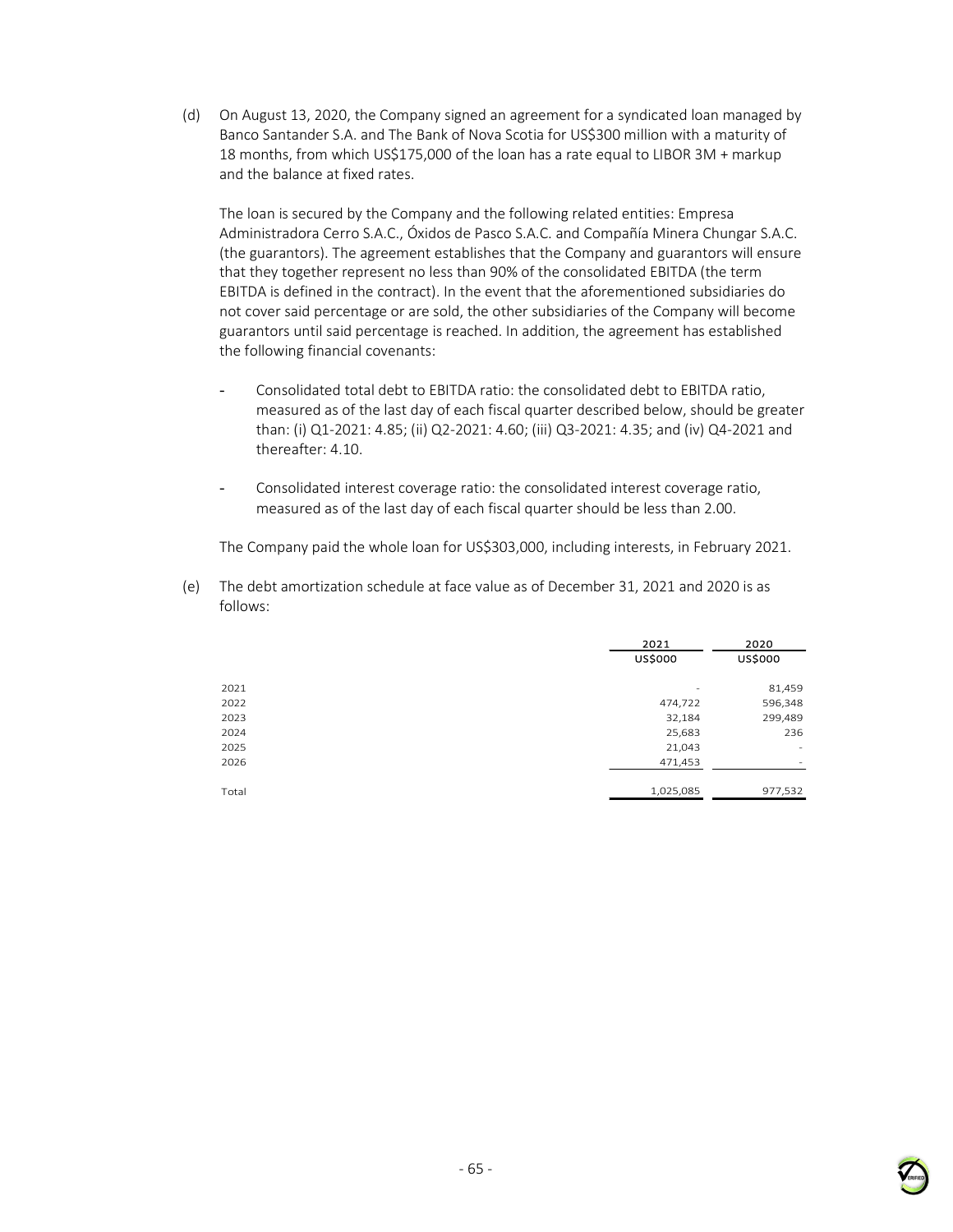(d) On August 13, 2020, the Company signed an agreement for a syndicated loan managed by Banco Santander S.A. and The Bank of Nova Scotia for US$300 million with a maturity of 18 months, from which US$175,000 of the loan has a rate equal to LIBOR 3M + markup and the balance at fixed rates.

The loan is secured by the Company and the following related entities: Empresa Administradora Cerro S.A.C., Óxidos de Pasco S.A.C. and Compañía Minera Chungar S.A.C. (the guarantors). The agreement establishes that the Company and guarantors will ensure that they together represent no less than 90% of the consolidated EBITDA (the term EBITDA is defined in the contract). In the event that the aforementioned subsidiaries do not cover said percentage or are sold, the other subsidiaries of the Company will become guarantors until said percentage is reached. In addition, the agreement has established the following financial covenants:

- Consolidated total debt to EBITDA ratio: the consolidated debt to EBITDA ratio, measured as of the last day of each fiscal quarter described below, should be greater than: (i) Q1-2021: 4.85; (ii) Q2-2021: 4.60; (iii) Q3-2021: 4.35; and (iv) Q4-2021 and thereafter: 4.10.

- Consolidated interest coverage ratio: the consolidated interest coverage ratio, measured as of the last day of each fiscal quarter should be less than 2.00.

The Company paid the whole loan for US$303,000, including interests, in February 2021.

(e) The debt amortization schedule at face value as of December 31, 2021 and 2020 is as follows:

| | 2021 | 2020 |
|---|---|---|
| | US$000 | US$000 |
| 2021 | - | 81,459 |
| 2022 | 474,722 | 596,348 |
| 2023 | 32,184 | 299,489 |
| 2024 | 25,683 | 236 |
| 2025 | 21,043 | - |
| 2026 | 471,453 | - |
| Total | 1,025,085 | 977,532 |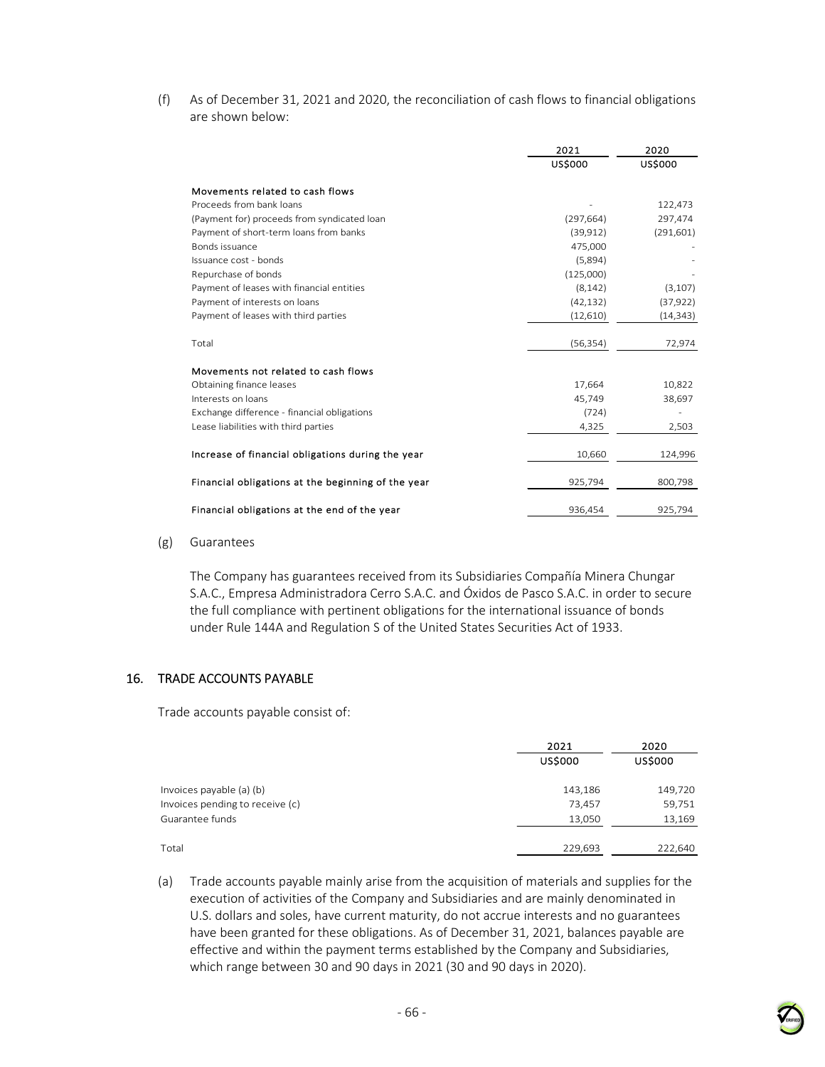(f) As of December 31, 2021 and 2020, the reconciliation of cash flows to financial obligations are shown below:

| | 2021 | 2020 |
|---|---|---|
| | US$000 | US$000 |
| **Movements related to cash flows** | | |
| Proceeds from bank loans | - | 122,473 |
| (Payment for) proceeds from syndicated loan | (297,664) | 297,474 |
| Payment of short-term loans from banks | (39,912) | (291,601) |
| Bonds issuance | 475,000 | - |
| Issuance cost - bonds | (5,894) | - |
| Repurchase of bonds | (125,000) | - |
| Payment of leases with financial entities | (8,142) | (3,107) |
| Payment of interests on loans | (42,132) | (37,922) |
| Payment of leases with third parties | (12,610) | (14,343) |
| Total | (56,354) | 72,974 |
| **Movements not related to cash flows** | | |
| Obtaining finance leases | 17,664 | 10,822 |
| Interests on loans | 45,749 | 38,697 |
| Exchange difference - financial obligations | (724) | - |
| Lease liabilities with third parties | 4,325 | 2,503 |
| **Increase of financial obligations during the year** | 10,660 | 124,996 |
| **Financial obligations at the beginning of the year** | 925,794 | 800,798 |
| **Financial obligations at the end of the year** | 936,454 | 925,794 |

(g) Guarantees

The Company has guarantees received from its Subsidiaries Compañía Minera Chungar S.A.C., Empresa Administradora Cerro S.A.C. and Óxidos de Pasco S.A.C. in order to secure the full compliance with pertinent obligations for the international issuance of bonds under Rule 144A and Regulation S of the United States Securities Act of 1933.

## 16. TRADE ACCOUNTS PAYABLE

Trade accounts payable consist of:

| | 2021 | 2020 |
|---|---|---|
| | US$000 | US$000 |
| Invoices payable (a) (b) | 143,186 | 149,720 |
| Invoices pending to receive (c) | 73,457 | 59,751 |
| Guarantee funds | 13,050 | 13,169 |
| Total | 229,693 | 222,640 |

(a) Trade accounts payable mainly arise from the acquisition of materials and supplies for the execution of activities of the Company and Subsidiaries and are mainly denominated in U.S. dollars and soles, have current maturity, do not accrue interests and no guarantees have been granted for these obligations. As of December 31, 2021, balances payable are effective and within the payment terms established by the Company and Subsidiaries, which range between 30 and 90 days in 2021 (30 and 90 days in 2020).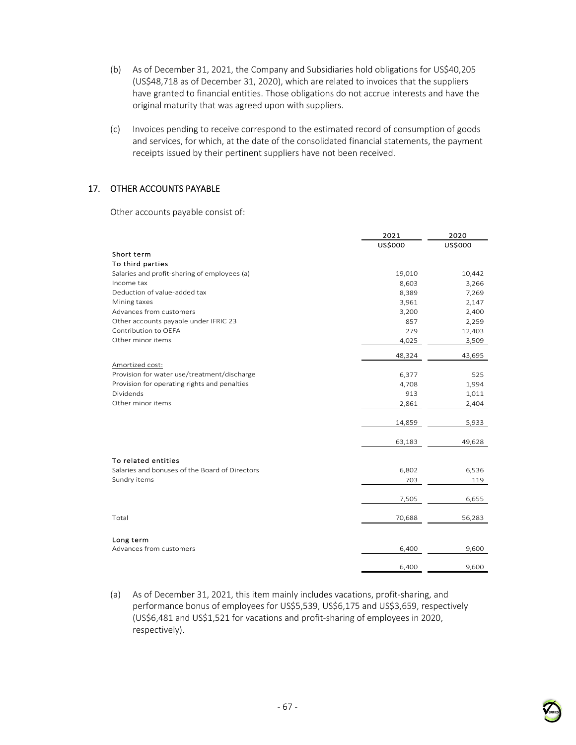(b) As of December 31, 2021, the Company and Subsidiaries hold obligations for US$40,205 (US$48,718 as of December 31, 2020), which are related to invoices that the suppliers have granted to financial entities. Those obligations do not accrue interests and have the original maturity that was agreed upon with suppliers.

(c) Invoices pending to receive correspond to the estimated record of consumption of goods and services, for which, at the date of the consolidated financial statements, the payment receipts issued by their pertinent suppliers have not been received.

## 17. OTHER ACCOUNTS PAYABLE

Other accounts payable consist of:

| | 2021 | 2020 |
|---|---|---|
| | US$000 | US$000 |
| **Short term** | | |
| **To third parties** | | |
| Salaries and profit-sharing of employees (a) | 19,010 | 10,442 |
| Income tax | 8,603 | 3,266 |
| Deduction of value-added tax | 8,389 | 7,269 |
| Mining taxes | 3,961 | 2,147 |
| Advances from customers | 3,200 | 2,400 |
| Other accounts payable under IFRIC 23 | 857 | 2,259 |
| Contribution to OEFA | 279 | 12,403 |
| Other minor items | 4,025 | 3,509 |
| | 48,324 | 43,695 |
| Amortized cost: | | |
| Provision for water use/treatment/discharge | 6,377 | 525 |
| Provision for operating rights and penalties | 4,708 | 1,994 |
| Dividends | 913 | 1,011 |
| Other minor items | 2,861 | 2,404 |
| | 14,859 | 5,933 |
| | 63,183 | 49,628 |
| **To related entities** | | |
| Salaries and bonuses of the Board of Directors | 6,802 | 6,536 |
| Sundry items | 703 | 119 |
| | 7,505 | 6,655 |
| Total | 70,688 | 56,283 |
| **Long term** | | |
| Advances from customers | 6,400 | 9,600 |
| | 6,400 | 9,600 |

(a) As of December 31, 2021, this item mainly includes vacations, profit-sharing, and performance bonus of employees for US$5,539, US$6,175 and US$3,659, respectively (US$6,481 and US$1,521 for vacations and profit-sharing of employees in 2020, respectively).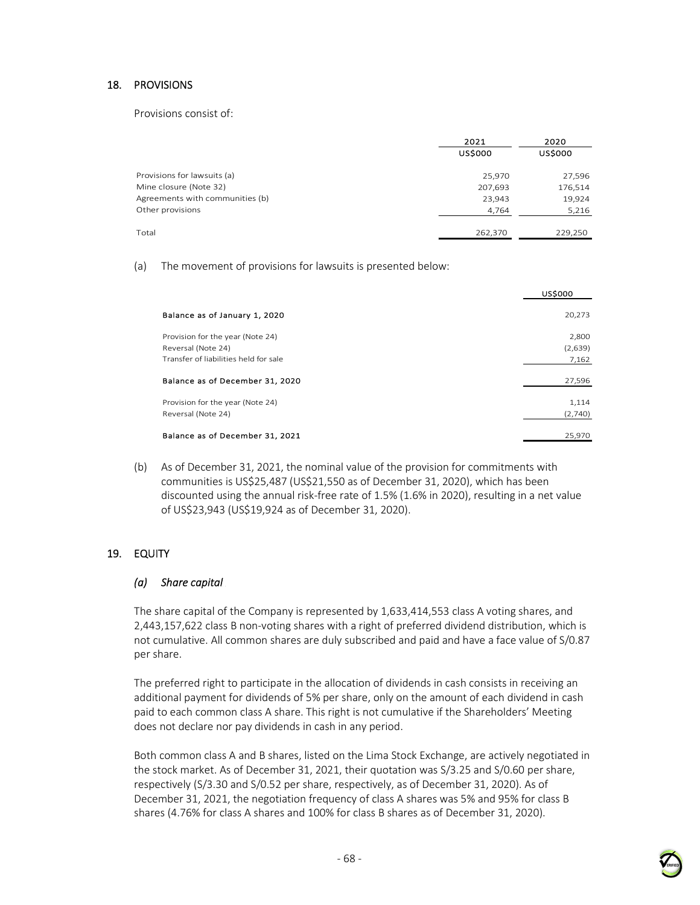## 18. PROVISIONS

Provisions consist of:

| | 2021 | 2020 |
|---|---|---|
| | US$000 | US$000 |
| Provisions for lawsuits (a) | 25,970 | 27,596 |
| Mine closure (Note 32) | 207,693 | 176,514 |
| Agreements with communities (b) | 23,943 | 19,924 |
| Other provisions | 4,764 | 5,216 |
| Total | 262,370 | 229,250 |

(a) The movement of provisions for lawsuits is presented below:

| | US$000 |
|---|---|
| **Balance as of January 1, 2020** | 20,273 |
| Provision for the year (Note 24) | 2,800 |
| Reversal (Note 24) | (2,639) |
| Transfer of liabilities held for sale | 7,162 |
| **Balance as of December 31, 2020** | 27,596 |
| Provision for the year (Note 24) | 1,114 |
| Reversal (Note 24) | (2,740) |
| **Balance as of December 31, 2021** | 25,970 |

(b) As of December 31, 2021, the nominal value of the provision for commitments with communities is US$25,487 (US$21,550 as of December 31, 2020), which has been discounted using the annual risk-free rate of 1.5% (1.6% in 2020), resulting in a net value of US$23,943 (US$19,924 as of December 31, 2020).

## 19. EQUITY

### *(a) Share capital*

The share capital of the Company is represented by 1,633,414,553 class A voting shares, and 2,443,157,622 class B non-voting shares with a right of preferred dividend distribution, which is not cumulative. All common shares are duly subscribed and paid and have a face value of S/0.87 per share.

The preferred right to participate in the allocation of dividends in cash consists in receiving an additional payment for dividends of 5% per share, only on the amount of each dividend in cash paid to each common class A share. This right is not cumulative if the Shareholders' Meeting does not declare nor pay dividends in cash in any period.

Both common class A and B shares, listed on the Lima Stock Exchange, are actively negotiated in the stock market. As of December 31, 2021, their quotation was S/3.25 and S/0.60 per share, respectively (S/3.30 and S/0.52 per share, respectively, as of December 31, 2020). As of December 31, 2021, the negotiation frequency of class A shares was 5% and 95% for class B shares (4.76% for class A shares and 100% for class B shares as of December 31, 2020).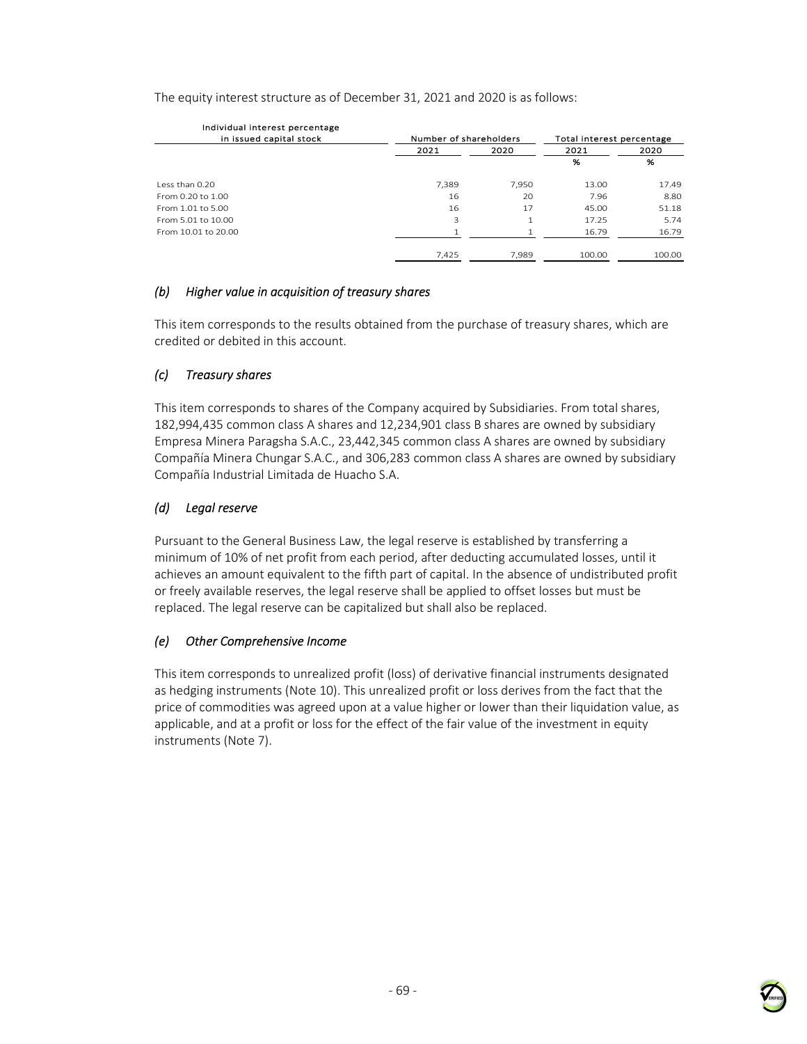The equity interest structure as of December 31, 2021 and 2020 is as follows:

| Individual interest percentage in issued capital stock | Number of shareholders | | Total interest percentage | |
|---|---|---|---|---|
| | 2021 | 2020 | 2021 | 2020 |
| | | | % | % |
| Less than 0.20 | 7,389 | 7,950 | 13.00 | 17.49 |
| From 0.20 to 1.00 | 16 | 20 | 7.96 | 8.80 |
| From 1.01 to 5.00 | 16 | 17 | 45.00 | 51.18 |
| From 5.01 to 10.00 | 3 | 1 | 17.25 | 5.74 |
| From 10.01 to 20.00 | 1 | 1 | 16.79 | 16.79 |
| | 7,425 | 7,989 | 100.00 | 100.00 |

### *(b) Higher value in acquisition of treasury shares*

This item corresponds to the results obtained from the purchase of treasury shares, which are credited or debited in this account.

### *(c) Treasury shares*

This item corresponds to shares of the Company acquired by Subsidiaries. From total shares, 182,994,435 common class A shares and 12,234,901 class B shares are owned by subsidiary Empresa Minera Paragsha S.A.C., 23,442,345 common class A shares are owned by subsidiary Compañía Minera Chungar S.A.C., and 306,283 common class A shares are owned by subsidiary Compañía Industrial Limitada de Huacho S.A.

### *(d) Legal reserve*

Pursuant to the General Business Law, the legal reserve is established by transferring a minimum of 10% of net profit from each period, after deducting accumulated losses, until it achieves an amount equivalent to the fifth part of capital. In the absence of undistributed profit or freely available reserves, the legal reserve shall be applied to offset losses but must be replaced. The legal reserve can be capitalized but shall also be replaced.

### *(e) Other Comprehensive Income*

This item corresponds to unrealized profit (loss) of derivative financial instruments designated as hedging instruments (Note 10). This unrealized profit or loss derives from the fact that the price of commodities was agreed upon at a value higher or lower than their liquidation value, as applicable, and at a profit or loss for the effect of the fair value of the investment in equity instruments (Note 7).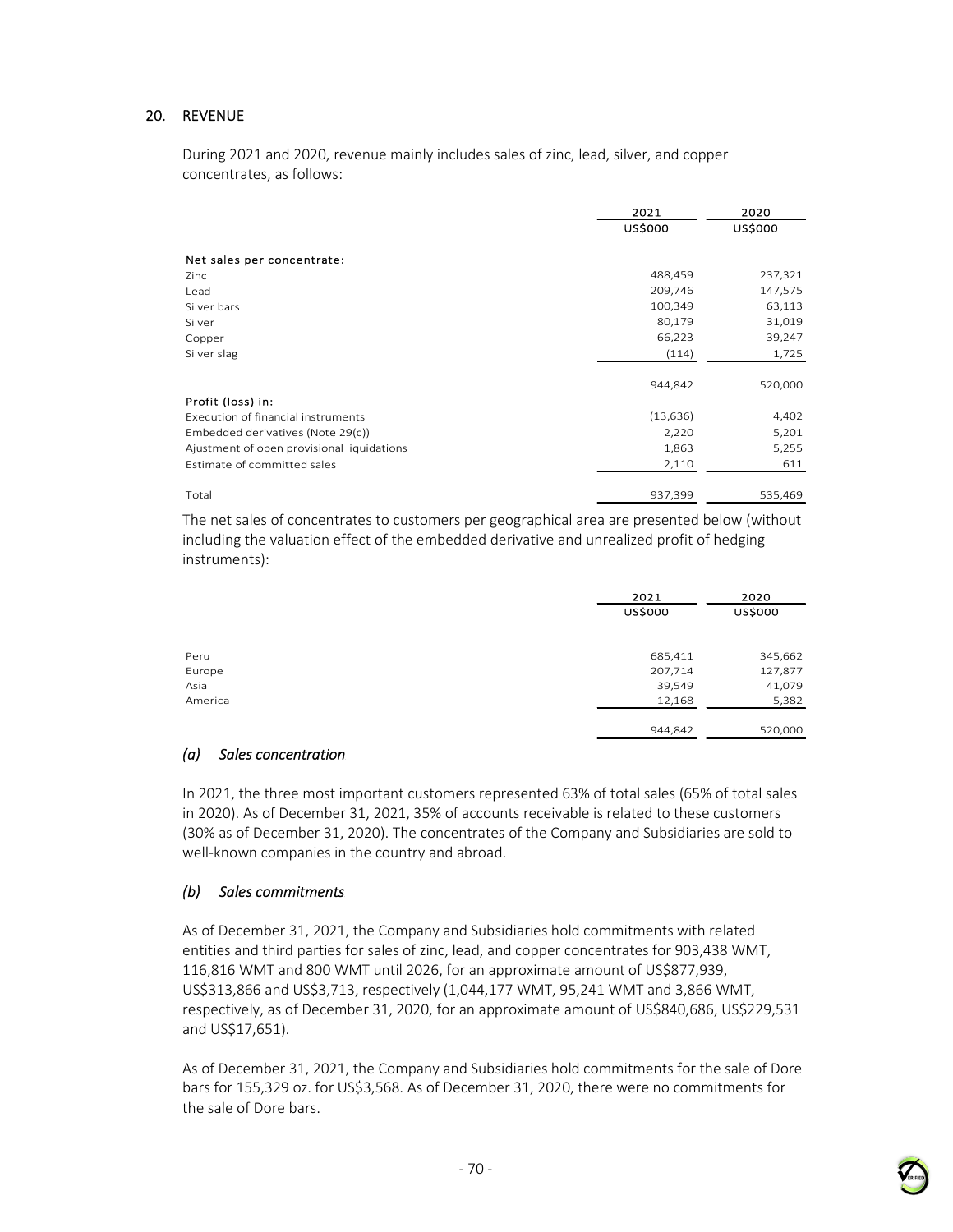## 20. REVENUE

During 2021 and 2020, revenue mainly includes sales of zinc, lead, silver, and copper concentrates, as follows:

| | 2021 | 2020 |
|---|---|---|
| | US$000 | US$000 |
| **Net sales per concentrate:** | | |
| Zinc | 488,459 | 237,321 |
| Lead | 209,746 | 147,575 |
| Silver bars | 100,349 | 63,113 |
| Silver | 80,179 | 31,019 |
| Copper | 66,223 | 39,247 |
| Silver slag | (114) | 1,725 |
| | 944,842 | 520,000 |
| **Profit (loss) in:** | | |
| Execution of financial instruments | (13,636) | 4,402 |
| Embedded derivatives (Note 29(c)) | 2,220 | 5,201 |
| Ajustment of open provisional liquidations | 1,863 | 5,255 |
| Estimate of committed sales | 2,110 | 611 |
| Total | 937,399 | 535,469 |

The net sales of concentrates to customers per geographical area are presented below (without including the valuation effect of the embedded derivative and unrealized profit of hedging instruments):

| | 2021 | 2020 |
|---|---|---|
| | US$000 | US$000 |
| Peru | 685,411 | 345,662 |
| Europe | 207,714 | 127,877 |
| Asia | 39,549 | 41,079 |
| America | 12,168 | 5,382 |
| | 944,842 | 520,000 |

### *(a) Sales concentration*

In 2021, the three most important customers represented 63% of total sales (65% of total sales in 2020). As of December 31, 2021, 35% of accounts receivable is related to these customers (30% as of December 31, 2020). The concentrates of the Company and Subsidiaries are sold to well-known companies in the country and abroad.

### *(b) Sales commitments*

As of December 31, 2021, the Company and Subsidiaries hold commitments with related entities and third parties for sales of zinc, lead, and copper concentrates for 903,438 WMT, 116,816 WMT and 800 WMT until 2026, for an approximate amount of US$877,939, US$313,866 and US$3,713, respectively (1,044,177 WMT, 95,241 WMT and 3,866 WMT, respectively, as of December 31, 2020, for an approximate amount of US$840,686, US$229,531 and US$17,651).

As of December 31, 2021, the Company and Subsidiaries hold commitments for the sale of Dore bars for 155,329 oz. for US$3,568. As of December 31, 2020, there were no commitments for the sale of Dore bars.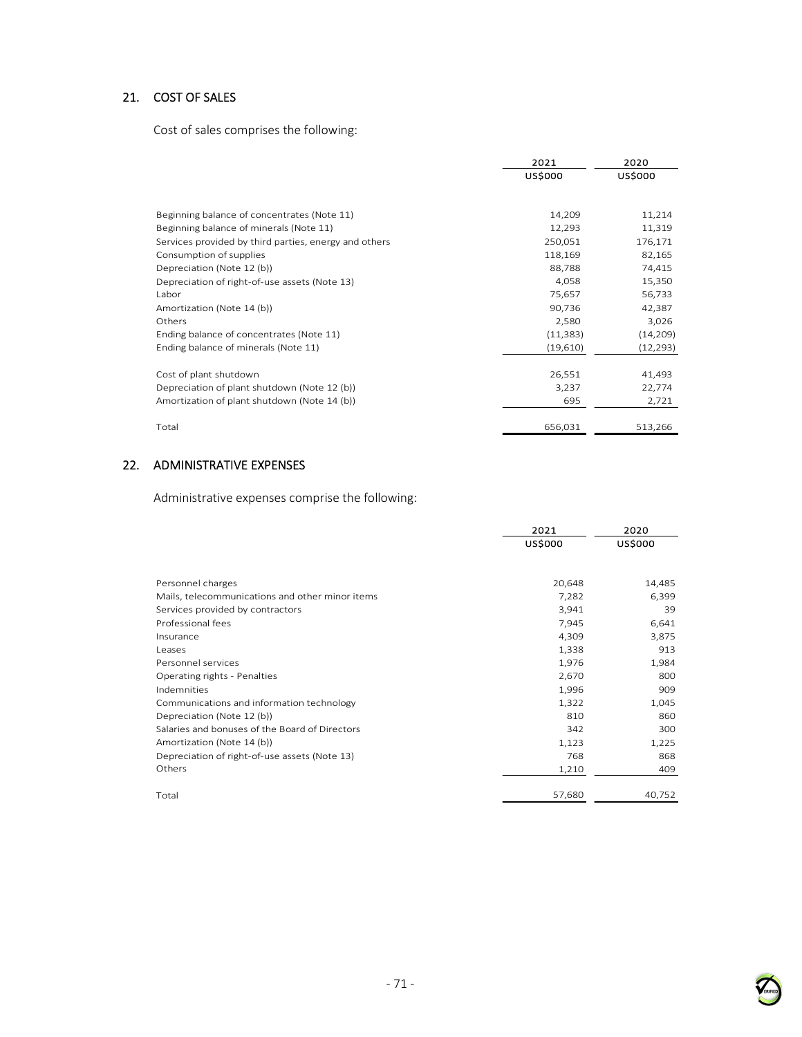## 21. COST OF SALES

Cost of sales comprises the following:

| | 2021 | 2020 |
|---|---|---|
| | US$000 | US$000 |
| Beginning balance of concentrates (Note 11) | 14,209 | 11,214 |
| Beginning balance of minerals (Note 11) | 12,293 | 11,319 |
| Services provided by third parties, energy and others | 250,051 | 176,171 |
| Consumption of supplies | 118,169 | 82,165 |
| Depreciation (Note 12 (b)) | 88,788 | 74,415 |
| Depreciation of right-of-use assets (Note 13) | 4,058 | 15,350 |
| Labor | 75,657 | 56,733 |
| Amortization (Note 14 (b)) | 90,736 | 42,387 |
| Others | 2,580 | 3,026 |
| Ending balance of concentrates (Note 11) | (11,383) | (14,209) |
| Ending balance of minerals (Note 11) | (19,610) | (12,293) |
| Cost of plant shutdown | 26,551 | 41,493 |
| Depreciation of plant shutdown (Note 12 (b)) | 3,237 | 22,774 |
| Amortization of plant shutdown (Note 14 (b)) | 695 | 2,721 |
| Total | 656,031 | 513,266 |

## 22. ADMINISTRATIVE EXPENSES

Administrative expenses comprise the following:

| | 2021 | 2020 |
|---|---|---|
| | US$000 | US$000 |
| Personnel charges | 20,648 | 14,485 |
| Mails, telecommunications and other minor items | 7,282 | 6,399 |
| Services provided by contractors | 3,941 | 39 |
| Professional fees | 7,945 | 6,641 |
| Insurance | 4,309 | 3,875 |
| Leases | 1,338 | 913 |
| Personnel services | 1,976 | 1,984 |
| Operating rights - Penalties | 2,670 | 800 |
| Indemnities | 1,996 | 909 |
| Communications and information technology | 1,322 | 1,045 |
| Depreciation (Note 12 (b)) | 810 | 860 |
| Salaries and bonuses of the Board of Directors | 342 | 300 |
| Amortization (Note 14 (b)) | 1,123 | 1,225 |
| Depreciation of right-of-use assets (Note 13) | 768 | 868 |
| Others | 1,210 | 409 |
| Total | 57,680 | 40,752 |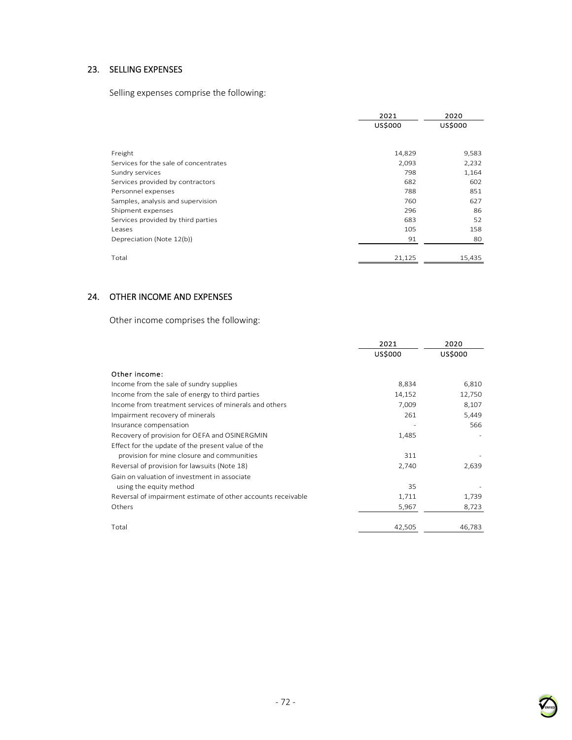## 23. SELLING EXPENSES

Selling expenses comprise the following:

| | 2021 | 2020 |
|---|---|---|
| | US$000 | US$000 |
| Freight | 14,829 | 9,583 |
| Services for the sale of concentrates | 2,093 | 2,232 |
| Sundry services | 798 | 1,164 |
| Services provided by contractors | 682 | 602 |
| Personnel expenses | 788 | 851 |
| Samples, analysis and supervision | 760 | 627 |
| Shipment expenses | 296 | 86 |
| Services provided by third parties | 683 | 52 |
| Leases | 105 | 158 |
| Depreciation (Note 12(b)) | 91 | 80 |
| Total | 21,125 | 15,435 |

## 24. OTHER INCOME AND EXPENSES

Other income comprises the following:

| | 2021 | 2020 |
|---|---|---|
| | US$000 | US$000 |
| Other income: | | |
| Income from the sale of sundry supplies | 8,834 | 6,810 |
| Income from the sale of energy to third parties | 14,152 | 12,750 |
| Income from treatment services of minerals and others | 7,009 | 8,107 |
| Impairment recovery of minerals | 261 | 5,449 |
| Insurance compensation | - | 566 |
| Recovery of provision for OEFA and OSINERGMIN | 1,485 | - |
| Effect for the update of the present value of the provision for mine closure and communities | 311 | - |
| Reversal of provision for lawsuits (Note 18) | 2,740 | 2,639 |
| Gain on valuation of investment in associate using the equity method | 35 | - |
| Reversal of impairment estimate of other accounts receivable | 1,711 | 1,739 |
| Others | 5,967 | 8,723 |
| Total | 42,505 | 46,783 |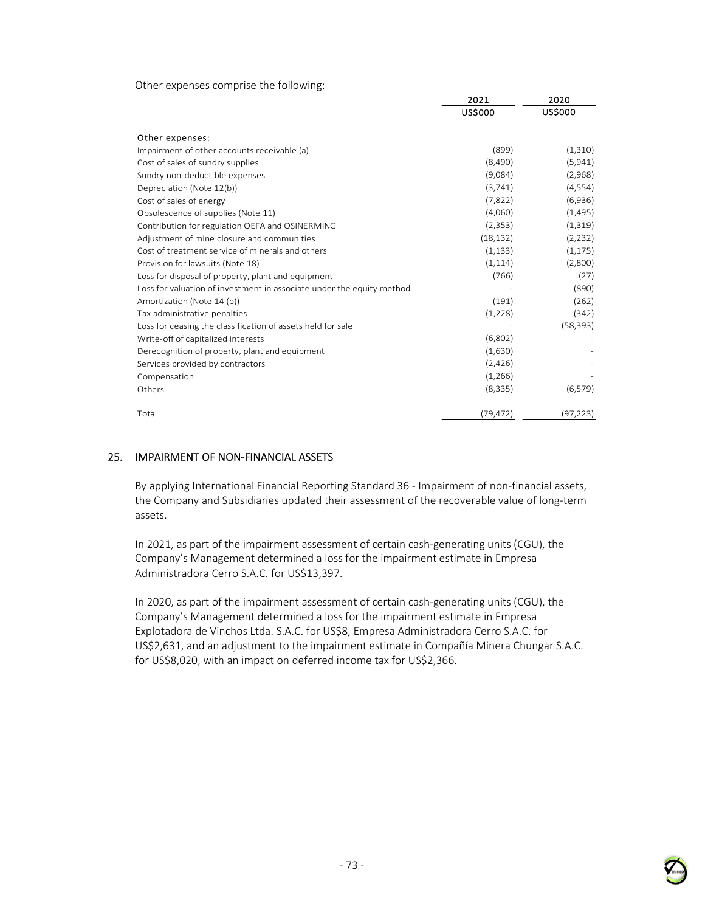Other expenses comprise the following:

| | 2021 | 2020 |
|---|---|---|
| | US$000 | US$000 |
| **Other expenses:** | | |
| Impairment of other accounts receivable (a) | (899) | (1,310) |
| Cost of sales of sundry supplies | (8,490) | (5,941) |
| Sundry non-deductible expenses | (9,084) | (2,968) |
| Depreciation (Note 12(b)) | (3,741) | (4,554) |
| Cost of sales of energy | (7,822) | (6,936) |
| Obsolescence of supplies (Note 11) | (4,060) | (1,495) |
| Contribution for regulation OEFA and OSINERMING | (2,353) | (1,319) |
| Adjustment of mine closure and communities | (18,132) | (2,232) |
| Cost of treatment service of minerals and others | (1,133) | (1,175) |
| Provision for lawsuits (Note 18) | (1,114) | (2,800) |
| Loss for disposal of property, plant and equipment | (766) | (27) |
| Loss for valuation of investment in associate under the equity method | - | (890) |
| Amortization (Note 14 (b)) | (191) | (262) |
| Tax administrative penalties | (1,228) | (342) |
| Loss for ceasing the classification of assets held for sale | - | (58,393) |
| Write-off of capitalized interests | (6,802) | - |
| Derecognition of property, plant and equipment | (1,630) | - |
| Services provided by contractors | (2,426) | - |
| Compensation | (1,266) | - |
| Others | (8,335) | (6,579) |
| Total | (79,472) | (97,223) |

## 25. IMPAIRMENT OF NON-FINANCIAL ASSETS

By applying International Financial Reporting Standard 36 - Impairment of non-financial assets, the Company and Subsidiaries updated their assessment of the recoverable value of long-term assets.

In 2021, as part of the impairment assessment of certain cash-generating units (CGU), the Company's Management determined a loss for the impairment estimate in Empresa Administradora Cerro S.A.C. for US$13,397.

In 2020, as part of the impairment assessment of certain cash-generating units (CGU), the Company's Management determined a loss for the impairment estimate in Empresa Explotadora de Vinchos Ltda. S.A.C. for US$8, Empresa Administradora Cerro S.A.C. for US$2,631, and an adjustment to the impairment estimate in Compañía Minera Chungar S.A.C. for US$8,020, with an impact on deferred income tax for US$2,366.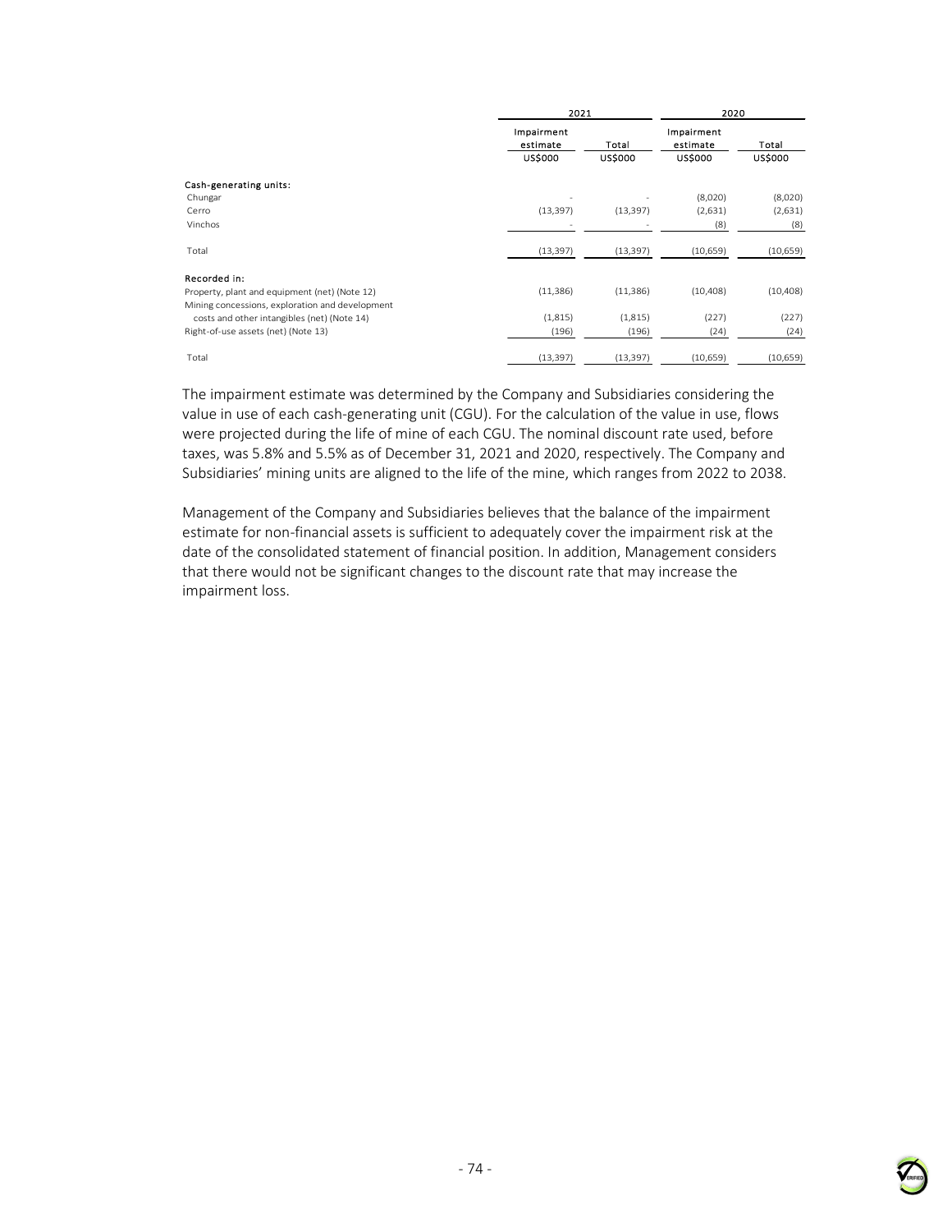| | 2021 | | 2020 | |
|---|---|---|---|---|
| | Impairment estimate | Total | Impairment estimate | Total |
| | US$000 | US$000 | US$000 | US$000 |
| **Cash-generating units:** | | | | |
| Chungar | - | - | (8,020) | (8,020) |
| Cerro | (13,397) | (13,397) | (2,631) | (2,631) |
| Vinchos | - | - | (8) | (8) |
| Total | (13,397) | (13,397) | (10,659) | (10,659) |
| **Recorded in:** | | | | |
| Property, plant and equipment (net) (Note 12) | (11,386) | (11,386) | (10,408) | (10,408) |
| Mining concessions, exploration and development costs and other intangibles (net) (Note 14) | (1,815) | (1,815) | (227) | (227) |
| Right-of-use assets (net) (Note 13) | (196) | (196) | (24) | (24) |
| Total | (13,397) | (13,397) | (10,659) | (10,659) |

The impairment estimate was determined by the Company and Subsidiaries considering the value in use of each cash-generating unit (CGU). For the calculation of the value in use, flows were projected during the life of mine of each CGU. The nominal discount rate used, before taxes, was 5.8% and 5.5% as of December 31, 2021 and 2020, respectively. The Company and Subsidiaries' mining units are aligned to the life of the mine, which ranges from 2022 to 2038.

Management of the Company and Subsidiaries believes that the balance of the impairment estimate for non-financial assets is sufficient to adequately cover the impairment risk at the date of the consolidated statement of financial position. In addition, Management considers that there would not be significant changes to the discount rate that may increase the impairment loss.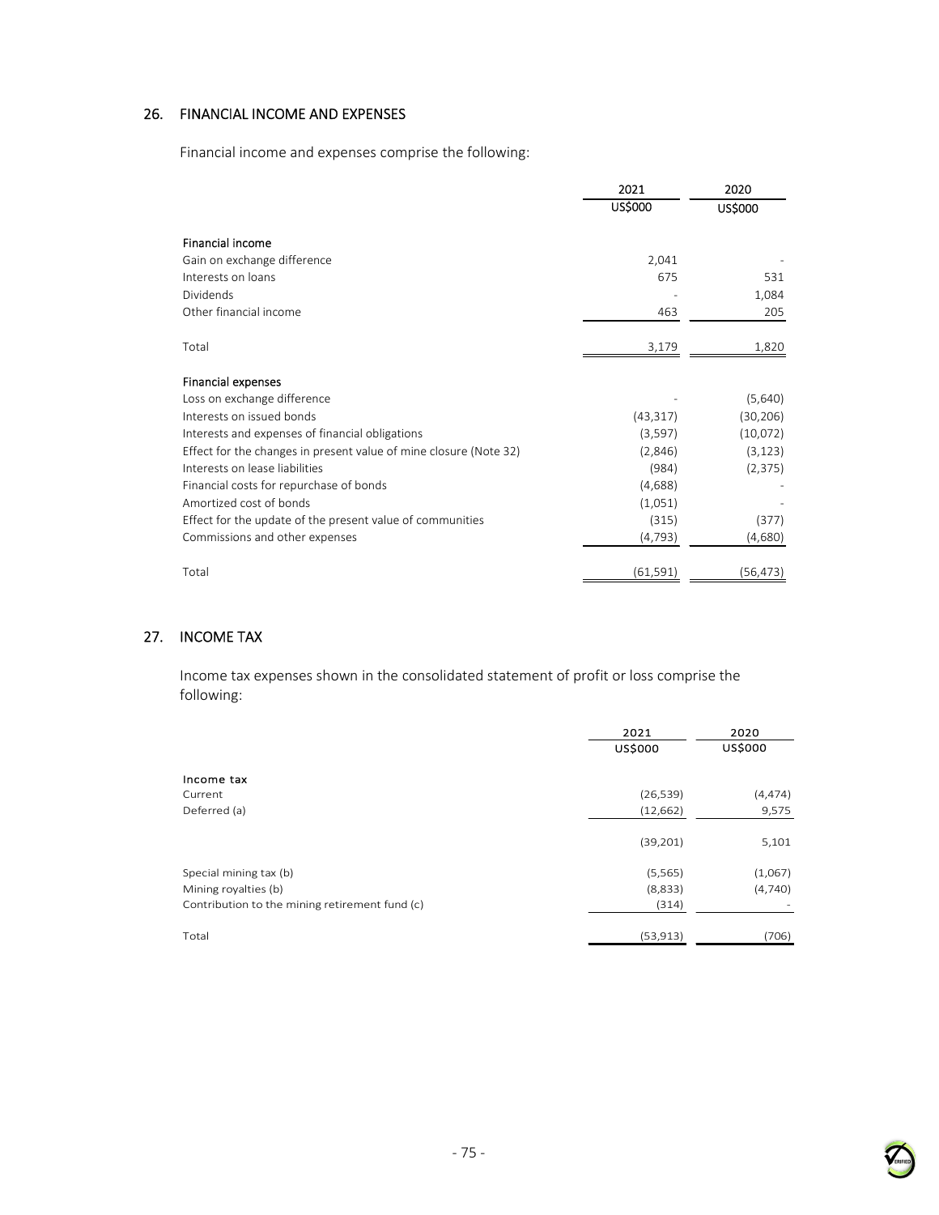## 26. FINANCIAL INCOME AND EXPENSES

Financial income and expenses comprise the following:

| | 2021 | 2020 |
|---|---|---|
| | US$000 | US$000 |
| **Financial income** | | |
| Gain on exchange difference | 2,041 | - |
| Interests on loans | 675 | 531 |
| Dividends | - | 1,084 |
| Other financial income | 463 | 205 |
| Total | 3,179 | 1,820 |
| **Financial expenses** | | |
| Loss on exchange difference | - | (5,640) |
| Interests on issued bonds | (43,317) | (30,206) |
| Interests and expenses of financial obligations | (3,597) | (10,072) |
| Effect for the changes in present value of mine closure (Note 32) | (2,846) | (3,123) |
| Interests on lease liabilities | (984) | (2,375) |
| Financial costs for repurchase of bonds | (4,688) | - |
| Amortized cost of bonds | (1,051) | - |
| Effect for the update of the present value of communities | (315) | (377) |
| Commissions and other expenses | (4,793) | (4,680) |
| Total | (61,591) | (56,473) |

## 27. INCOME TAX

Income tax expenses shown in the consolidated statement of profit or loss comprise the following:

| | 2021 | 2020 |
|---|---|---|
| | US$000 | US$000 |
| **Income tax** | | |
| Current | (26,539) | (4,474) |
| Deferred (a) | (12,662) | 9,575 |
| | (39,201) | 5,101 |
| Special mining tax (b) | (5,565) | (1,067) |
| Mining royalties (b) | (8,833) | (4,740) |
| Contribution to the mining retirement fund (c) | (314) | - |
| Total | (53,913) | (706) |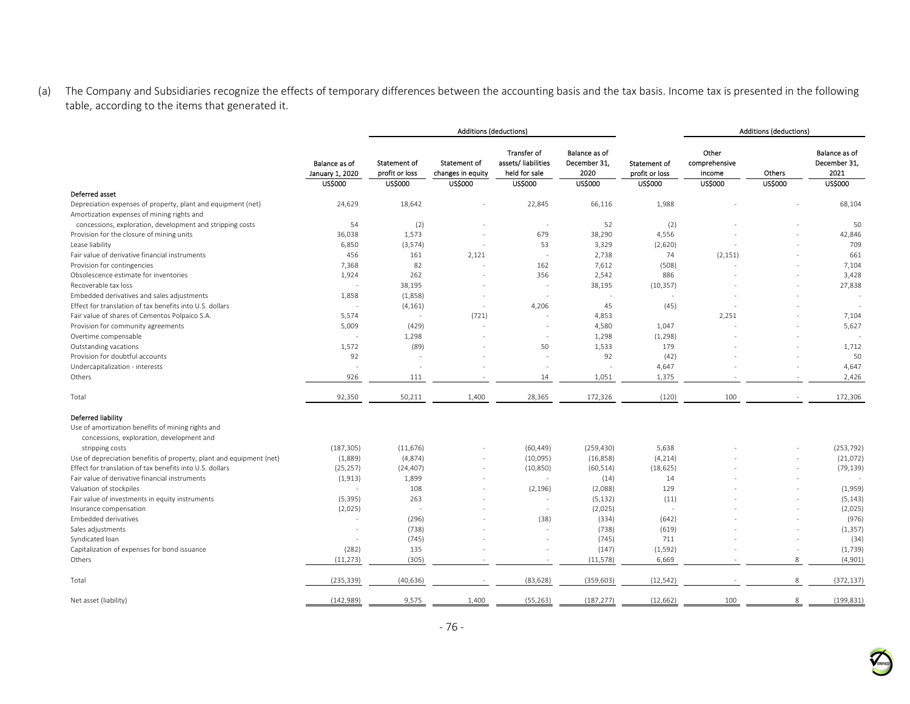(a) The Company and Subsidiaries recognize the effects of temporary differences between the accounting basis and the tax basis. Income tax is presented in the following table, according to the items that generated it.

| | Balance as of January 1, 2020 | Additions (deductions) | | | Balance as of December 31, 2020 | Additions (deductions) | | | Balance as of December 31, 2021 |
|---|---|---|---|---|---|---|---|---|---|
| | | Statement of profit or loss | Statement of changes in equity | Transfer of assets/ liabilities held for sale | | Statement of profit or loss | Other comprehensive income | Others | |
| | US$000 | US$000 | US$000 | US$000 | US$000 | US$000 | US$000 | US$000 | US$000 |
| **Deferred asset** | | | | | | | | | |
| Depreciation expenses of property, plant and equipment (net) | 24,629 | 18,642 | - | 22,845 | 66,116 | 1,988 | - | - | 68,104 |
| Amortization expenses of mining rights and concessions, exploration, development and stripping costs | 54 | (2) | - | - | 52 | (2) | - | - | 50 |
| Provision for the closure of mining units | 36,038 | 1,573 | - | 679 | 38,290 | 4,556 | - | - | 42,846 |
| Lease liability | 6,850 | (3,574) | - | 53 | 3,329 | (2,620) | - | - | 709 |
| Fair value of derivative financial instruments | 456 | 161 | 2,121 | - | 2,738 | 74 | (2,151) | - | 661 |
| Provision for contingencies | 7,368 | 82 | - | 162 | 7,612 | (508) | - | - | 7,104 |
| Obsolescence estimate for inventories | 1,924 | 262 | - | 356 | 2,542 | 886 | - | - | 3,428 |
| Recoverable tax loss | - | 38,195 | - | - | 38,195 | (10,357) | - | - | 27,838 |
| Embedded derivatives and sales adjustments | 1,858 | (1,858) | - | - | - | - | - | - | - |
| Effect for translation of tax benefits into U.S. dollars | - | (4,161) | - | 4,206 | 45 | (45) | - | - | - |
| Fair value of shares of Cementos Polpaico S.A. | 5,574 | - | (721) | - | 4,853 | | 2,251 | - | 7,104 |
| Provision for community agreements | 5,009 | (429) | - | - | 4,580 | 1,047 | - | - | 5,627 |
| Overtime compensable | - | 1,298 | - | - | 1,298 | (1,298) | - | - | - |
| Outstanding vacations | 1,572 | (89) | - | 50 | 1,533 | 179 | - | - | 1,712 |
| Provision for doubtful accounts | 92 | - | - | - | 92 | (42) | - | - | 50 |
| Undercapitalization - interests | - | - | - | - | - | 4,647 | - | - | 4,647 |
| Others | 926 | 111 | - | 14 | 1,051 | 1,375 | - | - | 2,426 |
| Total | 92,350 | 50,211 | 1,400 | 28,365 | 172,326 | (120) | 100 | - | 172,306 |
| **Deferred liability** | | | | | | | | | |
| Use of amortization benefits of mining rights and concessions, exploration, development and stripping costs | (187,305) | (11,676) | - | (60,449) | (259,430) | 5,638 | - | - | (253,792) |
| Use of depreciation benefitis of property, plant and equipment (net) | (1,889) | (4,874) | - | (10,095) | (16,858) | (4,214) | - | - | (21,072) |
| Effect for translation of tax benefits into U.S. dollars | (25,257) | (24,407) | - | (10,850) | (60,514) | (18,625) | - | - | (79,139) |
| Fair value of derivative financial instruments | (1,913) | 1,899 | - | - | (14) | 14 | - | - | - |
| Valuation of stockpiles | - | 108 | - | (2,196) | (2,088) | 129 | - | - | (1,959) |
| Fair value of investments in equity instruments | (5,395) | 263 | - | - | (5,132) | (11) | - | - | (5,143) |
| Insurance compensation | (2,025) | - | - | - | (2,025) | - | - | - | (2,025) |
| Embedded derivatives | - | (296) | - | (38) | (334) | (642) | - | - | (976) |
| Sales adjustments | - | (738) | - | - | (738) | (619) | - | - | (1,357) |
| Syndicated loan | - | (745) | - | - | (745) | 711 | - | - | (34) |
| Capitalization of expenses for bond issuance | (282) | 135 | - | - | (147) | (1,592) | - | - | (1,739) |
| Others | (11,273) | (305) | - | - | (11,578) | 6,669 | - | 8 | (4,901) |
| Total | (235,339) | (40,636) | - | (83,628) | (359,603) | (12,542) | - | 8 | (372,137) |
| Net asset (liability) | (142,989) | 9,575 | 1,400 | (55,263) | (187,277) | (12,662) | 100 | 8 | (199,831) |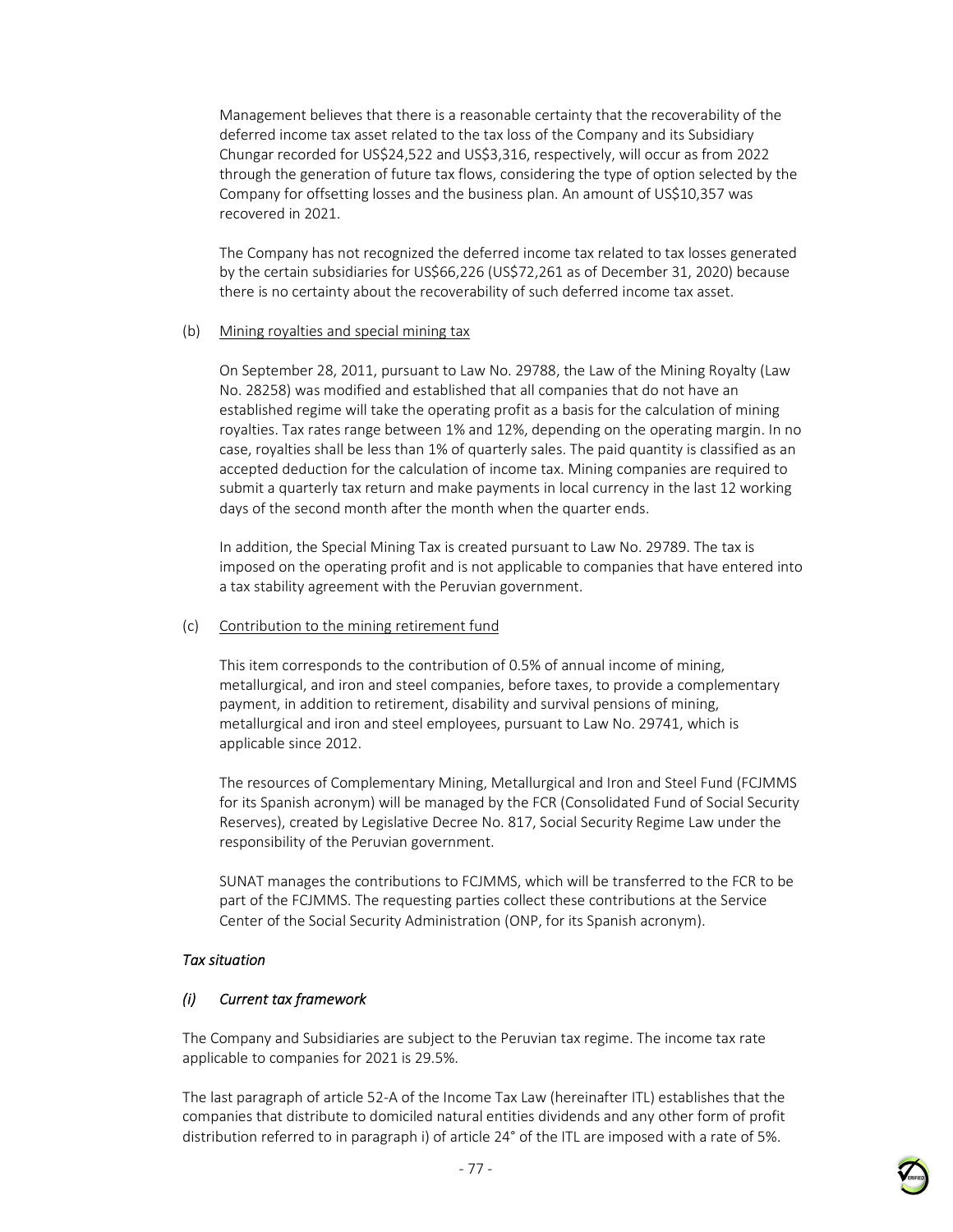Management believes that there is a reasonable certainty that the recoverability of the deferred income tax asset related to the tax loss of the Company and its Subsidiary Chungar recorded for US$24,522 and US$3,316, respectively, will occur as from 2022 through the generation of future tax flows, considering the type of option selected by the Company for offsetting losses and the business plan. An amount of US$10,357 was recovered in 2021.

The Company has not recognized the deferred income tax related to tax losses generated by the certain subsidiaries for US$66,226 (US$72,261 as of December 31, 2020) because there is no certainty about the recoverability of such deferred income tax asset.

(b) Mining royalties and special mining tax

On September 28, 2011, pursuant to Law No. 29788, the Law of the Mining Royalty (Law No. 28258) was modified and established that all companies that do not have an established regime will take the operating profit as a basis for the calculation of mining royalties. Tax rates range between 1% and 12%, depending on the operating margin. In no case, royalties shall be less than 1% of quarterly sales. The paid quantity is classified as an accepted deduction for the calculation of income tax. Mining companies are required to submit a quarterly tax return and make payments in local currency in the last 12 working days of the second month after the month when the quarter ends.

In addition, the Special Mining Tax is created pursuant to Law No. 29789. The tax is imposed on the operating profit and is not applicable to companies that have entered into a tax stability agreement with the Peruvian government.

(c) Contribution to the mining retirement fund

This item corresponds to the contribution of 0.5% of annual income of mining, metallurgical, and iron and steel companies, before taxes, to provide a complementary payment, in addition to retirement, disability and survival pensions of mining, metallurgical and iron and steel employees, pursuant to Law No. 29741, which is applicable since 2012.

The resources of Complementary Mining, Metallurgical and Iron and Steel Fund (FCJMMS for its Spanish acronym) will be managed by the FCR (Consolidated Fund of Social Security Reserves), created by Legislative Decree No. 817, Social Security Regime Law under the responsibility of the Peruvian government.

SUNAT manages the contributions to FCJMMS, which will be transferred to the FCR to be part of the FCJMMS. The requesting parties collect these contributions at the Service Center of the Social Security Administration (ONP, for its Spanish acronym).

*Tax situation*

*(i) Current tax framework*

The Company and Subsidiaries are subject to the Peruvian tax regime. The income tax rate applicable to companies for 2021 is 29.5%.

The last paragraph of article 52-A of the Income Tax Law (hereinafter ITL) establishes that the companies that distribute to domiciled natural entities dividends and any other form of profit distribution referred to in paragraph i) of article 24° of the ITL are imposed with a rate of 5%.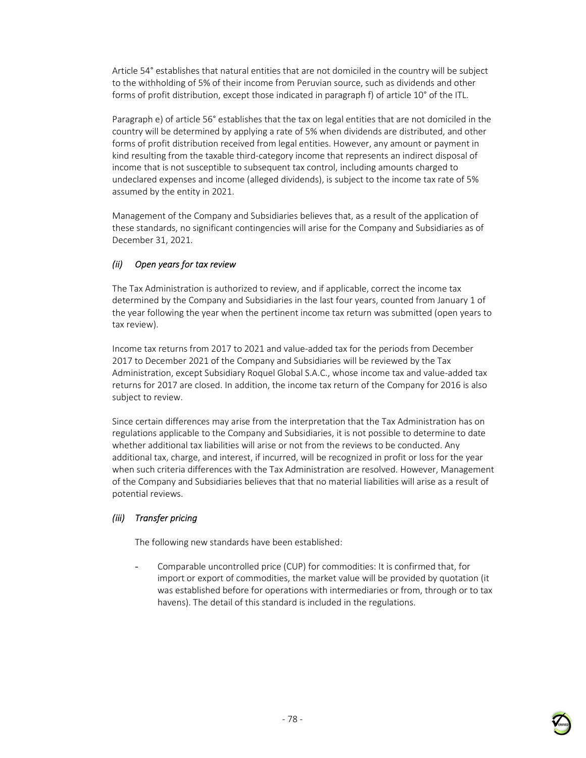Article 54° establishes that natural entities that are not domiciled in the country will be subject to the withholding of 5% of their income from Peruvian source, such as dividends and other forms of profit distribution, except those indicated in paragraph f) of article 10° of the ITL.

Paragraph e) of article 56° establishes that the tax on legal entities that are not domiciled in the country will be determined by applying a rate of 5% when dividends are distributed, and other forms of profit distribution received from legal entities. However, any amount or payment in kind resulting from the taxable third-category income that represents an indirect disposal of income that is not susceptible to subsequent tax control, including amounts charged to undeclared expenses and income (alleged dividends), is subject to the income tax rate of 5% assumed by the entity in 2021.

Management of the Company and Subsidiaries believes that, as a result of the application of these standards, no significant contingencies will arise for the Company and Subsidiaries as of December 31, 2021.

### *(ii) Open years for tax review*

The Tax Administration is authorized to review, and if applicable, correct the income tax determined by the Company and Subsidiaries in the last four years, counted from January 1 of the year following the year when the pertinent income tax return was submitted (open years to tax review).

Income tax returns from 2017 to 2021 and value-added tax for the periods from December 2017 to December 2021 of the Company and Subsidiaries will be reviewed by the Tax Administration, except Subsidiary Roquel Global S.A.C., whose income tax and value-added tax returns for 2017 are closed. In addition, the income tax return of the Company for 2016 is also subject to review.

Since certain differences may arise from the interpretation that the Tax Administration has on regulations applicable to the Company and Subsidiaries, it is not possible to determine to date whether additional tax liabilities will arise or not from the reviews to be conducted. Any additional tax, charge, and interest, if incurred, will be recognized in profit or loss for the year when such criteria differences with the Tax Administration are resolved. However, Management of the Company and Subsidiaries believes that that no material liabilities will arise as a result of potential reviews.

### *(iii) Transfer pricing*

The following new standards have been established:

- Comparable uncontrolled price (CUP) for commodities: It is confirmed that, for import or export of commodities, the market value will be provided by quotation (it was established before for operations with intermediaries or from, through or to tax havens). The detail of this standard is included in the regulations.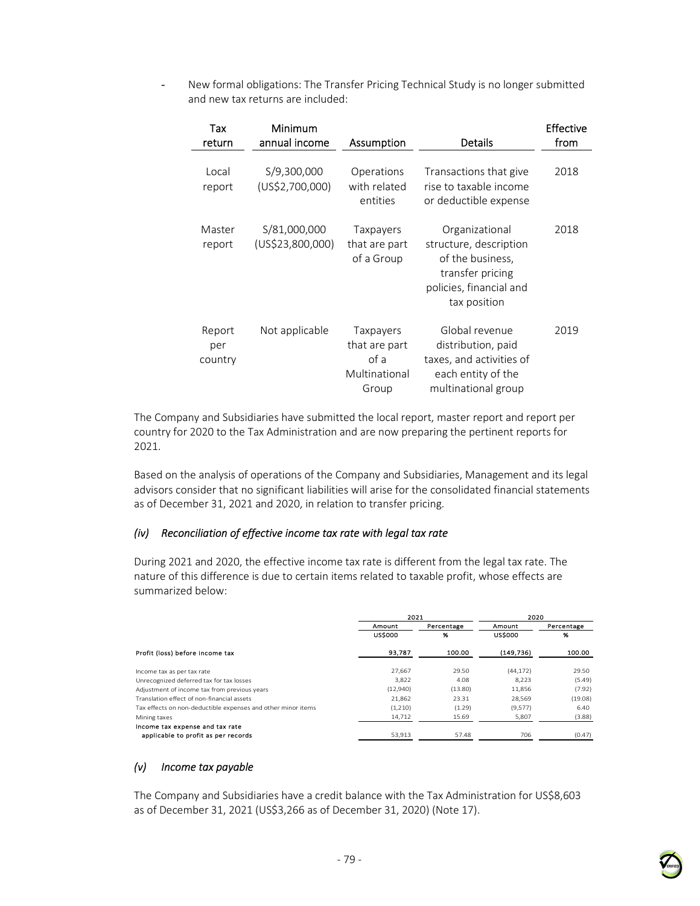- New formal obligations: The Transfer Pricing Technical Study is no longer submitted and new tax returns are included:

| Tax return | Minimum annual income | Assumption | Details | Effective from |
|---|---|---|---|---|
| Local report | S/9,300,000 (US$2,700,000) | Operations with related entities | Transactions that give rise to taxable income or deductible expense | 2018 |
| Master report | S/81,000,000 (US$23,800,000) | Taxpayers that are part of a Group | Organizational structure, description of the business, transfer pricing policies, financial and tax position | 2018 |
| Report per country | Not applicable | Taxpayers that are part of a Multinational Group | Global revenue distribution, paid taxes, and activities of each entity of the multinational group | 2019 |

The Company and Subsidiaries have submitted the local report, master report and report per country for 2020 to the Tax Administration and are now preparing the pertinent reports for 2021.

Based on the analysis of operations of the Company and Subsidiaries, Management and its legal advisors consider that no significant liabilities will arise for the consolidated financial statements as of December 31, 2021 and 2020, in relation to transfer pricing.

### *(iv) Reconciliation of effective income tax rate with legal tax rate*

During 2021 and 2020, the effective income tax rate is different from the legal tax rate. The nature of this difference is due to certain items related to taxable profit, whose effects are summarized below:

| | 2021 | | 2020 | |
|---|---|---|---|---|
| | Amount | Percentage | Amount | Percentage |
| | US$000 | % | US$000 | % |
| Profit (loss) before income tax | 93,787 | 100.00 | (149,736) | 100.00 |
| Income tax as per tax rate | 27,667 | 29.50 | (44,172) | 29.50 |
| Unrecognized deferred tax for tax losses | 3,822 | 4.08 | 8,223 | (5.49) |
| Adjustment of income tax from previous years | (12,940) | (13.80) | 11,856 | (7.92) |
| Translation effect of non-financial assets | 21,862 | 23.31 | 28,569 | (19.08) |
| Tax effects on non-deductible expenses and other minor items | (1,210) | (1.29) | (9,577) | 6.40 |
| Mining taxes | 14,712 | 15.69 | 5,807 | (3.88) |
| Income tax expense and tax rate applicable to profit as per records | 53,913 | 57.48 | 706 | (0.47) |

### *(v) Income tax payable*

The Company and Subsidiaries have a credit balance with the Tax Administration for US$8,603 as of December 31, 2021 (US$3,266 as of December 31, 2020) (Note 17).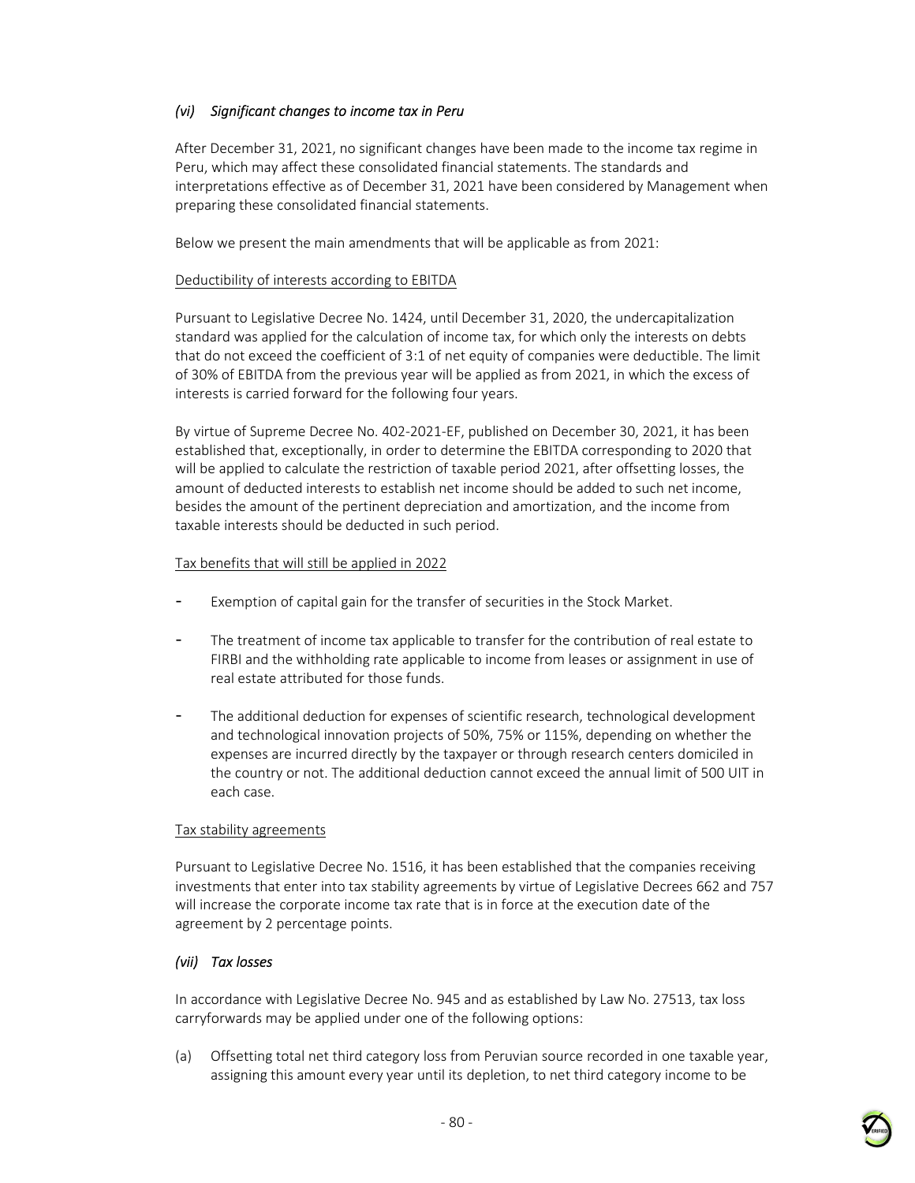### *(vi) Significant changes to income tax in Peru*

After December 31, 2021, no significant changes have been made to the income tax regime in Peru, which may affect these consolidated financial statements. The standards and interpretations effective as of December 31, 2021 have been considered by Management when preparing these consolidated financial statements.

Below we present the main amendments that will be applicable as from 2021:

Deductibility of interests according to EBITDA

Pursuant to Legislative Decree No. 1424, until December 31, 2020, the undercapitalization standard was applied for the calculation of income tax, for which only the interests on debts that do not exceed the coefficient of 3:1 of net equity of companies were deductible. The limit of 30% of EBITDA from the previous year will be applied as from 2021, in which the excess of interests is carried forward for the following four years.

By virtue of Supreme Decree No. 402-2021-EF, published on December 30, 2021, it has been established that, exceptionally, in order to determine the EBITDA corresponding to 2020 that will be applied to calculate the restriction of taxable period 2021, after offsetting losses, the amount of deducted interests to establish net income should be added to such net income, besides the amount of the pertinent depreciation and amortization, and the income from taxable interests should be deducted in such period.

Tax benefits that will still be applied in 2022

- Exemption of capital gain for the transfer of securities in the Stock Market.
- The treatment of income tax applicable to transfer for the contribution of real estate to FIRBI and the withholding rate applicable to income from leases or assignment in use of real estate attributed for those funds.
- The additional deduction for expenses of scientific research, technological development and technological innovation projects of 50%, 75% or 115%, depending on whether the expenses are incurred directly by the taxpayer or through research centers domiciled in the country or not. The additional deduction cannot exceed the annual limit of 500 UIT in each case.

Tax stability agreements

Pursuant to Legislative Decree No. 1516, it has been established that the companies receiving investments that enter into tax stability agreements by virtue of Legislative Decrees 662 and 757 will increase the corporate income tax rate that is in force at the execution date of the agreement by 2 percentage points.

### *(vii) Tax losses*

In accordance with Legislative Decree No. 945 and as established by Law No. 27513, tax loss carryforwards may be applied under one of the following options:

(a) Offsetting total net third category loss from Peruvian source recorded in one taxable year, assigning this amount every year until its depletion, to net third category income to be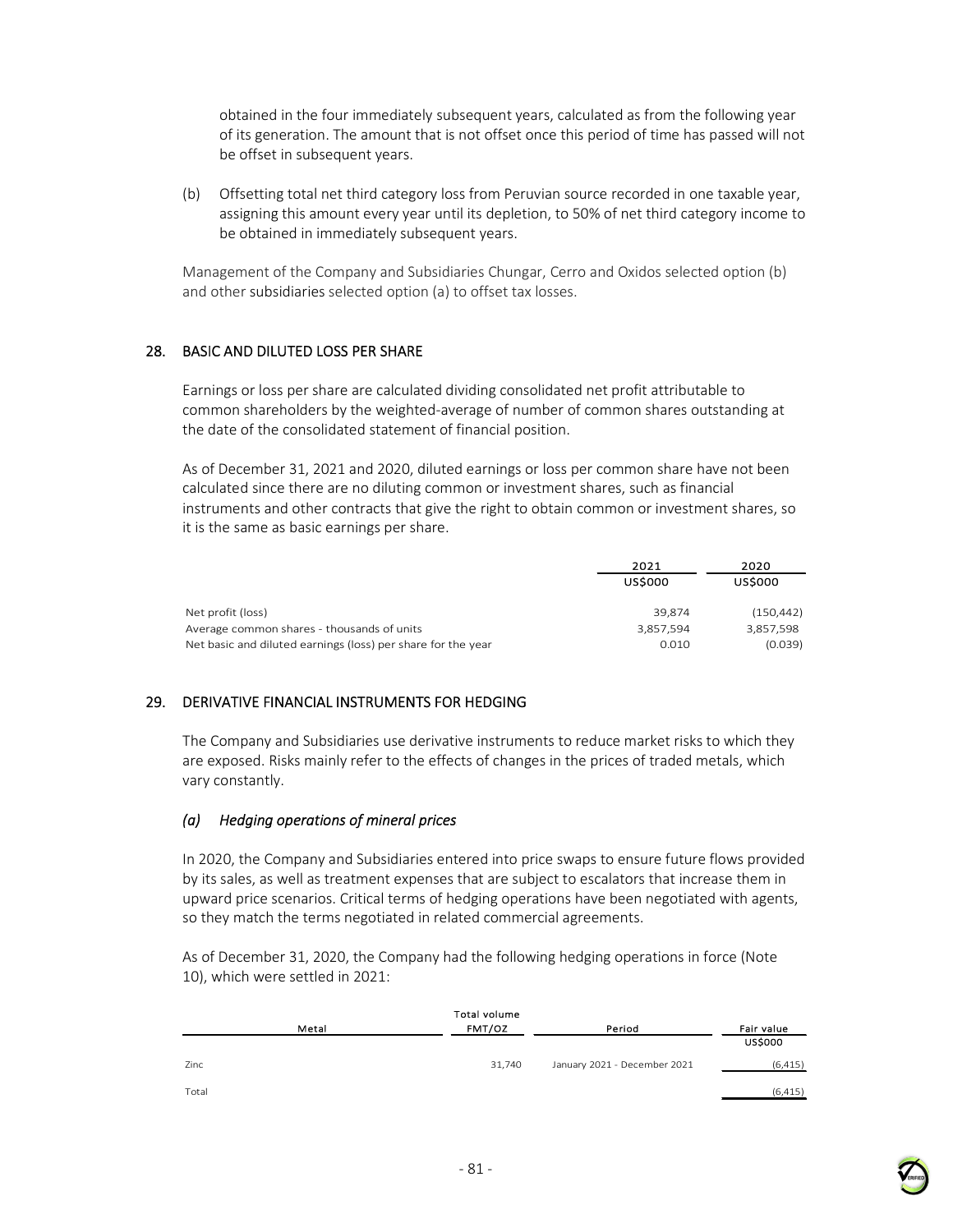obtained in the four immediately subsequent years, calculated as from the following year of its generation. The amount that is not offset once this period of time has passed will not be offset in subsequent years.

(b) Offsetting total net third category loss from Peruvian source recorded in one taxable year, assigning this amount every year until its depletion, to 50% of net third category income to be obtained in immediately subsequent years.

Management of the Company and Subsidiaries Chungar, Cerro and Oxidos selected option (b) and other subsidiaries selected option (a) to offset tax losses.

## 28. BASIC AND DILUTED LOSS PER SHARE

Earnings or loss per share are calculated dividing consolidated net profit attributable to common shareholders by the weighted-average of number of common shares outstanding at the date of the consolidated statement of financial position.

As of December 31, 2021 and 2020, diluted earnings or loss per common share have not been calculated since there are no diluting common or investment shares, such as financial instruments and other contracts that give the right to obtain common or investment shares, so it is the same as basic earnings per share.

| | 2021 | 2020 |
|---|---|---|
| | US$000 | US$000 |
| Net profit (loss) | 39,874 | (150,442) |
| Average common shares - thousands of units | 3,857,594 | 3,857,598 |
| Net basic and diluted earnings (loss) per share for the year | 0.010 | (0.039) |

## 29. DERIVATIVE FINANCIAL INSTRUMENTS FOR HEDGING

The Company and Subsidiaries use derivative instruments to reduce market risks to which they are exposed. Risks mainly refer to the effects of changes in the prices of traded metals, which vary constantly.

### *(a) Hedging operations of mineral prices*

In 2020, the Company and Subsidiaries entered into price swaps to ensure future flows provided by its sales, as well as treatment expenses that are subject to escalators that increase them in upward price scenarios. Critical terms of hedging operations have been negotiated with agents, so they match the terms negotiated in related commercial agreements.

As of December 31, 2020, the Company had the following hedging operations in force (Note 10), which were settled in 2021:

| Metal | Total volume FMT/OZ | Period | Fair value US$000 |
|---|---|---|---|
| Zinc | 31,740 | January 2021 - December 2021 | (6,415) |
| Total | | | (6,415) |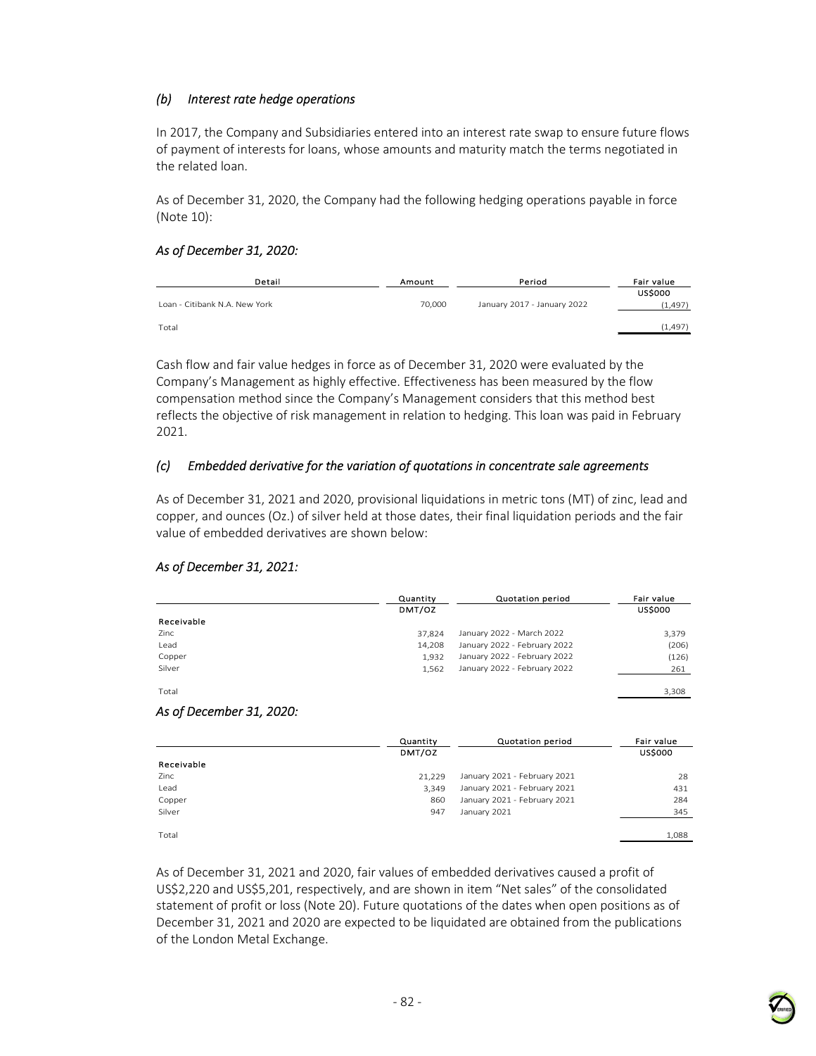### *(b) Interest rate hedge operations*

In 2017, the Company and Subsidiaries entered into an interest rate swap to ensure future flows of payment of interests for loans, whose amounts and maturity match the terms negotiated in the related loan.

As of December 31, 2020, the Company had the following hedging operations payable in force (Note 10):

*As of December 31, 2020:*

| Detail | Amount | Period | Fair value |
|---|---|---|---|
| | | | US$000 |
| Loan - Citibank N.A. New York | 70,000 | January 2017 - January 2022 | (1,497) |
| Total | | | (1,497) |

Cash flow and fair value hedges in force as of December 31, 2020 were evaluated by the Company's Management as highly effective. Effectiveness has been measured by the flow compensation method since the Company's Management considers that this method best reflects the objective of risk management in relation to hedging. This loan was paid in February 2021.

### *(c) Embedded derivative for the variation of quotations in concentrate sale agreements*

As of December 31, 2021 and 2020, provisional liquidations in metric tons (MT) of zinc, lead and copper, and ounces (Oz.) of silver held at those dates, their final liquidation periods and the fair value of embedded derivatives are shown below:

*As of December 31, 2021:*

| | Quantity | Quotation period | Fair value |
|---|---|---|---|
| | DMT/OZ | | US$000 |
| **Receivable** | | | |
| Zinc | 37,824 | January 2022 - March 2022 | 3,379 |
| Lead | 14,208 | January 2022 - February 2022 | (206) |
| Copper | 1,932 | January 2022 - February 2022 | (126) |
| Silver | 1,562 | January 2022 - February 2022 | 261 |
| Total | | | 3,308 |

*As of December 31, 2020:*

| | Quantity | Quotation period | Fair value |
|---|---|---|---|
| | DMT/OZ | | US$000 |
| **Receivable** | | | |
| Zinc | 21,229 | January 2021 - February 2021 | 28 |
| Lead | 3,349 | January 2021 - February 2021 | 431 |
| Copper | 860 | January 2021 - February 2021 | 284 |
| Silver | 947 | January 2021 | 345 |
| Total | | | 1,088 |

As of December 31, 2021 and 2020, fair values of embedded derivatives caused a profit of US$2,220 and US$5,201, respectively, and are shown in item "Net sales" of the consolidated statement of profit or loss (Note 20). Future quotations of the dates when open positions as of December 31, 2021 and 2020 are expected to be liquidated are obtained from the publications of the London Metal Exchange.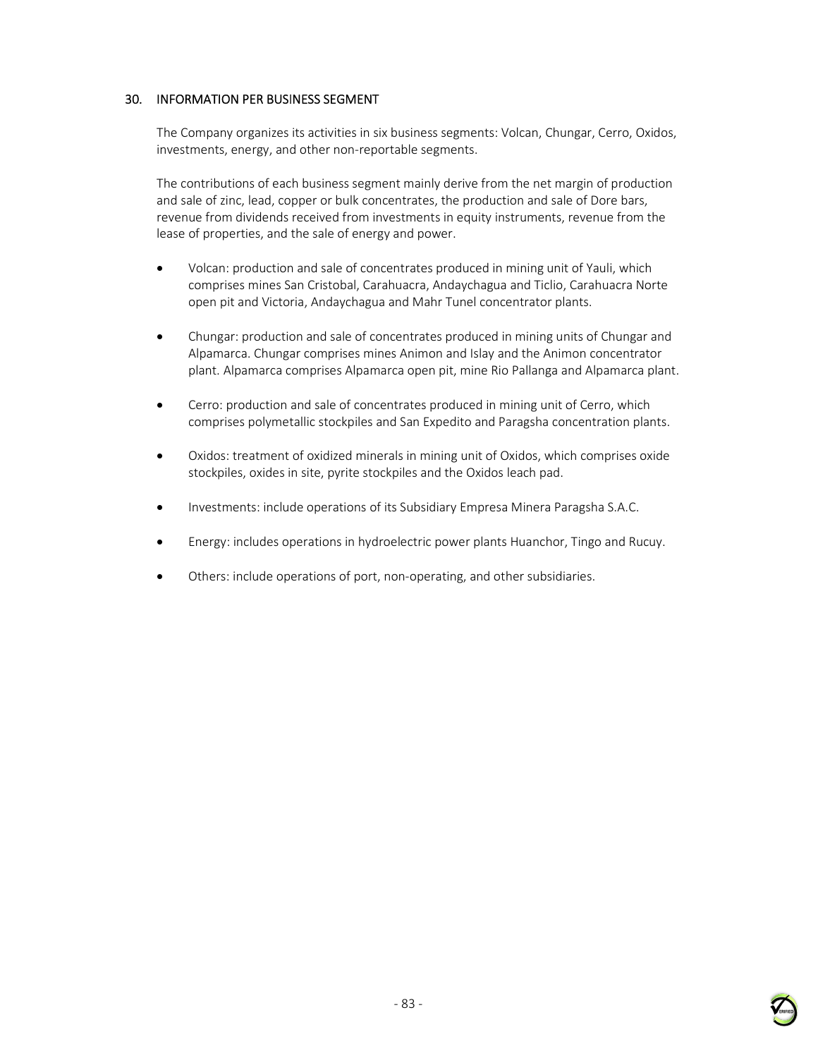## 30. INFORMATION PER BUSINESS SEGMENT

The Company organizes its activities in six business segments: Volcan, Chungar, Cerro, Oxidos, investments, energy, and other non-reportable segments.

The contributions of each business segment mainly derive from the net margin of production and sale of zinc, lead, copper or bulk concentrates, the production and sale of Dore bars, revenue from dividends received from investments in equity instruments, revenue from the lease of properties, and the sale of energy and power.

- Volcan: production and sale of concentrates produced in mining unit of Yauli, which comprises mines San Cristobal, Carahuacra, Andaychagua and Ticlio, Carahuacra Norte open pit and Victoria, Andaychagua and Mahr Tunel concentrator plants.

- Chungar: production and sale of concentrates produced in mining units of Chungar and Alpamarca. Chungar comprises mines Animon and Islay and the Animon concentrator plant. Alpamarca comprises Alpamarca open pit, mine Rio Pallanga and Alpamarca plant.

- Cerro: production and sale of concentrates produced in mining unit of Cerro, which comprises polymetallic stockpiles and San Expedito and Paragsha concentration plants.

- Oxidos: treatment of oxidized minerals in mining unit of Oxidos, which comprises oxide stockpiles, oxides in site, pyrite stockpiles and the Oxidos leach pad.

- Investments: include operations of its Subsidiary Empresa Minera Paragsha S.A.C.

- Energy: includes operations in hydroelectric power plants Huanchor, Tingo and Rucuy.

- Others: include operations of port, non-operating, and other subsidiaries.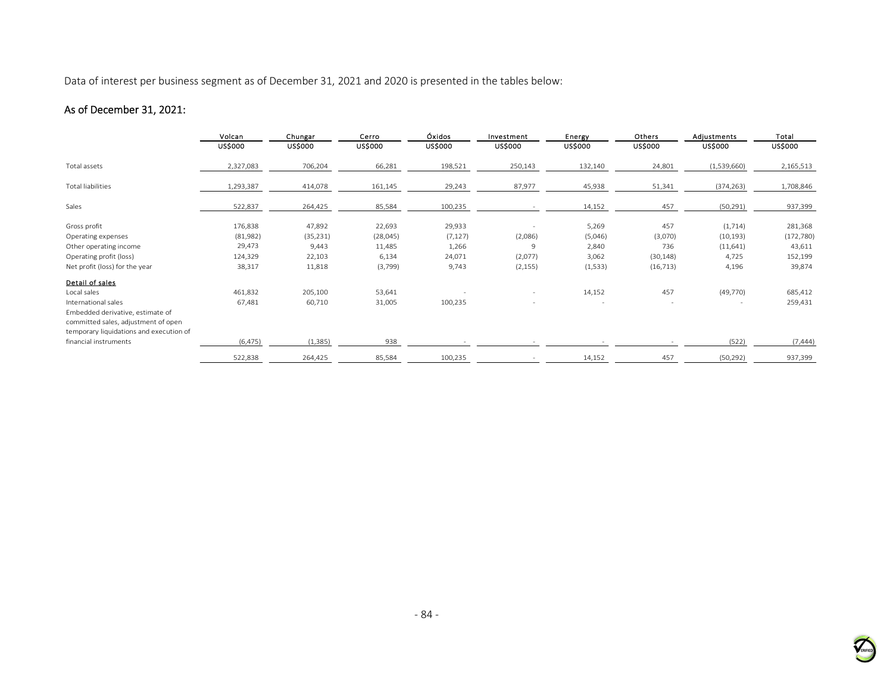Data of interest per business segment as of December 31, 2021 and 2020 is presented in the tables below:

## As of December 31, 2021:

| | Volcan | Chungar | Cerro | Óxidos | Investment | Energy | Others | Adjustments | Total |
|---|---|---|---|---|---|---|---|---|---|
| | US$000 | US$000 | US$000 | US$000 | US$000 | US$000 | US$000 | US$000 | US$000 |
| Total assets | 2,327,083 | 706,204 | 66,281 | 198,521 | 250,143 | 132,140 | 24,801 | (1,539,660) | 2,165,513 |
| Total liabilities | 1,293,387 | 414,078 | 161,145 | 29,243 | 87,977 | 45,938 | 51,341 | (374,263) | 1,708,846 |
| Sales | 522,837 | 264,425 | 85,584 | 100,235 | - | 14,152 | 457 | (50,291) | 937,399 |
| Gross profit | 176,838 | 47,892 | 22,693 | 29,933 | - | 5,269 | 457 | (1,714) | 281,368 |
| Operating expenses | (81,982) | (35,231) | (28,045) | (7,127) | (2,086) | (5,046) | (3,070) | (10,193) | (172,780) |
| Other operating income | 29,473 | 9,443 | 11,485 | 1,266 | 9 | 2,840 | 736 | (11,641) | 43,611 |
| Operating profit (loss) | 124,329 | 22,103 | 6,134 | 24,071 | (2,077) | 3,062 | (30,148) | 4,725 | 152,199 |
| Net profit (loss) for the year | 38,317 | 11,818 | (3,799) | 9,743 | (2,155) | (1,533) | (16,713) | 4,196 | 39,874 |
| **Detail of sales** | | | | | | | | | |
| Local sales | 461,832 | 205,100 | 53,641 | - | - | 14,152 | 457 | (49,770) | 685,412 |
| International sales | 67,481 | 60,710 | 31,005 | 100,235 | - | - | - | - | 259,431 |
| Embedded derivative, estimate of committed sales, adjustment of open temporary liquidations and execution of financial instruments | (6,475) | (1,385) | 938 | - | - | - | - | (522) | (7,444) |
| | 522,838 | 264,425 | 85,584 | 100,235 | - | 14,152 | 457 | (50,292) | 937,399 |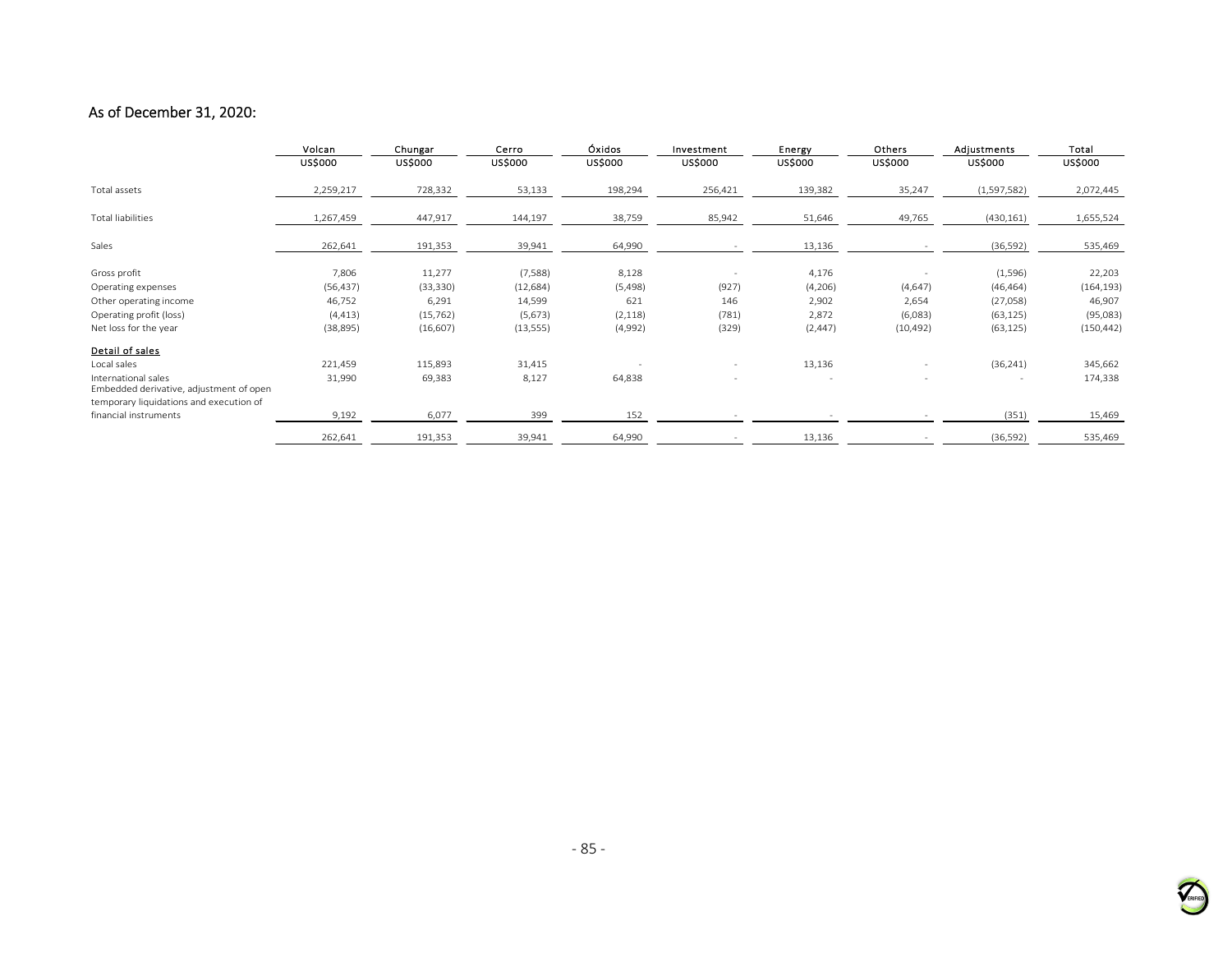## As of December 31, 2020:

| | Volcan | Chungar | Cerro | Óxidos | Investment | Energy | Others | Adjustments | Total |
|---|---|---|---|---|---|---|---|---|---|
| | US$000 | US$000 | US$000 | US$000 | US$000 | US$000 | US$000 | US$000 | US$000 |
| Total assets | 2,259,217 | 728,332 | 53,133 | 198,294 | 256,421 | 139,382 | 35,247 | (1,597,582) | 2,072,445 |
| Total liabilities | 1,267,459 | 447,917 | 144,197 | 38,759 | 85,942 | 51,646 | 49,765 | (430,161) | 1,655,524 |
| Sales | 262,641 | 191,353 | 39,941 | 64,990 | - | 13,136 | - | (36,592) | 535,469 |
| Gross profit | 7,806 | 11,277 | (7,588) | 8,128 | - | 4,176 | - | (1,596) | 22,203 |
| Operating expenses | (56,437) | (33,330) | (12,684) | (5,498) | (927) | (4,206) | (4,647) | (46,464) | (164,193) |
| Other operating income | 46,752 | 6,291 | 14,599 | 621 | 146 | 2,902 | 2,654 | (27,058) | 46,907 |
| Operating profit (loss) | (4,413) | (15,762) | (5,673) | (2,118) | (781) | 2,872 | (6,083) | (63,125) | (95,083) |
| Net loss for the year | (38,895) | (16,607) | (13,555) | (4,992) | (329) | (2,447) | (10,492) | (63,125) | (150,442) |
| **Detail of sales** | | | | | | | | | |
| Local sales | 221,459 | 115,893 | 31,415 | - | - | 13,136 | - | (36,241) | 345,662 |
| International sales | 31,990 | 69,383 | 8,127 | 64,838 | - | - | - | - | 174,338 |
| Embedded derivative, adjustment of open temporary liquidations and execution of financial instruments | 9,192 | 6,077 | 399 | 152 | - | - | - | (351) | 15,469 |
| | 262,641 | 191,353 | 39,941 | 64,990 | - | 13,136 | - | (36,592) | 535,469 |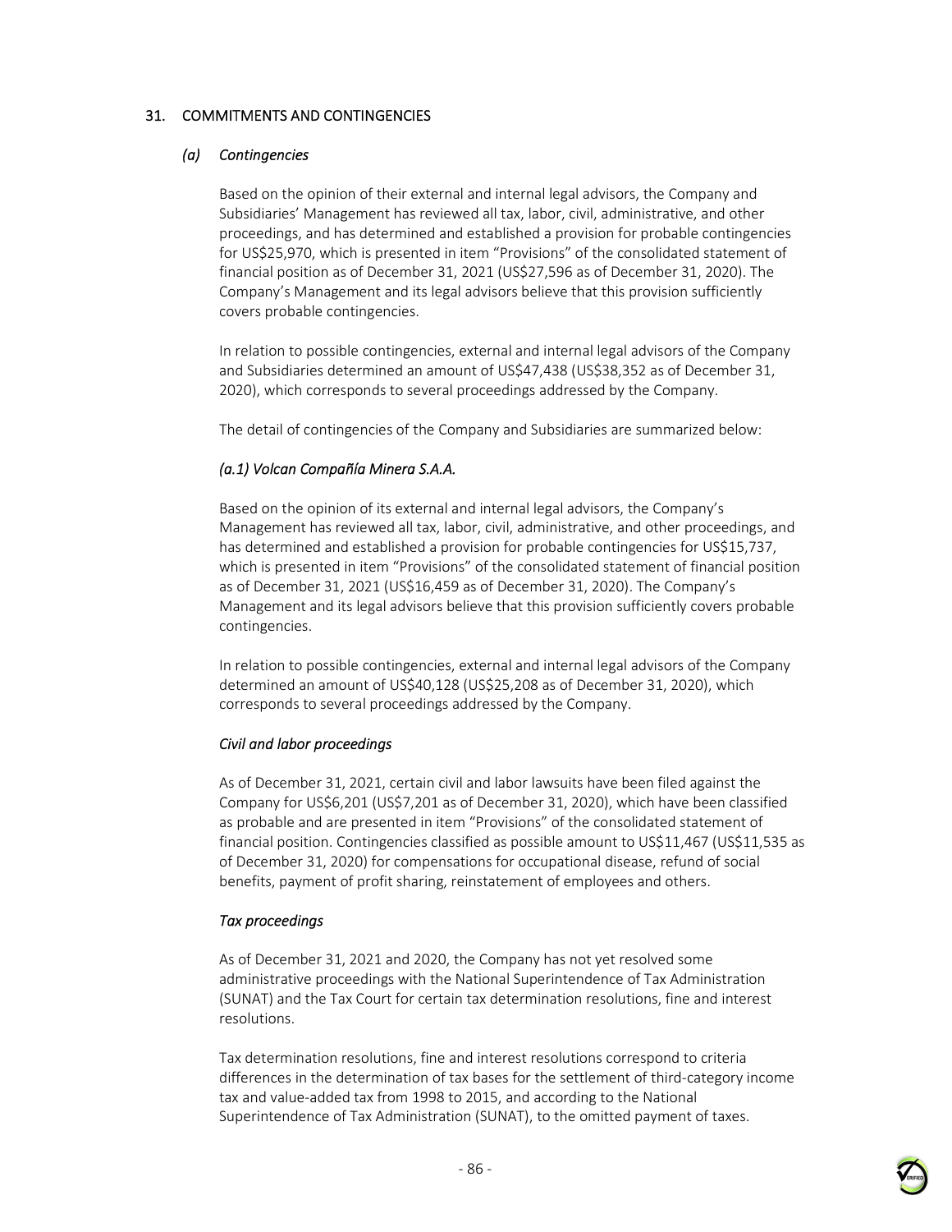## 31. COMMITMENTS AND CONTINGENCIES

### *(a) Contingencies*

Based on the opinion of their external and internal legal advisors, the Company and Subsidiaries' Management has reviewed all tax, labor, civil, administrative, and other proceedings, and has determined and established a provision for probable contingencies for US$25,970, which is presented in item "Provisions" of the consolidated statement of financial position as of December 31, 2021 (US$27,596 as of December 31, 2020). The Company's Management and its legal advisors believe that this provision sufficiently covers probable contingencies.

In relation to possible contingencies, external and internal legal advisors of the Company and Subsidiaries determined an amount of US$47,438 (US$38,352 as of December 31, 2020), which corresponds to several proceedings addressed by the Company.

The detail of contingencies of the Company and Subsidiaries are summarized below:

#### *(a.1) Volcan Compañía Minera S.A.A.*

Based on the opinion of its external and internal legal advisors, the Company's Management has reviewed all tax, labor, civil, administrative, and other proceedings, and has determined and established a provision for probable contingencies for US$15,737, which is presented in item "Provisions" of the consolidated statement of financial position as of December 31, 2021 (US$16,459 as of December 31, 2020). The Company's Management and its legal advisors believe that this provision sufficiently covers probable contingencies.

In relation to possible contingencies, external and internal legal advisors of the Company determined an amount of US$40,128 (US$25,208 as of December 31, 2020), which corresponds to several proceedings addressed by the Company.

#### *Civil and labor proceedings*

As of December 31, 2021, certain civil and labor lawsuits have been filed against the Company for US$6,201 (US$7,201 as of December 31, 2020), which have been classified as probable and are presented in item "Provisions" of the consolidated statement of financial position. Contingencies classified as possible amount to US$11,467 (US$11,535 as of December 31, 2020) for compensations for occupational disease, refund of social benefits, payment of profit sharing, reinstatement of employees and others.

#### *Tax proceedings*

As of December 31, 2021 and 2020, the Company has not yet resolved some administrative proceedings with the National Superintendence of Tax Administration (SUNAT) and the Tax Court for certain tax determination resolutions, fine and interest resolutions.

Tax determination resolutions, fine and interest resolutions correspond to criteria differences in the determination of tax bases for the settlement of third-category income tax and value-added tax from 1998 to 2015, and according to the National Superintendence of Tax Administration (SUNAT), to the omitted payment of taxes.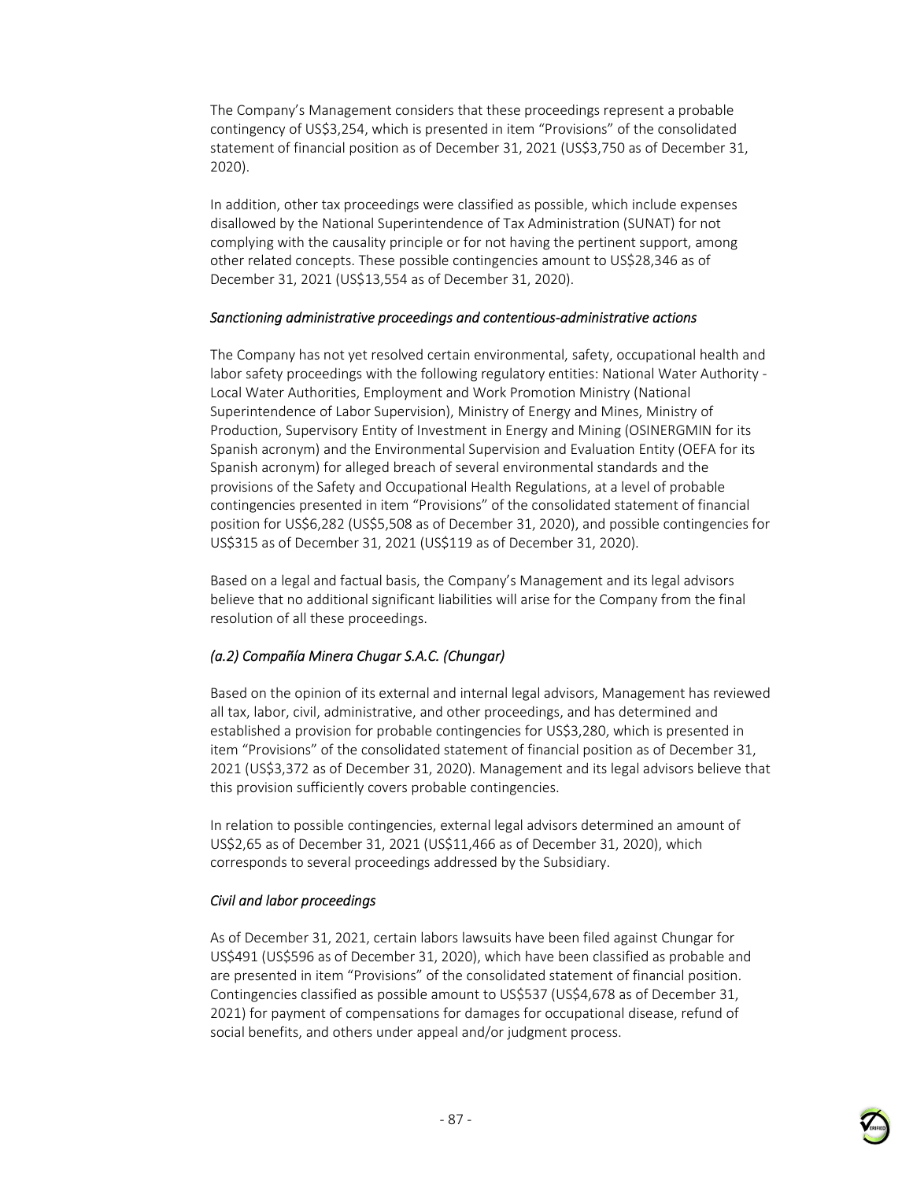The Company's Management considers that these proceedings represent a probable contingency of US$3,254, which is presented in item "Provisions" of the consolidated statement of financial position as of December 31, 2021 (US$3,750 as of December 31, 2020).

In addition, other tax proceedings were classified as possible, which include expenses disallowed by the National Superintendence of Tax Administration (SUNAT) for not complying with the causality principle or for not having the pertinent support, among other related concepts. These possible contingencies amount to US$28,346 as of December 31, 2021 (US$13,554 as of December 31, 2020).

*Sanctioning administrative proceedings and contentious-administrative actions*

The Company has not yet resolved certain environmental, safety, occupational health and labor safety proceedings with the following regulatory entities: National Water Authority - Local Water Authorities, Employment and Work Promotion Ministry (National Superintendence of Labor Supervision), Ministry of Energy and Mines, Ministry of Production, Supervisory Entity of Investment in Energy and Mining (OSINERGMIN for its Spanish acronym) and the Environmental Supervision and Evaluation Entity (OEFA for its Spanish acronym) for alleged breach of several environmental standards and the provisions of the Safety and Occupational Health Regulations, at a level of probable contingencies presented in item "Provisions" of the consolidated statement of financial position for US$6,282 (US$5,508 as of December 31, 2020), and possible contingencies for US$315 as of December 31, 2021 (US$119 as of December 31, 2020).

Based on a legal and factual basis, the Company's Management and its legal advisors believe that no additional significant liabilities will arise for the Company from the final resolution of all these proceedings.

*(a.2) Compañía Minera Chugar S.A.C. (Chungar)*

Based on the opinion of its external and internal legal advisors, Management has reviewed all tax, labor, civil, administrative, and other proceedings, and has determined and established a provision for probable contingencies for US$3,280, which is presented in item "Provisions" of the consolidated statement of financial position as of December 31, 2021 (US$3,372 as of December 31, 2020). Management and its legal advisors believe that this provision sufficiently covers probable contingencies.

In relation to possible contingencies, external legal advisors determined an amount of US$2,65 as of December 31, 2021 (US$11,466 as of December 31, 2020), which corresponds to several proceedings addressed by the Subsidiary.

*Civil and labor proceedings*

As of December 31, 2021, certain labors lawsuits have been filed against Chungar for US$491 (US$596 as of December 31, 2020), which have been classified as probable and are presented in item "Provisions" of the consolidated statement of financial position. Contingencies classified as possible amount to US$537 (US$4,678 as of December 31, 2021) for payment of compensations for damages for occupational disease, refund of social benefits, and others under appeal and/or judgment process.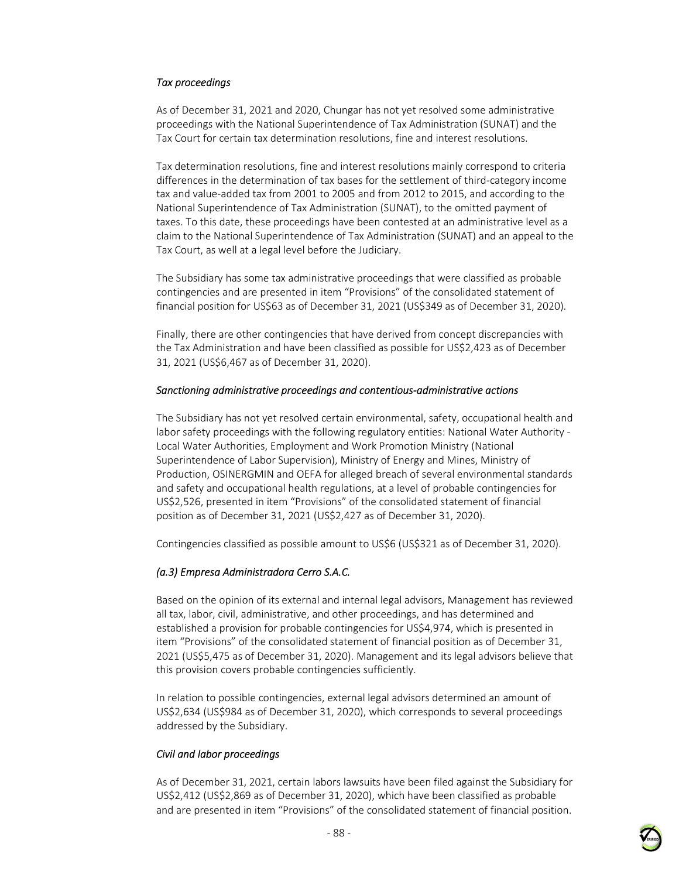*Tax proceedings*

As of December 31, 2021 and 2020, Chungar has not yet resolved some administrative proceedings with the National Superintendence of Tax Administration (SUNAT) and the Tax Court for certain tax determination resolutions, fine and interest resolutions.

Tax determination resolutions, fine and interest resolutions mainly correspond to criteria differences in the determination of tax bases for the settlement of third-category income tax and value-added tax from 2001 to 2005 and from 2012 to 2015, and according to the National Superintendence of Tax Administration (SUNAT), to the omitted payment of taxes. To this date, these proceedings have been contested at an administrative level as a claim to the National Superintendence of Tax Administration (SUNAT) and an appeal to the Tax Court, as well at a legal level before the Judiciary.

The Subsidiary has some tax administrative proceedings that were classified as probable contingencies and are presented in item "Provisions" of the consolidated statement of financial position for US$63 as of December 31, 2021 (US$349 as of December 31, 2020).

Finally, there are other contingencies that have derived from concept discrepancies with the Tax Administration and have been classified as possible for US$2,423 as of December 31, 2021 (US$6,467 as of December 31, 2020).

*Sanctioning administrative proceedings and contentious-administrative actions*

The Subsidiary has not yet resolved certain environmental, safety, occupational health and labor safety proceedings with the following regulatory entities: National Water Authority - Local Water Authorities, Employment and Work Promotion Ministry (National Superintendence of Labor Supervision), Ministry of Energy and Mines, Ministry of Production, OSINERGMIN and OEFA for alleged breach of several environmental standards and safety and occupational health regulations, at a level of probable contingencies for US$2,526, presented in item "Provisions" of the consolidated statement of financial position as of December 31, 2021 (US$2,427 as of December 31, 2020).

Contingencies classified as possible amount to US$6 (US$321 as of December 31, 2020).

*(a.3) Empresa Administradora Cerro S.A.C.*

Based on the opinion of its external and internal legal advisors, Management has reviewed all tax, labor, civil, administrative, and other proceedings, and has determined and established a provision for probable contingencies for US$4,974, which is presented in item "Provisions" of the consolidated statement of financial position as of December 31, 2021 (US$5,475 as of December 31, 2020). Management and its legal advisors believe that this provision covers probable contingencies sufficiently.

In relation to possible contingencies, external legal advisors determined an amount of US$2,634 (US$984 as of December 31, 2020), which corresponds to several proceedings addressed by the Subsidiary.

*Civil and labor proceedings*

As of December 31, 2021, certain labors lawsuits have been filed against the Subsidiary for US$2,412 (US$2,869 as of December 31, 2020), which have been classified as probable and are presented in item "Provisions" of the consolidated statement of financial position.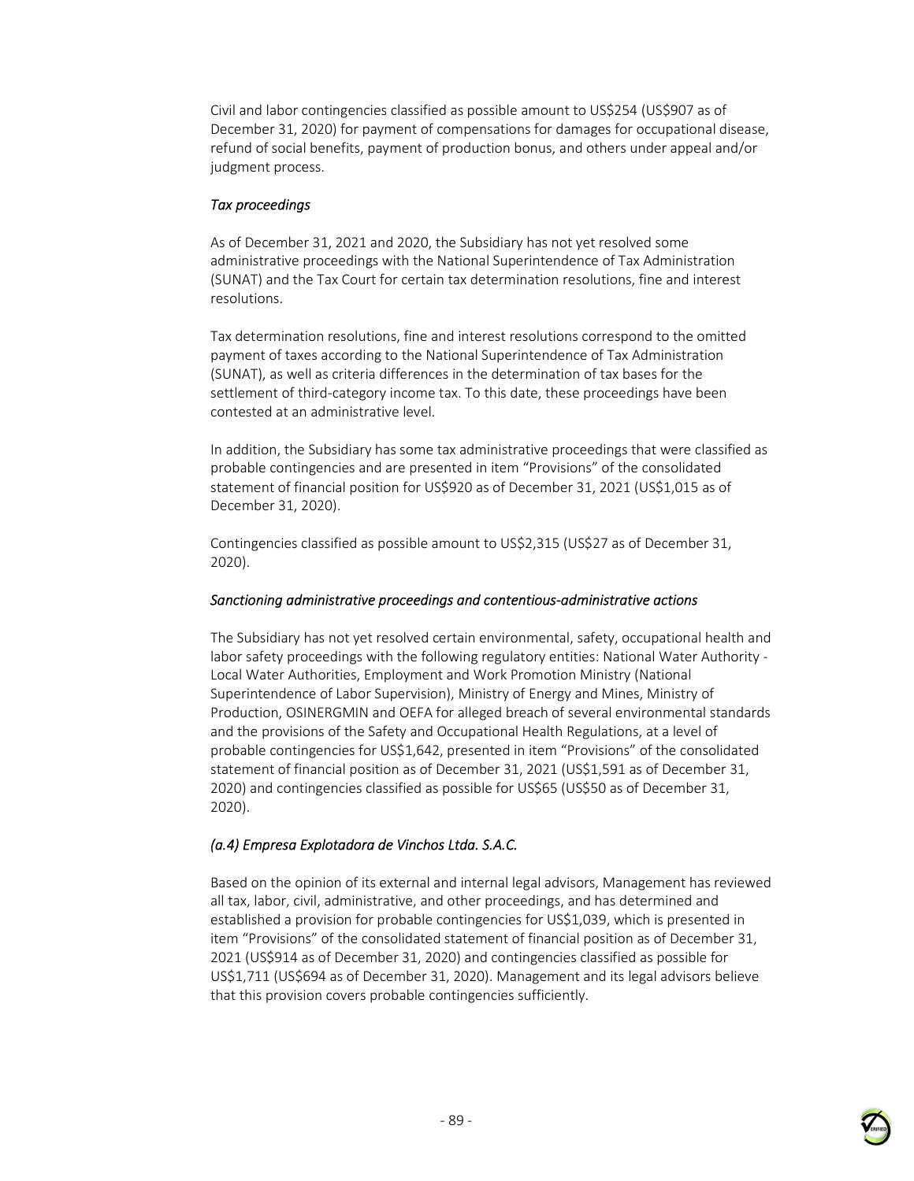Civil and labor contingencies classified as possible amount to US$254 (US$907 as of December 31, 2020) for payment of compensations for damages for occupational disease, refund of social benefits, payment of production bonus, and others under appeal and/or judgment process.

*Tax proceedings*

As of December 31, 2021 and 2020, the Subsidiary has not yet resolved some administrative proceedings with the National Superintendence of Tax Administration (SUNAT) and the Tax Court for certain tax determination resolutions, fine and interest resolutions.

Tax determination resolutions, fine and interest resolutions correspond to the omitted payment of taxes according to the National Superintendence of Tax Administration (SUNAT), as well as criteria differences in the determination of tax bases for the settlement of third-category income tax. To this date, these proceedings have been contested at an administrative level.

In addition, the Subsidiary has some tax administrative proceedings that were classified as probable contingencies and are presented in item "Provisions" of the consolidated statement of financial position for US$920 as of December 31, 2021 (US$1,015 as of December 31, 2020).

Contingencies classified as possible amount to US$2,315 (US$27 as of December 31, 2020).

*Sanctioning administrative proceedings and contentious-administrative actions*

The Subsidiary has not yet resolved certain environmental, safety, occupational health and labor safety proceedings with the following regulatory entities: National Water Authority - Local Water Authorities, Employment and Work Promotion Ministry (National Superintendence of Labor Supervision), Ministry of Energy and Mines, Ministry of Production, OSINERGMIN and OEFA for alleged breach of several environmental standards and the provisions of the Safety and Occupational Health Regulations, at a level of probable contingencies for US$1,642, presented in item "Provisions" of the consolidated statement of financial position as of December 31, 2021 (US$1,591 as of December 31, 2020) and contingencies classified as possible for US$65 (US$50 as of December 31, 2020).

*(a.4) Empresa Explotadora de Vinchos Ltda. S.A.C.*

Based on the opinion of its external and internal legal advisors, Management has reviewed all tax, labor, civil, administrative, and other proceedings, and has determined and established a provision for probable contingencies for US$1,039, which is presented in item "Provisions" of the consolidated statement of financial position as of December 31, 2021 (US$914 as of December 31, 2020) and contingencies classified as possible for US$1,711 (US$694 as of December 31, 2020). Management and its legal advisors believe that this provision covers probable contingencies sufficiently.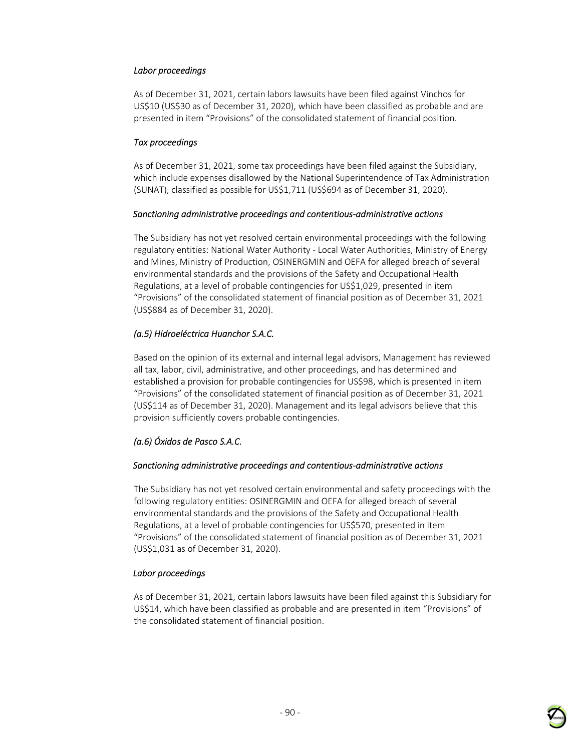*Labor proceedings*

As of December 31, 2021, certain labors lawsuits have been filed against Vinchos for US$10 (US$30 as of December 31, 2020), which have been classified as probable and are presented in item "Provisions" of the consolidated statement of financial position.

*Tax proceedings*

As of December 31, 2021, some tax proceedings have been filed against the Subsidiary, which include expenses disallowed by the National Superintendence of Tax Administration (SUNAT), classified as possible for US$1,711 (US$694 as of December 31, 2020).

*Sanctioning administrative proceedings and contentious-administrative actions*

The Subsidiary has not yet resolved certain environmental proceedings with the following regulatory entities: National Water Authority - Local Water Authorities, Ministry of Energy and Mines, Ministry of Production, OSINERGMIN and OEFA for alleged breach of several environmental standards and the provisions of the Safety and Occupational Health Regulations, at a level of probable contingencies for US$1,029, presented in item "Provisions" of the consolidated statement of financial position as of December 31, 2021 (US$884 as of December 31, 2020).

*(a.5) Hidroeléctrica Huanchor S.A.C.*

Based on the opinion of its external and internal legal advisors, Management has reviewed all tax, labor, civil, administrative, and other proceedings, and has determined and established a provision for probable contingencies for US$98, which is presented in item "Provisions" of the consolidated statement of financial position as of December 31, 2021 (US$114 as of December 31, 2020). Management and its legal advisors believe that this provision sufficiently covers probable contingencies.

*(a.6) Óxidos de Pasco S.A.C.*

*Sanctioning administrative proceedings and contentious-administrative actions*

The Subsidiary has not yet resolved certain environmental and safety proceedings with the following regulatory entities: OSINERGMIN and OEFA for alleged breach of several environmental standards and the provisions of the Safety and Occupational Health Regulations, at a level of probable contingencies for US$570, presented in item "Provisions" of the consolidated statement of financial position as of December 31, 2021 (US$1,031 as of December 31, 2020).

*Labor proceedings*

As of December 31, 2021, certain labors lawsuits have been filed against this Subsidiary for US$14, which have been classified as probable and are presented in item "Provisions" of the consolidated statement of financial position.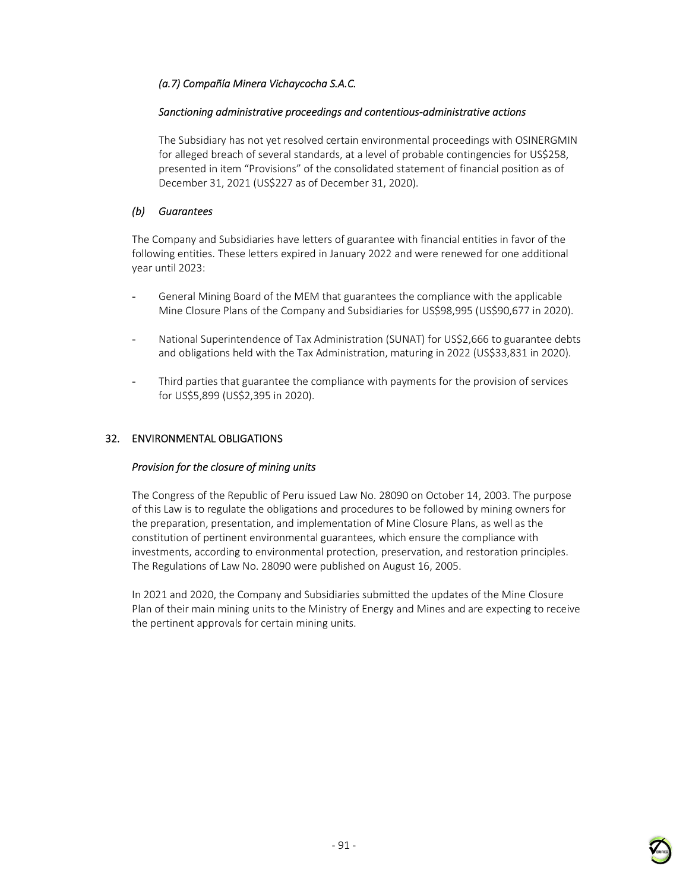*(a.7) Compañía Minera Vichaycocha S.A.C.*

*Sanctioning administrative proceedings and contentious-administrative actions*

The Subsidiary has not yet resolved certain environmental proceedings with OSINERGMIN for alleged breach of several standards, at a level of probable contingencies for US$258, presented in item "Provisions" of the consolidated statement of financial position as of December 31, 2021 (US$227 as of December 31, 2020).

*(b) Guarantees*

The Company and Subsidiaries have letters of guarantee with financial entities in favor of the following entities. These letters expired in January 2022 and were renewed for one additional year until 2023:

- General Mining Board of the MEM that guarantees the compliance with the applicable Mine Closure Plans of the Company and Subsidiaries for US$98,995 (US$90,677 in 2020).

- National Superintendence of Tax Administration (SUNAT) for US$2,666 to guarantee debts and obligations held with the Tax Administration, maturing in 2022 (US$33,831 in 2020).

- Third parties that guarantee the compliance with payments for the provision of services for US$5,899 (US$2,395 in 2020).

## 32. ENVIRONMENTAL OBLIGATIONS

*Provision for the closure of mining units*

The Congress of the Republic of Peru issued Law No. 28090 on October 14, 2003. The purpose of this Law is to regulate the obligations and procedures to be followed by mining owners for the preparation, presentation, and implementation of Mine Closure Plans, as well as the constitution of pertinent environmental guarantees, which ensure the compliance with investments, according to environmental protection, preservation, and restoration principles. The Regulations of Law No. 28090 were published on August 16, 2005.

In 2021 and 2020, the Company and Subsidiaries submitted the updates of the Mine Closure Plan of their main mining units to the Ministry of Energy and Mines and are expecting to receive the pertinent approvals for certain mining units.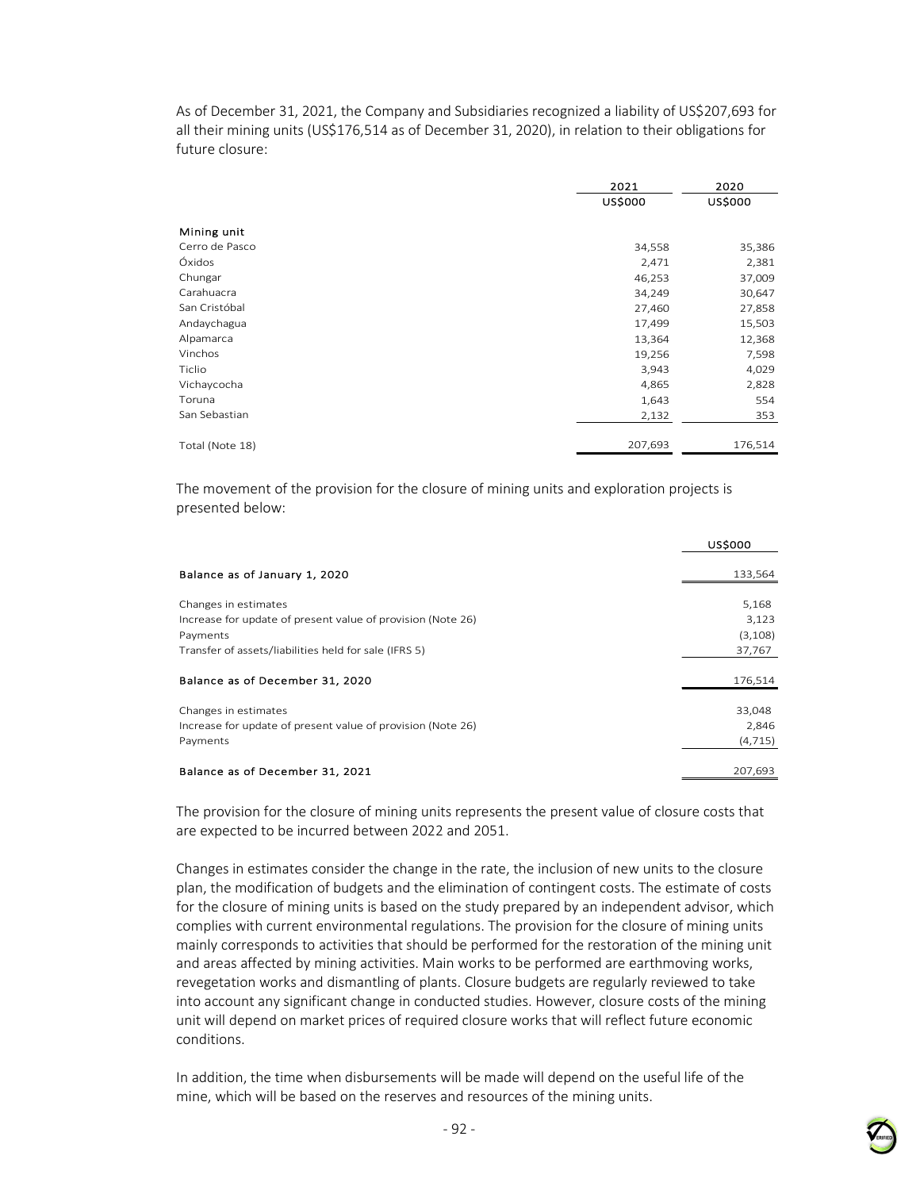As of December 31, 2021, the Company and Subsidiaries recognized a liability of US$207,693 for all their mining units (US$176,514 as of December 31, 2020), in relation to their obligations for future closure:

| | 2021 | 2020 |
|---|---|---|
| | US$000 | US$000 |
| **Mining unit** | | |
| Cerro de Pasco | 34,558 | 35,386 |
| Óxidos | 2,471 | 2,381 |
| Chungar | 46,253 | 37,009 |
| Carahuacra | 34,249 | 30,647 |
| San Cristóbal | 27,460 | 27,858 |
| Andaychagua | 17,499 | 15,503 |
| Alpamarca | 13,364 | 12,368 |
| Vinchos | 19,256 | 7,598 |
| Ticlio | 3,943 | 4,029 |
| Vichaycocha | 4,865 | 2,828 |
| Toruna | 1,643 | 554 |
| San Sebastian | 2,132 | 353 |
| Total (Note 18) | 207,693 | 176,514 |

The movement of the provision for the closure of mining units and exploration projects is presented below:

| | US$000 |
|---|---|
| **Balance as of January 1, 2020** | 133,564 |
| Changes in estimates | 5,168 |
| Increase for update of present value of provision (Note 26) | 3,123 |
| Payments | (3,108) |
| Transfer of assets/liabilities held for sale (IFRS 5) | 37,767 |
| **Balance as of December 31, 2020** | 176,514 |
| Changes in estimates | 33,048 |
| Increase for update of present value of provision (Note 26) | 2,846 |
| Payments | (4,715) |
| **Balance as of December 31, 2021** | 207,693 |

The provision for the closure of mining units represents the present value of closure costs that are expected to be incurred between 2022 and 2051.

Changes in estimates consider the change in the rate, the inclusion of new units to the closure plan, the modification of budgets and the elimination of contingent costs. The estimate of costs for the closure of mining units is based on the study prepared by an independent advisor, which complies with current environmental regulations. The provision for the closure of mining units mainly corresponds to activities that should be performed for the restoration of the mining unit and areas affected by mining activities. Main works to be performed are earthmoving works, revegetation works and dismantling of plants. Closure budgets are regularly reviewed to take into account any significant change in conducted studies. However, closure costs of the mining unit will depend on market prices of required closure works that will reflect future economic conditions.

In addition, the time when disbursements will be made will depend on the useful life of the mine, which will be based on the reserves and resources of the mining units.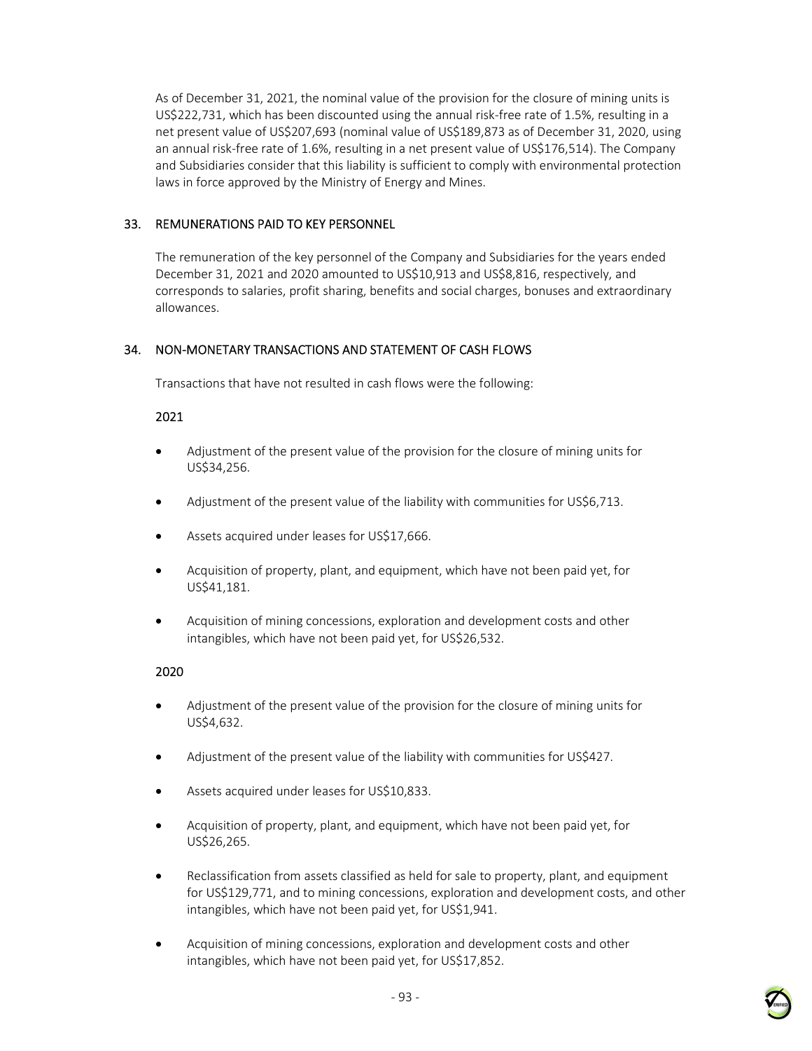As of December 31, 2021, the nominal value of the provision for the closure of mining units is US$222,731, which has been discounted using the annual risk-free rate of 1.5%, resulting in a net present value of US$207,693 (nominal value of US$189,873 as of December 31, 2020, using an annual risk-free rate of 1.6%, resulting in a net present value of US$176,514). The Company and Subsidiaries consider that this liability is sufficient to comply with environmental protection laws in force approved by the Ministry of Energy and Mines.

## 33. REMUNERATIONS PAID TO KEY PERSONNEL

The remuneration of the key personnel of the Company and Subsidiaries for the years ended December 31, 2021 and 2020 amounted to US$10,913 and US$8,816, respectively, and corresponds to salaries, profit sharing, benefits and social charges, bonuses and extraordinary allowances.

## 34. NON-MONETARY TRANSACTIONS AND STATEMENT OF CASH FLOWS

Transactions that have not resulted in cash flows were the following:

### 2021

- Adjustment of the present value of the provision for the closure of mining units for US$34,256.
- Adjustment of the present value of the liability with communities for US$6,713.
- Assets acquired under leases for US$17,666.
- Acquisition of property, plant, and equipment, which have not been paid yet, for US$41,181.
- Acquisition of mining concessions, exploration and development costs and other intangibles, which have not been paid yet, for US$26,532.

### 2020

- Adjustment of the present value of the provision for the closure of mining units for US$4,632.
- Adjustment of the present value of the liability with communities for US$427.
- Assets acquired under leases for US$10,833.
- Acquisition of property, plant, and equipment, which have not been paid yet, for US$26,265.
- Reclassification from assets classified as held for sale to property, plant, and equipment for US$129,771, and to mining concessions, exploration and development costs, and other intangibles, which have not been paid yet, for US$1,941.
- Acquisition of mining concessions, exploration and development costs and other intangibles, which have not been paid yet, for US$17,852.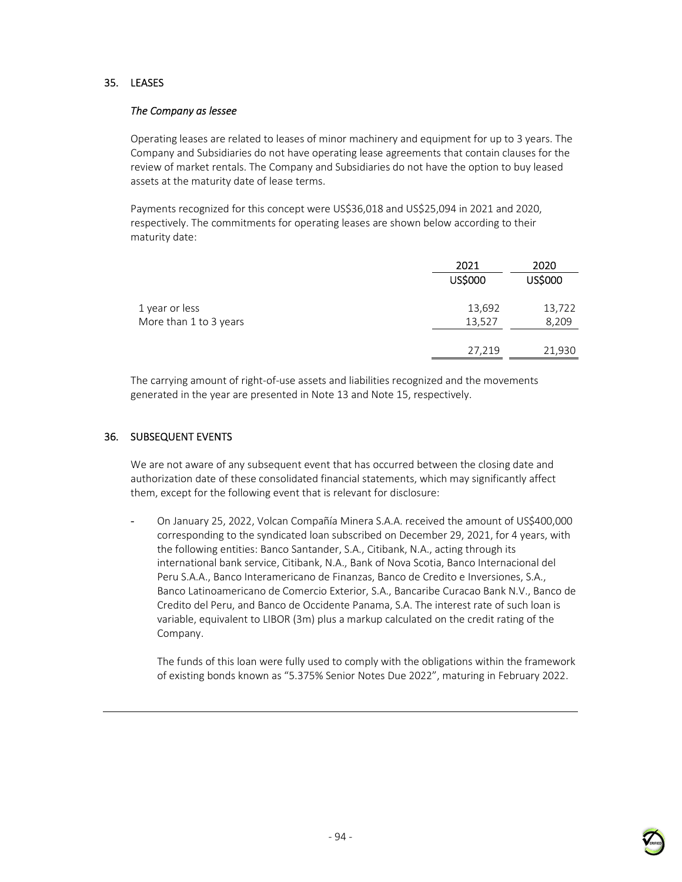## 35. LEASES

### *The Company as lessee*

Operating leases are related to leases of minor machinery and equipment for up to 3 years. The Company and Subsidiaries do not have operating lease agreements that contain clauses for the review of market rentals. The Company and Subsidiaries do not have the option to buy leased assets at the maturity date of lease terms.

Payments recognized for this concept were US$36,018 and US$25,094 in 2021 and 2020, respectively. The commitments for operating leases are shown below according to their maturity date:

| | 2021 | 2020 |
|---|---|---|
| | US$000 | US$000 |
| 1 year or less | 13,692 | 13,722 |
| More than 1 to 3 years | 13,527 | 8,209 |
| | 27,219 | 21,930 |

The carrying amount of right-of-use assets and liabilities recognized and the movements generated in the year are presented in Note 13 and Note 15, respectively.

## 36. SUBSEQUENT EVENTS

We are not aware of any subsequent event that has occurred between the closing date and authorization date of these consolidated financial statements, which may significantly affect them, except for the following event that is relevant for disclosure:

- On January 25, 2022, Volcan Compañía Minera S.A.A. received the amount of US$400,000 corresponding to the syndicated loan subscribed on December 29, 2021, for 4 years, with the following entities: Banco Santander, S.A., Citibank, N.A., acting through its international bank service, Citibank, N.A., Bank of Nova Scotia, Banco Internacional del Peru S.A.A., Banco Interamericano de Finanzas, Banco de Credito e Inversiones, S.A., Banco Latinoamericano de Comercio Exterior, S.A., Bancaribe Curacao Bank N.V., Banco de Credito del Peru, and Banco de Occidente Panama, S.A. The interest rate of such loan is variable, equivalent to LIBOR (3m) plus a markup calculated on the credit rating of the Company.

  The funds of this loan were fully used to comply with the obligations within the framework of existing bonds known as "5.375% Senior Notes Due 2022", maturing in February 2022.